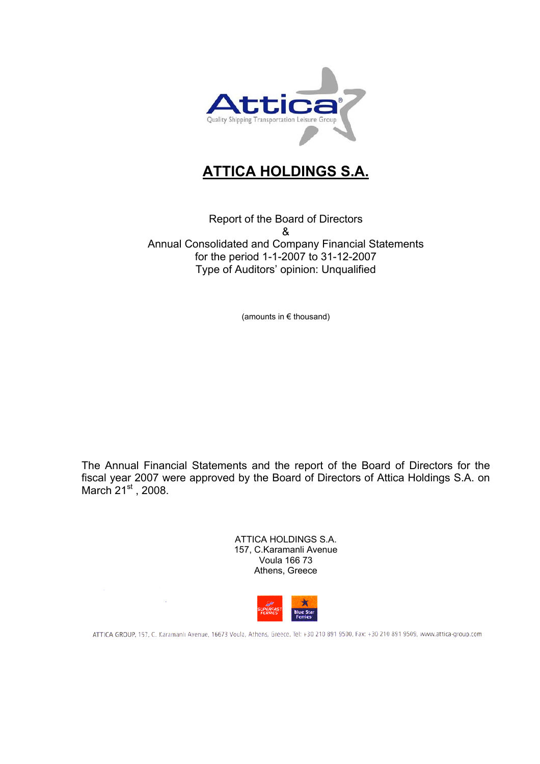# ATTICA HOLDINGS S.A.

Report of the Board of Directors

&

Annual Consolidated and Company Financial Statements
for the period 1-1-2007 to 31-12-2007
Type of Auditors' opinion: Unqualified

(amounts in € thousand)

The Annual Financial Statements and the report of the Board of Directors for the fiscal year 2007 were approved by the Board of Directors of Attica Holdings S.A. on March 21st, 2008.

ATTICA HOLDINGS S.A.
157, C.Karamanli Avenue
Voula 166 73
Athens, Greece

ATTICA GROUP, 157, C. Karamanli Avenue, 16673 Voula, Athens, Greece, Tel: +30 210 891 9500, Fax: +30 210 891 9509, www.attica-group.com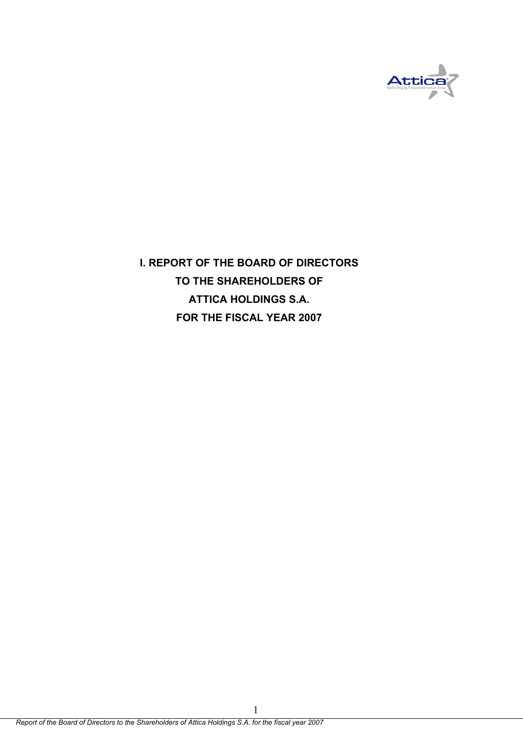# I. REPORT OF THE BOARD OF DIRECTORS TO THE SHAREHOLDERS OF ATTICA HOLDINGS S.A. FOR THE FISCAL YEAR 2007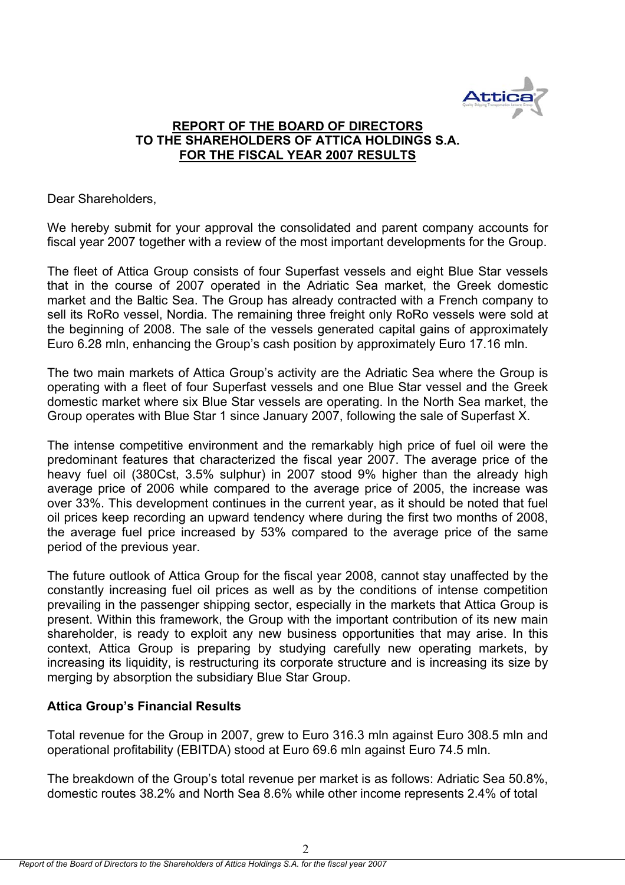## REPORT OF THE BOARD OF DIRECTORS TO THE SHAREHOLDERS OF ATTICA HOLDINGS S.A. FOR THE FISCAL YEAR 2007 RESULTS

Dear Shareholders,

We hereby submit for your approval the consolidated and parent company accounts for fiscal year 2007 together with a review of the most important developments for the Group.

The fleet of Attica Group consists of four Superfast vessels and eight Blue Star vessels that in the course of 2007 operated in the Adriatic Sea market, the Greek domestic market and the Baltic Sea. The Group has already contracted with a French company to sell its RoRo vessel, Nordia. The remaining three freight only RoRo vessels were sold at the beginning of 2008. The sale of the vessels generated capital gains of approximately Euro 6.28 mln, enhancing the Group's cash position by approximately Euro 17.16 mln.

The two main markets of Attica Group's activity are the Adriatic Sea where the Group is operating with a fleet of four Superfast vessels and one Blue Star vessel and the Greek domestic market where six Blue Star vessels are operating. In the North Sea market, the Group operates with Blue Star 1 since January 2007, following the sale of Superfast X.

The intense competitive environment and the remarkably high price of fuel oil were the predominant features that characterized the fiscal year 2007. The average price of the heavy fuel oil (380Cst, 3.5% sulphur) in 2007 stood 9% higher than the already high average price of 2006 while compared to the average price of 2005, the increase was over 33%. This development continues in the current year, as it should be noted that fuel oil prices keep recording an upward tendency where during the first two months of 2008, the average fuel price increased by 53% compared to the average price of the same period of the previous year.

The future outlook of Attica Group for the fiscal year 2008, cannot stay unaffected by the constantly increasing fuel oil prices as well as by the conditions of intense competition prevailing in the passenger shipping sector, especially in the markets that Attica Group is present. Within this framework, the Group with the important contribution of its new main shareholder, is ready to exploit any new business opportunities that may arise. In this context, Attica Group is preparing by studying carefully new operating markets, by increasing its liquidity, is restructuring its corporate structure and is increasing its size by merging by absorption the subsidiary Blue Star Group.

### Attica Group's Financial Results

Total revenue for the Group in 2007, grew to Euro 316.3 mln against Euro 308.5 mln and operational profitability (EBITDA) stood at Euro 69.6 mln against Euro 74.5 mln.

The breakdown of the Group's total revenue per market is as follows: Adriatic Sea 50.8%, domestic routes 38.2% and North Sea 8.6% while other income represents 2.4% of total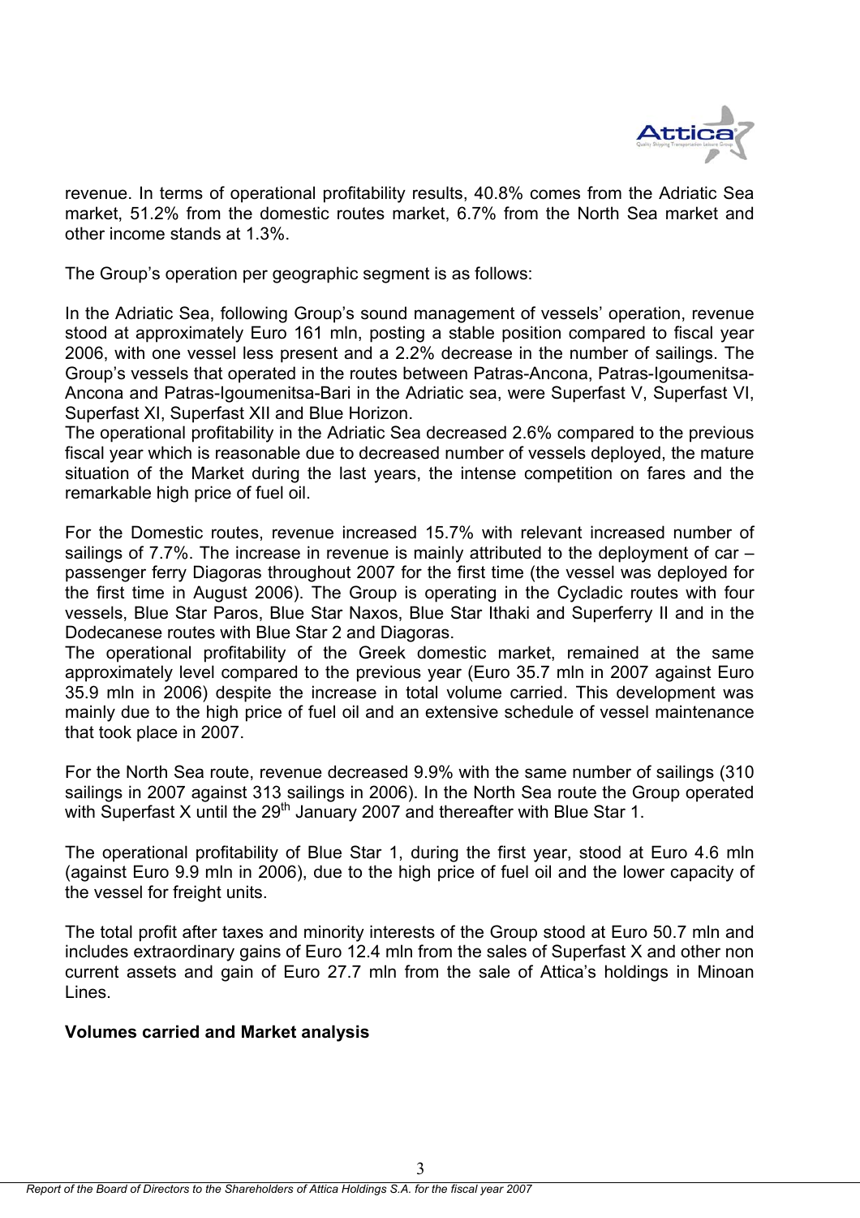revenue. In terms of operational profitability results, 40.8% comes from the Adriatic Sea market, 51.2% from the domestic routes market, 6.7% from the North Sea market and other income stands at 1.3%.

The Group's operation per geographic segment is as follows:

In the Adriatic Sea, following Group's sound management of vessels' operation, revenue stood at approximately Euro 161 mln, posting a stable position compared to fiscal year 2006, with one vessel less present and a 2.2% decrease in the number of sailings. The Group's vessels that operated in the routes between Patras-Ancona, Patras-Igoumenitsa-Ancona and Patras-Igoumenitsa-Bari in the Adriatic sea, were Superfast V, Superfast VI, Superfast XI, Superfast XII and Blue Horizon.
The operational profitability in the Adriatic Sea decreased 2.6% compared to the previous fiscal year which is reasonable due to decreased number of vessels deployed, the mature situation of the Market during the last years, the intense competition on fares and the remarkable high price of fuel oil.

For the Domestic routes, revenue increased 15.7% with relevant increased number of sailings of 7.7%. The increase in revenue is mainly attributed to the deployment of car – passenger ferry Diagoras throughout 2007 for the first time (the vessel was deployed for the first time in August 2006). The Group is operating in the Cycladic routes with four vessels, Blue Star Paros, Blue Star Naxos, Blue Star Ithaki and Superferry II and in the Dodecanese routes with Blue Star 2 and Diagoras.
The operational profitability of the Greek domestic market, remained at the same approximately level compared to the previous year (Euro 35.7 mln in 2007 against Euro 35.9 mln in 2006) despite the increase in total volume carried. This development was mainly due to the high price of fuel oil and an extensive schedule of vessel maintenance that took place in 2007.

For the North Sea route, revenue decreased 9.9% with the same number of sailings (310 sailings in 2007 against 313 sailings in 2006). In the North Sea route the Group operated with Superfast X until the 29th January 2007 and thereafter with Blue Star 1.

The operational profitability of Blue Star 1, during the first year, stood at Euro 4.6 mln (against Euro 9.9 mln in 2006), due to the high price of fuel oil and the lower capacity of the vessel for freight units.

The total profit after taxes and minority interests of the Group stood at Euro 50.7 mln and includes extraordinary gains of Euro 12.4 mln from the sales of Superfast X and other non current assets and gain of Euro 27.7 mln from the sale of Attica's holdings in Minoan Lines.

**Volumes carried and Market analysis**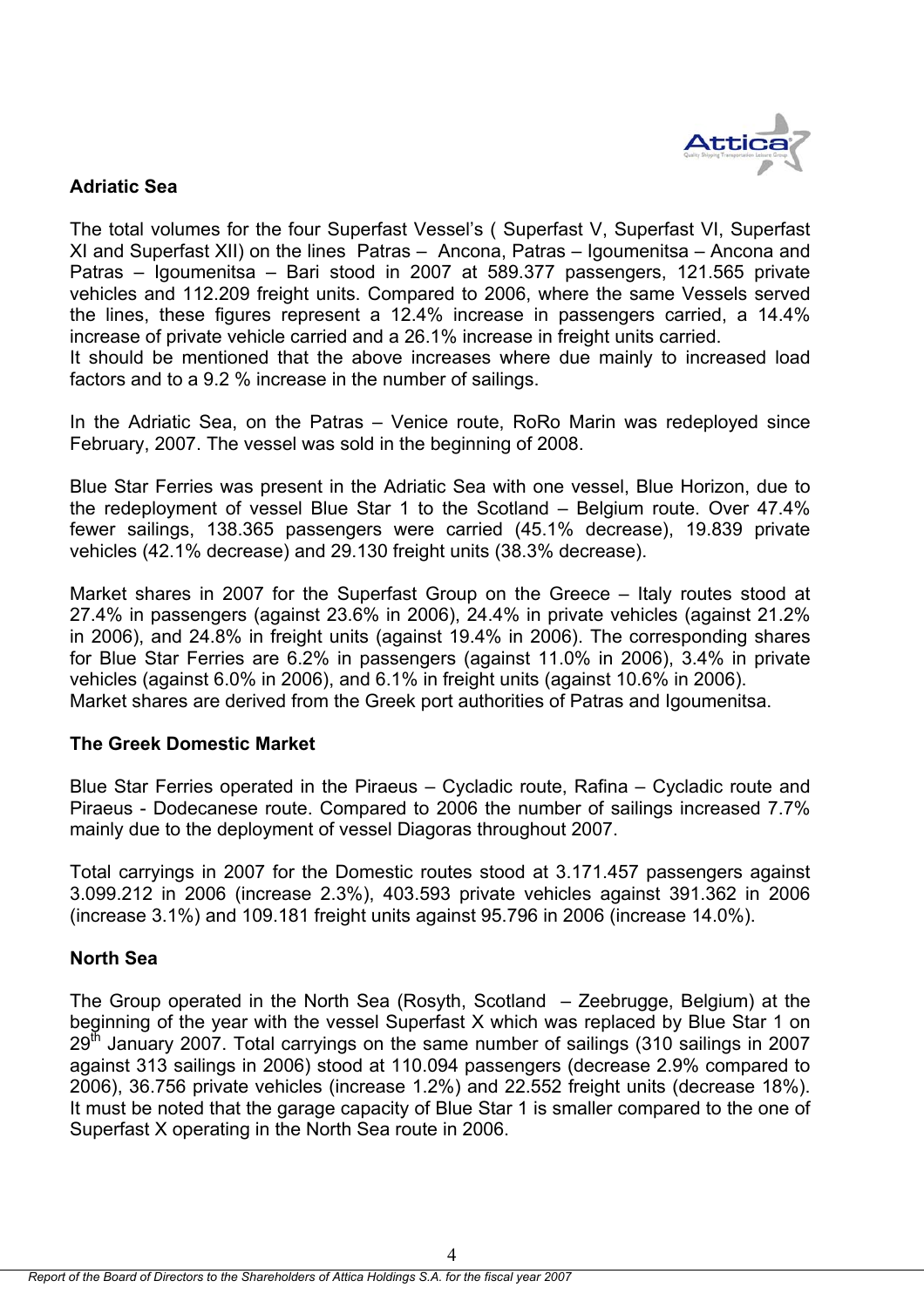## Adriatic Sea

The total volumes for the four Superfast Vessel's ( Superfast V, Superfast VI, Superfast XI and Superfast XII) on the lines Patras – Ancona, Patras – Igoumenitsa – Ancona and Patras – Igoumenitsa – Bari stood in 2007 at 589.377 passengers, 121.565 private vehicles and 112.209 freight units. Compared to 2006, where the same Vessels served the lines, these figures represent a 12.4% increase in passengers carried, a 14.4% increase of private vehicle carried and a 26.1% increase in freight units carried.
It should be mentioned that the above increases where due mainly to increased load factors and to a 9.2 % increase in the number of sailings.

In the Adriatic Sea, on the Patras – Venice route, RoRo Marin was redeployed since February, 2007. The vessel was sold in the beginning of 2008.

Blue Star Ferries was present in the Adriatic Sea with one vessel, Blue Horizon, due to the redeployment of vessel Blue Star 1 to the Scotland – Belgium route. Over 47.4% fewer sailings, 138.365 passengers were carried (45.1% decrease), 19.839 private vehicles (42.1% decrease) and 29.130 freight units (38.3% decrease).

Market shares in 2007 for the Superfast Group on the Greece – Italy routes stood at 27.4% in passengers (against 23.6% in 2006), 24.4% in private vehicles (against 21.2% in 2006), and 24.8% in freight units (against 19.4% in 2006). The corresponding shares for Blue Star Ferries are 6.2% in passengers (against 11.0% in 2006), 3.4% in private vehicles (against 6.0% in 2006), and 6.1% in freight units (against 10.6% in 2006).
Market shares are derived from the Greek port authorities of Patras and Igoumenitsa.

## The Greek Domestic Market

Blue Star Ferries operated in the Piraeus – Cycladic route, Rafina – Cycladic route and Piraeus - Dodecanese route. Compared to 2006 the number of sailings increased 7.7% mainly due to the deployment of vessel Diagoras throughout 2007.

Total carryings in 2007 for the Domestic routes stood at 3.171.457 passengers against 3.099.212 in 2006 (increase 2.3%), 403.593 private vehicles against 391.362 in 2006 (increase 3.1%) and 109.181 freight units against 95.796 in 2006 (increase 14.0%).

## North Sea

The Group operated in the North Sea (Rosyth, Scotland – Zeebrugge, Belgium) at the beginning of the year with the vessel Superfast X which was replaced by Blue Star 1 on 29th January 2007. Total carryings on the same number of sailings (310 sailings in 2007 against 313 sailings in 2006) stood at 110.094 passengers (decrease 2.9% compared to 2006), 36.756 private vehicles (increase 1.2%) and 22.552 freight units (decrease 18%). It must be noted that the garage capacity of Blue Star 1 is smaller compared to the one of Superfast X operating in the North Sea route in 2006.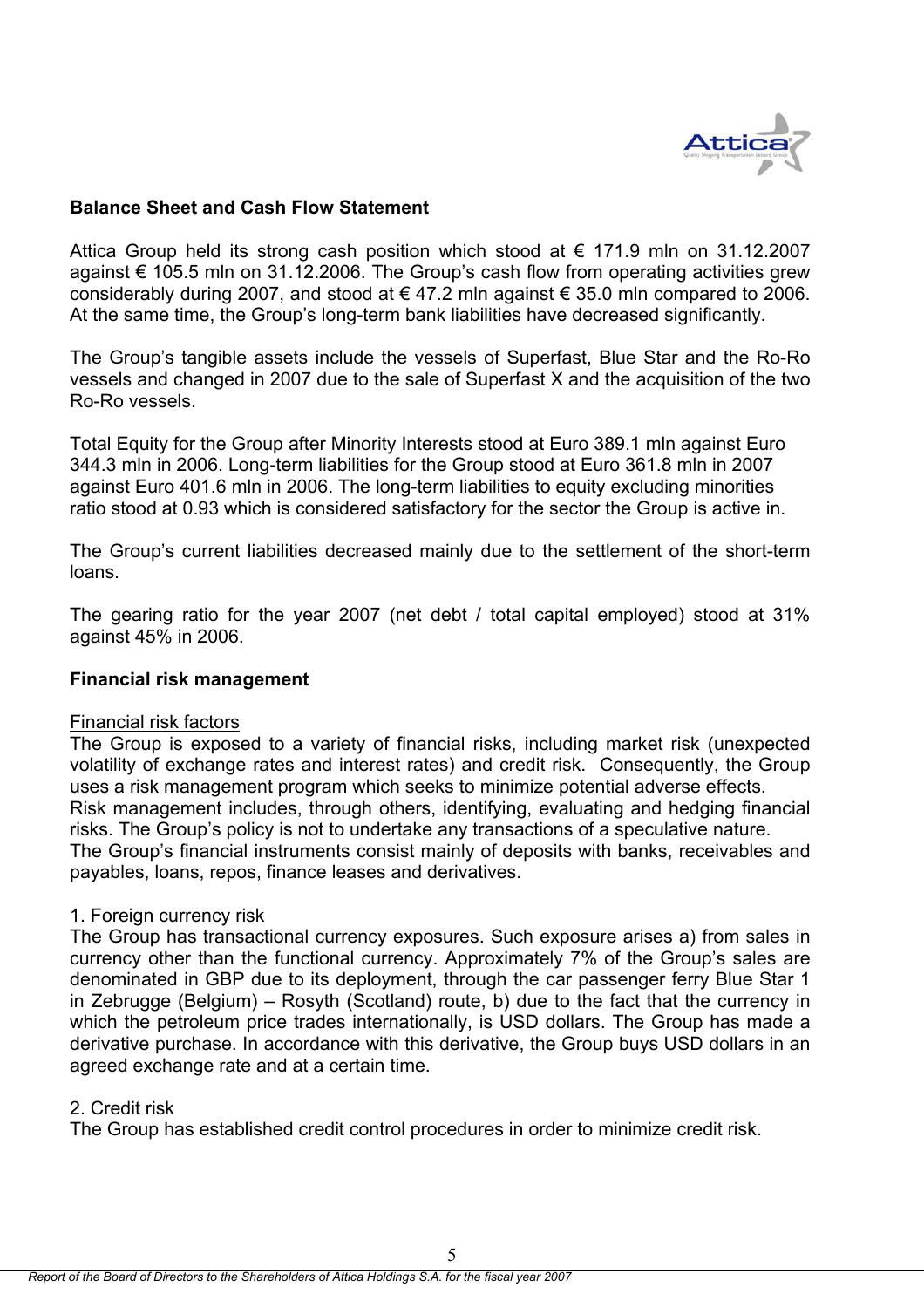**Balance Sheet and Cash Flow Statement**

Attica Group held its strong cash position which stood at € 171.9 mln on 31.12.2007 against € 105.5 mln on 31.12.2006. The Group's cash flow from operating activities grew considerably during 2007, and stood at € 47.2 mln against € 35.0 mln compared to 2006. At the same time, the Group's long-term bank liabilities have decreased significantly.

The Group's tangible assets include the vessels of Superfast, Blue Star and the Ro-Ro vessels and changed in 2007 due to the sale of Superfast X and the acquisition of the two Ro-Ro vessels.

Total Equity for the Group after Minority Interests stood at Euro 389.1 mln against Euro 344.3 mln in 2006. Long-term liabilities for the Group stood at Euro 361.8 mln in 2007 against Euro 401.6 mln in 2006. The long-term liabilities to equity excluding minorities ratio stood at 0.93 which is considered satisfactory for the sector the Group is active in.

The Group's current liabilities decreased mainly due to the settlement of the short-term loans.

The gearing ratio for the year 2007 (net debt / total capital employed) stood at 31% against 45% in 2006.

**Financial risk management**

Financial risk factors

The Group is exposed to a variety of financial risks, including market risk (unexpected volatility of exchange rates and interest rates) and credit risk. Consequently, the Group uses a risk management program which seeks to minimize potential adverse effects.
Risk management includes, through others, identifying, evaluating and hedging financial risks. The Group's policy is not to undertake any transactions of a speculative nature.
The Group's financial instruments consist mainly of deposits with banks, receivables and payables, loans, repos, finance leases and derivatives.

1. Foreign currency risk

The Group has transactional currency exposures. Such exposure arises a) from sales in currency other than the functional currency. Approximately 7% of the Group's sales are denominated in GBP due to its deployment, through the car passenger ferry Blue Star 1 in Zebrugge (Belgium) – Rosyth (Scotland) route, b) due to the fact that the currency in which the petroleum price trades internationally, is USD dollars. The Group has made a derivative purchase. In accordance with this derivative, the Group buys USD dollars in an agreed exchange rate and at a certain time.

2. Credit risk

The Group has established credit control procedures in order to minimize credit risk.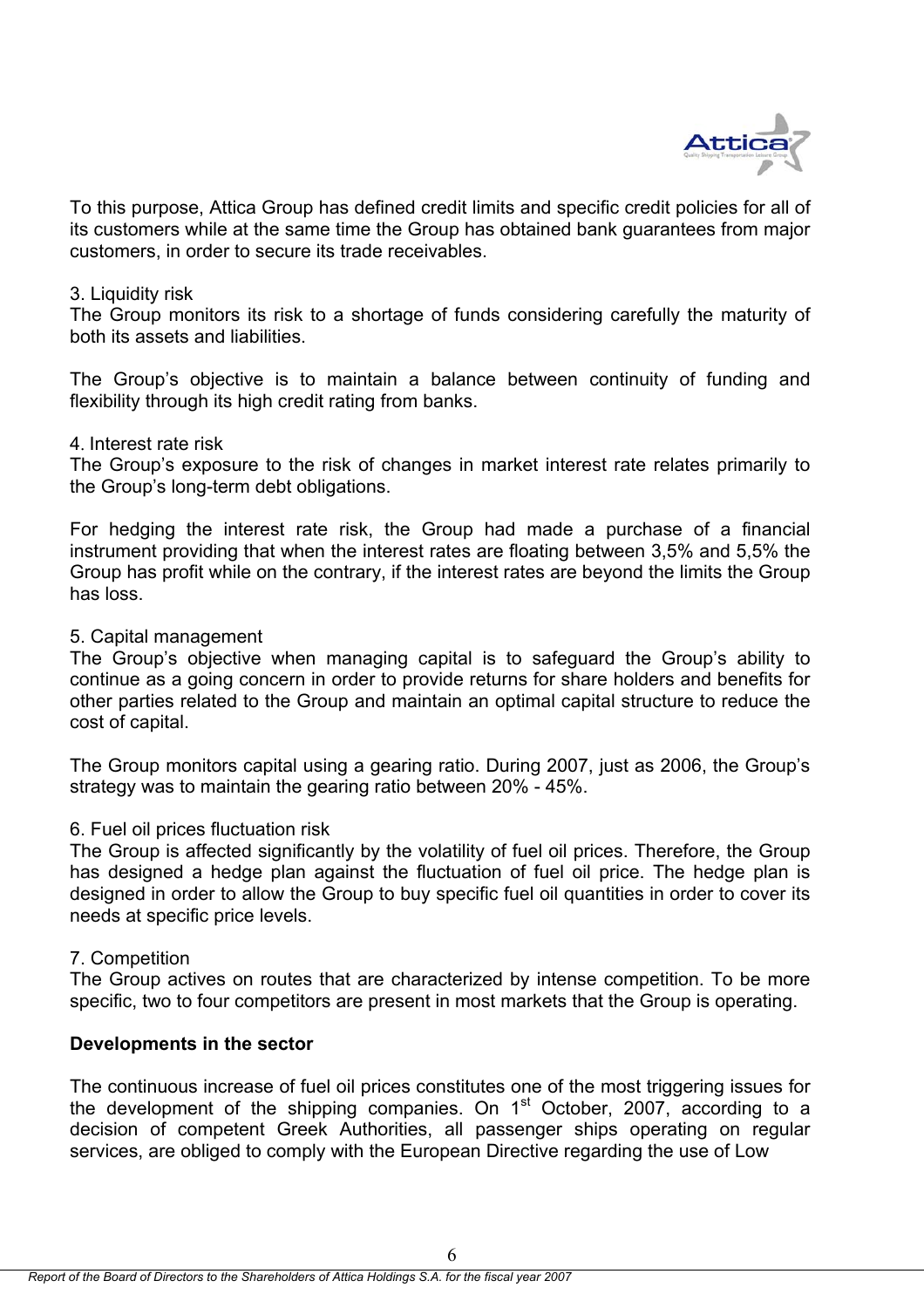To this purpose, Attica Group has defined credit limits and specific credit policies for all of its customers while at the same time the Group has obtained bank guarantees from major customers, in order to secure its trade receivables.

3. Liquidity risk
The Group monitors its risk to a shortage of funds considering carefully the maturity of both its assets and liabilities.

The Group's objective is to maintain a balance between continuity of funding and flexibility through its high credit rating from banks.

4. Interest rate risk
The Group's exposure to the risk of changes in market interest rate relates primarily to the Group's long-term debt obligations.

For hedging the interest rate risk, the Group had made a purchase of a financial instrument providing that when the interest rates are floating between 3,5% and 5,5% the Group has profit while on the contrary, if the interest rates are beyond the limits the Group has loss.

5. Capital management
The Group's objective when managing capital is to safeguard the Group's ability to continue as a going concern in order to provide returns for share holders and benefits for other parties related to the Group and maintain an optimal capital structure to reduce the cost of capital.

The Group monitors capital using a gearing ratio. During 2007, just as 2006, the Group's strategy was to maintain the gearing ratio between 20% - 45%.

6. Fuel oil prices fluctuation risk
The Group is affected significantly by the volatility of fuel oil prices. Therefore, the Group has designed a hedge plan against the fluctuation of fuel oil price. The hedge plan is designed in order to allow the Group to buy specific fuel oil quantities in order to cover its needs at specific price levels.

7. Competition
The Group actives on routes that are characterized by intense competition. To be more specific, two to four competitors are present in most markets that the Group is operating.

**Developments in the sector**

The continuous increase of fuel oil prices constitutes one of the most triggering issues for the development of the shipping companies. On 1st October, 2007, according to a decision of competent Greek Authorities, all passenger ships operating on regular services, are obliged to comply with the European Directive regarding the use of Low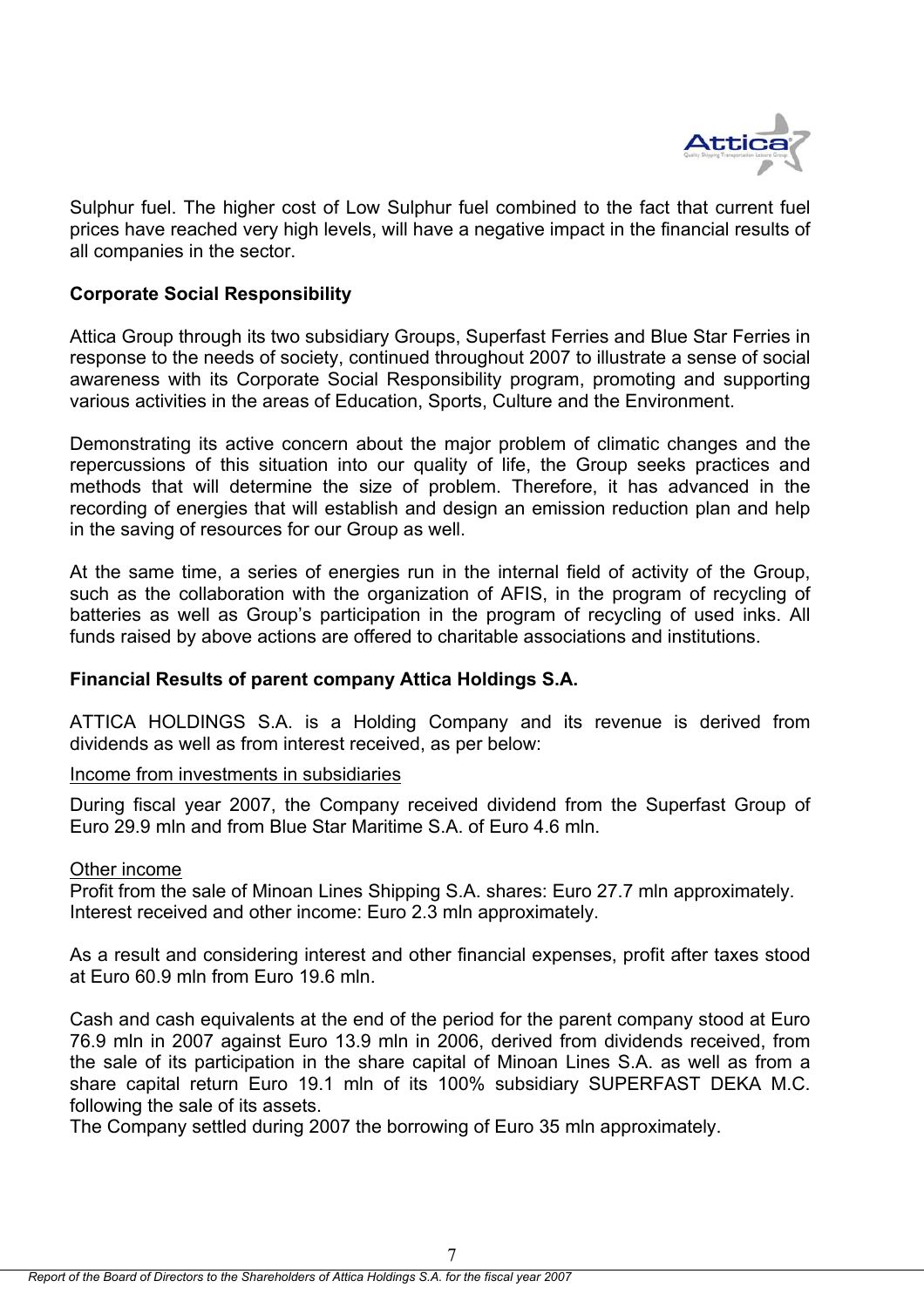Sulphur fuel. The higher cost of Low Sulphur fuel combined to the fact that current fuel prices have reached very high levels, will have a negative impact in the financial results of all companies in the sector.

**Corporate Social Responsibility**

Attica Group through its two subsidiary Groups, Superfast Ferries and Blue Star Ferries in response to the needs of society, continued throughout 2007 to illustrate a sense of social awareness with its Corporate Social Responsibility program, promoting and supporting various activities in the areas of Education, Sports, Culture and the Environment.

Demonstrating its active concern about the major problem of climatic changes and the repercussions of this situation into our quality of life, the Group seeks practices and methods that will determine the size of problem. Therefore, it has advanced in the recording of energies that will establish and design an emission reduction plan and help in the saving of resources for our Group as well.

At the same time, a series of energies run in the internal field of activity of the Group, such as the collaboration with the organization of AFIS, in the program of recycling of batteries as well as Group's participation in the program of recycling of used inks. All funds raised by above actions are offered to charitable associations and institutions.

**Financial Results of parent company Attica Holdings S.A.**

ATTICA HOLDINGS S.A. is a Holding Company and its revenue is derived from dividends as well as from interest received, as per below:

Income from investments in subsidiaries

During fiscal year 2007, the Company received dividend from the Superfast Group of Euro 29.9 mln and from Blue Star Maritime S.A. of Euro 4.6 mln.

Other income

Profit from the sale of Minoan Lines Shipping S.A. shares: Euro 27.7 mln approximately.
Interest received and other income: Euro 2.3 mln approximately.

As a result and considering interest and other financial expenses, profit after taxes stood at Euro 60.9 mln from Euro 19.6 mln.

Cash and cash equivalents at the end of the period for the parent company stood at Euro 76.9 mln in 2007 against Euro 13.9 mln in 2006, derived from dividends received, from the sale of its participation in the share capital of Minoan Lines S.A. as well as from a share capital return Euro 19.1 mln of its 100% subsidiary SUPERFAST DEKA M.C. following the sale of its assets.
The Company settled during 2007 the borrowing of Euro 35 mln approximately.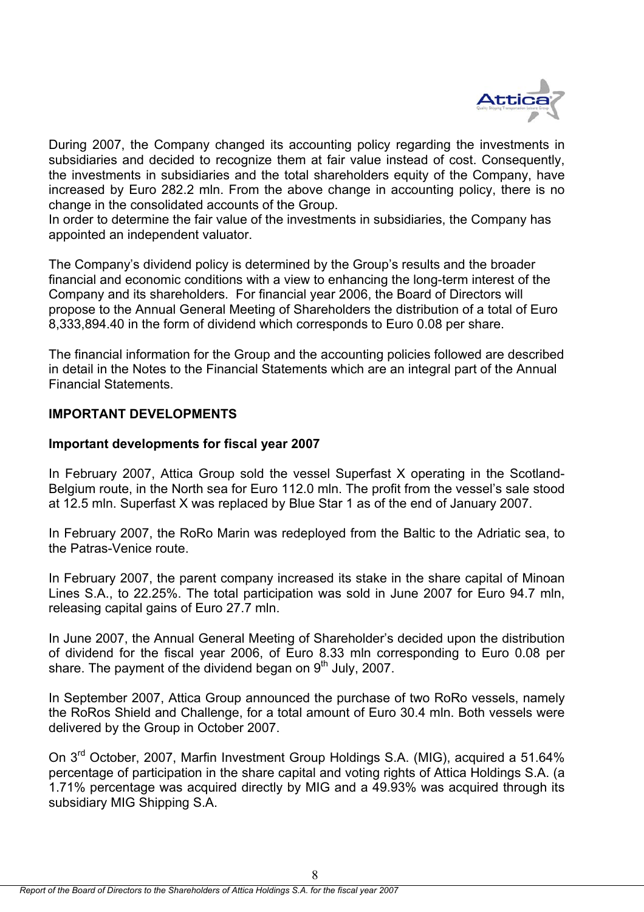During 2007, the Company changed its accounting policy regarding the investments in subsidiaries and decided to recognize them at fair value instead of cost. Consequently, the investments in subsidiaries and the total shareholders equity of the Company, have increased by Euro 282.2 mln. From the above change in accounting policy, there is no change in the consolidated accounts of the Group.
In order to determine the fair value of the investments in subsidiaries, the Company has appointed an independent valuator.

The Company's dividend policy is determined by the Group's results and the broader financial and economic conditions with a view to enhancing the long-term interest of the Company and its shareholders. For financial year 2006, the Board of Directors will propose to the Annual General Meeting of Shareholders the distribution of a total of Euro 8,333,894.40 in the form of dividend which corresponds to Euro 0.08 per share.

The financial information for the Group and the accounting policies followed are described in detail in the Notes to the Financial Statements which are an integral part of the Annual Financial Statements.

**IMPORTANT DEVELOPMENTS**

**Important developments for fiscal year 2007**

In February 2007, Attica Group sold the vessel Superfast X operating in the Scotland-Belgium route, in the North sea for Euro 112.0 mln. The profit from the vessel's sale stood at 12.5 mln. Superfast X was replaced by Blue Star 1 as of the end of January 2007.

In February 2007, the RoRo Marin was redeployed from the Baltic to the Adriatic sea, to the Patras-Venice route.

In February 2007, the parent company increased its stake in the share capital of Minoan Lines S.A., to 22.25%. The total participation was sold in June 2007 for Euro 94.7 mln, releasing capital gains of Euro 27.7 mln.

In June 2007, the Annual General Meeting of Shareholder's decided upon the distribution of dividend for the fiscal year 2006, of Euro 8.33 mln corresponding to Euro 0.08 per share. The payment of the dividend began on 9th July, 2007.

In September 2007, Attica Group announced the purchase of two RoRo vessels, namely the RoRos Shield and Challenge, for a total amount of Euro 30.4 mln. Both vessels were delivered by the Group in October 2007.

On 3rd October, 2007, Marfin Investment Group Holdings S.A. (MIG), acquired a 51.64% percentage of participation in the share capital and voting rights of Attica Holdings S.A. (a 1.71% percentage was acquired directly by MIG and a 49.93% was acquired through its subsidiary MIG Shipping S.A.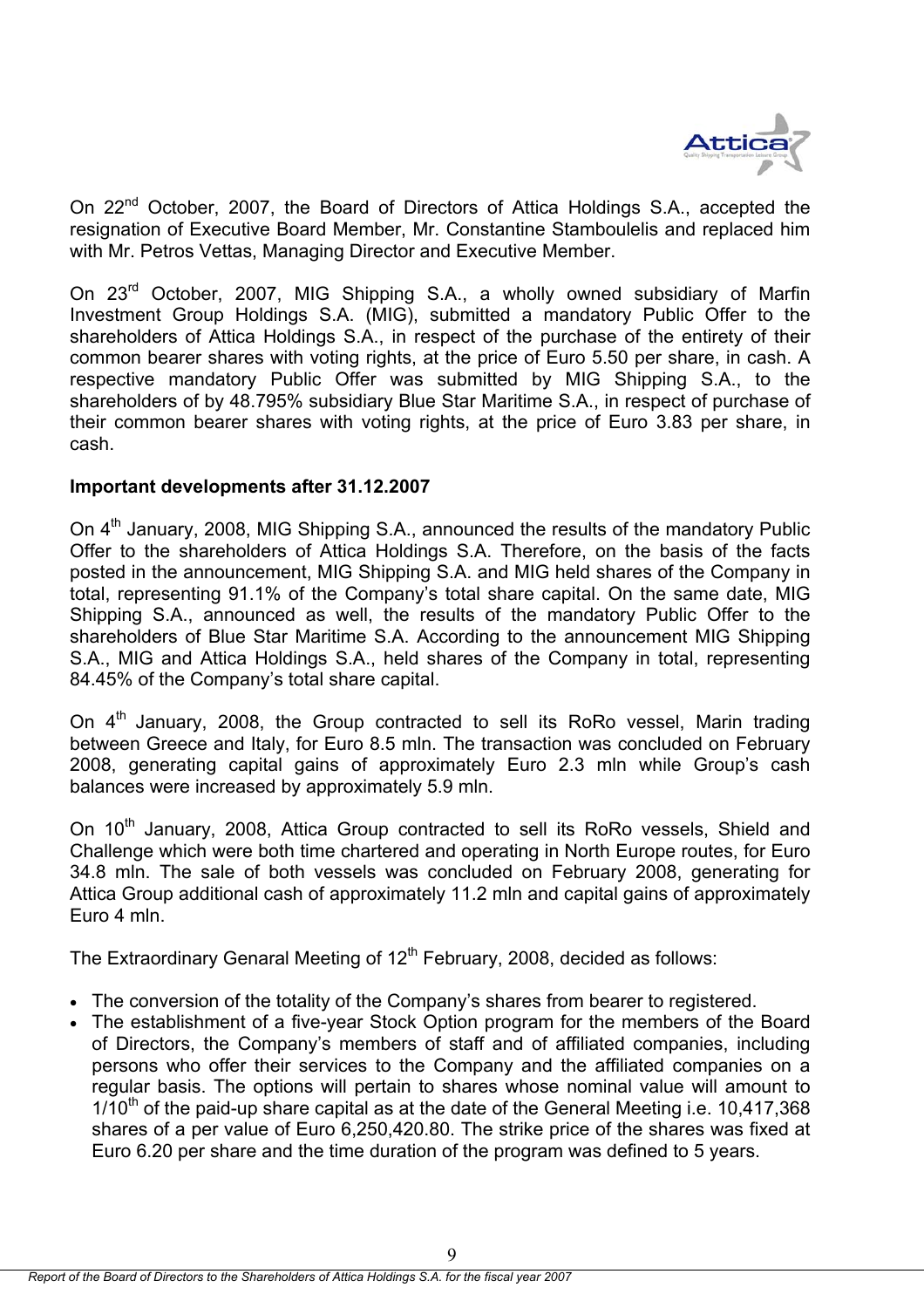On 22nd October, 2007, the Board of Directors of Attica Holdings S.A., accepted the resignation of Executive Board Member, Mr. Constantine Stamboulelis and replaced him with Mr. Petros Vettas, Managing Director and Executive Member.

On 23rd October, 2007, MIG Shipping S.A., a wholly owned subsidiary of Marfin Investment Group Holdings S.A. (MIG), submitted a mandatory Public Offer to the shareholders of Attica Holdings S.A., in respect of the purchase of the entirety of their common bearer shares with voting rights, at the price of Euro 5.50 per share, in cash. A respective mandatory Public Offer was submitted by MIG Shipping S.A., to the shareholders of by 48.795% subsidiary Blue Star Maritime S.A., in respect of purchase of their common bearer shares with voting rights, at the price of Euro 3.83 per share, in cash.

**Important developments after 31.12.2007**

On 4th January, 2008, MIG Shipping S.A., announced the results of the mandatory Public Offer to the shareholders of Attica Holdings S.A. Therefore, on the basis of the facts posted in the announcement, MIG Shipping S.A. and MIG held shares of the Company in total, representing 91.1% of the Company's total share capital. On the same date, MIG Shipping S.A., announced as well, the results of the mandatory Public Offer to the shareholders of Blue Star Maritime S.A. According to the announcement MIG Shipping S.A., MIG and Attica Holdings S.A., held shares of the Company in total, representing 84.45% of the Company's total share capital.

On 4th January, 2008, the Group contracted to sell its RoRo vessel, Marin trading between Greece and Italy, for Euro 8.5 mln. The transaction was concluded on February 2008, generating capital gains of approximately Euro 2.3 mln while Group's cash balances were increased by approximately 5.9 mln.

On 10th January, 2008, Attica Group contracted to sell its RoRo vessels, Shield and Challenge which were both time chartered and operating in North Europe routes, for Euro 34.8 mln. The sale of both vessels was concluded on February 2008, generating for Attica Group additional cash of approximately 11.2 mln and capital gains of approximately Euro 4 mln.

The Extraordinary Genaral Meeting of 12th February, 2008, decided as follows:

- The conversion of the totality of the Company's shares from bearer to registered.
- The establishment of a five-year Stock Option program for the members of the Board of Directors, the Company's members of staff and of affiliated companies, including persons who offer their services to the Company and the affiliated companies on a regular basis. The options will pertain to shares whose nominal value will amount to 1/10th of the paid-up share capital as at the date of the General Meeting i.e. 10,417,368 shares of a per value of Euro 6,250,420.80. The strike price of the shares was fixed at Euro 6.20 per share and the time duration of the program was defined to 5 years.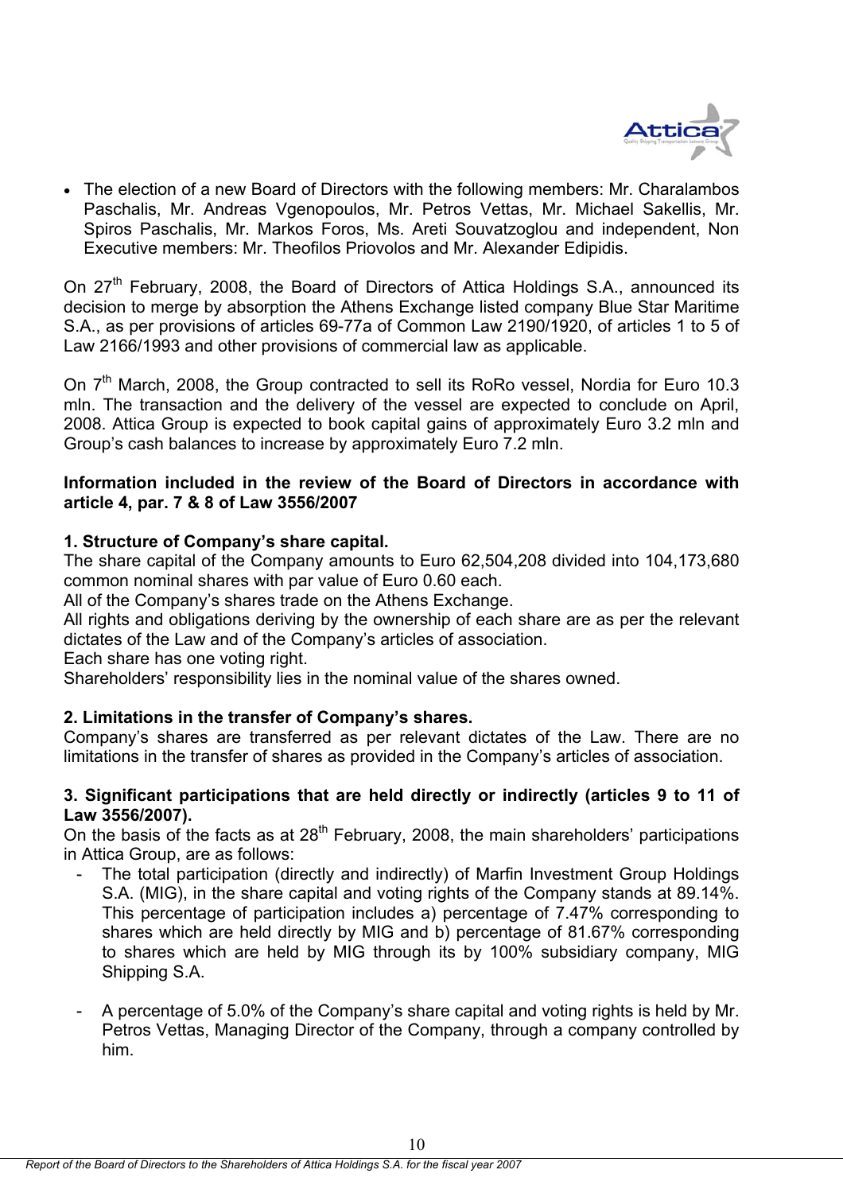- The election of a new Board of Directors with the following members: Mr. Charalambos Paschalis, Mr. Andreas Vgenopoulos, Mr. Petros Vettas, Mr. Michael Sakellis, Mr. Spiros Paschalis, Mr. Markos Foros, Ms. Areti Souvatzoglou and independent, Non Executive members: Mr. Theofilos Priovolos and Mr. Alexander Edipidis.

On 27th February, 2008, the Board of Directors of Attica Holdings S.A., announced its decision to merge by absorption the Athens Exchange listed company Blue Star Maritime S.A., as per provisions of articles 69-77a of Common Law 2190/1920, of articles 1 to 5 of Law 2166/1993 and other provisions of commercial law as applicable.

On 7th March, 2008, the Group contracted to sell its RoRo vessel, Nordia for Euro 10.3 mln. The transaction and the delivery of the vessel are expected to conclude on April, 2008. Attica Group is expected to book capital gains of approximately Euro 3.2 mln and Group's cash balances to increase by approximately Euro 7.2 mln.

**Information included in the review of the Board of Directors in accordance with article 4, par. 7 & 8 of Law 3556/2007**

**1. Structure of Company's share capital.**

The share capital of the Company amounts to Euro 62,504,208 divided into 104,173,680 common nominal shares with par value of Euro 0.60 each.
All of the Company's shares trade on the Athens Exchange.
All rights and obligations deriving by the ownership of each share are as per the relevant dictates of the Law and of the Company's articles of association.
Each share has one voting right.
Shareholders' responsibility lies in the nominal value of the shares owned.

**2. Limitations in the transfer of Company's shares.**

Company's shares are transferred as per relevant dictates of the Law. There are no limitations in the transfer of shares as provided in the Company's articles of association.

**3. Significant participations that are held directly or indirectly (articles 9 to 11 of Law 3556/2007).**

On the basis of the facts as at 28th February, 2008, the main shareholders' participations in Attica Group, are as follows:

- The total participation (directly and indirectly) of Marfin Investment Group Holdings S.A. (MIG), in the share capital and voting rights of the Company stands at 89.14%. This percentage of participation includes a) percentage of 7.47% corresponding to shares which are held directly by MIG and b) percentage of 81.67% corresponding to shares which are held by MIG through its by 100% subsidiary company, MIG Shipping S.A.

- A percentage of 5.0% of the Company's share capital and voting rights is held by Mr. Petros Vettas, Managing Director of the Company, through a company controlled by him.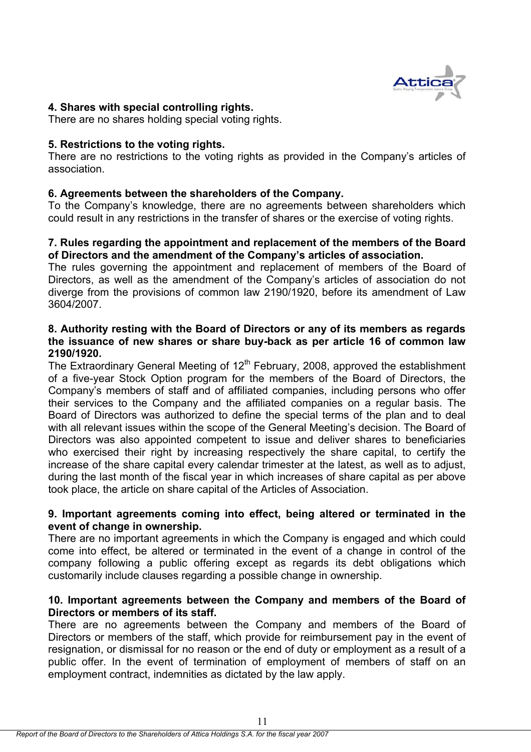**4. Shares with special controlling rights.**

There are no shares holding special voting rights.

**5. Restrictions to the voting rights.**

There are no restrictions to the voting rights as provided in the Company's articles of association.

**6. Agreements between the shareholders of the Company.**

To the Company's knowledge, there are no agreements between shareholders which could result in any restrictions in the transfer of shares or the exercise of voting rights.

**7. Rules regarding the appointment and replacement of the members of the Board of Directors and the amendment of the Company's articles of association.**

The rules governing the appointment and replacement of members of the Board of Directors, as well as the amendment of the Company's articles of association do not diverge from the provisions of common law 2190/1920, before its amendment of Law 3604/2007.

**8. Authority resting with the Board of Directors or any of its members as regards the issuance of new shares or share buy-back as per article 16 of common law 2190/1920.**

The Extraordinary General Meeting of 12th February, 2008, approved the establishment of a five-year Stock Option program for the members of the Board of Directors, the Company's members of staff and of affiliated companies, including persons who offer their services to the Company and the affiliated companies on a regular basis. The Board of Directors was authorized to define the special terms of the plan and to deal with all relevant issues within the scope of the General Meeting's decision. The Board of Directors was also appointed competent to issue and deliver shares to beneficiaries who exercised their right by increasing respectively the share capital, to certify the increase of the share capital every calendar trimester at the latest, as well as to adjust, during the last month of the fiscal year in which increases of share capital as per above took place, the article on share capital of the Articles of Association.

**9. Important agreements coming into effect, being altered or terminated in the event of change in ownership.**

There are no important agreements in which the Company is engaged and which could come into effect, be altered or terminated in the event of a change in control of the company following a public offering except as regards its debt obligations which customarily include clauses regarding a possible change in ownership.

**10. Important agreements between the Company and members of the Board of Directors or members of its staff.**

There are no agreements between the Company and members of the Board of Directors or members of the staff, which provide for reimbursement pay in the event of resignation, or dismissal for no reason or the end of duty or employment as a result of a public offer. In the event of termination of employment of members of staff on an employment contract, indemnities as dictated by the law apply.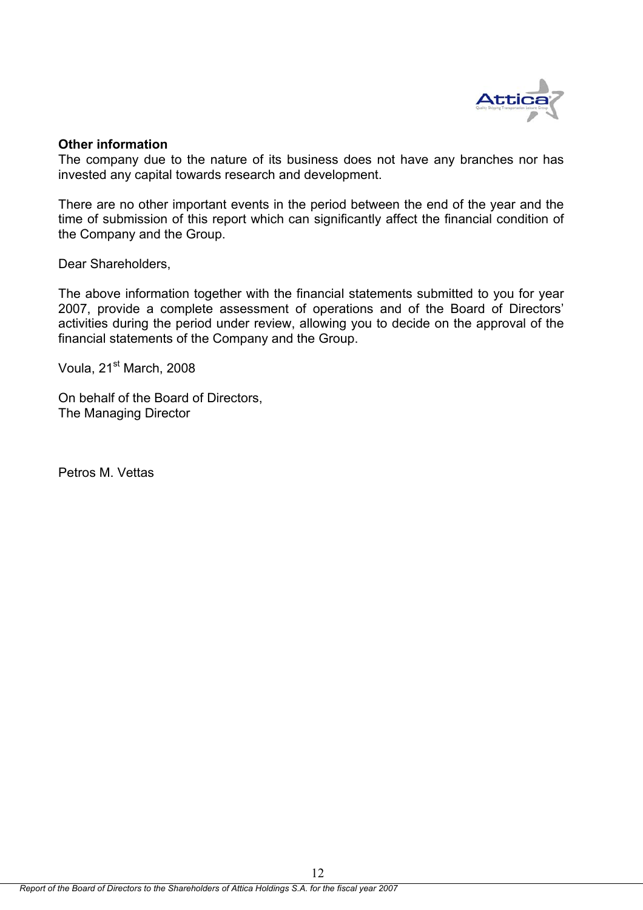**Other information**

The company due to the nature of its business does not have any branches nor has invested any capital towards research and development.

There are no other important events in the period between the end of the year and the time of submission of this report which can significantly affect the financial condition of the Company and the Group.

Dear Shareholders,

The above information together with the financial statements submitted to you for year 2007, provide a complete assessment of operations and of the Board of Directors' activities during the period under review, allowing you to decide on the approval of the financial statements of the Company and the Group.

Voula, 21st March, 2008

On behalf of the Board of Directors,
The Managing Director

Petros M. Vettas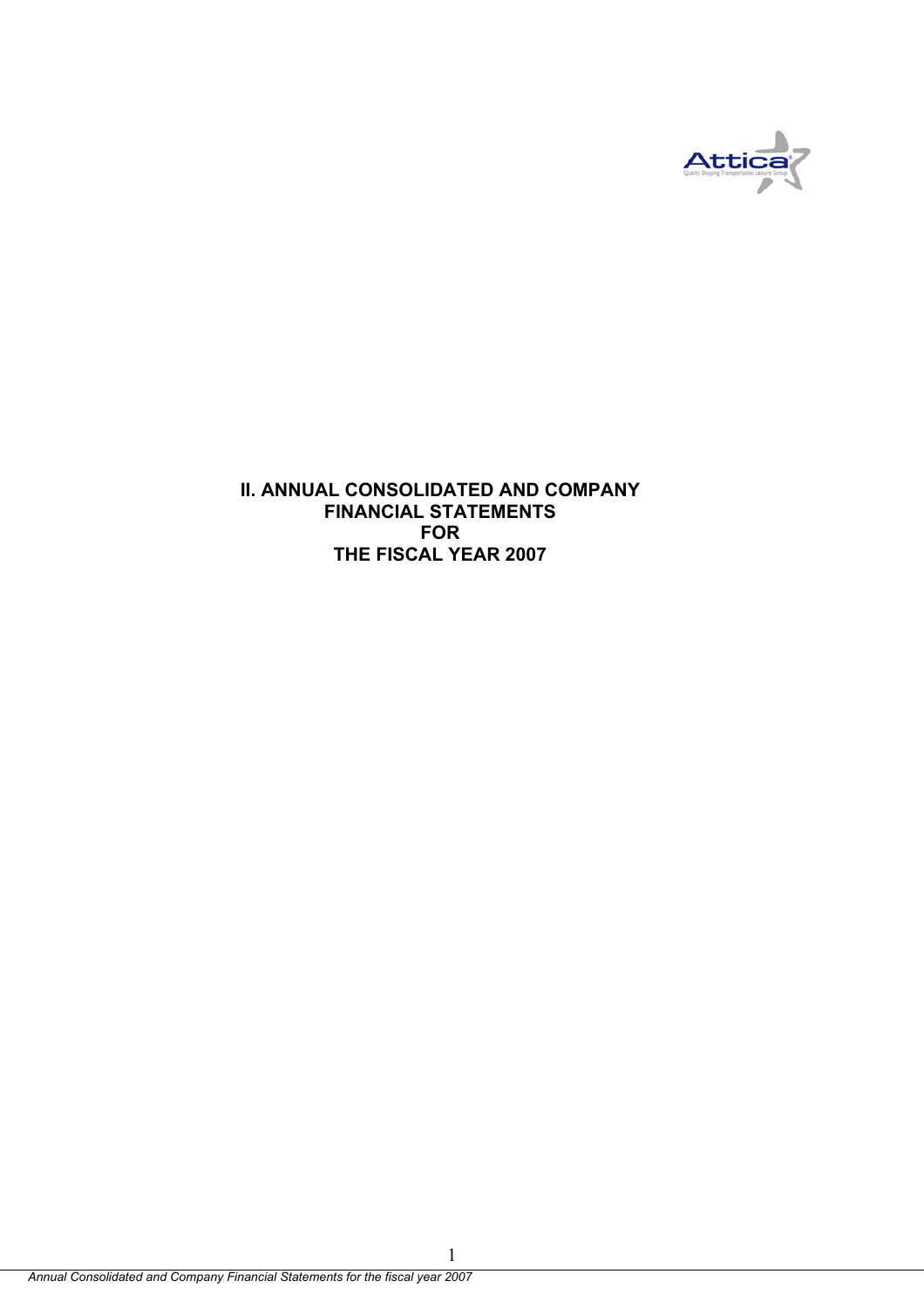# II. ANNUAL CONSOLIDATED AND COMPANY FINANCIAL STATEMENTS FOR THE FISCAL YEAR 2007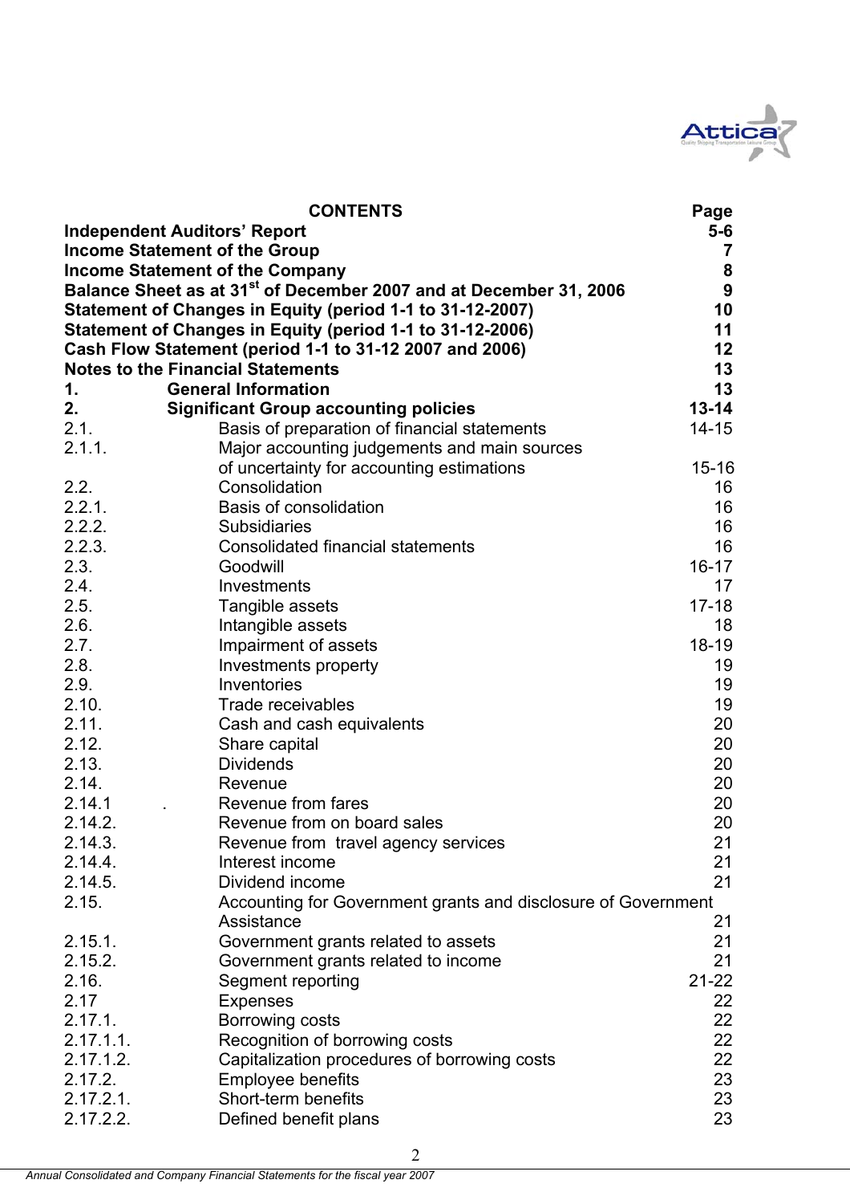| CONTENTS | | Page |
|---|---|---|
| **Independent Auditors' Report** | | **5-6** |
| **Income Statement of the Group** | | **7** |
| **Income Statement of the Company** | | **8** |
| **Balance Sheet as at 31st of December 2007 and at December 31, 2006** | | **9** |
| **Statement of Changes in Equity (period 1-1 to 31-12-2007)** | | **10** |
| **Statement of Changes in Equity (period 1-1 to 31-12-2006)** | | **11** |
| **Cash Flow Statement (period 1-1 to 31-12 2007 and 2006)** | | **12** |
| **Notes to the Financial Statements** | | **13** |
| **1.** | **General Information** | **13** |
| **2.** | **Significant Group accounting policies** | **13-14** |
| 2.1. | Basis of preparation of financial statements | 14-15 |
| 2.1.1. | Major accounting judgements and main sources of uncertainty for accounting estimations | 15-16 |
| 2.2. | Consolidation | 16 |
| 2.2.1. | Basis of consolidation | 16 |
| 2.2.2. | Subsidiaries | 16 |
| 2.2.3. | Consolidated financial statements | 16 |
| 2.3. | Goodwill | 16-17 |
| 2.4. | Investments | 17 |
| 2.5. | Tangible assets | 17-18 |
| 2.6. | Intangible assets | 18 |
| 2.7. | Impairment of assets | 18-19 |
| 2.8. | Investments property | 19 |
| 2.9. | Inventories | 19 |
| 2.10. | Trade receivables | 19 |
| 2.11. | Cash and cash equivalents | 20 |
| 2.12. | Share capital | 20 |
| 2.13. | Dividends | 20 |
| 2.14. | Revenue | 20 |
| 2.14.1 | Revenue from fares | 20 |
| 2.14.2. | Revenue from on board sales | 20 |
| 2.14.3. | Revenue from travel agency services | 21 |
| 2.14.4. | Interest income | 21 |
| 2.14.5. | Dividend income | 21 |
| 2.15. | Accounting for Government grants and disclosure of Government Assistance | 21 |
| 2.15.1. | Government grants related to assets | 21 |
| 2.15.2. | Government grants related to income | 21 |
| 2.16. | Segment reporting | 21-22 |
| 2.17 | Expenses | 22 |
| 2.17.1. | Borrowing costs | 22 |
| 2.17.1.1. | Recognition of borrowing costs | 22 |
| 2.17.1.2. | Capitalization procedures of borrowing costs | 22 |
| 2.17.2. | Employee benefits | 23 |
| 2.17.2.1. | Short-term benefits | 23 |
| 2.17.2.2. | Defined benefit plans | 23 |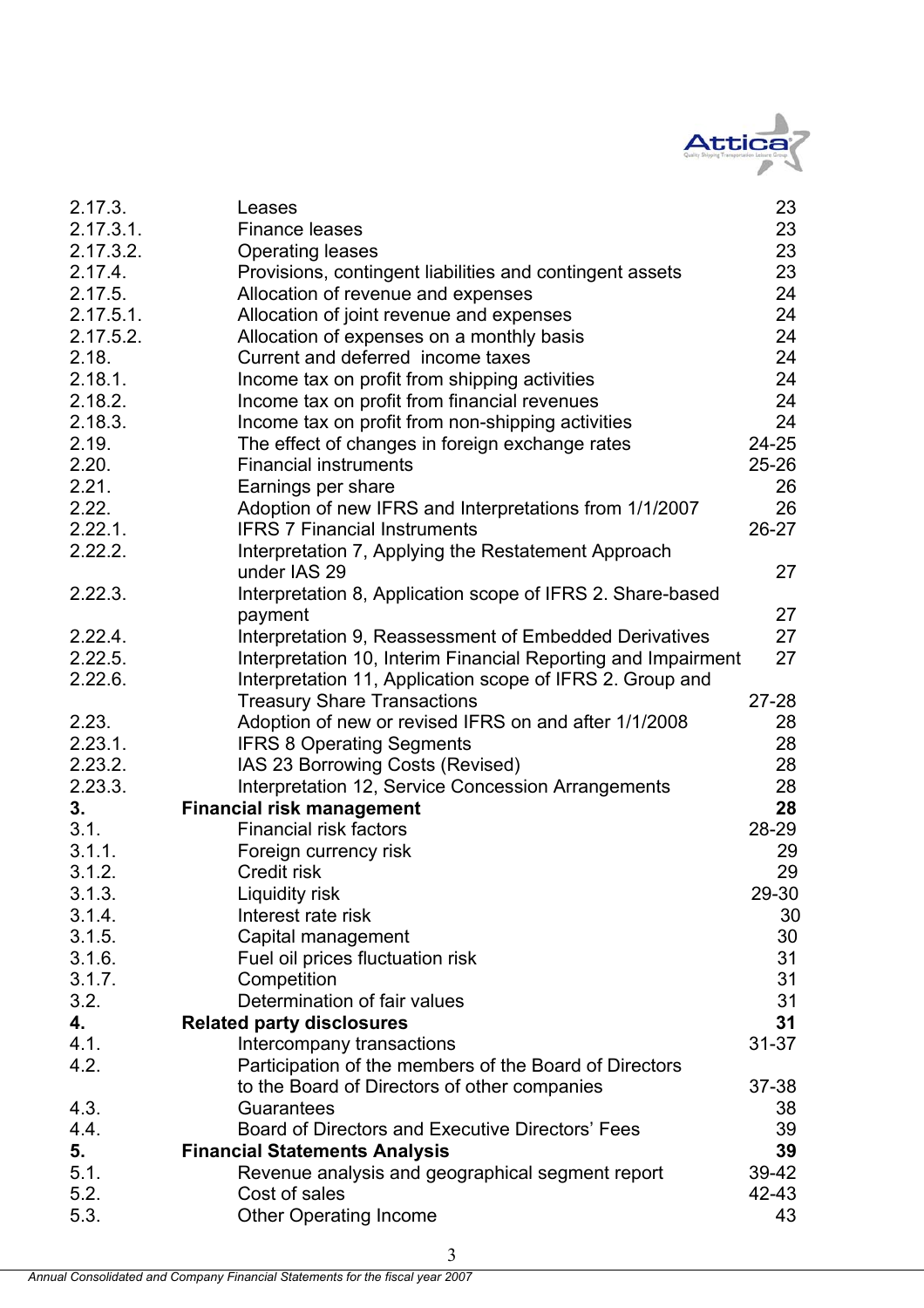| | | |
|---|---|---|
| 2.17.3. | Leases | 23 |
| 2.17.3.1. | Finance leases | 23 |
| 2.17.3.2. | Operating leases | 23 |
| 2.17.4. | Provisions, contingent liabilities and contingent assets | 23 |
| 2.17.5. | Allocation of revenue and expenses | 24 |
| 2.17.5.1. | Allocation of joint revenue and expenses | 24 |
| 2.17.5.2. | Allocation of expenses on a monthly basis | 24 |
| 2.18. | Current and deferred income taxes | 24 |
| 2.18.1. | Income tax on profit from shipping activities | 24 |
| 2.18.2. | Income tax on profit from financial revenues | 24 |
| 2.18.3. | Income tax on profit from non-shipping activities | 24 |
| 2.19. | The effect of changes in foreign exchange rates | 24-25 |
| 2.20. | Financial instruments | 25-26 |
| 2.21. | Earnings per share | 26 |
| 2.22. | Adoption of new IFRS and Interpretations from 1/1/2007 | 26 |
| 2.22.1. | IFRS 7 Financial Instruments | 26-27 |
| 2.22.2. | Interpretation 7, Applying the Restatement Approach under IAS 29 | 27 |
| 2.22.3. | Interpretation 8, Application scope of IFRS 2. Share-based payment | 27 |
| 2.22.4. | Interpretation 9, Reassessment of Embedded Derivatives | 27 |
| 2.22.5. | Interpretation 10, Interim Financial Reporting and Impairment | 27 |
| 2.22.6. | Interpretation 11, Application scope of IFRS 2. Group and Treasury Share Transactions | 27-28 |
| 2.23. | Adoption of new or revised IFRS on and after 1/1/2008 | 28 |
| 2.23.1. | IFRS 8 Operating Segments | 28 |
| 2.23.2. | IAS 23 Borrowing Costs (Revised) | 28 |
| 2.23.3. | Interpretation 12, Service Concession Arrangements | 28 |
| **3.** | **Financial risk management** | **28** |
| 3.1. | Financial risk factors | 28-29 |
| 3.1.1. | Foreign currency risk | 29 |
| 3.1.2. | Credit risk | 29 |
| 3.1.3. | Liquidity risk | 29-30 |
| 3.1.4. | Interest rate risk | 30 |
| 3.1.5. | Capital management | 30 |
| 3.1.6. | Fuel oil prices fluctuation risk | 31 |
| 3.1.7. | Competition | 31 |
| 3.2. | Determination of fair values | 31 |
| **4.** | **Related party disclosures** | **31** |
| 4.1. | Intercompany transactions | 31-37 |
| 4.2. | Participation of the members of the Board of Directors to the Board of Directors of other companies | 37-38 |
| 4.3. | Guarantees | 38 |
| 4.4. | Board of Directors and Executive Directors' Fees | 39 |
| **5.** | **Financial Statements Analysis** | **39** |
| 5.1. | Revenue analysis and geographical segment report | 39-42 |
| 5.2. | Cost of sales | 42-43 |
| 5.3. | Other Operating Income | 43 |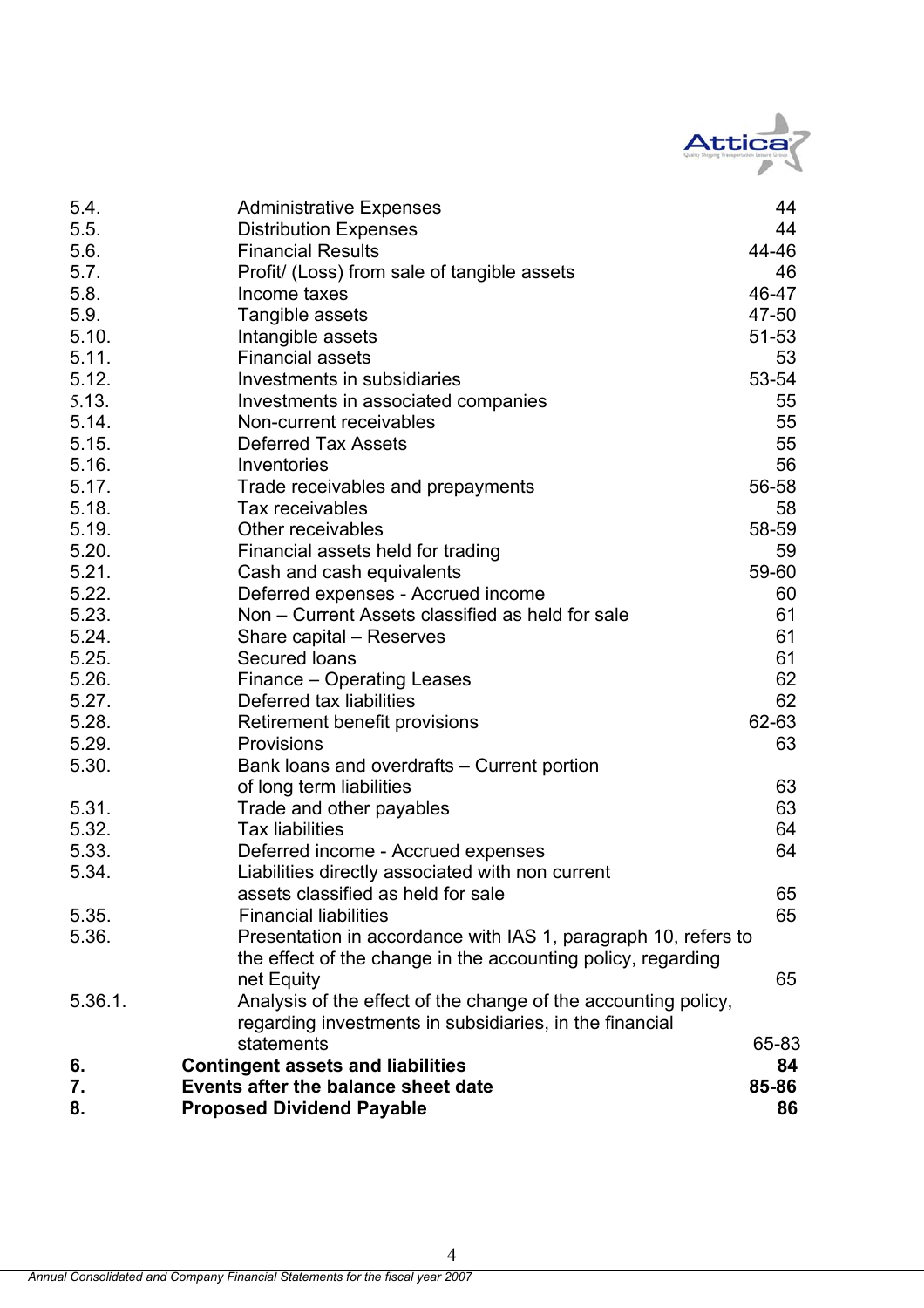| | | |
|---|---|---|
| 5.4. | Administrative Expenses | 44 |
| 5.5. | Distribution Expenses | 44 |
| 5.6. | Financial Results | 44-46 |
| 5.7. | Profit/ (Loss) from sale of tangible assets | 46 |
| 5.8. | Income taxes | 46-47 |
| 5.9. | Tangible assets | 47-50 |
| 5.10. | Intangible assets | 51-53 |
| 5.11. | Financial assets | 53 |
| 5.12. | Investments in subsidiaries | 53-54 |
| 5.13. | Investments in associated companies | 55 |
| 5.14. | Non-current receivables | 55 |
| 5.15. | Deferred Tax Assets | 55 |
| 5.16. | Inventories | 56 |
| 5.17. | Trade receivables and prepayments | 56-58 |
| 5.18. | Tax receivables | 58 |
| 5.19. | Other receivables | 58-59 |
| 5.20. | Financial assets held for trading | 59 |
| 5.21. | Cash and cash equivalents | 59-60 |
| 5.22. | Deferred expenses - Accrued income | 60 |
| 5.23. | Non – Current Assets classified as held for sale | 61 |
| 5.24. | Share capital – Reserves | 61 |
| 5.25. | Secured loans | 61 |
| 5.26. | Finance – Operating Leases | 62 |
| 5.27. | Deferred tax liabilities | 62 |
| 5.28. | Retirement benefit provisions | 62-63 |
| 5.29. | Provisions | 63 |
| 5.30. | Bank loans and overdrafts – Current portion of long term liabilities | 63 |
| 5.31. | Trade and other payables | 63 |
| 5.32. | Tax liabilities | 64 |
| 5.33. | Deferred income - Accrued expenses | 64 |
| 5.34. | Liabilities directly associated with non current assets classified as held for sale | 65 |
| 5.35. | Financial liabilities | 65 |
| 5.36. | Presentation in accordance with IAS 1, paragraph 10, refers to the effect of the change in the accounting policy, regarding net Equity | 65 |
| 5.36.1. | Analysis of the effect of the change of the accounting policy, regarding investments in subsidiaries, in the financial statements | 65-83 |
| **6.** | **Contingent assets and liabilities** | **84** |
| **7.** | **Events after the balance sheet date** | **85-86** |
| **8.** | **Proposed Dividend Payable** | **86** |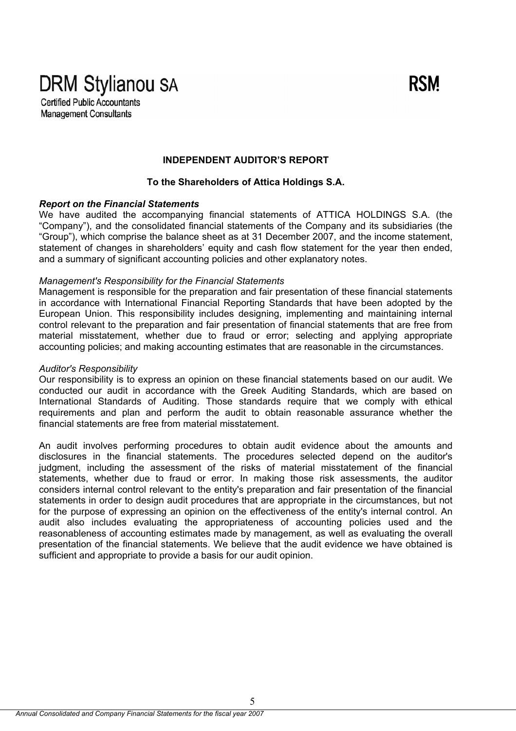DRM Stylianou SA

Certified Public Accountants
Management Consultants

RSM

**INDEPENDENT AUDITOR'S REPORT**

**To the Shareholders of Attica Holdings S.A.**

***Report on the Financial Statements***

We have audited the accompanying financial statements of ATTICA HOLDINGS S.A. (the "Company"), and the consolidated financial statements of the Company and its subsidiaries (the "Group"), which comprise the balance sheet as at 31 December 2007, and the income statement, statement of changes in shareholders' equity and cash flow statement for the year then ended, and a summary of significant accounting policies and other explanatory notes.

*Management's Responsibility for the Financial Statements*

Management is responsible for the preparation and fair presentation of these financial statements in accordance with International Financial Reporting Standards that have been adopted by the European Union. This responsibility includes designing, implementing and maintaining internal control relevant to the preparation and fair presentation of financial statements that are free from material misstatement, whether due to fraud or error; selecting and applying appropriate accounting policies; and making accounting estimates that are reasonable in the circumstances.

*Auditor's Responsibility*

Our responsibility is to express an opinion on these financial statements based on our audit. We conducted our audit in accordance with the Greek Auditing Standards, which are based on International Standards of Auditing. Those standards require that we comply with ethical requirements and plan and perform the audit to obtain reasonable assurance whether the financial statements are free from material misstatement.

An audit involves performing procedures to obtain audit evidence about the amounts and disclosures in the financial statements. The procedures selected depend on the auditor's judgment, including the assessment of the risks of material misstatement of the financial statements, whether due to fraud or error. In making those risk assessments, the auditor considers internal control relevant to the entity's preparation and fair presentation of the financial statements in order to design audit procedures that are appropriate in the circumstances, but not for the purpose of expressing an opinion on the effectiveness of the entity's internal control. An audit also includes evaluating the appropriateness of accounting policies used and the reasonableness of accounting estimates made by management, as well as evaluating the overall presentation of the financial statements. We believe that the audit evidence we have obtained is sufficient and appropriate to provide a basis for our audit opinion.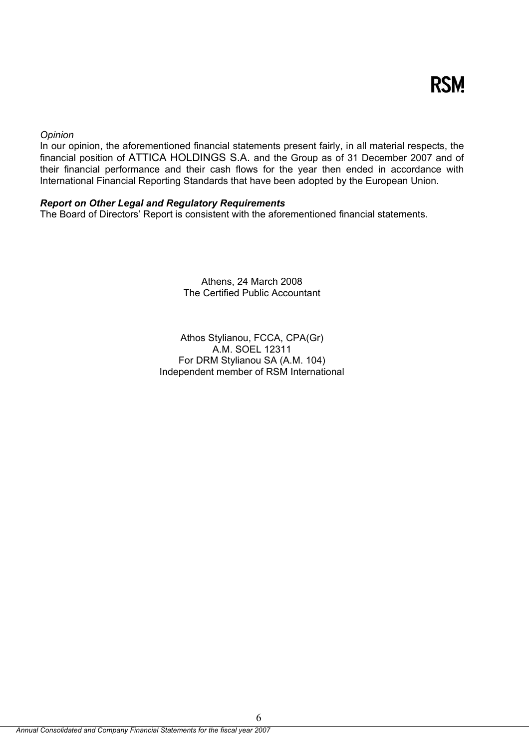RSM

*Opinion*

In our opinion, the aforementioned financial statements present fairly, in all material respects, the financial position of ATTICA HOLDINGS S.A. and the Group as of 31 December 2007 and of their financial performance and their cash flows for the year then ended in accordance with International Financial Reporting Standards that have been adopted by the European Union.

***Report on Other Legal and Regulatory Requirements***

The Board of Directors' Report is consistent with the aforementioned financial statements.

Athens, 24 March 2008
The Certified Public Accountant

Athos Stylianou, FCCA, CPA(Gr)
A.M. SOEL 12311
For DRM Stylianou SA (A.M. 104)
Independent member of RSM International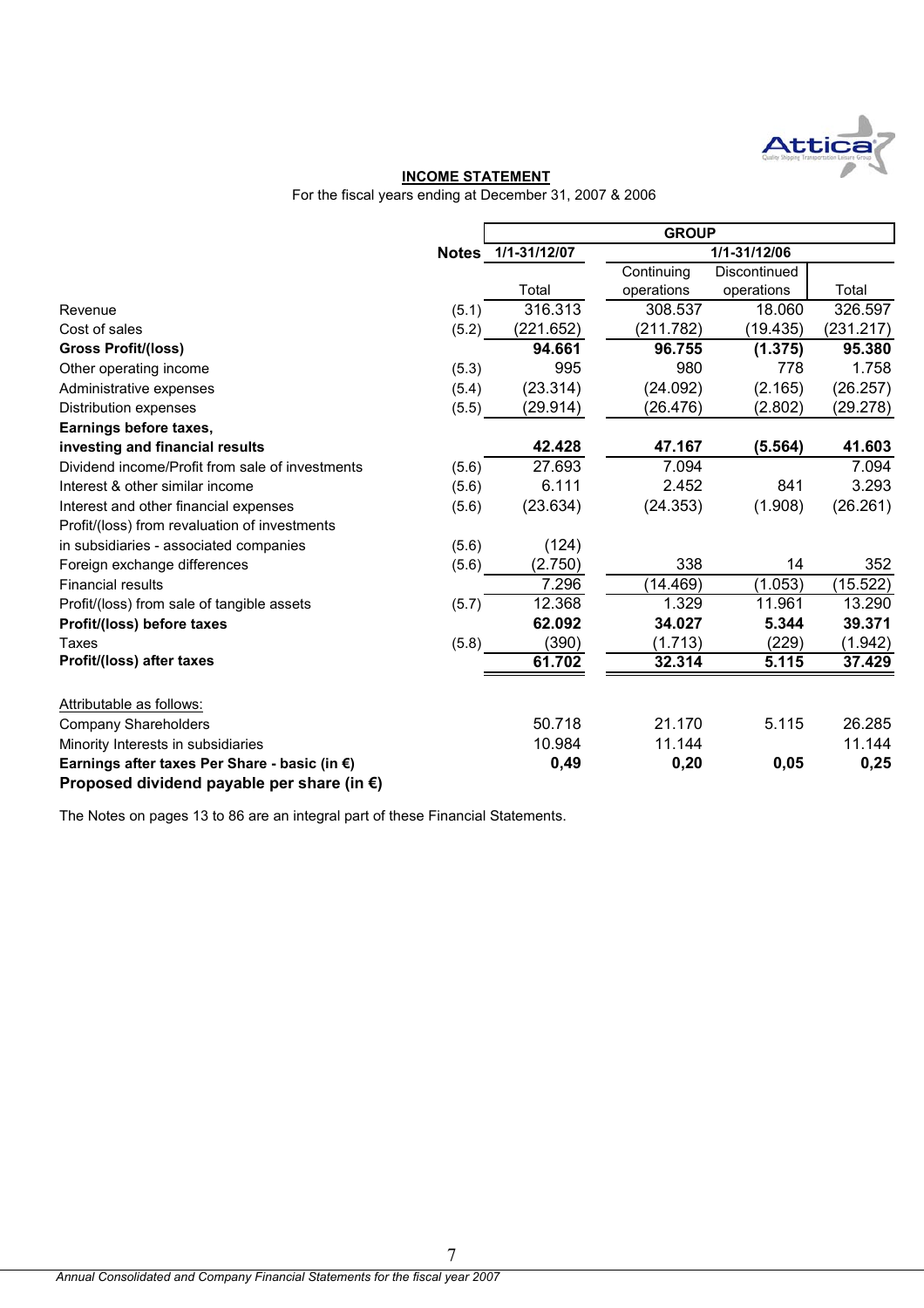## INCOME STATEMENT

For the fiscal years ending at December 31, 2007 & 2006

| | Notes | GROUP | | | |
|---|---|---|---|---|---|
| | | 1/1-31/12/07 | 1/1-31/12/06 | | |
| | | Total | Continuing operations | Discontinued operations | Total |
| Revenue | (5.1) | 316.313 | 308.537 | 18.060 | 326.597 |
| Cost of sales | (5.2) | (221.652) | (211.782) | (19.435) | (231.217) |
| **Gross Profit/(loss)** | | **94.661** | **96.755** | **(1.375)** | **95.380** |
| Other operating income | (5.3) | 995 | 980 | 778 | 1.758 |
| Administrative expenses | (5.4) | (23.314) | (24.092) | (2.165) | (26.257) |
| Distribution expenses | (5.5) | (29.914) | (26.476) | (2.802) | (29.278) |
| **Earnings before taxes, investing and financial results** | | **42.428** | **47.167** | **(5.564)** | **41.603** |
| Dividend income/Profit from sale of investments | (5.6) | 27.693 | 7.094 | | 7.094 |
| Interest & other similar income | (5.6) | 6.111 | 2.452 | 841 | 3.293 |
| Interest and other financial expenses | (5.6) | (23.634) | (24.353) | (1.908) | (26.261) |
| Profit/(loss) from revaluation of investments in subsidiaries - associated companies | (5.6) | (124) | | | |
| Foreign exchange differences | (5.6) | (2.750) | 338 | 14 | 352 |
| Financial results | | 7.296 | (14.469) | (1.053) | (15.522) |
| Profit/(loss) from sale of tangible assets | (5.7) | 12.368 | 1.329 | 11.961 | 13.290 |
| **Profit/(loss) before taxes** | | **62.092** | **34.027** | **5.344** | **39.371** |
| Taxes | (5.8) | (390) | (1.713) | (229) | (1.942) |
| **Profit/(loss) after taxes** | | **61.702** | **32.314** | **5.115** | **37.429** |
| | | | | | |
| Attributable as follows: | | | | | |
| Company Shareholders | | 50.718 | 21.170 | 5.115 | 26.285 |
| Minority Interests in subsidiaries | | 10.984 | 11.144 | | 11.144 |
| **Earnings after taxes Per Share - basic (in €)** | | **0,49** | **0,20** | **0,05** | **0,25** |
| **Proposed dividend payable per share (in €)** | | | | | |

The Notes on pages 13 to 86 are an integral part of these Financial Statements.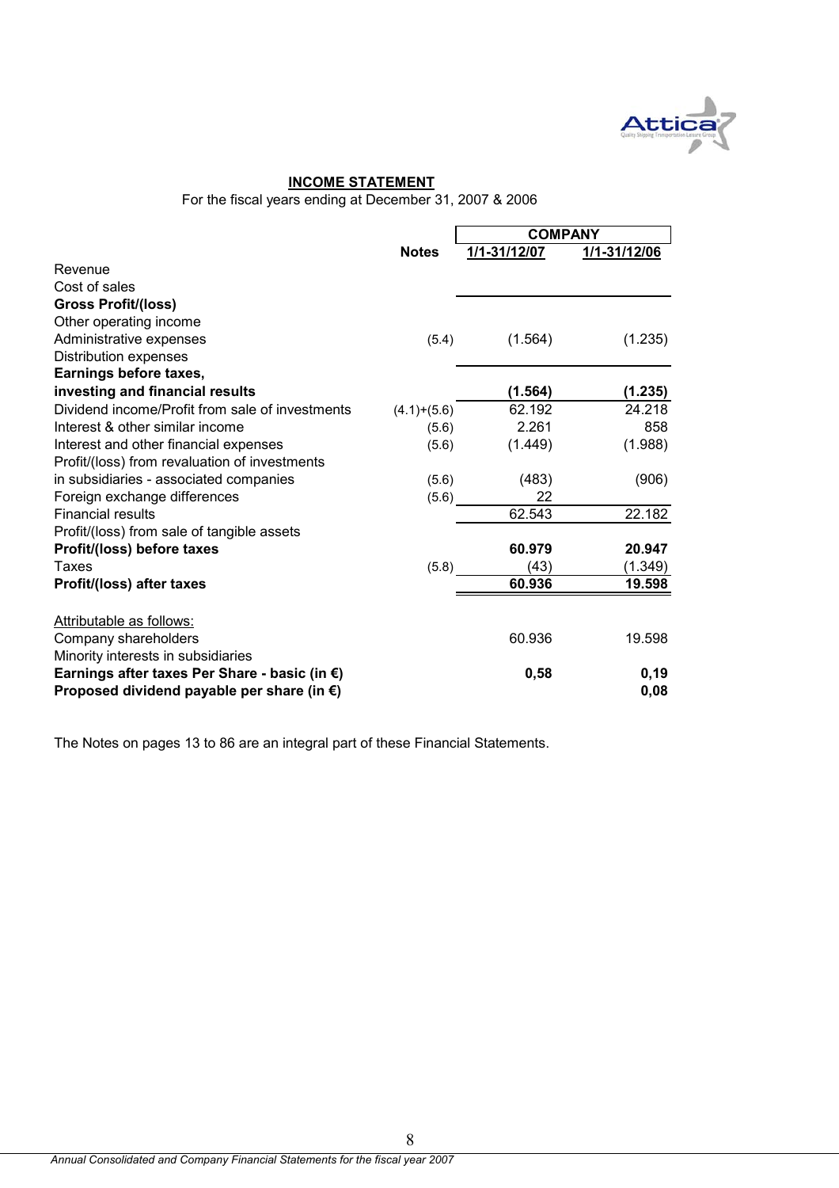## INCOME STATEMENT

For the fiscal years ending at December 31, 2007 & 2006

| | Notes | COMPANY | |
|---|---|---|---|
| | | 1/1-31/12/07 | 1/1-31/12/06 |
| Revenue | | | |
| Cost of sales | | | |
| **Gross Profit/(loss)** | | | |
| Other operating income | | | |
| Administrative expenses | (5.4) | (1.564) | (1.235) |
| Distribution expenses | | | |
| **Earnings before taxes, investing and financial results** | | **(1.564)** | **(1.235)** |
| Dividend income/Profit from sale of investments | (4.1)+(5.6) | 62.192 | 24.218 |
| Interest & other similar income | (5.6) | 2.261 | 858 |
| Interest and other financial expenses | (5.6) | (1.449) | (1.988) |
| Profit/(loss) from revaluation of investments in subsidiaries - associated companies | (5.6) | (483) | (906) |
| Foreign exchange differences | (5.6) | 22 | |
| Financial results | | 62.543 | 22.182 |
| Profit/(loss) from sale of tangible assets | | | |
| **Profit/(loss) before taxes** | | **60.979** | **20.947** |
| Taxes | (5.8) | (43) | (1.349) |
| **Profit/(loss) after taxes** | | **60.936** | **19.598** |
| | | | |
| Attributable as follows: | | | |
| Company shareholders | | 60.936 | 19.598 |
| Minority interests in subsidiaries | | | |
| **Earnings after taxes Per Share - basic (in €)** | | **0,58** | **0,19** |
| **Proposed dividend payable per share (in €)** | | | **0,08** |

The Notes on pages 13 to 86 are an integral part of these Financial Statements.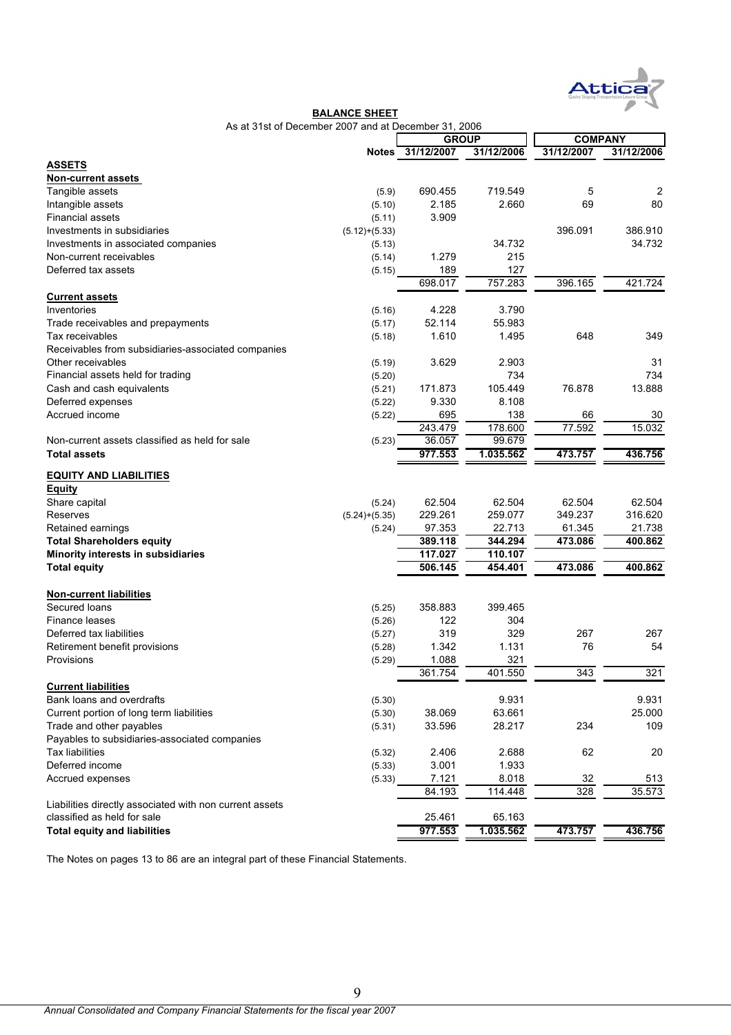## BALANCE SHEET

As at 31st of December 2007 and at December 31, 2006

| | Notes | GROUP | | COMPANY | |
|---|---|---|---|---|---|
| | | 31/12/2007 | 31/12/2006 | 31/12/2007 | 31/12/2006 |
| **ASSETS** | | | | | |
| **Non-current assets** | | | | | |
| Tangible assets | (5.9) | 690.455 | 719.549 | 5 | 2 |
| Intangible assets | (5.10) | 2.185 | 2.660 | 69 | 80 |
| Financial assets | (5.11) | 3.909 | | | |
| Investments in subsidiaries | (5.12)+(5.33) | | | 396.091 | 386.910 |
| Investments in associated companies | (5.13) | | 34.732 | | 34.732 |
| Non-current receivables | (5.14) | 1.279 | 215 | | |
| Deferred tax assets | (5.15) | 189 | 127 | | |
| | | 698.017 | 757.283 | 396.165 | 421.724 |
| **Current assets** | | | | | |
| Inventories | (5.16) | 4.228 | 3.790 | | |
| Trade receivables and prepayments | (5.17) | 52.114 | 55.983 | | |
| Tax receivables | (5.18) | 1.610 | 1.495 | 648 | 349 |
| Receivables from subsidiaries-associated companies | | | | | |
| Other receivables | (5.19) | 3.629 | 2.903 | | 31 |
| Financial assets held for trading | (5.20) | | 734 | | 734 |
| Cash and cash equivalents | (5.21) | 171.873 | 105.449 | 76.878 | 13.888 |
| Deferred expenses | (5.22) | 9.330 | 8.108 | | |
| Accrued income | (5.22) | 695 | 138 | 66 | 30 |
| | | 243.479 | 178.600 | 77.592 | 15.032 |
| Non-current assets classified as held for sale | (5.23) | 36.057 | 99.679 | | |
| **Total assets** | | **977.553** | **1.035.562** | **473.757** | **436.756** |
| **EQUITY AND LIABILITIES** | | | | | |
| **Equity** | | | | | |
| Share capital | (5.24) | 62.504 | 62.504 | 62.504 | 62.504 |
| Reserves | (5.24)+(5.35) | 229.261 | 259.077 | 349.237 | 316.620 |
| Retained earnings | (5.24) | 97.353 | 22.713 | 61.345 | 21.738 |
| **Total Shareholders equity** | | **389.118** | **344.294** | **473.086** | **400.862** |
| **Minority interests in subsidiaries** | | **117.027** | **110.107** | | |
| **Total equity** | | **506.145** | **454.401** | **473.086** | **400.862** |
| **Non-current liabilities** | | | | | |
| Secured loans | (5.25) | 358.883 | 399.465 | | |
| Finance leases | (5.26) | 122 | 304 | | |
| Deferred tax liabilities | (5.27) | 319 | 329 | 267 | 267 |
| Retirement benefit provisions | (5.28) | 1.342 | 1.131 | 76 | 54 |
| Provisions | (5.29) | 1.088 | 321 | | |
| | | 361.754 | 401.550 | 343 | 321 |
| **Current liabilities** | | | | | |
| Bank loans and overdrafts | (5.30) | | 9.931 | | 9.931 |
| Current portion of long term liabilities | (5.30) | 38.069 | 63.661 | | 25.000 |
| Trade and other payables | (5.31) | 33.596 | 28.217 | 234 | 109 |
| Payables to subsidiaries-associated companies | | | | | |
| Tax liabilities | (5.32) | 2.406 | 2.688 | 62 | 20 |
| Deferred income | (5.33) | 3.001 | 1.933 | | |
| Accrued expenses | (5.33) | 7.121 | 8.018 | 32 | 513 |
| | | 84.193 | 114.448 | 328 | 35.573 |
| Liabilities directly associated with non current assets classified as held for sale | | 25.461 | 65.163 | | |
| **Total equity and liabilities** | | **977.553** | **1.035.562** | **473.757** | **436.756** |

The Notes on pages 13 to 86 are an integral part of these Financial Statements.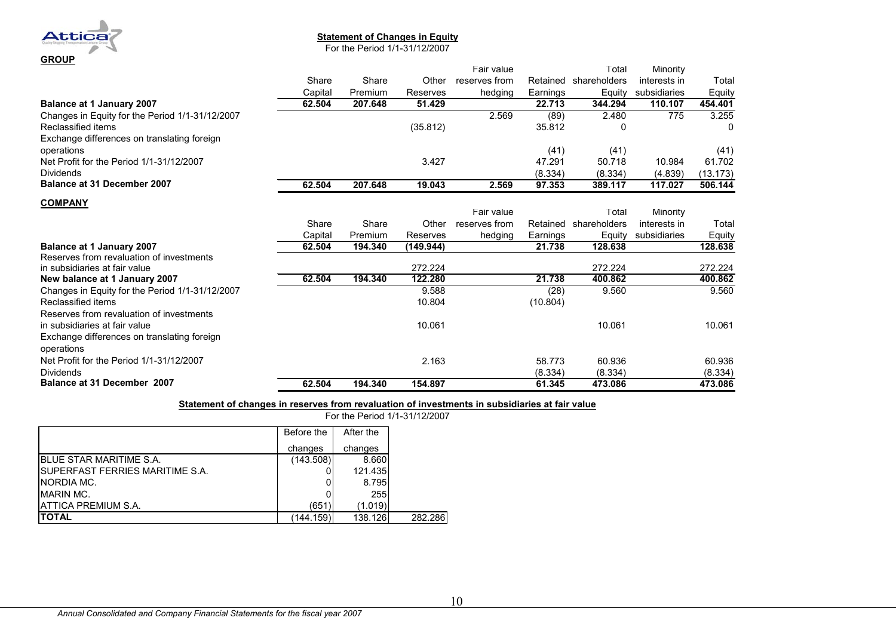## Statement of Changes in Equity

For the Period 1/1-31/12/2007

### GROUP

| | Share Capital | Share Premium | Other Reserves | Fair value reserves from hedging | Retained Earnings | Total shareholders Equity | Minority interests in subsidiaries | Total Equity |
|---|---|---|---|---|---|---|---|---|
| **Balance at 1 January 2007** | **62.504** | **207.648** | **51.429** | | **22.713** | **344.294** | **110.107** | **454.401** |
| Changes in Equity for the Period 1/1-31/12/2007 | | | | 2.569 | (89) | 2.480 | 775 | 3.255 |
| Reclassified items | | | (35.812) | | 35.812 | 0 | | 0 |
| Exchange differences on translating foreign operations | | | | | (41) | (41) | | (41) |
| Net Profit for the Period 1/1-31/12/2007 | | | 3.427 | | 47.291 | 50.718 | 10.984 | 61.702 |
| Dividends | | | | | (8.334) | (8.334) | (4.839) | (13.173) |
| **Balance at 31 December 2007** | **62.504** | **207.648** | **19.043** | **2.569** | **97.353** | **389.117** | **117.027** | **506.144** |

### COMPANY

| | Share Capital | Share Premium | Other Reserves | Fair value reserves from hedging | Retained Earnings | Total shareholders Equity | Minority interests in subsidiaries | Total Equity |
|---|---|---|---|---|---|---|---|---|
| **Balance at 1 January 2007** | **62.504** | **194.340** | **(149.944)** | | **21.738** | **128.638** | | **128.638** |
| Reserves from revaluation of investments in subsidiaries at fair value | | | 272.224 | | | 272.224 | | 272.224 |
| **New balance at 1 January 2007** | **62.504** | **194.340** | **122.280** | | **21.738** | **400.862** | | **400.862** |
| Changes in Equity for the Period 1/1-31/12/2007 | | | 9.588 | | (28) | 9.560 | | 9.560 |
| Reclassified items | | | 10.804 | | (10.804) | | | |
| Reserves from revaluation of investments in subsidiaries at fair value | | | 10.061 | | | 10.061 | | 10.061 |
| Exchange differences on translating foreign operations | | | | | | | | |
| Net Profit for the Period 1/1-31/12/2007 | | | 2.163 | | 58.773 | 60.936 | | 60.936 |
| Dividends | | | | | (8.334) | (8.334) | | (8.334) |
| **Balance at 31 December 2007** | **62.504** | **194.340** | **154.897** | | **61.345** | **473.086** | | **473.086** |

## Statement of changes in reserves from revaluation of investments in subsidiaries at fair value

For the Period 1/1-31/12/2007

| | Before the changes | After the changes | |
|---|---|---|---|
| BLUE STAR MARITIME S.A. | (143.508) | 8.660 | |
| SUPERFAST FERRIES MARITIME S.A. | 0 | 121.435 | |
| NORDIA MC. | 0 | 8.795 | |
| MARIN MC. | 0 | 255 | |
| ATTICA PREMIUM S.A. | (651) | (1.019) | |
| **TOTAL** | (144.159) | 138.126 | 282.286 |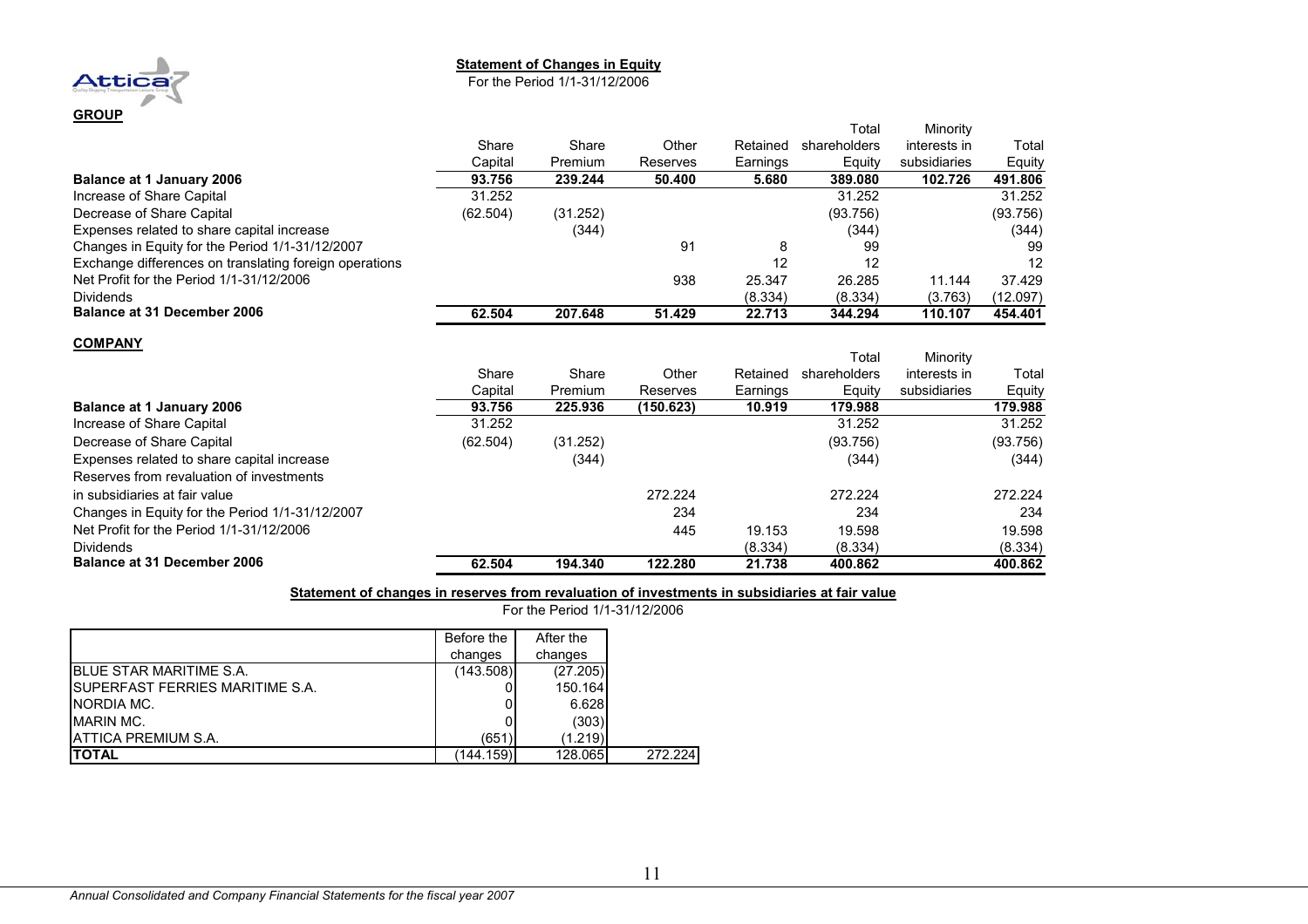## Statement of Changes in Equity

For the Period 1/1-31/12/2006

### GROUP

| | Share Capital | Share Premium | Other Reserves | Retained Earnings | Total shareholders Equity | Minority interests in subsidiaries | Total Equity |
|---|---|---|---|---|---|---|---|
| **Balance at 1 January 2006** | **93.756** | **239.244** | **50.400** | **5.680** | **389.080** | **102.726** | **491.806** |
| Increase of Share Capital | 31.252 | | | | 31.252 | | 31.252 |
| Decrease of Share Capital | (62.504) | (31.252) | | | (93.756) | | (93.756) |
| Expenses related to share capital increase | | (344) | | | (344) | | (344) |
| Changes in Equity for the Period 1/1-31/12/2007 | | | 91 | 8 | 99 | | 99 |
| Exchange differences on translating foreign operations | | | | 12 | 12 | | 12 |
| Net Profit for the Period 1/1-31/12/2006 | | | 938 | 25.347 | 26.285 | 11.144 | 37.429 |
| Dividends | | | | (8.334) | (8.334) | (3.763) | (12.097) |
| **Balance at 31 December 2006** | **62.504** | **207.648** | **51.429** | **22.713** | **344.294** | **110.107** | **454.401** |

### COMPANY

| | Share Capital | Share Premium | Other Reserves | Retained Earnings | Total shareholders Equity | Minority interests in subsidiaries | Total Equity |
|---|---|---|---|---|---|---|---|
| **Balance at 1 January 2006** | **93.756** | **225.936** | **(150.623)** | **10.919** | **179.988** | | **179.988** |
| Increase of Share Capital | 31.252 | | | | 31.252 | | 31.252 |
| Decrease of Share Capital | (62.504) | (31.252) | | | (93.756) | | (93.756) |
| Expenses related to share capital increase | | (344) | | | (344) | | (344) |
| Reserves from revaluation of investments in subsidiaries at fair value | | | 272.224 | | 272.224 | | 272.224 |
| Changes in Equity for the Period 1/1-31/12/2007 | | | 234 | | 234 | | 234 |
| Net Profit for the Period 1/1-31/12/2006 | | | 445 | 19.153 | 19.598 | | 19.598 |
| Dividends | | | | (8.334) | (8.334) | | (8.334) |
| **Balance at 31 December 2006** | **62.504** | **194.340** | **122.280** | **21.738** | **400.862** | | **400.862** |

## Statement of changes in reserves from revaluation of investments in subsidiaries at fair value

For the Period 1/1-31/12/2006

| | Before the changes | After the changes | |
|---|---|---|---|
| BLUE STAR MARITIME S.A. | (143.508) | (27.205) | |
| SUPERFAST FERRIES MARITIME S.A. | 0 | 150.164 | |
| NORDIA MC. | 0 | 6.628 | |
| MARIN MC. | 0 | (303) | |
| ATTICA PREMIUM S.A. | (651) | (1.219) | |
| **TOTAL** | (144.159) | 128.065 | 272.224 |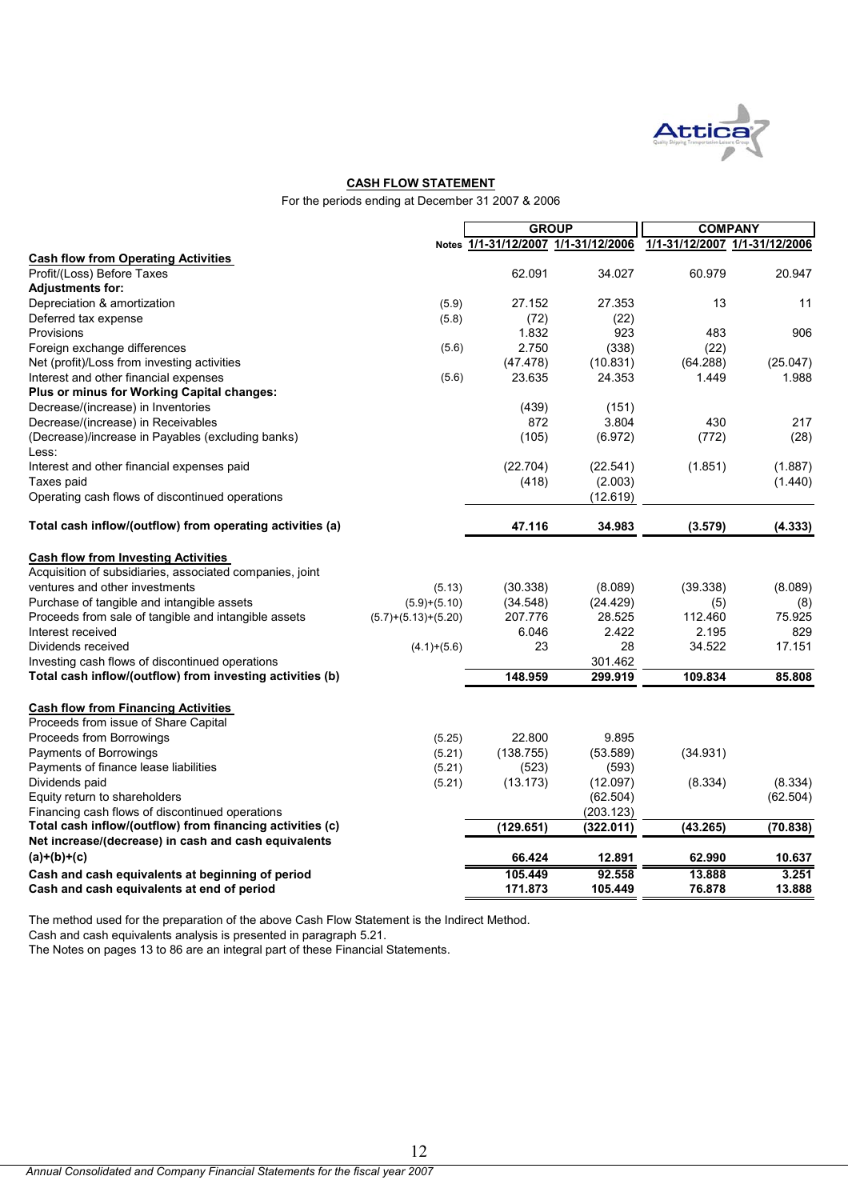## CASH FLOW STATEMENT

For the periods ending at December 31 2007 & 2006

| | Notes | GROUP | | COMPANY | |
|---|---|---|---|---|---|
| | | 1/1-31/12/2007 | 1/1-31/12/2006 | 1/1-31/12/2007 | 1/1-31/12/2006 |
| **Cash flow from Operating Activities** | | | | | |
| Profit/(Loss) Before Taxes | | 62.091 | 34.027 | 60.979 | 20.947 |
| **Adjustments for:** | | | | | |
| Depreciation & amortization | (5.9) | 27.152 | 27.353 | 13 | 11 |
| Deferred tax expense | (5.8) | (72) | (22) | | |
| Provisions | | 1.832 | 923 | 483 | 906 |
| Foreign exchange differences | (5.6) | 2.750 | (338) | (22) | |
| Net (profit)/Loss from investing activities | | (47.478) | (10.831) | (64.288) | (25.047) |
| Interest and other financial expenses | (5.6) | 23.635 | 24.353 | 1.449 | 1.988 |
| **Plus or minus for Working Capital changes:** | | | | | |
| Decrease/(increase) in Inventories | | (439) | (151) | | |
| Decrease/(increase) in Receivables | | 872 | 3.804 | 430 | 217 |
| (Decrease)/increase in Payables (excluding banks) | | (105) | (6.972) | (772) | (28) |
| Less: | | | | | |
| Interest and other financial expenses paid | | (22.704) | (22.541) | (1.851) | (1.887) |
| Taxes paid | | (418) | (2.003) | | (1.440) |
| Operating cash flows of discontinued operations | | | (12.619) | | |
| **Total cash inflow/(outflow) from operating activities (a)** | | **47.116** | **34.983** | **(3.579)** | **(4.333)** |
| **Cash flow from Investing Activities** | | | | | |
| Acquisition of subsidiaries, associated companies, joint ventures and other investments | (5.13) | (30.338) | (8.089) | (39.338) | (8.089) |
| Purchase of tangible and intangible assets | (5.9)+(5.10) | (34.548) | (24.429) | (5) | (8) |
| Proceeds from sale of tangible and intangible assets | (5.7)+(5.13)+(5.20) | 207.776 | 28.525 | 112.460 | 75.925 |
| Interest received | | 6.046 | 2.422 | 2.195 | 829 |
| Dividends received | (4.1)+(5.6) | 23 | 28 | 34.522 | 17.151 |
| Investing cash flows of discontinued operations | | | 301.462 | | |
| **Total cash inflow/(outflow) from investing activities (b)** | | **148.959** | **299.919** | **109.834** | **85.808** |
| **Cash flow from Financing Activities** | | | | | |
| Proceeds from issue of Share Capital | | | | | |
| Proceeds from Borrowings | (5.25) | 22.800 | 9.895 | | |
| Payments of Borrowings | (5.21) | (138.755) | (53.589) | (34.931) | |
| Payments of finance lease liabilities | (5.21) | (523) | (593) | | |
| Dividends paid | (5.21) | (13.173) | (12.097) | (8.334) | (8.334) |
| Equity return to shareholders | | | (62.504) | | (62.504) |
| Financing cash flows of discontinued operations | | | (203.123) | | |
| **Total cash inflow/(outflow) from financing activities (c)** | | **(129.651)** | **(322.011)** | **(43.265)** | **(70.838)** |
| **Net increase/(decrease) in cash and cash equivalents (a)+(b)+(c)** | | **66.424** | **12.891** | **62.990** | **10.637** |
| **Cash and cash equivalents at beginning of period** | | **105.449** | **92.558** | **13.888** | **3.251** |
| **Cash and cash equivalents at end of period** | | **171.873** | **105.449** | **76.878** | **13.888** |

The method used for the preparation of the above Cash Flow Statement is the Indirect Method.
Cash and cash equivalents analysis is presented in paragraph 5.21.
The Notes on pages 13 to 86 are an integral part of these Financial Statements.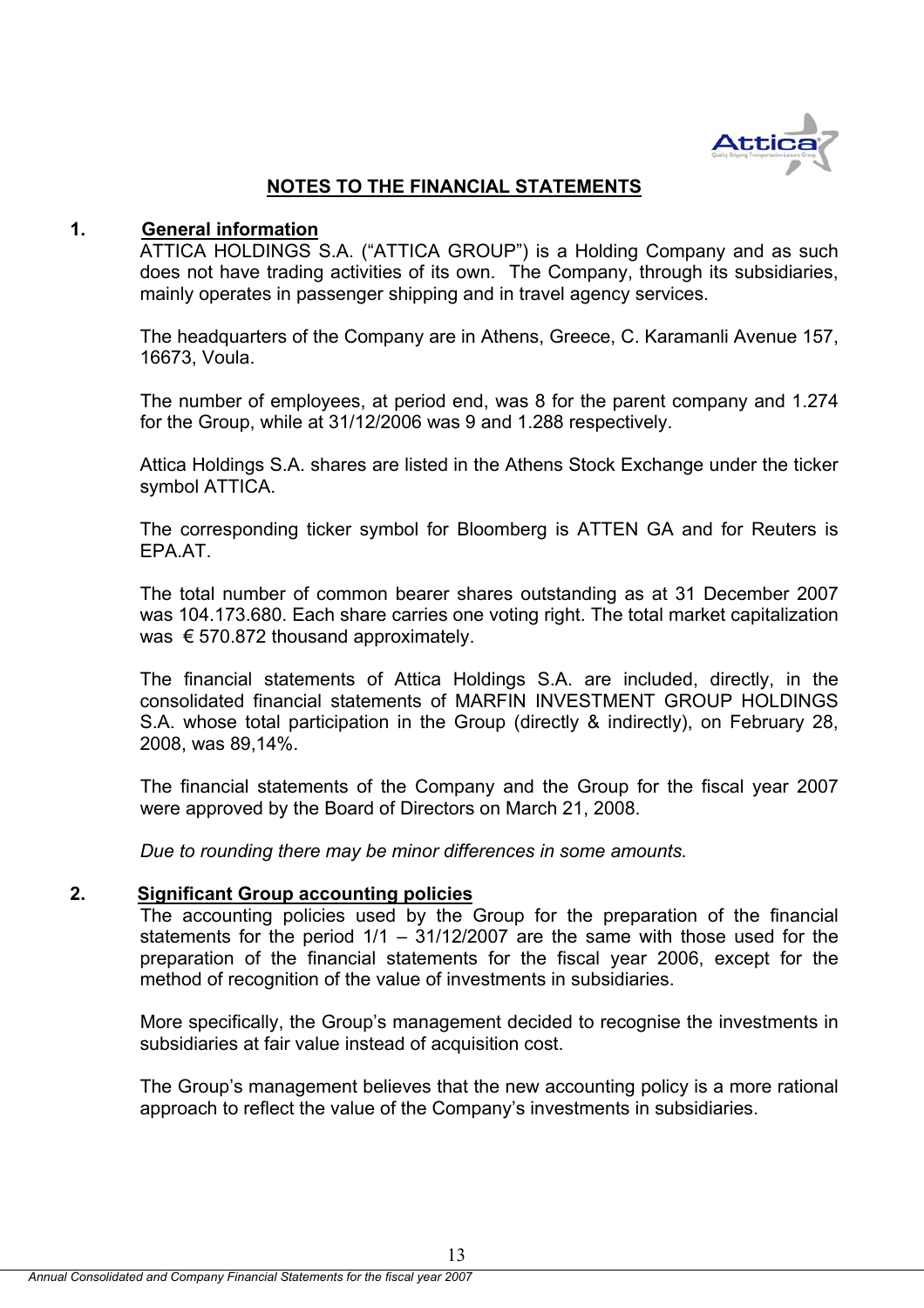# NOTES TO THE FINANCIAL STATEMENTS

## 1. General information

ATTICA HOLDINGS S.A. ("ATTICA GROUP") is a Holding Company and as such does not have trading activities of its own. The Company, through its subsidiaries, mainly operates in passenger shipping and in travel agency services.

The headquarters of the Company are in Athens, Greece, C. Karamanli Avenue 157, 16673, Voula.

The number of employees, at period end, was 8 for the parent company and 1.274 for the Group, while at 31/12/2006 was 9 and 1.288 respectively.

Attica Holdings S.A. shares are listed in the Athens Stock Exchange under the ticker symbol ATTICA.

The corresponding ticker symbol for Bloomberg is ATTEN GA and for Reuters is EPA.AT.

The total number of common bearer shares outstanding as at 31 December 2007 was 104.173.680. Each share carries one voting right. The total market capitalization was € 570.872 thousand approximately.

The financial statements of Attica Holdings S.A. are included, directly, in the consolidated financial statements of MARFIN INVESTMENT GROUP HOLDINGS S.A. whose total participation in the Group (directly & indirectly), on February 28, 2008, was 89,14%.

The financial statements of the Company and the Group for the fiscal year 2007 were approved by the Board of Directors on March 21, 2008.

*Due to rounding there may be minor differences in some amounts.*

## 2. Significant Group accounting policies

The accounting policies used by the Group for the preparation of the financial statements for the period 1/1 – 31/12/2007 are the same with those used for the preparation of the financial statements for the fiscal year 2006, except for the method of recognition of the value of investments in subsidiaries.

More specifically, the Group's management decided to recognise the investments in subsidiaries at fair value instead of acquisition cost.

The Group's management believes that the new accounting policy is a more rational approach to reflect the value of the Company's investments in subsidiaries.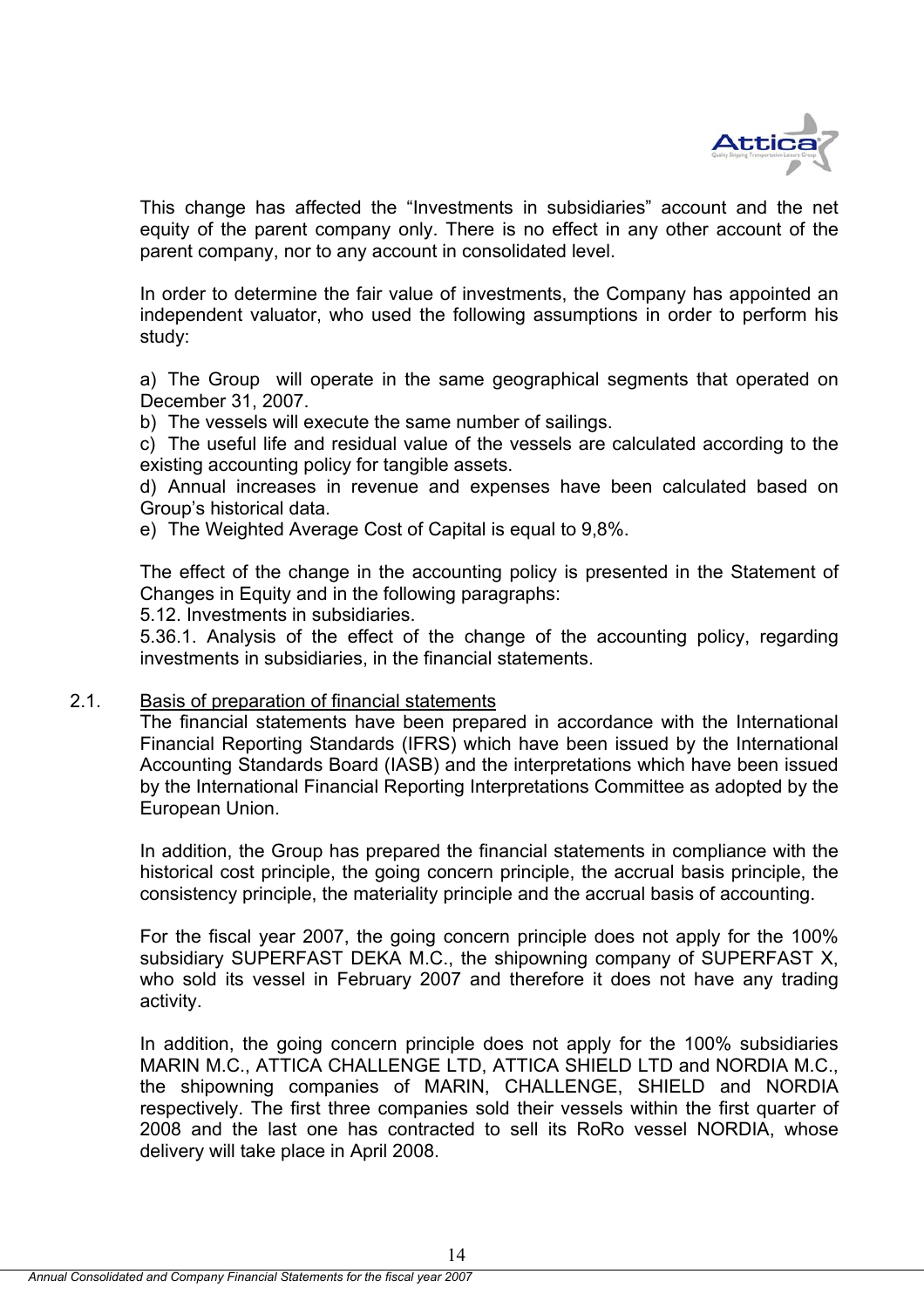This change has affected the "Investments in subsidiaries" account and the net equity of the parent company only. There is no effect in any other account of the parent company, nor to any account in consolidated level.

In order to determine the fair value of investments, the Company has appointed an independent valuator, who used the following assumptions in order to perform his study:

a) The Group will operate in the same geographical segments that operated on December 31, 2007.
b) The vessels will execute the same number of sailings.
c) The useful life and residual value of the vessels are calculated according to the existing accounting policy for tangible assets.
d) Annual increases in revenue and expenses have been calculated based on Group's historical data.
e) The Weighted Average Cost of Capital is equal to 9,8%.

The effect of the change in the accounting policy is presented in the Statement of Changes in Equity and in the following paragraphs:
5.12. Investments in subsidiaries.
5.36.1. Analysis of the effect of the change of the accounting policy, regarding investments in subsidiaries, in the financial statements.

## 2.1. Basis of preparation of financial statements

The financial statements have been prepared in accordance with the International Financial Reporting Standards (IFRS) which have been issued by the International Accounting Standards Board (IASB) and the interpretations which have been issued by the International Financial Reporting Interpretations Committee as adopted by the European Union.

In addition, the Group has prepared the financial statements in compliance with the historical cost principle, the going concern principle, the accrual basis principle, the consistency principle, the materiality principle and the accrual basis of accounting.

For the fiscal year 2007, the going concern principle does not apply for the 100% subsidiary SUPERFAST DEKA M.C., the shipowning company of SUPERFAST X, who sold its vessel in February 2007 and therefore it does not have any trading activity.

In addition, the going concern principle does not apply for the 100% subsidiaries MARIN M.C., ATTICA CHALLENGE LTD, ATTICA SHIELD LTD and NORDIA M.C., the shipowning companies of MARIN, CHALLENGE, SHIELD and NORDIA respectively. The first three companies sold their vessels within the first quarter of 2008 and the last one has contracted to sell its RoRo vessel NORDIA, whose delivery will take place in April 2008.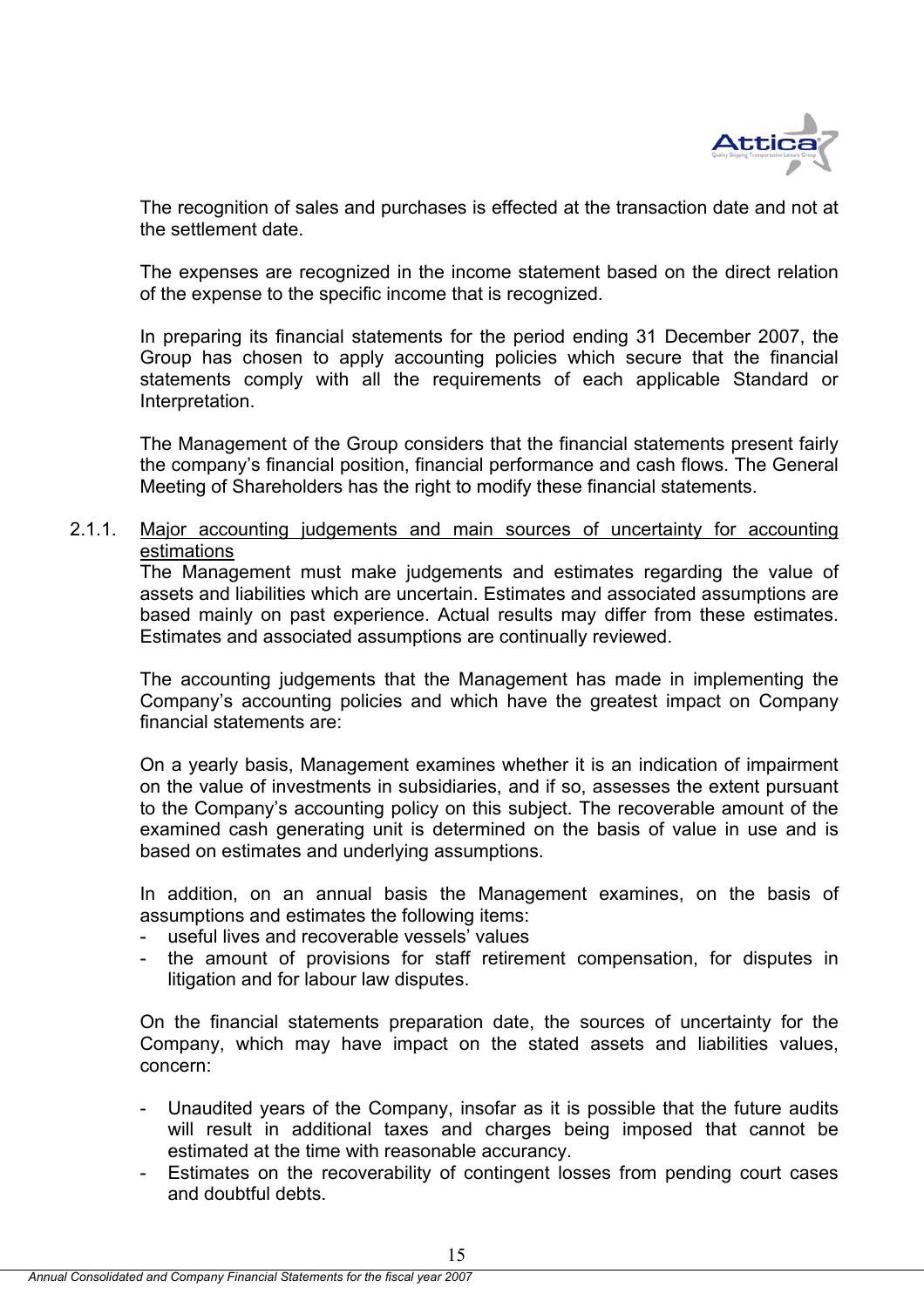The recognition of sales and purchases is effected at the transaction date and not at the settlement date.

The expenses are recognized in the income statement based on the direct relation of the expense to the specific income that is recognized.

In preparing its financial statements for the period ending 31 December 2007, the Group has chosen to apply accounting policies which secure that the financial statements comply with all the requirements of each applicable Standard or Interpretation.

The Management of the Group considers that the financial statements present fairly the company's financial position, financial performance and cash flows. The General Meeting of Shareholders has the right to modify these financial statements.

### 2.1.1. Major accounting judgements and main sources of uncertainty for accounting estimations

The Management must make judgements and estimates regarding the value of assets and liabilities which are uncertain. Estimates and associated assumptions are based mainly on past experience. Actual results may differ from these estimates. Estimates and associated assumptions are continually reviewed.

The accounting judgements that the Management has made in implementing the Company's accounting policies and which have the greatest impact on Company financial statements are:

On a yearly basis, Management examines whether it is an indication of impairment on the value of investments in subsidiaries, and if so, assesses the extent pursuant to the Company's accounting policy on this subject. The recoverable amount of the examined cash generating unit is determined on the basis of value in use and is based on estimates and underlying assumptions.

In addition, on an annual basis the Management examines, on the basis of assumptions and estimates the following items:

- useful lives and recoverable vessels' values
- the amount of provisions for staff retirement compensation, for disputes in litigation and for labour law disputes.

On the financial statements preparation date, the sources of uncertainty for the Company, which may have impact on the stated assets and liabilities values, concern:

- Unaudited years of the Company, insofar as it is possible that the future audits will result in additional taxes and charges being imposed that cannot be estimated at the time with reasonable accurancy.
- Estimates on the recoverability of contingent losses from pending court cases and doubtful debts.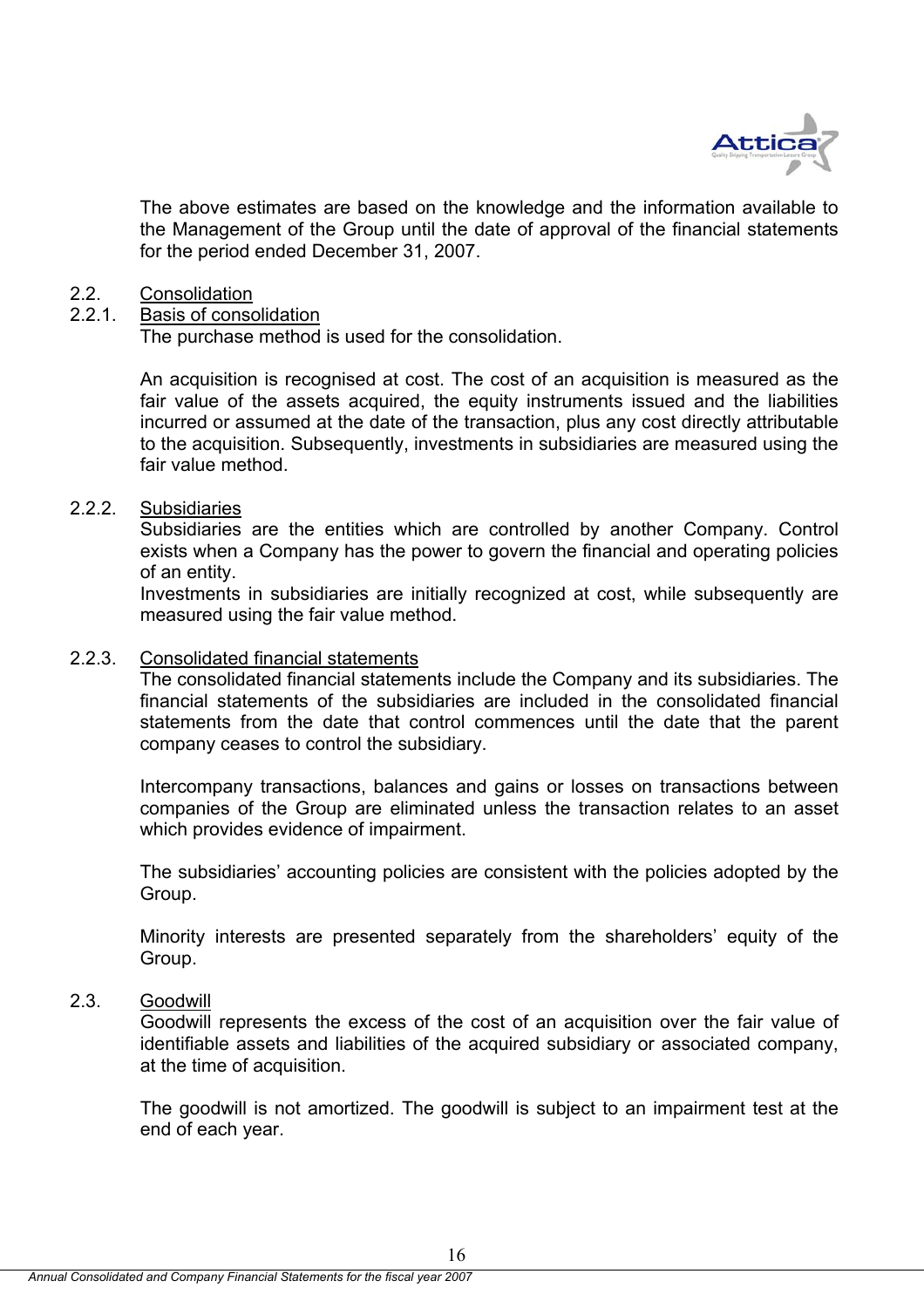The above estimates are based on the knowledge and the information available to the Management of the Group until the date of approval of the financial statements for the period ended December 31, 2007.

## 2.2. Consolidation

### 2.2.1. Basis of consolidation

The purchase method is used for the consolidation.

An acquisition is recognised at cost. The cost of an acquisition is measured as the fair value of the assets acquired, the equity instruments issued and the liabilities incurred or assumed at the date of the transaction, plus any cost directly attributable to the acquisition. Subsequently, investments in subsidiaries are measured using the fair value method.

### 2.2.2. Subsidiaries

Subsidiaries are the entities which are controlled by another Company. Control exists when a Company has the power to govern the financial and operating policies of an entity.

Investments in subsidiaries are initially recognized at cost, while subsequently are measured using the fair value method.

### 2.2.3. Consolidated financial statements

The consolidated financial statements include the Company and its subsidiaries. The financial statements of the subsidiaries are included in the consolidated financial statements from the date that control commences until the date that the parent company ceases to control the subsidiary.

Intercompany transactions, balances and gains or losses on transactions between companies of the Group are eliminated unless the transaction relates to an asset which provides evidence of impairment.

The subsidiaries' accounting policies are consistent with the policies adopted by the Group.

Minority interests are presented separately from the shareholders' equity of the Group.

## 2.3. Goodwill

Goodwill represents the excess of the cost of an acquisition over the fair value of identifiable assets and liabilities of the acquired subsidiary or associated company, at the time of acquisition.

The goodwill is not amortized. The goodwill is subject to an impairment test at the end of each year.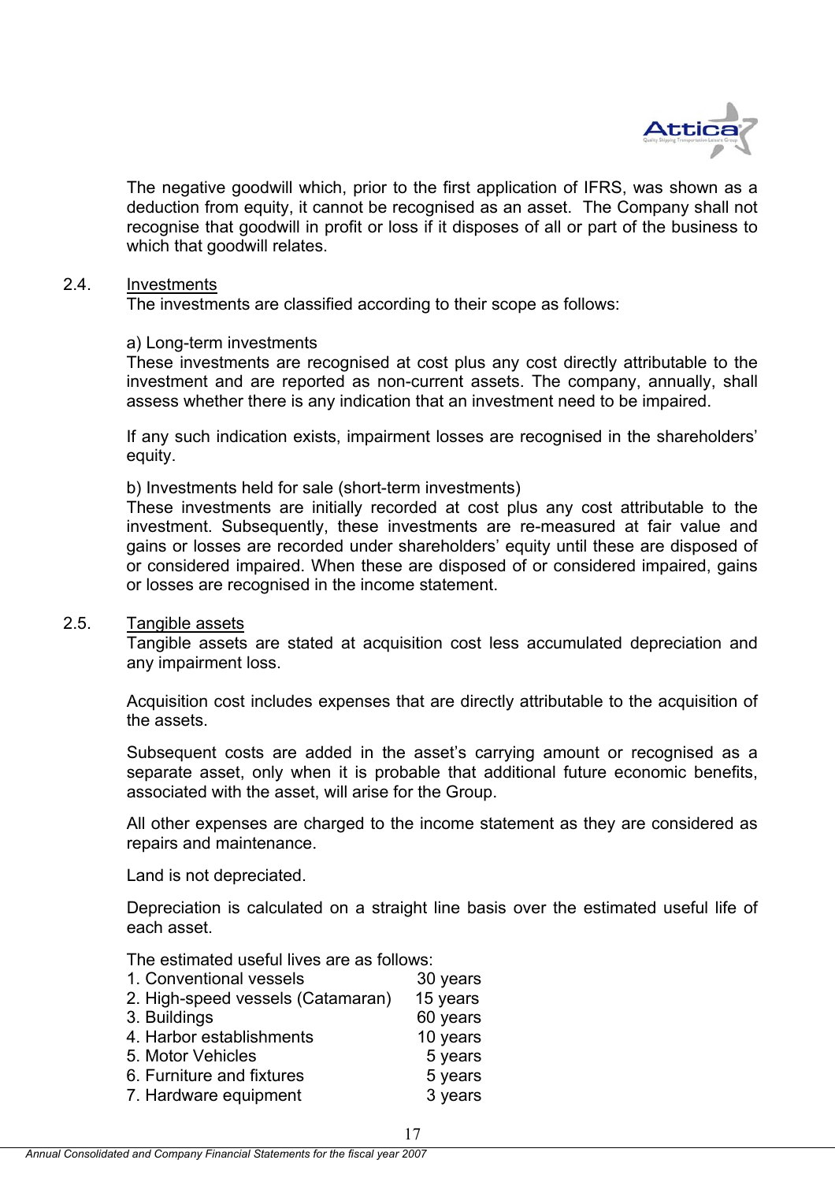The negative goodwill which, prior to the first application of IFRS, was shown as a deduction from equity, it cannot be recognised as an asset. The Company shall not recognise that goodwill in profit or loss if it disposes of all or part of the business to which that goodwill relates.

## 2.4. Investments

The investments are classified according to their scope as follows:

a) Long-term investments

These investments are recognised at cost plus any cost directly attributable to the investment and are reported as non-current assets. The company, annually, shall assess whether there is any indication that an investment need to be impaired.

If any such indication exists, impairment losses are recognised in the shareholders' equity.

b) Investments held for sale (short-term investments)

These investments are initially recorded at cost plus any cost attributable to the investment. Subsequently, these investments are re-measured at fair value and gains or losses are recorded under shareholders' equity until these are disposed of or considered impaired. When these are disposed of or considered impaired, gains or losses are recognised in the income statement.

## 2.5. Tangible assets

Tangible assets are stated at acquisition cost less accumulated depreciation and any impairment loss.

Acquisition cost includes expenses that are directly attributable to the acquisition of the assets.

Subsequent costs are added in the asset's carrying amount or recognised as a separate asset, only when it is probable that additional future economic benefits, associated with the asset, will arise for the Group.

All other expenses are charged to the income statement as they are considered as repairs and maintenance.

Land is not depreciated.

Depreciation is calculated on a straight line basis over the estimated useful life of each asset.

The estimated useful lives are as follows:

| | |
|---|---|
| 1. Conventional vessels | 30 years |
| 2. High-speed vessels (Catamaran) | 15 years |
| 3. Buildings | 60 years |
| 4. Harbor establishments | 10 years |
| 5. Motor Vehicles | 5 years |
| 6. Furniture and fixtures | 5 years |
| 7. Hardware equipment | 3 years |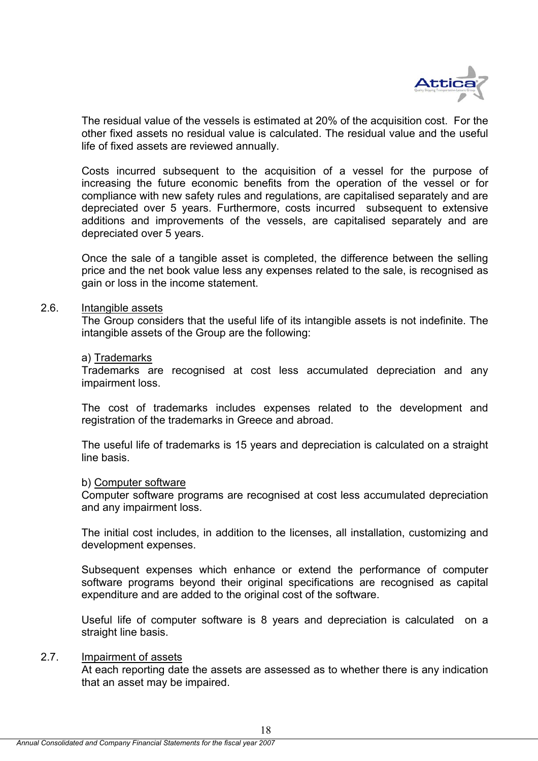The residual value of the vessels is estimated at 20% of the acquisition cost. For the other fixed assets no residual value is calculated. The residual value and the useful life of fixed assets are reviewed annually.

Costs incurred subsequent to the acquisition of a vessel for the purpose of increasing the future economic benefits from the operation of the vessel or for compliance with new safety rules and regulations, are capitalised separately and are depreciated over 5 years. Furthermore, costs incurred subsequent to extensive additions and improvements of the vessels, are capitalised separately and are depreciated over 5 years.

Once the sale of a tangible asset is completed, the difference between the selling price and the net book value less any expenses related to the sale, is recognised as gain or loss in the income statement.

### 2.6. Intangible assets

The Group considers that the useful life of its intangible assets is not indefinite. The intangible assets of the Group are the following:

a) Trademarks

Trademarks are recognised at cost less accumulated depreciation and any impairment loss.

The cost of trademarks includes expenses related to the development and registration of the trademarks in Greece and abroad.

The useful life of trademarks is 15 years and depreciation is calculated on a straight line basis.

b) Computer software

Computer software programs are recognised at cost less accumulated depreciation and any impairment loss.

The initial cost includes, in addition to the licenses, all installation, customizing and development expenses.

Subsequent expenses which enhance or extend the performance of computer software programs beyond their original specifications are recognised as capital expenditure and are added to the original cost of the software.

Useful life of computer software is 8 years and depreciation is calculated on a straight line basis.

### 2.7. Impairment of assets

At each reporting date the assets are assessed as to whether there is any indication that an asset may be impaired.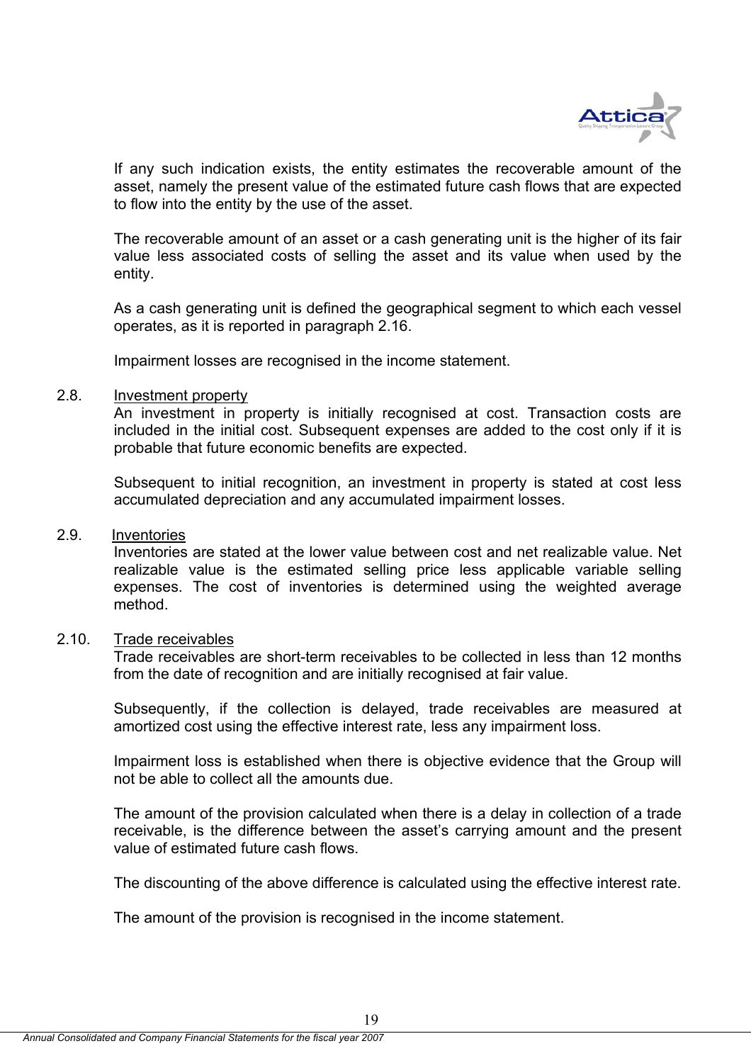If any such indication exists, the entity estimates the recoverable amount of the asset, namely the present value of the estimated future cash flows that are expected to flow into the entity by the use of the asset.

The recoverable amount of an asset or a cash generating unit is the higher of its fair value less associated costs of selling the asset and its value when used by the entity.

As a cash generating unit is defined the geographical segment to which each vessel operates, as it is reported in paragraph 2.16.

Impairment losses are recognised in the income statement.

### 2.8. Investment property

An investment in property is initially recognised at cost. Transaction costs are included in the initial cost. Subsequent expenses are added to the cost only if it is probable that future economic benefits are expected.

Subsequent to initial recognition, an investment in property is stated at cost less accumulated depreciation and any accumulated impairment losses.

### 2.9. Inventories

Inventories are stated at the lower value between cost and net realizable value. Net realizable value is the estimated selling price less applicable variable selling expenses. The cost of inventories is determined using the weighted average method.

### 2.10. Trade receivables

Trade receivables are short-term receivables to be collected in less than 12 months from the date of recognition and are initially recognised at fair value.

Subsequently, if the collection is delayed, trade receivables are measured at amortized cost using the effective interest rate, less any impairment loss.

Impairment loss is established when there is objective evidence that the Group will not be able to collect all the amounts due.

The amount of the provision calculated when there is a delay in collection of a trade receivable, is the difference between the asset's carrying amount and the present value of estimated future cash flows.

The discounting of the above difference is calculated using the effective interest rate.

The amount of the provision is recognised in the income statement.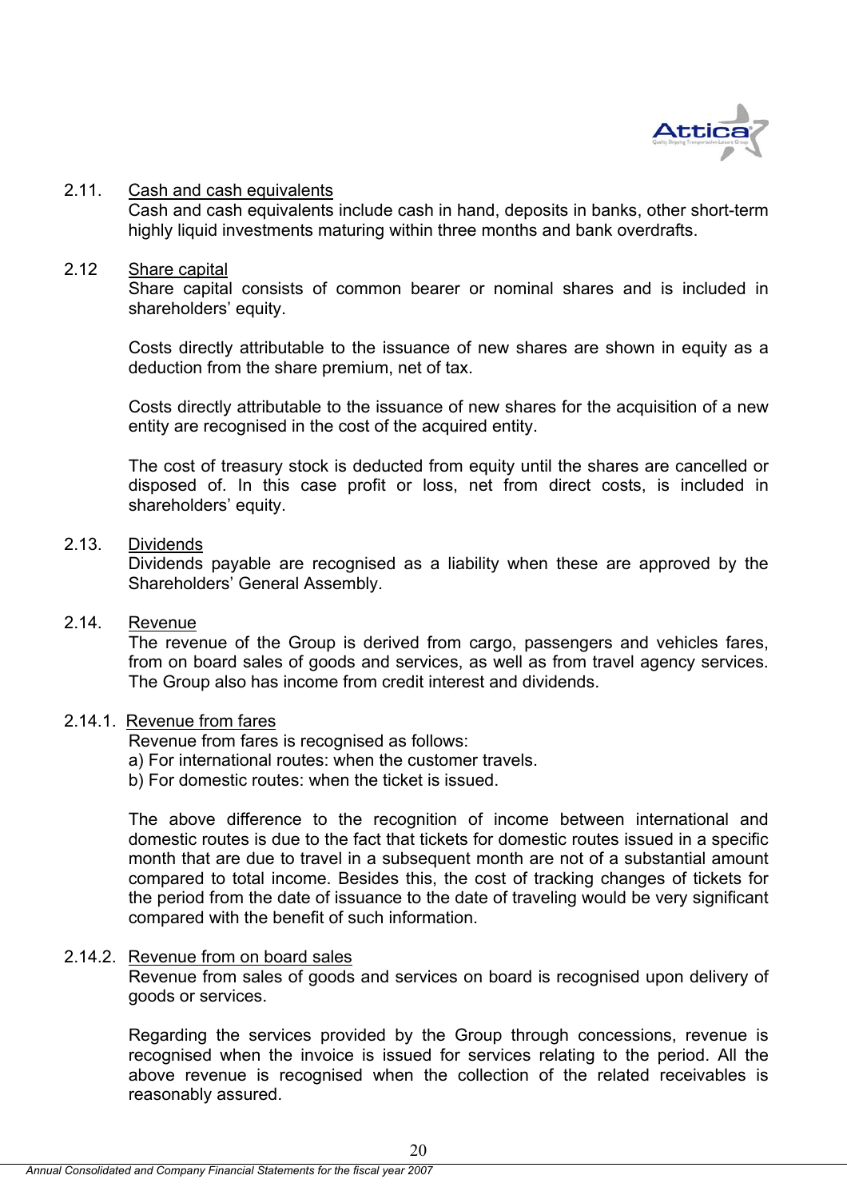### 2.11. Cash and cash equivalents

Cash and cash equivalents include cash in hand, deposits in banks, other short-term highly liquid investments maturing within three months and bank overdrafts.

### 2.12 Share capital

Share capital consists of common bearer or nominal shares and is included in shareholders' equity.

Costs directly attributable to the issuance of new shares are shown in equity as a deduction from the share premium, net of tax.

Costs directly attributable to the issuance of new shares for the acquisition of a new entity are recognised in the cost of the acquired entity.

The cost of treasury stock is deducted from equity until the shares are cancelled or disposed of. In this case profit or loss, net from direct costs, is included in shareholders' equity.

### 2.13. Dividends

Dividends payable are recognised as a liability when these are approved by the Shareholders' General Assembly.

### 2.14. Revenue

The revenue of the Group is derived from cargo, passengers and vehicles fares, from on board sales of goods and services, as well as from travel agency services. The Group also has income from credit interest and dividends.

#### 2.14.1. Revenue from fares

Revenue from fares is recognised as follows:

a) For international routes: when the customer travels.

b) For domestic routes: when the ticket is issued.

The above difference to the recognition of income between international and domestic routes is due to the fact that tickets for domestic routes issued in a specific month that are due to travel in a subsequent month are not of a substantial amount compared to total income. Besides this, the cost of tracking changes of tickets for the period from the date of issuance to the date of traveling would be very significant compared with the benefit of such information.

#### 2.14.2. Revenue from on board sales

Revenue from sales of goods and services on board is recognised upon delivery of goods or services.

Regarding the services provided by the Group through concessions, revenue is recognised when the invoice is issued for services relating to the period. All the above revenue is recognised when the collection of the related receivables is reasonably assured.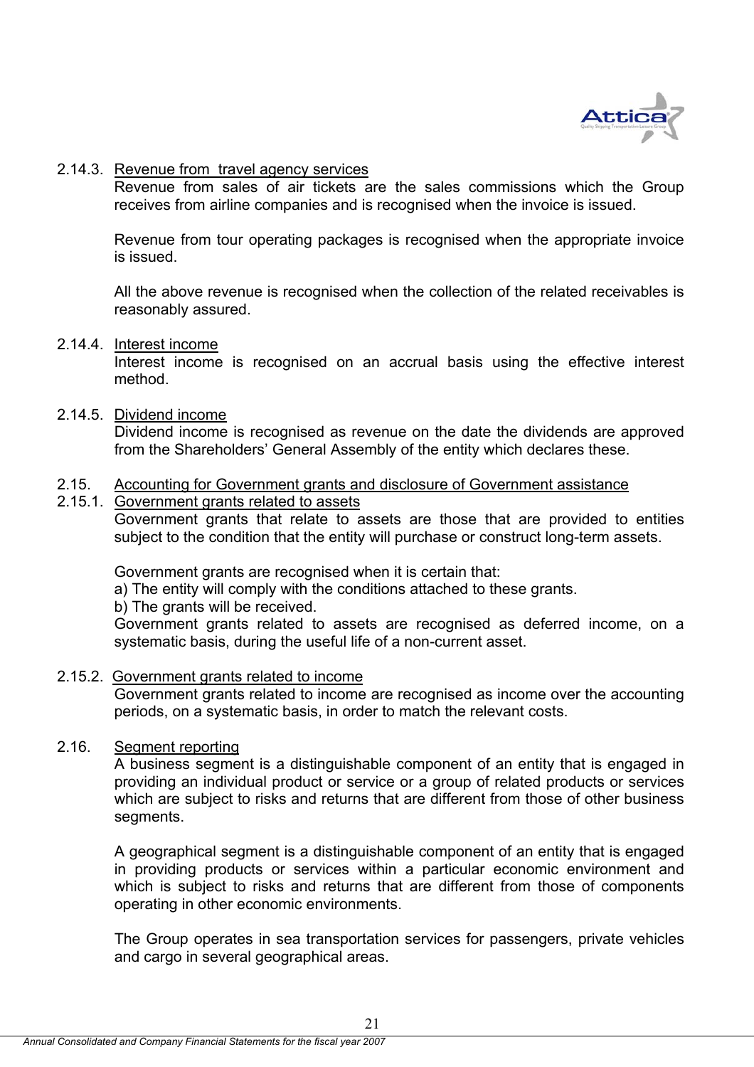#### 2.14.3. Revenue from travel agency services

Revenue from sales of air tickets are the sales commissions which the Group receives from airline companies and is recognised when the invoice is issued.

Revenue from tour operating packages is recognised when the appropriate invoice is issued.

All the above revenue is recognised when the collection of the related receivables is reasonably assured.

#### 2.14.4. Interest income

Interest income is recognised on an accrual basis using the effective interest method.

#### 2.14.5. Dividend income

Dividend income is recognised as revenue on the date the dividends are approved from the Shareholders' General Assembly of the entity which declares these.

### 2.15. Accounting for Government grants and disclosure of Government assistance

#### 2.15.1. Government grants related to assets

Government grants that relate to assets are those that are provided to entities subject to the condition that the entity will purchase or construct long-term assets.

Government grants are recognised when it is certain that:
a) The entity will comply with the conditions attached to these grants.
b) The grants will be received.
Government grants related to assets are recognised as deferred income, on a systematic basis, during the useful life of a non-current asset.

#### 2.15.2. Government grants related to income

Government grants related to income are recognised as income over the accounting periods, on a systematic basis, in order to match the relevant costs.

### 2.16. Segment reporting

A business segment is a distinguishable component of an entity that is engaged in providing an individual product or service or a group of related products or services which are subject to risks and returns that are different from those of other business segments.

A geographical segment is a distinguishable component of an entity that is engaged in providing products or services within a particular economic environment and which is subject to risks and returns that are different from those of components operating in other economic environments.

The Group operates in sea transportation services for passengers, private vehicles and cargo in several geographical areas.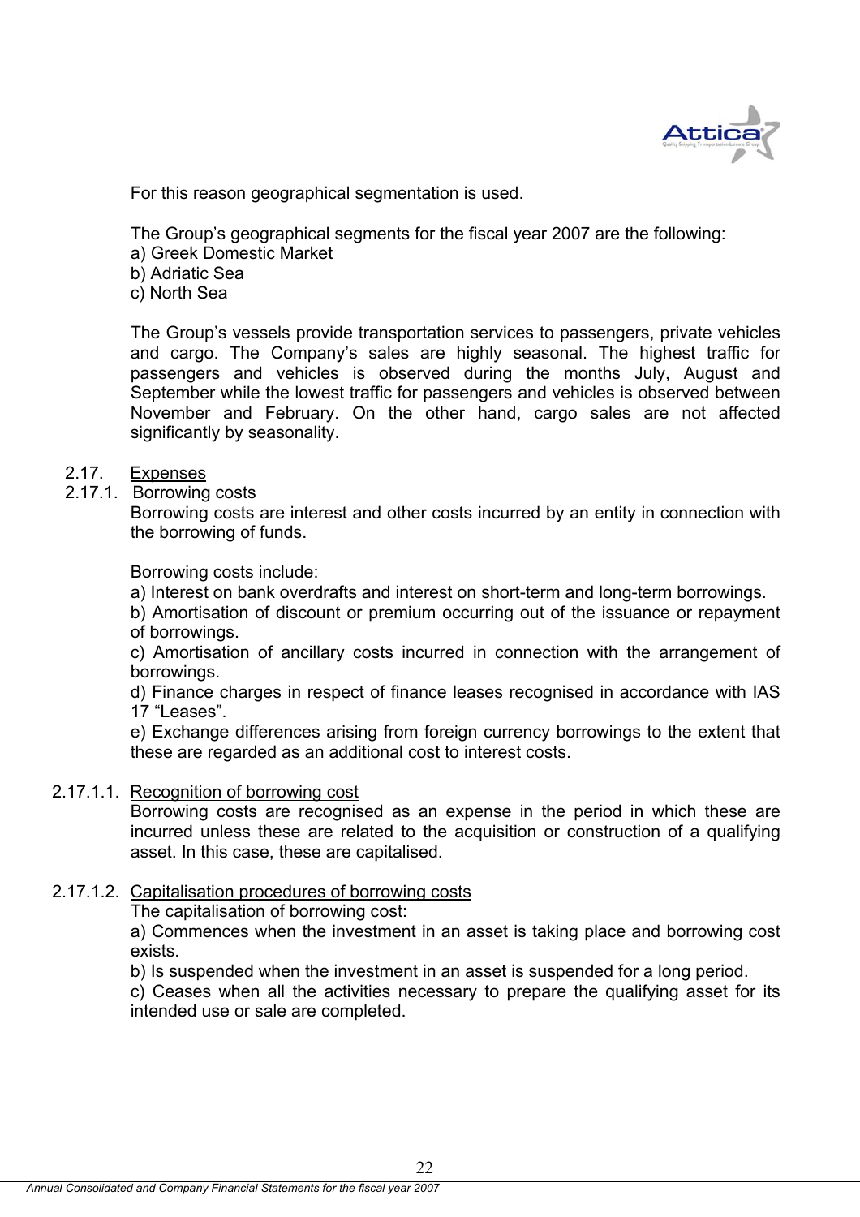For this reason geographical segmentation is used.

The Group's geographical segments for the fiscal year 2007 are the following:

a) Greek Domestic Market
b) Adriatic Sea
c) North Sea

The Group's vessels provide transportation services to passengers, private vehicles and cargo. The Company's sales are highly seasonal. The highest traffic for passengers and vehicles is observed during the months July, August and September while the lowest traffic for passengers and vehicles is observed between November and February. On the other hand, cargo sales are not affected significantly by seasonality.

2.17. Expenses

2.17.1. Borrowing costs

Borrowing costs are interest and other costs incurred by an entity in connection with the borrowing of funds.

Borrowing costs include:

a) Interest on bank overdrafts and interest on short-term and long-term borrowings.
b) Amortisation of discount or premium occurring out of the issuance or repayment of borrowings.
c) Amortisation of ancillary costs incurred in connection with the arrangement of borrowings.
d) Finance charges in respect of finance leases recognised in accordance with IAS 17 "Leases".
e) Exchange differences arising from foreign currency borrowings to the extent that these are regarded as an additional cost to interest costs.

2.17.1.1. Recognition of borrowing cost

Borrowing costs are recognised as an expense in the period in which these are incurred unless these are related to the acquisition or construction of a qualifying asset. In this case, these are capitalised.

2.17.1.2. Capitalisation procedures of borrowing costs

The capitalisation of borrowing cost:

a) Commences when the investment in an asset is taking place and borrowing cost exists.
b) Is suspended when the investment in an asset is suspended for a long period.
c) Ceases when all the activities necessary to prepare the qualifying asset for its intended use or sale are completed.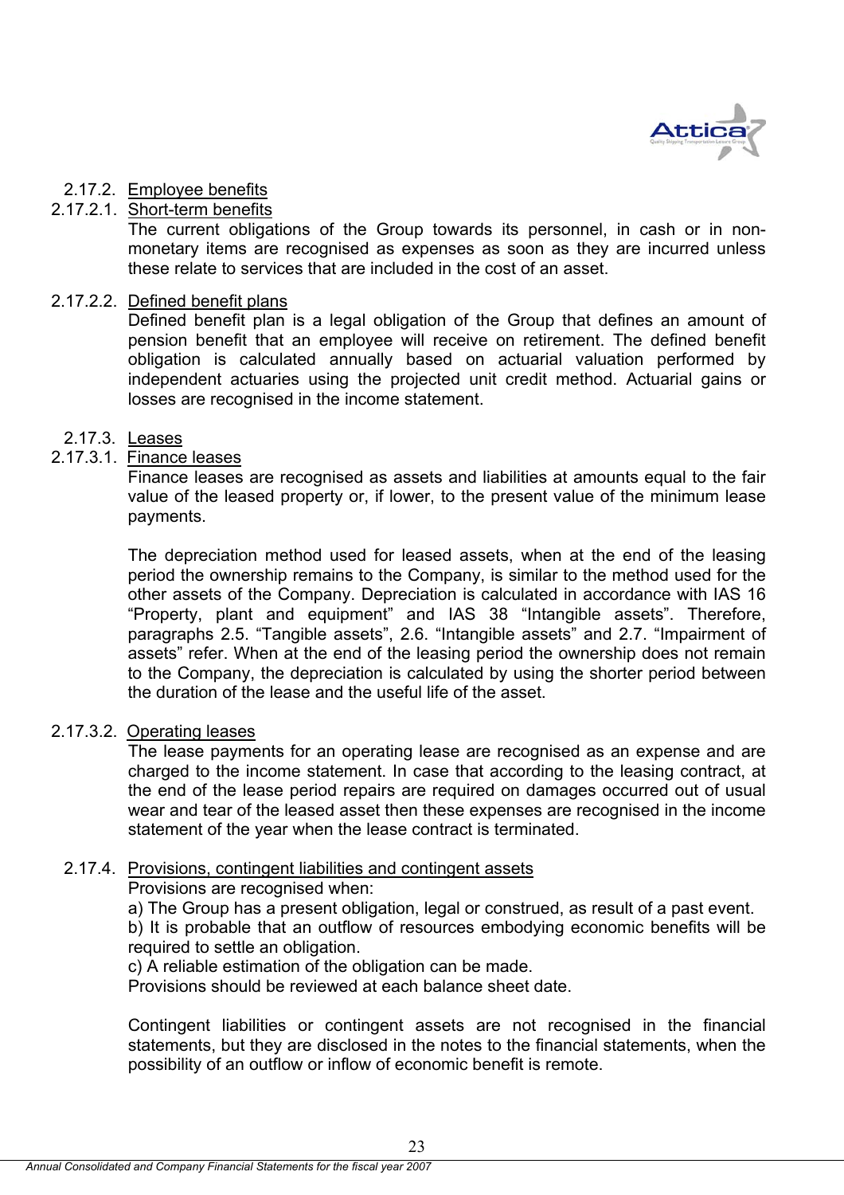#### 2.17.2. Employee benefits

##### 2.17.2.1. Short-term benefits

The current obligations of the Group towards its personnel, in cash or in non-monetary items are recognised as expenses as soon as they are incurred unless these relate to services that are included in the cost of an asset.

##### 2.17.2.2. Defined benefit plans

Defined benefit plan is a legal obligation of the Group that defines an amount of pension benefit that an employee will receive on retirement. The defined benefit obligation is calculated annually based on actuarial valuation performed by independent actuaries using the projected unit credit method. Actuarial gains or losses are recognised in the income statement.

#### 2.17.3. Leases

##### 2.17.3.1. Finance leases

Finance leases are recognised as assets and liabilities at amounts equal to the fair value of the leased property or, if lower, to the present value of the minimum lease payments.

The depreciation method used for leased assets, when at the end of the leasing period the ownership remains to the Company, is similar to the method used for the other assets of the Company. Depreciation is calculated in accordance with IAS 16 "Property, plant and equipment" and IAS 38 "Intangible assets". Therefore, paragraphs 2.5. "Tangible assets", 2.6. "Intangible assets" and 2.7. "Impairment of assets" refer. When at the end of the leasing period the ownership does not remain to the Company, the depreciation is calculated by using the shorter period between the duration of the lease and the useful life of the asset.

##### 2.17.3.2. Operating leases

The lease payments for an operating lease are recognised as an expense and are charged to the income statement. In case that according to the leasing contract, at the end of the lease period repairs are required on damages occurred out of usual wear and tear of the leased asset then these expenses are recognised in the income statement of the year when the lease contract is terminated.

#### 2.17.4. Provisions, contingent liabilities and contingent assets

Provisions are recognised when:

a) The Group has a present obligation, legal or construed, as result of a past event.

b) It is probable that an outflow of resources embodying economic benefits will be required to settle an obligation.

c) A reliable estimation of the obligation can be made.

Provisions should be reviewed at each balance sheet date.

Contingent liabilities or contingent assets are not recognised in the financial statements, but they are disclosed in the notes to the financial statements, when the possibility of an outflow or inflow of economic benefit is remote.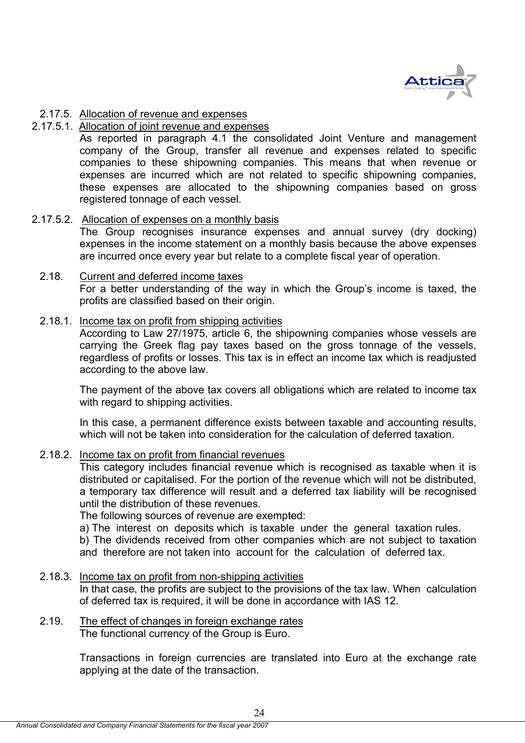2.17.5. Allocation of revenue and expenses

2.17.5.1. Allocation of joint revenue and expenses

As reported in paragraph 4.1 the consolidated Joint Venture and management company of the Group, transfer all revenue and expenses related to specific companies to these shipowning companies. This means that when revenue or expenses are incurred which are not related to specific shipowning companies, these expenses are allocated to the shipowning companies based on gross registered tonnage of each vessel.

2.17.5.2. Allocation of expenses on a monthly basis

The Group recognises insurance expenses and annual survey (dry docking) expenses in the income statement on a monthly basis because the above expenses are incurred once every year but relate to a complete fiscal year of operation.

2.18. Current and deferred income taxes

For a better understanding of the way in which the Group's income is taxed, the profits are classified based on their origin.

2.18.1. Income tax on profit from shipping activities

According to Law 27/1975, article 6, the shipowning companies whose vessels are carrying the Greek flag pay taxes based on the gross tonnage of the vessels, regardless of profits or losses. This tax is in effect an income tax which is readjusted according to the above law.

The payment of the above tax covers all obligations which are related to income tax with regard to shipping activities.

In this case, a permanent difference exists between taxable and accounting results, which will not be taken into consideration for the calculation of deferred taxation.

2.18.2. Income tax on profit from financial revenues

This category includes financial revenue which is recognised as taxable when it is distributed or capitalised. For the portion of the revenue which will not be distributed, a temporary tax difference will result and a deferred tax liability will be recognised until the distribution of these revenues.

The following sources of revenue are exempted:

a) The interest on deposits which is taxable under the general taxation rules.

b) The dividends received from other companies which are not subject to taxation and therefore are not taken into account for the calculation of deferred tax.

2.18.3. Income tax on profit from non-shipping activities

In that case, the profits are subject to the provisions of the tax law. When calculation of deferred tax is required, it will be done in accordance with IAS 12.

2.19. The effect of changes in foreign exchange rates

The functional currency of the Group is Euro.

Transactions in foreign currencies are translated into Euro at the exchange rate applying at the date of the transaction.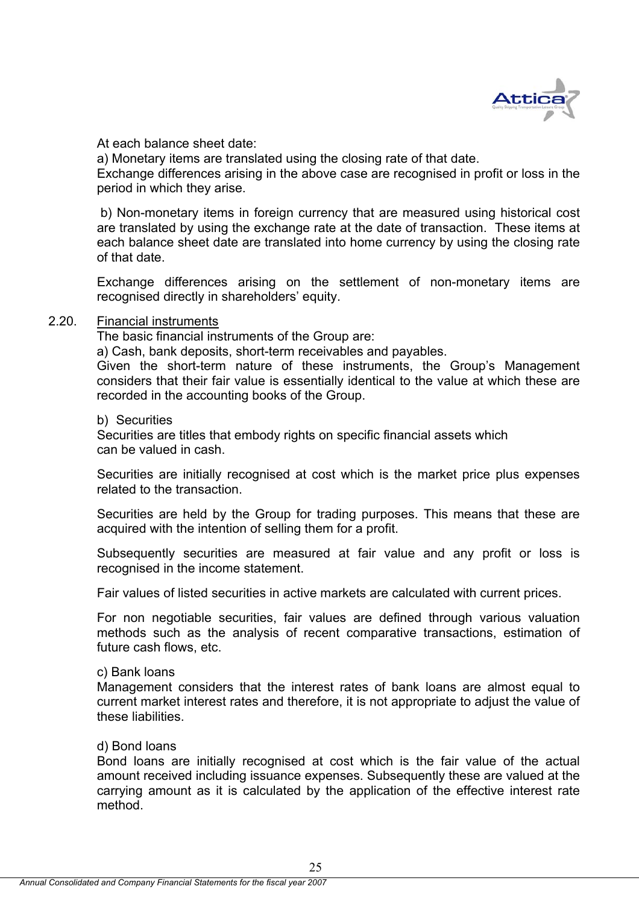At each balance sheet date:

a) Monetary items are translated using the closing rate of that date.
Exchange differences arising in the above case are recognised in profit or loss in the period in which they arise.

b) Non-monetary items in foreign currency that are measured using historical cost are translated by using the exchange rate at the date of transaction. These items at each balance sheet date are translated into home currency by using the closing rate of that date.

Exchange differences arising on the settlement of non-monetary items are recognised directly in shareholders' equity.

## 2.20. Financial instruments

The basic financial instruments of the Group are:

a) Cash, bank deposits, short-term receivables and payables.
Given the short-term nature of these instruments, the Group's Management considers that their fair value is essentially identical to the value at which these are recorded in the accounting books of the Group.

b) Securities
Securities are titles that embody rights on specific financial assets which can be valued in cash.

Securities are initially recognised at cost which is the market price plus expenses related to the transaction.

Securities are held by the Group for trading purposes. This means that these are acquired with the intention of selling them for a profit.

Subsequently securities are measured at fair value and any profit or loss is recognised in the income statement.

Fair values of listed securities in active markets are calculated with current prices.

For non negotiable securities, fair values are defined through various valuation methods such as the analysis of recent comparative transactions, estimation of future cash flows, etc.

c) Bank loans
Management considers that the interest rates of bank loans are almost equal to current market interest rates and therefore, it is not appropriate to adjust the value of these liabilities.

d) Bond loans
Bond loans are initially recognised at cost which is the fair value of the actual amount received including issuance expenses. Subsequently these are valued at the carrying amount as it is calculated by the application of the effective interest rate method.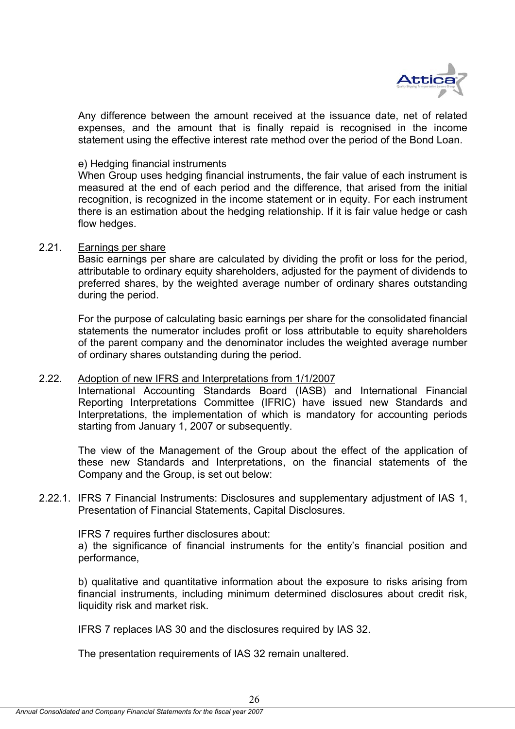Any difference between the amount received at the issuance date, net of related expenses, and the amount that is finally repaid is recognised in the income statement using the effective interest rate method over the period of the Bond Loan.

e) Hedging financial instruments

When Group uses hedging financial instruments, the fair value of each instrument is measured at the end of each period and the difference, that arised from the initial recognition, is recognized in the income statement or in equity. For each instrument there is an estimation about the hedging relationship. If it is fair value hedge or cash flow hedges.

2.21. Earnings per share

Basic earnings per share are calculated by dividing the profit or loss for the period, attributable to ordinary equity shareholders, adjusted for the payment of dividends to preferred shares, by the weighted average number of ordinary shares outstanding during the period.

For the purpose of calculating basic earnings per share for the consolidated financial statements the numerator includes profit or loss attributable to equity shareholders of the parent company and the denominator includes the weighted average number of ordinary shares outstanding during the period.

2.22. Adoption of new IFRS and Interpretations from 1/1/2007

International Accounting Standards Board (IASB) and International Financial Reporting Interpretations Committee (IFRIC) have issued new Standards and Interpretations, the implementation of which is mandatory for accounting periods starting from January 1, 2007 or subsequently.

The view of the Management of the Group about the effect of the application of these new Standards and Interpretations, on the financial statements of the Company and the Group, is set out below:

2.22.1. IFRS 7 Financial Instruments: Disclosures and supplementary adjustment of IAS 1, Presentation of Financial Statements, Capital Disclosures.

IFRS 7 requires further disclosures about:

a) the significance of financial instruments for the entity's financial position and performance,

b) qualitative and quantitative information about the exposure to risks arising from financial instruments, including minimum determined disclosures about credit risk, liquidity risk and market risk.

IFRS 7 replaces IAS 30 and the disclosures required by IAS 32.

The presentation requirements of IAS 32 remain unaltered.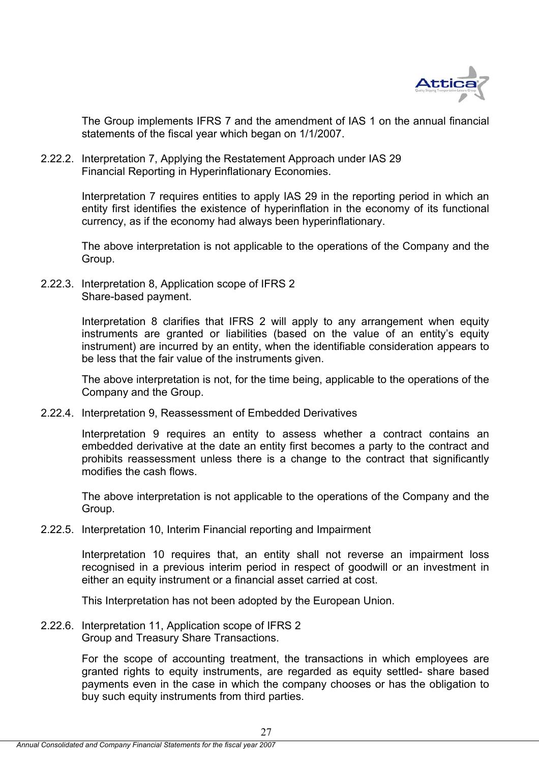The Group implements IFRS 7 and the amendment of IAS 1 on the annual financial statements of the fiscal year which began on 1/1/2007.

### 2.22.2. Interpretation 7, Applying the Restatement Approach under IAS 29 Financial Reporting in Hyperinflationary Economies.

Interpretation 7 requires entities to apply IAS 29 in the reporting period in which an entity first identifies the existence of hyperinflation in the economy of its functional currency, as if the economy had always been hyperinflationary.

The above interpretation is not applicable to the operations of the Company and the Group.

### 2.22.3. Interpretation 8, Application scope of IFRS 2 Share-based payment.

Interpretation 8 clarifies that IFRS 2 will apply to any arrangement when equity instruments are granted or liabilities (based on the value of an entity's equity instrument) are incurred by an entity, when the identifiable consideration appears to be less that the fair value of the instruments given.

The above interpretation is not, for the time being, applicable to the operations of the Company and the Group.

### 2.22.4. Interpretation 9, Reassessment of Embedded Derivatives

Interpretation 9 requires an entity to assess whether a contract contains an embedded derivative at the date an entity first becomes a party to the contract and prohibits reassessment unless there is a change to the contract that significantly modifies the cash flows.

The above interpretation is not applicable to the operations of the Company and the Group.

### 2.22.5. Interpretation 10, Interim Financial reporting and Impairment

Interpretation 10 requires that, an entity shall not reverse an impairment loss recognised in a previous interim period in respect of goodwill or an investment in either an equity instrument or a financial asset carried at cost.

This Interpretation has not been adopted by the European Union.

### 2.22.6. Interpretation 11, Application scope of IFRS 2 Group and Treasury Share Transactions.

For the scope of accounting treatment, the transactions in which employees are granted rights to equity instruments, are regarded as equity settled- share based payments even in the case in which the company chooses or has the obligation to buy such equity instruments from third parties.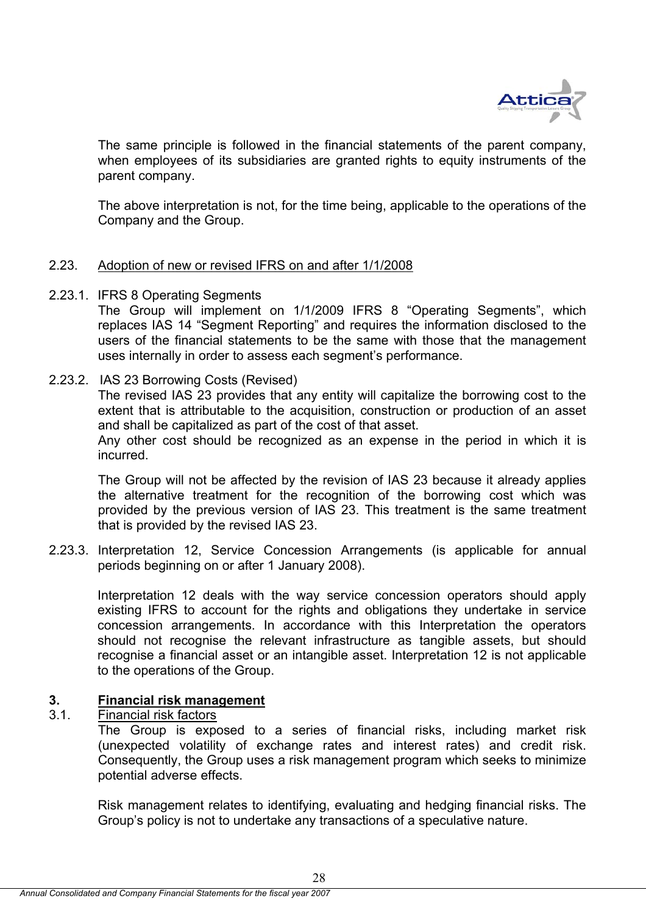The same principle is followed in the financial statements of the parent company, when employees of its subsidiaries are granted rights to equity instruments of the parent company.

The above interpretation is not, for the time being, applicable to the operations of the Company and the Group.

## 2.23. Adoption of new or revised IFRS on and after 1/1/2008

### 2.23.1. IFRS 8 Operating Segments

The Group will implement on 1/1/2009 IFRS 8 "Operating Segments", which replaces IAS 14 "Segment Reporting" and requires the information disclosed to the users of the financial statements to be the same with those that the management uses internally in order to assess each segment's performance.

### 2.23.2. IAS 23 Borrowing Costs (Revised)

The revised IAS 23 provides that any entity will capitalize the borrowing cost to the extent that is attributable to the acquisition, construction or production of an asset and shall be capitalized as part of the cost of that asset.
Any other cost should be recognized as an expense in the period in which it is incurred.

The Group will not be affected by the revision of IAS 23 because it already applies the alternative treatment for the recognition of the borrowing cost which was provided by the previous version of IAS 23. This treatment is the same treatment that is provided by the revised IAS 23.

### 2.23.3. Interpretation 12, Service Concession Arrangements (is applicable for annual periods beginning on or after 1 January 2008).

Interpretation 12 deals with the way service concession operators should apply existing IFRS to account for the rights and obligations they undertake in service concession arrangements. In accordance with this Interpretation the operators should not recognise the relevant infrastructure as tangible assets, but should recognise a financial asset or an intangible asset. Interpretation 12 is not applicable to the operations of the Group.

# 3. Financial risk management

## 3.1. Financial risk factors

The Group is exposed to a series of financial risks, including market risk (unexpected volatility of exchange rates and interest rates) and credit risk. Consequently, the Group uses a risk management program which seeks to minimize potential adverse effects.

Risk management relates to identifying, evaluating and hedging financial risks. The Group's policy is not to undertake any transactions of a speculative nature.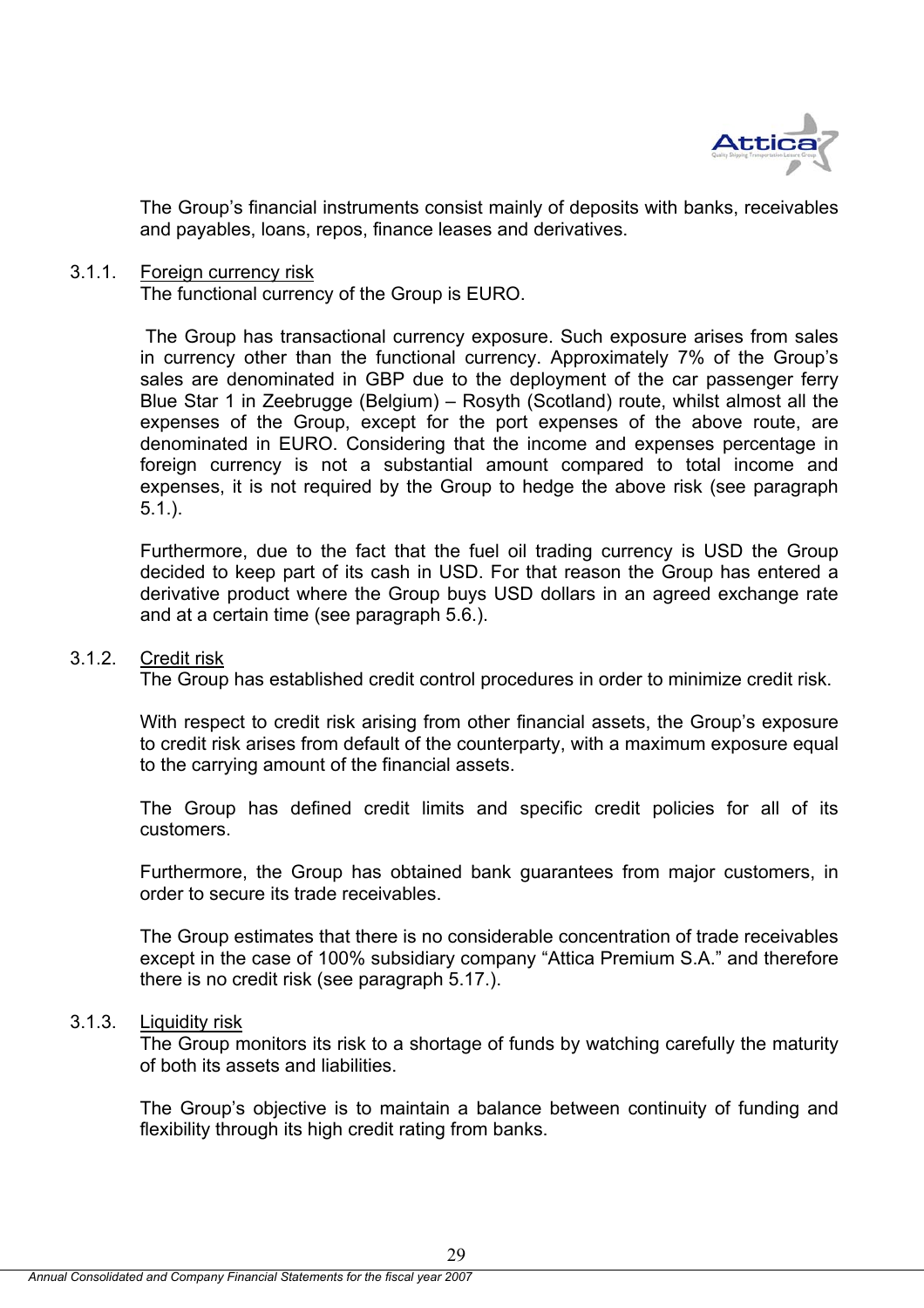The Group's financial instruments consist mainly of deposits with banks, receivables and payables, loans, repos, finance leases and derivatives.

### 3.1.1. Foreign currency risk

The functional currency of the Group is EURO.

The Group has transactional currency exposure. Such exposure arises from sales in currency other than the functional currency. Approximately 7% of the Group's sales are denominated in GBP due to the deployment of the car passenger ferry Blue Star 1 in Zeebrugge (Belgium) – Rosyth (Scotland) route, whilst almost all the expenses of the Group, except for the port expenses of the above route, are denominated in EURO. Considering that the income and expenses percentage in foreign currency is not a substantial amount compared to total income and expenses, it is not required by the Group to hedge the above risk (see paragraph 5.1.).

Furthermore, due to the fact that the fuel oil trading currency is USD the Group decided to keep part of its cash in USD. For that reason the Group has entered a derivative product where the Group buys USD dollars in an agreed exchange rate and at a certain time (see paragraph 5.6.).

### 3.1.2. Credit risk

The Group has established credit control procedures in order to minimize credit risk.

With respect to credit risk arising from other financial assets, the Group's exposure to credit risk arises from default of the counterparty, with a maximum exposure equal to the carrying amount of the financial assets.

The Group has defined credit limits and specific credit policies for all of its customers.

Furthermore, the Group has obtained bank guarantees from major customers, in order to secure its trade receivables.

The Group estimates that there is no considerable concentration of trade receivables except in the case of 100% subsidiary company "Attica Premium S.A." and therefore there is no credit risk (see paragraph 5.17.).

### 3.1.3. Liquidity risk

The Group monitors its risk to a shortage of funds by watching carefully the maturity of both its assets and liabilities.

The Group's objective is to maintain a balance between continuity of funding and flexibility through its high credit rating from banks.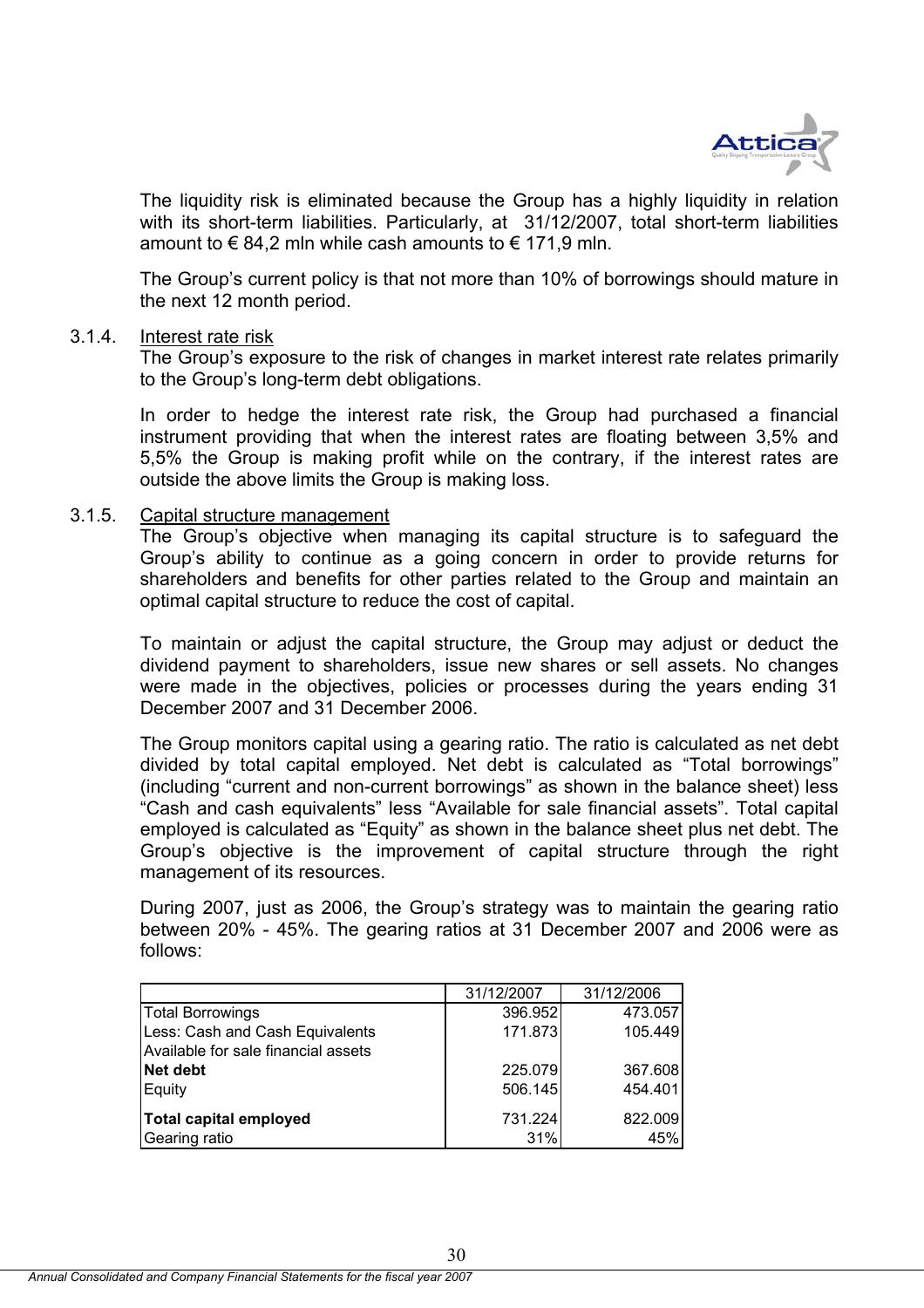The liquidity risk is eliminated because the Group has a highly liquidity in relation with its short-term liabilities. Particularly, at 31/12/2007, total short-term liabilities amount to € 84,2 mln while cash amounts to € 171,9 mln.

The Group's current policy is that not more than 10% of borrowings should mature in the next 12 month period.

### 3.1.4. Interest rate risk

The Group's exposure to the risk of changes in market interest rate relates primarily to the Group's long-term debt obligations.

In order to hedge the interest rate risk, the Group had purchased a financial instrument providing that when the interest rates are floating between 3,5% and 5,5% the Group is making profit while on the contrary, if the interest rates are outside the above limits the Group is making loss.

### 3.1.5. Capital structure management

The Group's objective when managing its capital structure is to safeguard the Group's ability to continue as a going concern in order to provide returns for shareholders and benefits for other parties related to the Group and maintain an optimal capital structure to reduce the cost of capital.

To maintain or adjust the capital structure, the Group may adjust or deduct the dividend payment to shareholders, issue new shares or sell assets. No changes were made in the objectives, policies or processes during the years ending 31 December 2007 and 31 December 2006.

The Group monitors capital using a gearing ratio. The ratio is calculated as net debt divided by total capital employed. Net debt is calculated as "Total borrowings" (including "current and non-current borrowings" as shown in the balance sheet) less "Cash and cash equivalents" less "Available for sale financial assets". Total capital employed is calculated as "Equity" as shown in the balance sheet plus net debt. The Group's objective is the improvement of capital structure through the right management of its resources.

During 2007, just as 2006, the Group's strategy was to maintain the gearing ratio between 20% - 45%. The gearing ratios at 31 December 2007 and 2006 were as follows:

| | 31/12/2007 | 31/12/2006 |
|---|---|---|
| Total Borrowings | 396.952 | 473.057 |
| Less: Cash and Cash Equivalents | 171.873 | 105.449 |
| Available for sale financial assets | | |
| **Net debt** | 225.079 | 367.608 |
| Equity | 506.145 | 454.401 |
| **Total capital employed** | 731.224 | 822.009 |
| Gearing ratio | 31% | 45% |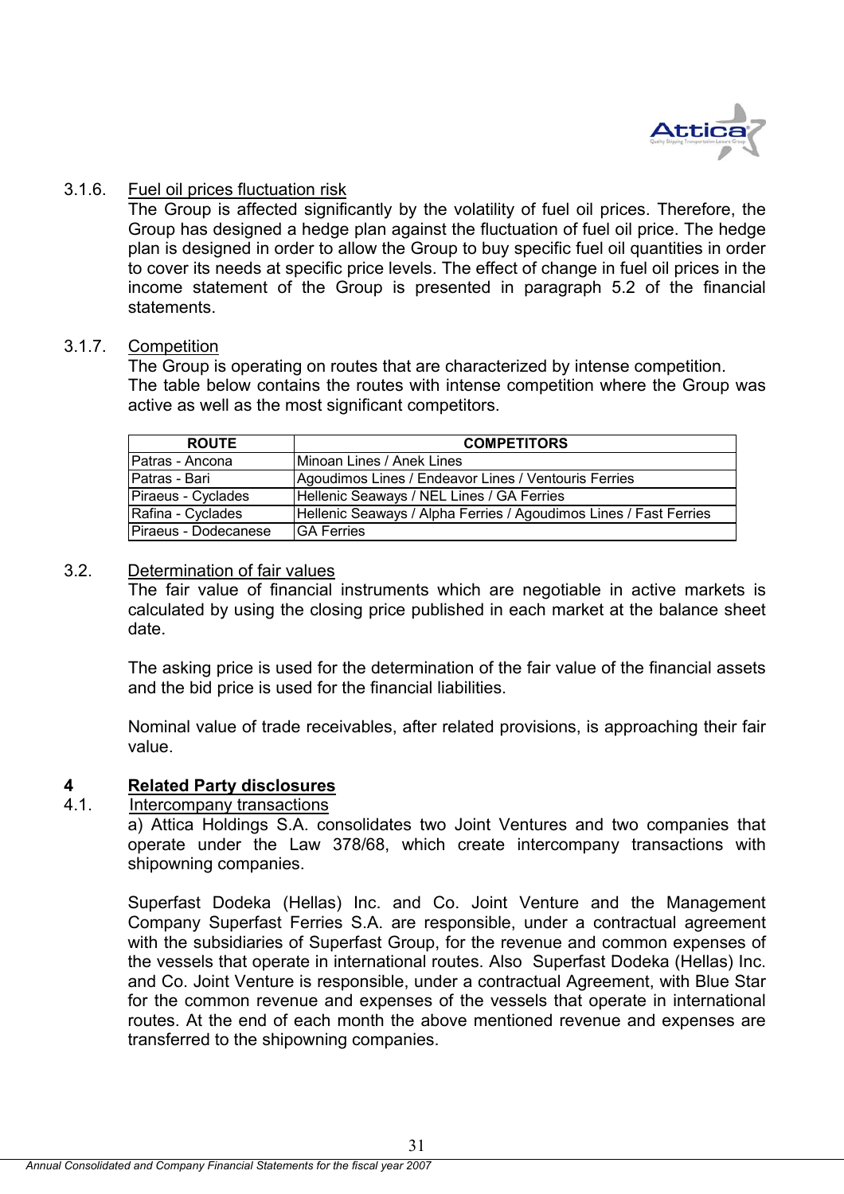### 3.1.6. Fuel oil prices fluctuation risk

The Group is affected significantly by the volatility of fuel oil prices. Therefore, the Group has designed a hedge plan against the fluctuation of fuel oil price. The hedge plan is designed in order to allow the Group to buy specific fuel oil quantities in order to cover its needs at specific price levels. The effect of change in fuel oil prices in the income statement of the Group is presented in paragraph 5.2 of the financial statements.

### 3.1.7. Competition

The Group is operating on routes that are characterized by intense competition.
The table below contains the routes with intense competition where the Group was active as well as the most significant competitors.

| ROUTE | COMPETITORS |
|---|---|
| Patras - Ancona | Minoan Lines / Anek Lines |
| Patras - Bari | Agoudimos Lines / Endeavor Lines / Ventouris Ferries |
| Piraeus - Cyclades | Hellenic Seaways / NEL Lines / GA Ferries |
| Rafina - Cyclades | Hellenic Seaways / Alpha Ferries / Agoudimos Lines / Fast Ferries |
| Piraeus - Dodecanese | GA Ferries |

## 3.2. Determination of fair values

The fair value of financial instruments which are negotiable in active markets is calculated by using the closing price published in each market at the balance sheet date.

The asking price is used for the determination of the fair value of the financial assets and the bid price is used for the financial liabilities.

Nominal value of trade receivables, after related provisions, is approaching their fair value.

# 4 Related Party disclosures

## 4.1. Intercompany transactions

a) Attica Holdings S.A. consolidates two Joint Ventures and two companies that operate under the Law 378/68, which create intercompany transactions with shipowning companies.

Superfast Dodeka (Hellas) Inc. and Co. Joint Venture and the Management Company Superfast Ferries S.A. are responsible, under a contractual agreement with the subsidiaries of Superfast Group, for the revenue and common expenses of the vessels that operate in international routes. Also Superfast Dodeka (Hellas) Inc. and Co. Joint Venture is responsible, under a contractual Agreement, with Blue Star for the common revenue and expenses of the vessels that operate in international routes. At the end of each month the above mentioned revenue and expenses are transferred to the shipowning companies.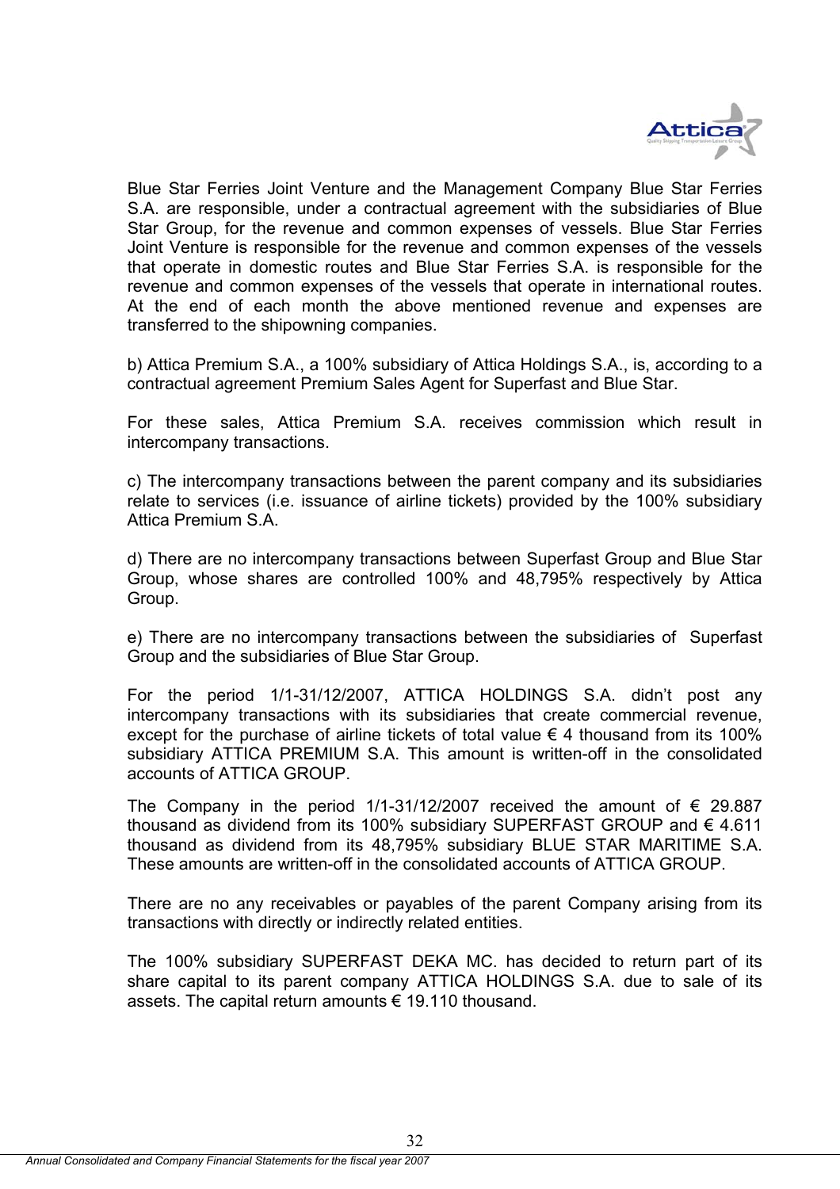Blue Star Ferries Joint Venture and the Management Company Blue Star Ferries S.A. are responsible, under a contractual agreement with the subsidiaries of Blue Star Group, for the revenue and common expenses of vessels. Blue Star Ferries Joint Venture is responsible for the revenue and common expenses of the vessels that operate in domestic routes and Blue Star Ferries S.A. is responsible for the revenue and common expenses of the vessels that operate in international routes. At the end of each month the above mentioned revenue and expenses are transferred to the shipowning companies.

b) Attica Premium S.A., a 100% subsidiary of Attica Holdings S.A., is, according to a contractual agreement Premium Sales Agent for Superfast and Blue Star.

For these sales, Attica Premium S.A. receives commission which result in intercompany transactions.

c) The intercompany transactions between the parent company and its subsidiaries relate to services (i.e. issuance of airline tickets) provided by the 100% subsidiary Attica Premium S.A.

d) There are no intercompany transactions between Superfast Group and Blue Star Group, whose shares are controlled 100% and 48,795% respectively by Attica Group.

e) There are no intercompany transactions between the subsidiaries of Superfast Group and the subsidiaries of Blue Star Group.

For the period 1/1-31/12/2007, ATTICA HOLDINGS S.A. didn't post any intercompany transactions with its subsidiaries that create commercial revenue, except for the purchase of airline tickets of total value € 4 thousand from its 100% subsidiary ATTICA PREMIUM S.A. This amount is written-off in the consolidated accounts of ATTICA GROUP.

The Company in the period 1/1-31/12/2007 received the amount of € 29.887 thousand as dividend from its 100% subsidiary SUPERFAST GROUP and € 4.611 thousand as dividend from its 48,795% subsidiary BLUE STAR MARITIME S.A. These amounts are written-off in the consolidated accounts of ATTICA GROUP.

There are no any receivables or payables of the parent Company arising from its transactions with directly or indirectly related entities.

The 100% subsidiary SUPERFAST DEKA MC. has decided to return part of its share capital to its parent company ATTICA HOLDINGS S.A. due to sale of its assets. The capital return amounts € 19.110 thousand.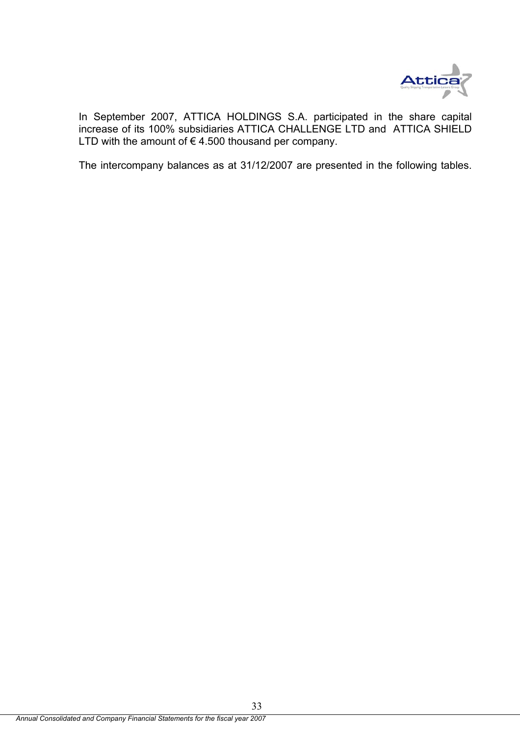In September 2007, ATTICA HOLDINGS S.A. participated in the share capital increase of its 100% subsidiaries ATTICA CHALLENGE LTD and ATTICA SHIELD LTD with the amount of € 4.500 thousand per company.

The intercompany balances as at 31/12/2007 are presented in the following tables.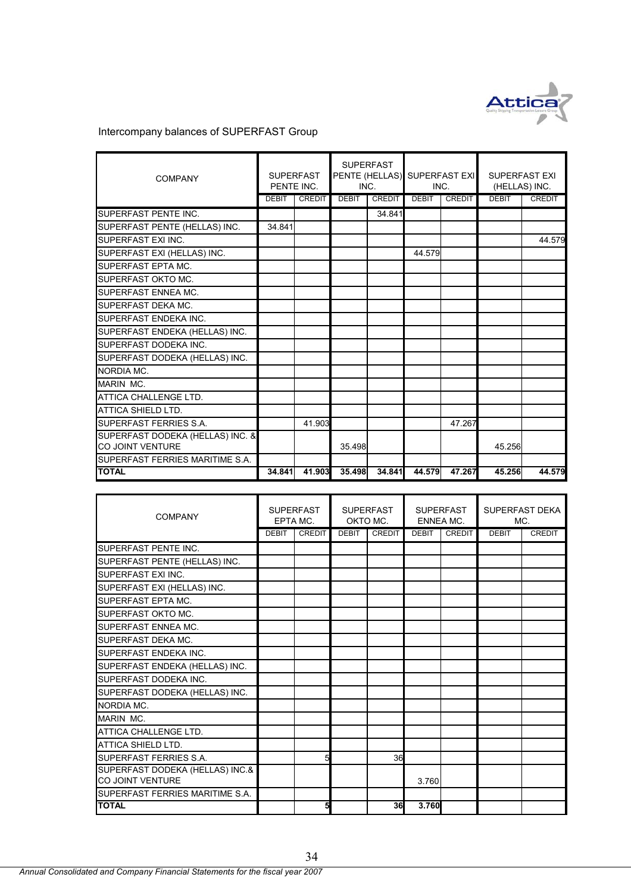Intercompany balances of SUPERFAST Group

| COMPANY | SUPERFAST PENTE INC. | | SUPERFAST PENTE (HELLAS) INC. | | SUPERFAST EXI INC. | | SUPERFAST EXI (HELLAS) INC. | |
|---|---|---|---|---|---|---|---|---|
| | DEBIT | CREDIT | DEBIT | CREDIT | DEBIT | CREDIT | DEBIT | CREDIT |
| SUPERFAST PENTE INC. | | | | 34.841 | | | | |
| SUPERFAST PENTE (HELLAS) INC. | 34.841 | | | | | | | |
| SUPERFAST EXI INC. | | | | | | | | 44.579 |
| SUPERFAST EXI (HELLAS) INC. | | | | | 44.579 | | | |
| SUPERFAST EPTA MC. | | | | | | | | |
| SUPERFAST OKTO MC. | | | | | | | | |
| SUPERFAST ENNEA MC. | | | | | | | | |
| SUPERFAST DEKA MC. | | | | | | | | |
| SUPERFAST ENDEKA INC. | | | | | | | | |
| SUPERFAST ENDEKA (HELLAS) INC. | | | | | | | | |
| SUPERFAST DODEKA INC. | | | | | | | | |
| SUPERFAST DODEKA (HELLAS) INC. | | | | | | | | |
| NORDIA MC. | | | | | | | | |
| MARIN MC. | | | | | | | | |
| ATTICA CHALLENGE LTD. | | | | | | | | |
| ATTICA SHIELD LTD. | | | | | | | | |
| SUPERFAST FERRIES S.A. | | 41.903 | | | | 47.267 | | |
| SUPERFAST DODEKA (HELLAS) INC. & CO JOINT VENTURE | | | 35.498 | | | | 45.256 | |
| SUPERFAST FERRIES MARITIME S.A. | | | | | | | | |
| **TOTAL** | **34.841** | **41.903** | **35.498** | **34.841** | **44.579** | **47.267** | **45.256** | **44.579** |

| COMPANY | SUPERFAST EPTA MC. | | SUPERFAST OKTO MC. | | SUPERFAST ENNEA MC. | | SUPERFAST DEKA MC. | |
|---|---|---|---|---|---|---|---|---|
| | DEBIT | CREDIT | DEBIT | CREDIT | DEBIT | CREDIT | DEBIT | CREDIT |
| SUPERFAST PENTE INC. | | | | | | | | |
| SUPERFAST PENTE (HELLAS) INC. | | | | | | | | |
| SUPERFAST EXI INC. | | | | | | | | |
| SUPERFAST EXI (HELLAS) INC. | | | | | | | | |
| SUPERFAST EPTA MC. | | | | | | | | |
| SUPERFAST OKTO MC. | | | | | | | | |
| SUPERFAST ENNEA MC. | | | | | | | | |
| SUPERFAST DEKA MC. | | | | | | | | |
| SUPERFAST ENDEKA INC. | | | | | | | | |
| SUPERFAST ENDEKA (HELLAS) INC. | | | | | | | | |
| SUPERFAST DODEKA INC. | | | | | | | | |
| SUPERFAST DODEKA (HELLAS) INC. | | | | | | | | |
| NORDIA MC. | | | | | | | | |
| MARIN MC. | | | | | | | | |
| ATTICA CHALLENGE LTD. | | | | | | | | |
| ATTICA SHIELD LTD. | | | | | | | | |
| SUPERFAST FERRIES S.A. | | 5 | | 36 | | | | |
| SUPERFAST DODEKA (HELLAS) INC.& CO JOINT VENTURE | | | | | 3.760 | | | |
| SUPERFAST FERRIES MARITIME S.A. | | | | | | | | |
| **TOTAL** | | **5** | | **36** | **3.760** | | | |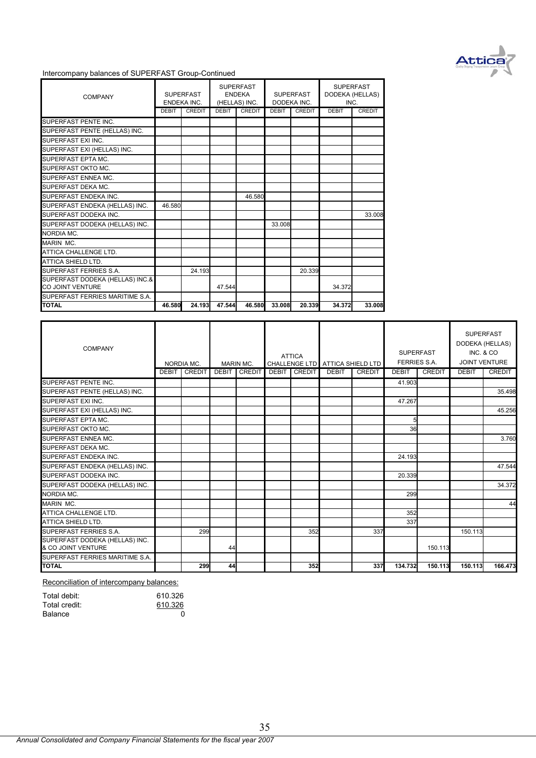Intercompany balances of SUPERFAST Group-Continued

| COMPANY | SUPERFAST ENDEKA INC. | | SUPERFAST ENDEKA (HELLAS) INC. | | SUPERFAST DODEKA INC. | | SUPERFAST DODEKA (HELLAS) INC. | |
|---|---|---|---|---|---|---|---|---|
| | DEBIT | CREDIT | DEBIT | CREDIT | DEBIT | CREDIT | DEBIT | CREDIT |
| SUPERFAST PENTE INC. | | | | | | | | |
| SUPERFAST PENTE (HELLAS) INC. | | | | | | | | |
| SUPERFAST EXI INC. | | | | | | | | |
| SUPERFAST EXI (HELLAS) INC. | | | | | | | | |
| SUPERFAST EPTA MC. | | | | | | | | |
| SUPERFAST OKTO MC. | | | | | | | | |
| SUPERFAST ENNEA MC. | | | | | | | | |
| SUPERFAST DEKA MC. | | | | | | | | |
| SUPERFAST ENDEKA INC. | | | | 46.580 | | | | |
| SUPERFAST ENDEKA (HELLAS) INC. | 46.580 | | | | | | | |
| SUPERFAST DODEKA INC. | | | | | | | | 33.008 |
| SUPERFAST DODEKA (HELLAS) INC. | | | | | 33.008 | | | |
| NORDIA MC. | | | | | | | | |
| MARIN MC. | | | | | | | | |
| ATTICA CHALLENGE LTD. | | | | | | | | |
| ATTICA SHIELD LTD. | | | | | | | | |
| SUPERFAST FERRIES S.A. | | 24.193 | | | | 20.339 | | |
| SUPERFAST DODEKA (HELLAS) INC.& CO JOINT VENTURE | | | 47.544 | | | | 34.372 | |
| SUPERFAST FERRIES MARITIME S.A. | | | | | | | | |
| **TOTAL** | **46.580** | **24.193** | **47.544** | **46.580** | **33.008** | **20.339** | **34.372** | **33.008** |

| COMPANY | NORDIA MC. | | MARIN MC. | | ATTICA CHALLENGE LTD | | ATTICA SHIELD LTD | | SUPERFAST FERRIES S.A. | | SUPERFAST DODEKA (HELLAS) INC. & CO JOINT VENTURE | |
|---|---|---|---|---|---|---|---|---|---|---|---|---|
| | DEBIT | CREDIT | DEBIT | CREDIT | DEBIT | CREDIT | DEBIT | CREDIT | DEBIT | CREDIT | DEBIT | CREDIT |
| SUPERFAST PENTE INC. | | | | | | | | | 41.903 | | | |
| SUPERFAST PENTE (HELLAS) INC. | | | | | | | | | | | | 35.498 |
| SUPERFAST EXI INC. | | | | | | | | | 47.267 | | | |
| SUPERFAST EXI (HELLAS) INC. | | | | | | | | | | | | 45.256 |
| SUPERFAST EPTA MC. | | | | | | | | | 5 | | | |
| SUPERFAST OKTO MC. | | | | | | | | | 36 | | | |
| SUPERFAST ENNEA MC. | | | | | | | | | | | | 3.760 |
| SUPERFAST DEKA MC. | | | | | | | | | | | | |
| SUPERFAST ENDEKA INC. | | | | | | | | | 24.193 | | | |
| SUPERFAST ENDEKA (HELLAS) INC. | | | | | | | | | | | | 47.544 |
| SUPERFAST DODEKA INC. | | | | | | | | | 20.339 | | | |
| SUPERFAST DODEKA (HELLAS) INC. | | | | | | | | | | | | 34.372 |
| NORDIA MC. | | | | | | | | | 299 | | | |
| MARIN MC. | | | | | | | | | | | | 44 |
| ATTICA CHALLENGE LTD. | | | | | | | | | 352 | | | |
| ATTICA SHIELD LTD. | | | | | | | | | 337 | | | |
| SUPERFAST FERRIES S.A. | | 299 | | | | 352 | | 337 | | | 150.113 | |
| SUPERFAST DODEKA (HELLAS) INC. & CO JOINT VENTURE | | | 44 | | | | | | | 150.113 | | |
| SUPERFAST FERRIES MARITIME S.A. | | | | | | | | | | | | |
| **TOTAL** | | **299** | **44** | | | **352** | | **337** | **134.732** | **150.113** | **150.113** | **166.473** |

Reconciliation of intercompany balances:

| | |
|---|---|
| Total debit: | 610.326 |
| Total credit: | 610.326 |
| Balance | 0 |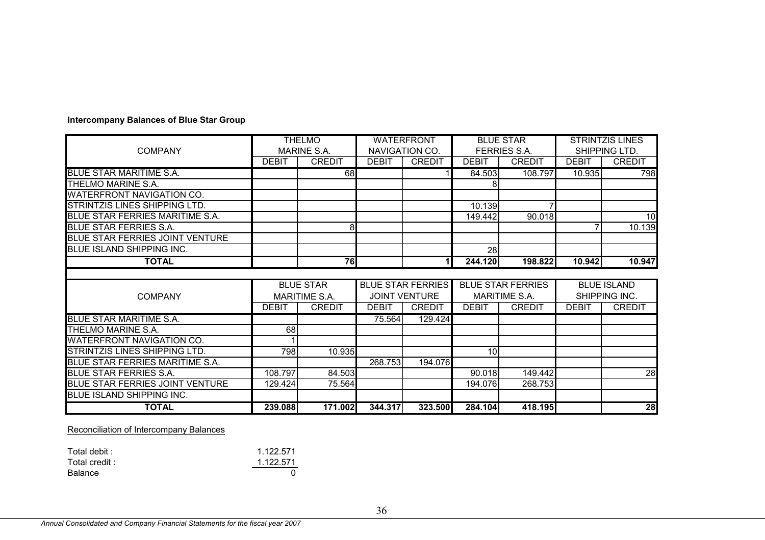**Intercompany Balances of Blue Star Group**

| COMPANY | THELMO MARINE S.A. | | WATERFRONT NAVIGATION CO. | | BLUE STAR FERRIES S.A. | | STRINTZIS LINES SHIPPING LTD. | |
|---|---|---|---|---|---|---|---|---|
| | DEBIT | CREDIT | DEBIT | CREDIT | DEBIT | CREDIT | DEBIT | CREDIT |
| BLUE STAR MARITIME S.A. | | 68 | | 1 | 84.503 | 108.797 | 10.935 | 798 |
| THELMO MARINE S.A. | | | | | 8 | | | |
| WATERFRONT NAVIGATION CO. | | | | | | | | |
| STRINTZIS LINES SHIPPING LTD. | | | | | 10.139 | 7 | | |
| BLUE STAR FERRIES MARITIME S.A. | | | | | 149.442 | 90.018 | | 10 |
| BLUE STAR FERRIES S.A. | | 8 | | | | | 7 | 10.139 |
| BLUE STAR FERRIES JOINT VENTURE | | | | | | | | |
| BLUE ISLAND SHIPPING INC. | | | | | 28 | | | |
| **TOTAL** | | **76** | | **1** | **244.120** | **198.822** | **10.942** | **10.947** |

| COMPANY | BLUE STAR MARITIME S.A. | | BLUE STAR FERRIES JOINT VENTURE | | BLUE STAR FERRIES MARITIME S.A. | | BLUE ISLAND SHIPPING INC. | |
|---|---|---|---|---|---|---|---|---|
| | DEBIT | CREDIT | DEBIT | CREDIT | DEBIT | CREDIT | DEBIT | CREDIT |
| BLUE STAR MARITIME S.A. | | | 75.564 | 129.424 | | | | |
| THELMO MARINE S.A. | 68 | | | | | | | |
| WATERFRONT NAVIGATION CO. | 1 | | | | | | | |
| STRINTZIS LINES SHIPPING LTD. | 798 | 10.935 | | | 10 | | | |
| BLUE STAR FERRIES MARITIME S.A. | | | 268.753 | 194.076 | | | | |
| BLUE STAR FERRIES S.A. | 108.797 | 84.503 | | | 90.018 | 149.442 | | 28 |
| BLUE STAR FERRIES JOINT VENTURE | 129.424 | 75.564 | | | 194.076 | 268.753 | | |
| BLUE ISLAND SHIPPING INC. | | | | | | | | |
| **TOTAL** | **239.088** | **171.002** | **344.317** | **323.500** | **284.104** | **418.195** | | **28** |

Reconciliation of Intercompany Balances

| | |
|---|---|
| Total debit : | 1.122.571 |
| Total credit : | 1.122.571 |
| Balance | 0 |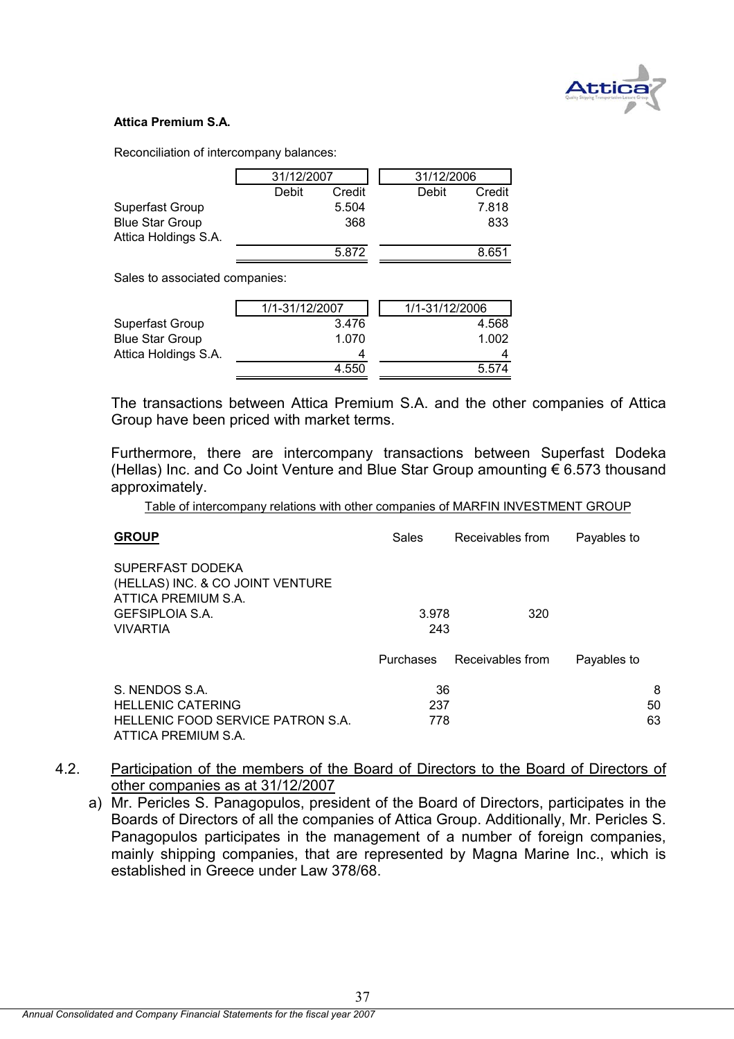**Attica Premium S.A.**

Reconciliation of intercompany balances:

| | 31/12/2007 | | 31/12/2006 | |
|---|---|---|---|---|
| | Debit | Credit | Debit | Credit |
| Superfast Group | | 5.504 | | 7.818 |
| Blue Star Group | | 368 | | 833 |
| Attica Holdings S.A. | | | | |
| | | 5.872 | | 8.651 |

Sales to associated companies:

| | 1/1-31/12/2007 | 1/1-31/12/2006 |
|---|---|---|
| Superfast Group | 3.476 | 4.568 |
| Blue Star Group | 1.070 | 1.002 |
| Attica Holdings S.A. | 4 | 4 |
| | 4.550 | 5.574 |

The transactions between Attica Premium S.A. and the other companies of Attica Group have been priced with market terms.

Furthermore, there are intercompany transactions between Superfast Dodeka (Hellas) Inc. and Co Joint Venture and Blue Star Group amounting € 6.573 thousand approximately.

Table of intercompany relations with other companies of MARFIN INVESTMENT GROUP

| **GROUP** | Sales | Receivables from | Payables to |
|---|---|---|---|
| SUPERFAST DODEKA (HELLAS) INC. & CO JOINT VENTURE | | | |
| ATTICA PREMIUM S.A. | | | |
| GEFSIPLOIA S.A. | 3.978 | 320 | |
| VIVARTIA | 243 | | |
| | **Purchases** | **Receivables from** | **Payables to** |
| S. NENDOS S.A. | 36 | | 8 |
| HELLENIC CATERING | 237 | | 50 |
| HELLENIC FOOD SERVICE PATRON S.A. | 778 | | 63 |
| ATTICA PREMIUM S.A. | | | |

4.2. Participation of the members of the Board of Directors to the Board of Directors of other companies as at 31/12/2007

a) Mr. Pericles S. Panagopulos, president of the Board of Directors, participates in the Boards of Directors of all the companies of Attica Group. Additionally, Mr. Pericles S. Panagopulos participates in the management of a number of foreign companies, mainly shipping companies, that are represented by Magna Marine Inc., which is established in Greece under Law 378/68.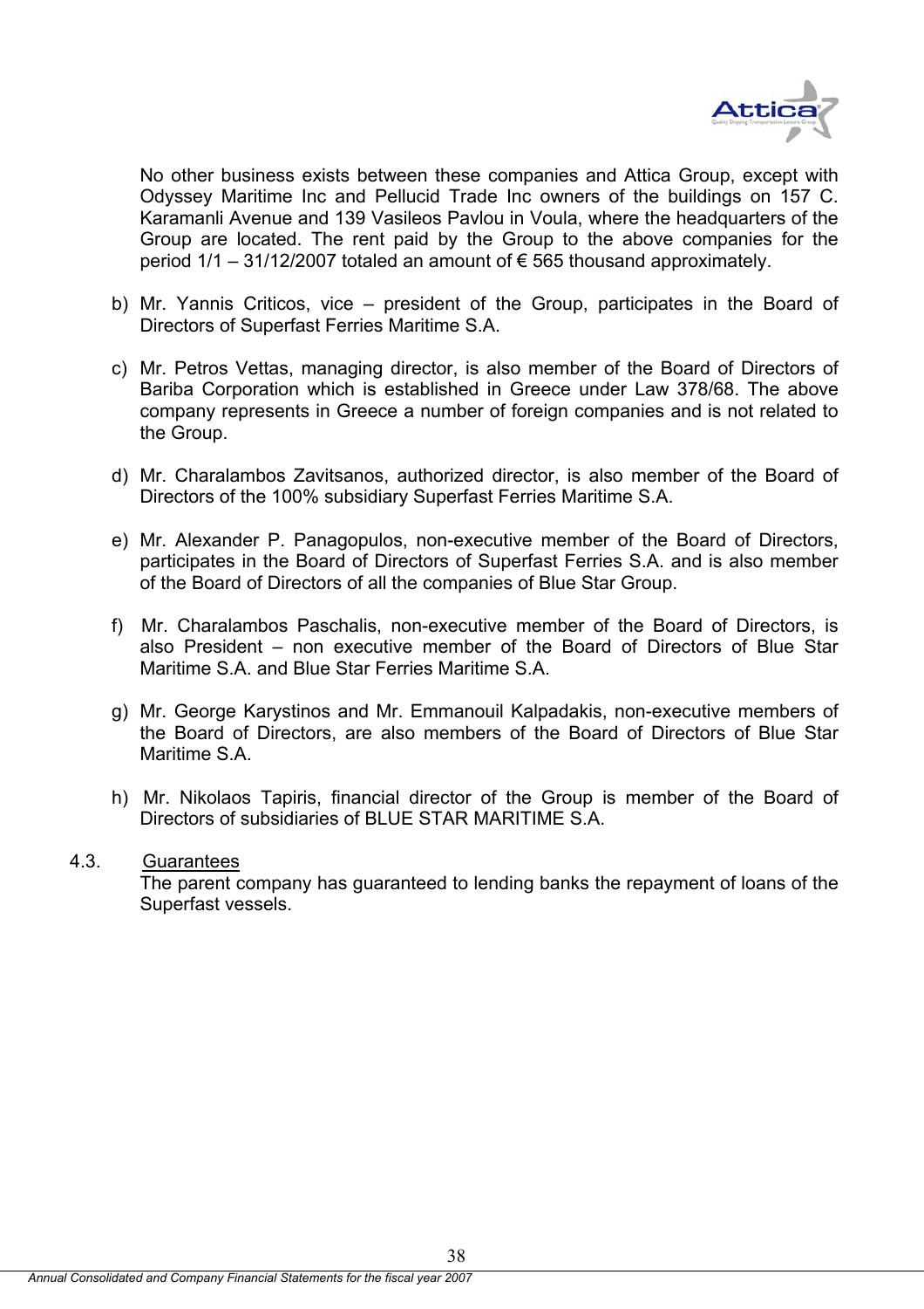No other business exists between these companies and Attica Group, except with Odyssey Maritime Inc and Pellucid Trade Inc owners of the buildings on 157 C. Karamanli Avenue and 139 Vasileos Pavlou in Voula, where the headquarters of the Group are located. The rent paid by the Group to the above companies for the period 1/1 – 31/12/2007 totaled an amount of € 565 thousand approximately.

b) Mr. Yannis Criticos, vice – president of the Group, participates in the Board of Directors of Superfast Ferries Maritime S.A.

c) Mr. Petros Vettas, managing director, is also member of the Board of Directors of Bariba Corporation which is established in Greece under Law 378/68. The above company represents in Greece a number of foreign companies and is not related to the Group.

d) Mr. Charalambos Zavitsanos, authorized director, is also member of the Board of Directors of the 100% subsidiary Superfast Ferries Maritime S.A.

e) Mr. Alexander P. Panagopulos, non-executive member of the Board of Directors, participates in the Board of Directors of Superfast Ferries S.A. and is also member of the Board of Directors of all the companies of Blue Star Group.

f) Mr. Charalambos Paschalis, non-executive member of the Board of Directors, is also President – non executive member of the Board of Directors of Blue Star Maritime S.A. and Blue Star Ferries Maritime S.A.

g) Mr. George Karystinos and Mr. Emmanouil Kalpadakis, non-executive members of the Board of Directors, are also members of the Board of Directors of Blue Star Maritime S.A.

h) Mr. Nikolaos Tapiris, financial director of the Group is member of the Board of Directors of subsidiaries of BLUE STAR MARITIME S.A.

### 4.3. Guarantees

The parent company has guaranteed to lending banks the repayment of loans of the Superfast vessels.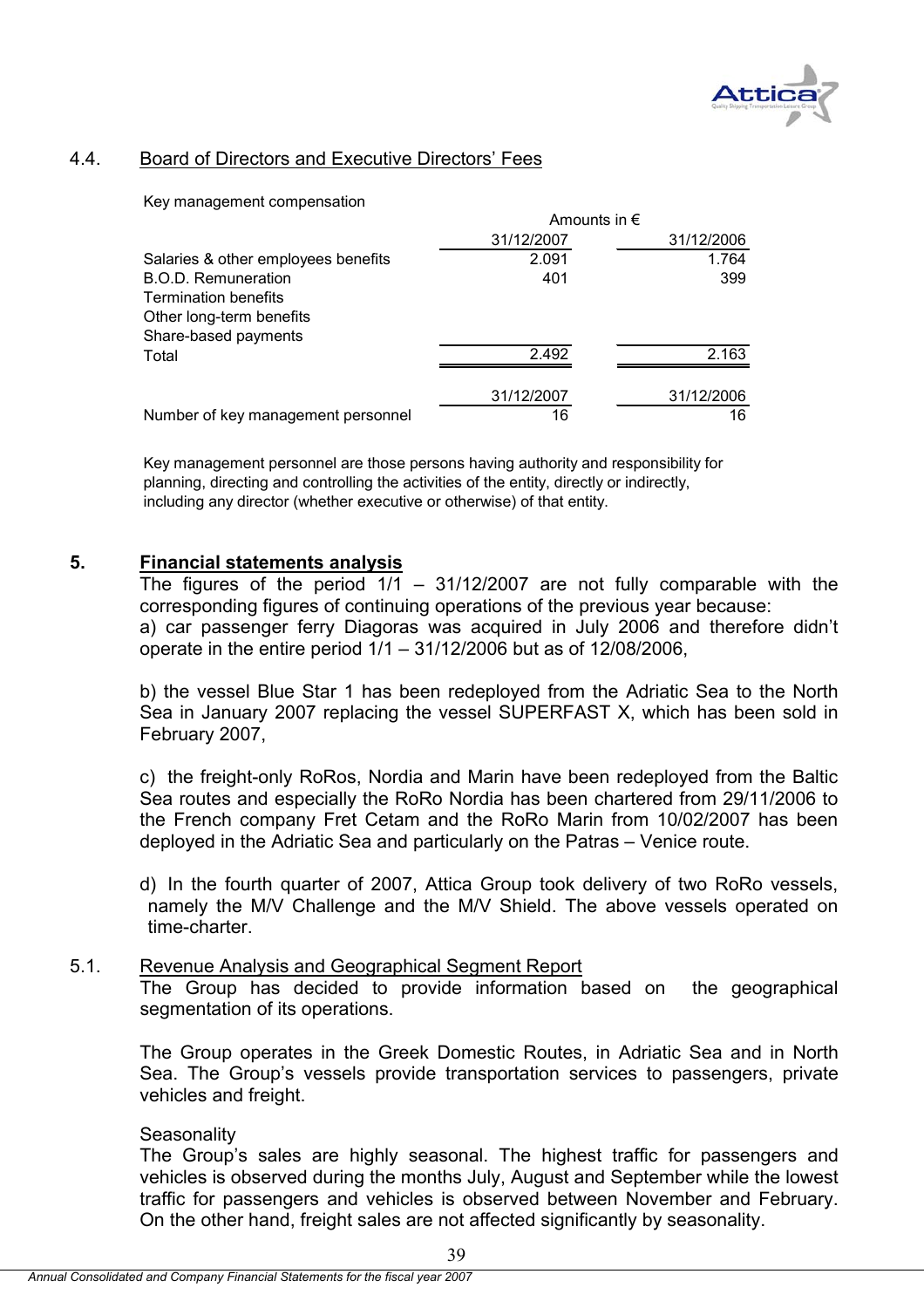### 4.4. Board of Directors and Executive Directors' Fees

Key management compensation

| | Amounts in € | |
|---|---|---|
| | 31/12/2007 | 31/12/2006 |
| Salaries & other employees benefits | 2.091 | 1.764 |
| B.O.D. Remuneration | 401 | 399 |
| Termination benefits | | |
| Other long-term benefits | | |
| Share-based payments | | |
| Total | 2.492 | 2.163 |

| | 31/12/2007 | 31/12/2006 |
|---|---|---|
| Number of key management personnel | 16 | 16 |

Key management personnel are those persons having authority and responsibility for planning, directing and controlling the activities of the entity, directly or indirectly, including any director (whether executive or otherwise) of that entity.

## 5. Financial statements analysis

The figures of the period 1/1 – 31/12/2007 are not fully comparable with the corresponding figures of continuing operations of the previous year because:

a) car passenger ferry Diagoras was acquired in July 2006 and therefore didn't operate in the entire period 1/1 – 31/12/2006 but as of 12/08/2006,

b) the vessel Blue Star 1 has been redeployed from the Adriatic Sea to the North Sea in January 2007 replacing the vessel SUPERFAST X, which has been sold in February 2007,

c) the freight-only RoRos, Nordia and Marin have been redeployed from the Baltic Sea routes and especially the RoRo Nordia has been chartered from 29/11/2006 to the French company Fret Cetam and the RoRo Marin from 10/02/2007 has been deployed in the Adriatic Sea and particularly on the Patras – Venice route.

d) In the fourth quarter of 2007, Attica Group took delivery of two RoRo vessels, namely the M/V Challenge and the M/V Shield. The above vessels operated on time-charter.

### 5.1. Revenue Analysis and Geographical Segment Report

The Group has decided to provide information based on the geographical segmentation of its operations.

The Group operates in the Greek Domestic Routes, in Adriatic Sea and in North Sea. The Group's vessels provide transportation services to passengers, private vehicles and freight.

Seasonality

The Group's sales are highly seasonal. The highest traffic for passengers and vehicles is observed during the months July, August and September while the lowest traffic for passengers and vehicles is observed between November and February. On the other hand, freight sales are not affected significantly by seasonality.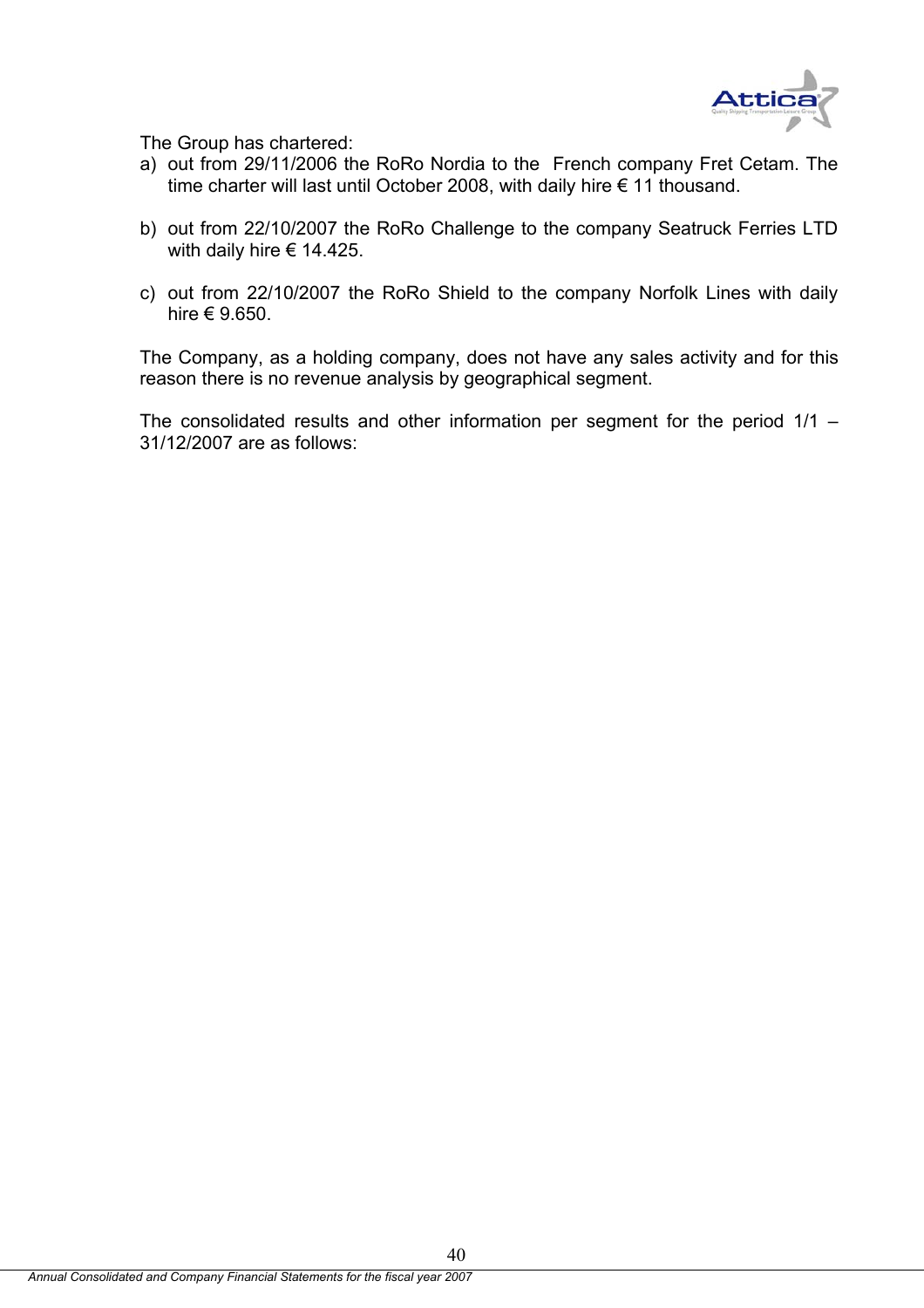The Group has chartered:

a) out from 29/11/2006 the RoRo Nordia to the French company Fret Cetam. The time charter will last until October 2008, with daily hire € 11 thousand.

b) out from 22/10/2007 the RoRo Challenge to the company Seatruck Ferries LTD with daily hire € 14.425.

c) out from 22/10/2007 the RoRo Shield to the company Norfolk Lines with daily hire € 9.650.

The Company, as a holding company, does not have any sales activity and for this reason there is no revenue analysis by geographical segment.

The consolidated results and other information per segment for the period 1/1 – 31/12/2007 are as follows: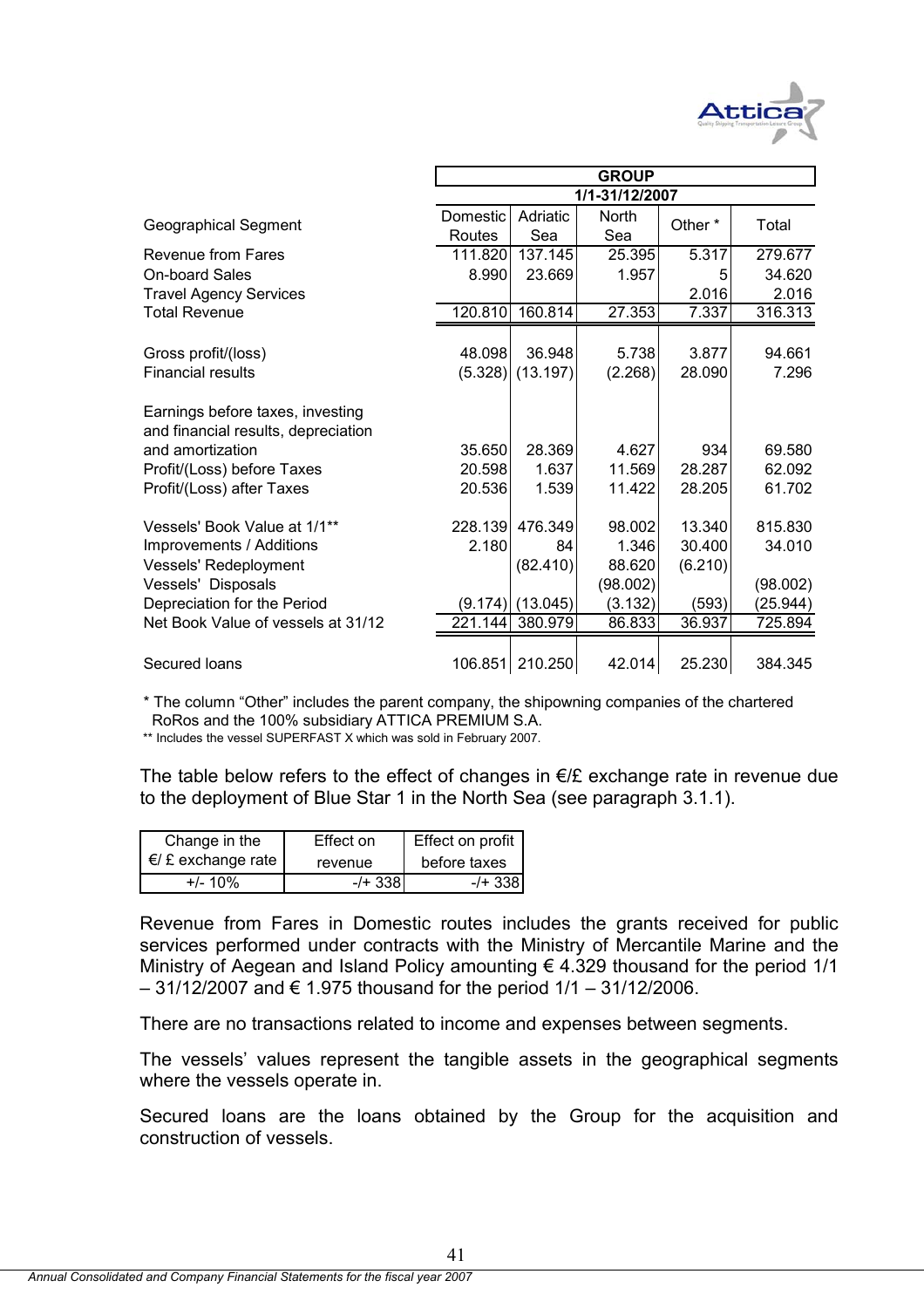| Geographical Segment | GROUP 1/1-31/12/2007 | | | | |
|---|---|---|---|---|---|
| | Domestic Routes | Adriatic Sea | North Sea | Other * | Total |
| Revenue from Fares | 111.820 | 137.145 | 25.395 | 5.317 | 279.677 |
| On-board Sales | 8.990 | 23.669 | 1.957 | 5 | 34.620 |
| Travel Agency Services | | | | 2.016 | 2.016 |
| Total Revenue | 120.810 | 160.814 | 27.353 | 7.337 | 316.313 |
| | | | | | |
| Gross profit/(loss) | 48.098 | 36.948 | 5.738 | 3.877 | 94.661 |
| Financial results | (5.328) | (13.197) | (2.268) | 28.090 | 7.296 |
| | | | | | |
| Earnings before taxes, investing and financial results, depreciation and amortization | 35.650 | 28.369 | 4.627 | 934 | 69.580 |
| Profit/(Loss) before Taxes | 20.598 | 1.637 | 11.569 | 28.287 | 62.092 |
| Profit/(Loss) after Taxes | 20.536 | 1.539 | 11.422 | 28.205 | 61.702 |
| | | | | | |
| Vessels' Book Value at 1/1** | 228.139 | 476.349 | 98.002 | 13.340 | 815.830 |
| Improvements / Additions | 2.180 | 84 | 1.346 | 30.400 | 34.010 |
| Vessels' Redeployment | | (82.410) | 88.620 | (6.210) | |
| Vessels' Disposals | | | (98.002) | | (98.002) |
| Depreciation for the Period | (9.174) | (13.045) | (3.132) | (593) | (25.944) |
| Net Book Value of vessels at 31/12 | 221.144 | 380.979 | 86.833 | 36.937 | 725.894 |
| | | | | | |
| Secured loans | 106.851 | 210.250 | 42.014 | 25.230 | 384.345 |

* The column "Other" includes the parent company, the shipowning companies of the chartered RoRos and the 100% subsidiary ATTICA PREMIUM S.A.

** Includes the vessel SUPERFAST X which was sold in February 2007.

The table below refers to the effect of changes in €/£ exchange rate in revenue due to the deployment of Blue Star 1 in the North Sea (see paragraph 3.1.1).

| Change in the €/ £ exchange rate | Effect on revenue | Effect on profit before taxes |
|---|---|---|
| +/- 10% | -/+ 338 | -/+ 338 |

Revenue from Fares in Domestic routes includes the grants received for public services performed under contracts with the Ministry of Mercantile Marine and the Ministry of Aegean and Island Policy amounting € 4.329 thousand for the period 1/1 – 31/12/2007 and € 1.975 thousand for the period 1/1 – 31/12/2006.

There are no transactions related to income and expenses between segments.

The vessels' values represent the tangible assets in the geographical segments where the vessels operate in.

Secured loans are the loans obtained by the Group for the acquisition and construction of vessels.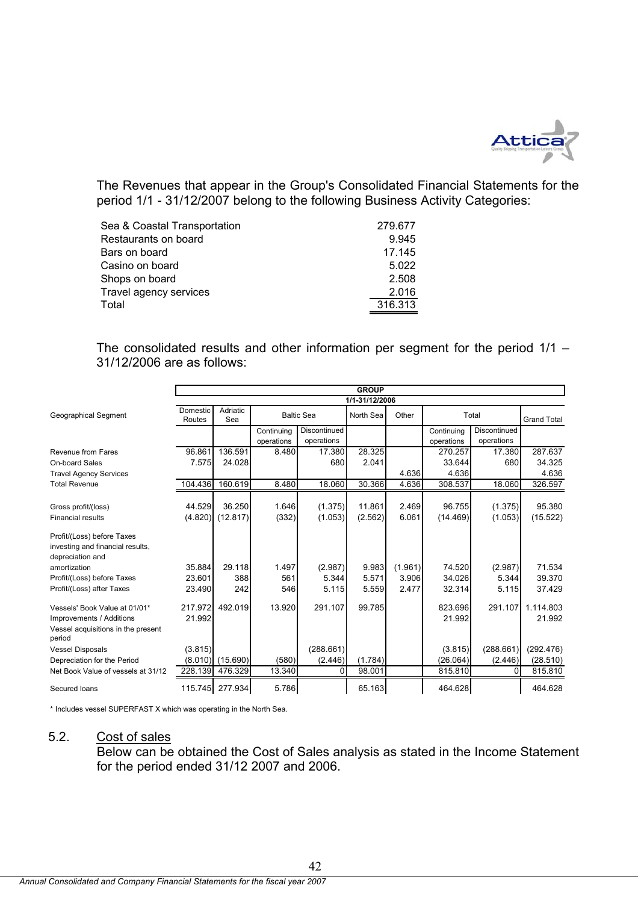The Revenues that appear in the Group's Consolidated Financial Statements for the period 1/1 - 31/12/2007 belong to the following Business Activity Categories:

| | |
|---|---|
| Sea & Coastal Transportation | 279.677 |
| Restaurants on board | 9.945 |
| Bars on board | 17.145 |
| Casino on board | 5.022 |
| Shops on board | 2.508 |
| Travel agency services | 2.016 |
| Total | 316.313 |

The consolidated results and other information per segment for the period 1/1 – 31/12/2006 are as follows:

| | GROUP 1/1-31/12/2006 | | | | | | | | |
|---|---|---|---|---|---|---|---|---|---|
| Geographical Segment | Domestic Routes | Adriatic Sea | Baltic Sea | | North Sea | Other | Total | | Grand Total |
| | | | Continuing operations | Discontinued operations | | | Continuing operations | Discontinued operations | |
| Revenue from Fares | 96.861 | 136.591 | 8.480 | 17.380 | 28.325 | | 270.257 | 17.380 | 287.637 |
| On-board Sales | 7.575 | 24.028 | | 680 | 2.041 | | 33.644 | 680 | 34.325 |
| Travel Agency Services | | | | | | 4.636 | 4.636 | | 4.636 |
| Total Revenue | 104.436 | 160.619 | 8.480 | 18.060 | 30.366 | 4.636 | 308.537 | 18.060 | 326.597 |
| Gross profit/(loss) | 44.529 | 36.250 | 1.646 | (1.375) | 11.861 | 2.469 | 96.755 | (1.375) | 95.380 |
| Financial results | (4.820) | (12.817) | (332) | (1.053) | (2.562) | 6.061 | (14.469) | (1.053) | (15.522) |
| Profit/(Loss) before Taxes investing and financial results, depreciation and amortization | 35.884 | 29.118 | 1.497 | (2.987) | 9.983 | (1.961) | 74.520 | (2.987) | 71.534 |
| Profit/(Loss) before Taxes | 23.601 | 388 | 561 | 5.344 | 5.571 | 3.906 | 34.026 | 5.344 | 39.370 |
| Profit/(Loss) after Taxes | 23.490 | 242 | 546 | 5.115 | 5.559 | 2.477 | 32.314 | 5.115 | 37.429 |
| Vessels' Book Value at 01/01* | 217.972 | 492.019 | 13.920 | 291.107 | 99.785 | | 823.696 | 291.107 | 1.114.803 |
| Improvements / Additions | 21.992 | | | | | | 21.992 | | 21.992 |
| Vessel acquisitions in the present period | | | | | | | | | |
| Vessel Disposals | (3.815) | | | (288.661) | | | (3.815) | (288.661) | (292.476) |
| Depreciation for the Period | (8.010) | (15.690) | (580) | (2.446) | (1.784) | | (26.064) | (2.446) | (28.510) |
| Net Book Value of vessels at 31/12 | 228.139 | 476.329 | 13.340 | 0 | 98.001 | | 815.810 | 0 | 815.810 |
| Secured loans | 115.745 | 277.934 | 5.786 | | 65.163 | | 464.628 | | 464.628 |

\* Includes vessel SUPERFAST X which was operating in the North Sea.

## 5.2. Cost of sales

Below can be obtained the Cost of Sales analysis as stated in the Income Statement for the period ended 31/12 2007 and 2006.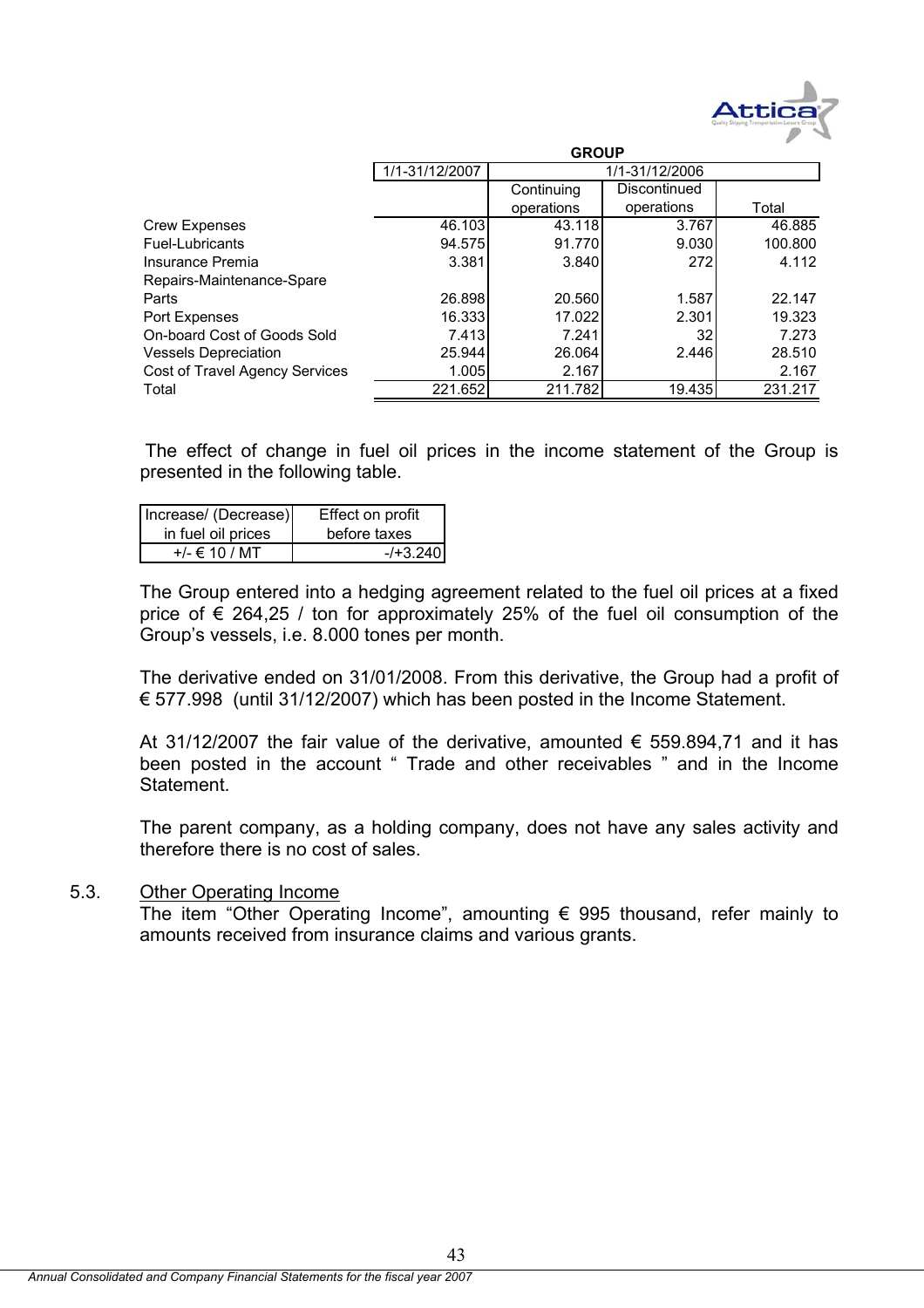| | GROUP | | | |
|---|---|---|---|---|
| | 1/1-31/12/2007 | 1/1-31/12/2006 | | |
| | | Continuing operations | Discontinued operations | Total |
| Crew Expenses | 46.103 | 43.118 | 3.767 | 46.885 |
| Fuel-Lubricants | 94.575 | 91.770 | 9.030 | 100.800 |
| Insurance Premia | 3.381 | 3.840 | 272 | 4.112 |
| Repairs-Maintenance-Spare Parts | 26.898 | 20.560 | 1.587 | 22.147 |
| Port Expenses | 16.333 | 17.022 | 2.301 | 19.323 |
| On-board Cost of Goods Sold | 7.413 | 7.241 | 32 | 7.273 |
| Vessels Depreciation | 25.944 | 26.064 | 2.446 | 28.510 |
| Cost of Travel Agency Services | 1.005 | 2.167 | | 2.167 |
| Total | 221.652 | 211.782 | 19.435 | 231.217 |

The effect of change in fuel oil prices in the income statement of the Group is presented in the following table.

| Increase/ (Decrease) in fuel oil prices | Effect on profit before taxes |
|---|---|
| +/- € 10 / MT | -/+3.240 |

The Group entered into a hedging agreement related to the fuel oil prices at a fixed price of € 264,25 / ton for approximately 25% of the fuel oil consumption of the Group's vessels, i.e. 8.000 tones per month.

The derivative ended on 31/01/2008. From this derivative, the Group had a profit of € 577.998 (until 31/12/2007) which has been posted in the Income Statement.

At 31/12/2007 the fair value of the derivative, amounted € 559.894,71 and it has been posted in the account " Trade and other receivables " and in the Income Statement.

The parent company, as a holding company, does not have any sales activity and therefore there is no cost of sales.

## 5.3. Other Operating Income

The item "Other Operating Income", amounting € 995 thousand, refer mainly to amounts received from insurance claims and various grants.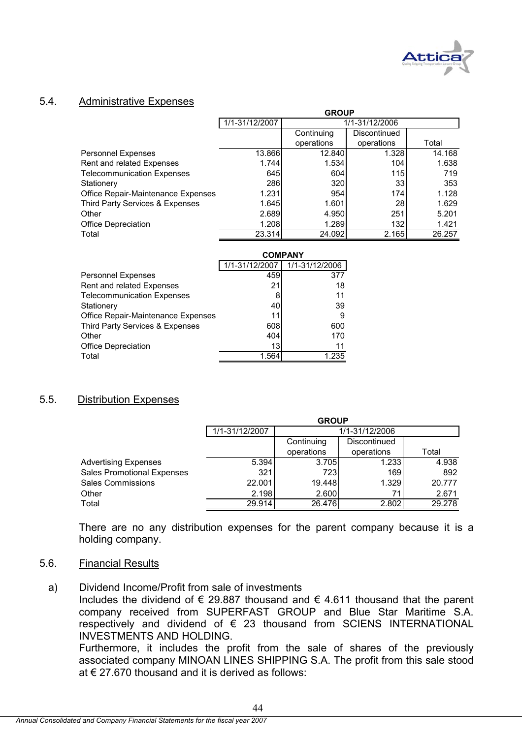## 5.4. Administrative Expenses

| | GROUP | | | |
|---|---|---|---|---|
| | 1/1-31/12/2007 | 1/1-31/12/2006 | | |
| | | Continuing operations | Discontinued operations | Total |
| Personnel Expenses | 13.866 | 12.840 | 1.328 | 14.168 |
| Rent and related Expenses | 1.744 | 1.534 | 104 | 1.638 |
| Telecommunication Expenses | 645 | 604 | 115 | 719 |
| Stationery | 286 | 320 | 33 | 353 |
| Office Repair-Maintenance Expenses | 1.231 | 954 | 174 | 1.128 |
| Third Party Services & Expenses | 1.645 | 1.601 | 28 | 1.629 |
| Other | 2.689 | 4.950 | 251 | 5.201 |
| Office Depreciation | 1.208 | 1.289 | 132 | 1.421 |
| Total | 23.314 | 24.092 | 2.165 | 26.257 |

| | COMPANY | |
|---|---|---|
| | 1/1-31/12/2007 | 1/1-31/12/2006 |
| Personnel Expenses | 459 | 377 |
| Rent and related Expenses | 21 | 18 |
| Telecommunication Expenses | 8 | 11 |
| Stationery | 40 | 39 |
| Office Repair-Maintenance Expenses | 11 | 9 |
| Third Party Services & Expenses | 608 | 600 |
| Other | 404 | 170 |
| Office Depreciation | 13 | 11 |
| Total | 1.564 | 1.235 |

## 5.5. Distribution Expenses

| | GROUP | | | |
|---|---|---|---|---|
| | 1/1-31/12/2007 | 1/1-31/12/2006 | | |
| | | Continuing operations | Discontinued operations | Total |
| Advertising Expenses | 5.394 | 3.705 | 1.233 | 4.938 |
| Sales Promotional Expenses | 321 | 723 | 169 | 892 |
| Sales Commissions | 22.001 | 19.448 | 1.329 | 20.777 |
| Other | 2.198 | 2.600 | 71 | 2.671 |
| Total | 29.914 | 26.476 | 2.802 | 29.278 |

There are no any distribution expenses for the parent company because it is a holding company.

## 5.6. Financial Results

a) Dividend Income/Profit from sale of investments

Includes the dividend of € 29.887 thousand and € 4.611 thousand that the parent company received from SUPERFAST GROUP and Blue Star Maritime S.A. respectively and dividend of € 23 thousand from SCIENS INTERNATIONAL INVESTMENTS AND HOLDING.

Furthermore, it includes the profit from the sale of shares of the previously associated company MINOAN LINES SHIPPING S.A. The profit from this sale stood at € 27.670 thousand and it is derived as follows: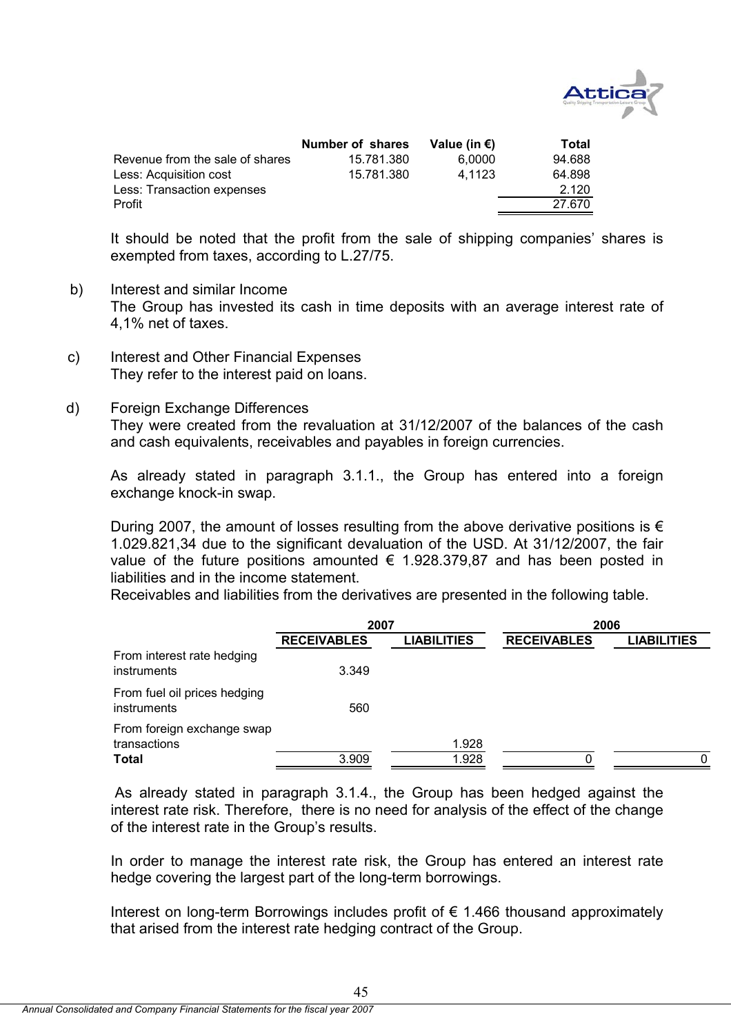| | Number of shares | Value (in €) | Total |
|---|---|---|---|
| Revenue from the sale of shares | 15.781.380 | 6,0000 | 94.688 |
| Less: Acquisition cost | 15.781.380 | 4,1123 | 64.898 |
| Less: Transaction expenses | | | 2.120 |
| Profit | | | 27.670 |

It should be noted that the profit from the sale of shipping companies' shares is exempted from taxes, according to L.27/75.

b) Interest and similar Income
The Group has invested its cash in time deposits with an average interest rate of 4,1% net of taxes.

c) Interest and Other Financial Expenses
They refer to the interest paid on loans.

d) Foreign Exchange Differences
They were created from the revaluation at 31/12/2007 of the balances of the cash and cash equivalents, receivables and payables in foreign currencies.

As already stated in paragraph 3.1.1., the Group has entered into a foreign exchange knock-in swap.

During 2007, the amount of losses resulting from the above derivative positions is € 1.029.821,34 due to the significant devaluation of the USD. At 31/12/2007, the fair value of the future positions amounted € 1.928.379,87 and has been posted in liabilities and in the income statement.
Receivables and liabilities from the derivatives are presented in the following table.

| | 2007 | | 2006 | |
|---|---|---|---|---|
| | **RECEIVABLES** | **LIABILITIES** | **RECEIVABLES** | **LIABILITIES** |
| From interest rate hedging instruments | 3.349 | | | |
| From fuel oil prices hedging instruments | 560 | | | |
| From foreign exchange swap transactions | | 1.928 | | |
| **Total** | 3.909 | 1.928 | 0 | 0 |

As already stated in paragraph 3.1.4., the Group has been hedged against the interest rate risk. Therefore, there is no need for analysis of the effect of the change of the interest rate in the Group's results.

In order to manage the interest rate risk, the Group has entered an interest rate hedge covering the largest part of the long-term borrowings.

Interest on long-term Borrowings includes profit of € 1.466 thousand approximately that arised from the interest rate hedging contract of the Group.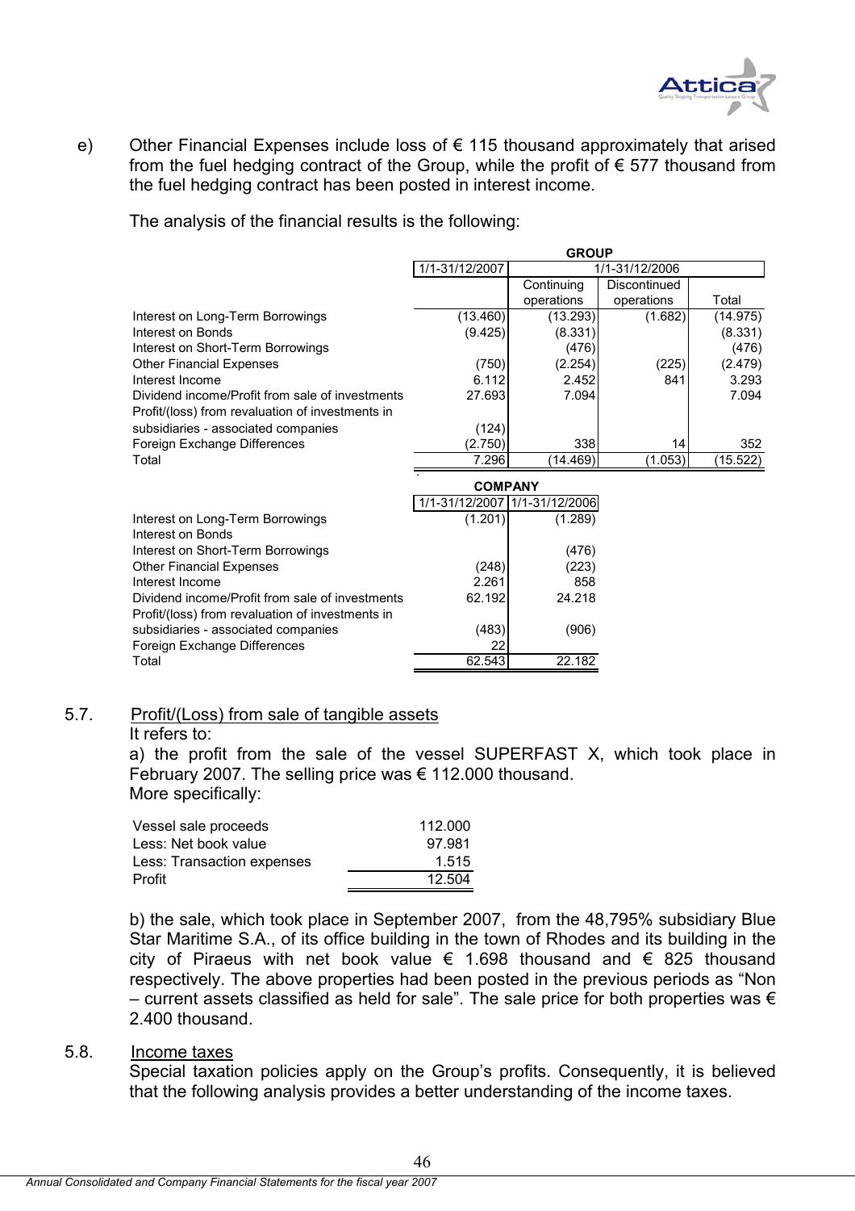e) Other Financial Expenses include loss of € 115 thousand approximately that arised from the fuel hedging contract of the Group, while the profit of € 577 thousand from the fuel hedging contract has been posted in interest income.

The analysis of the financial results is the following:

| | GROUP | | | |
|---|---|---|---|---|
| | 1/1-31/12/2007 | 1/1-31/12/2006 | | |
| | | Continuing operations | Discontinued operations | Total |
| Interest on Long-Term Borrowings | (13.460) | (13.293) | (1.682) | (14.975) |
| Interest on Bonds | (9.425) | (8.331) | | (8.331) |
| Interest on Short-Term Borrowings | | (476) | | (476) |
| Other Financial Expenses | (750) | (2.254) | (225) | (2.479) |
| Interest Income | 6.112 | 2.452 | 841 | 3.293 |
| Dividend income/Profit from sale of investments | 27.693 | 7.094 | | 7.094 |
| Profit/(loss) from revaluation of investments in subsidiaries - associated companies | (124) | | | |
| Foreign Exchange Differences | (2.750) | 338 | 14 | 352 |
| Total | 7.296 | (14.469) | (1.053) | (15.522) |

| | COMPANY | |
|---|---|---|
| | 1/1-31/12/2007 | 1/1-31/12/2006 |
| Interest on Long-Term Borrowings | (1.201) | (1.289) |
| Interest on Bonds | | |
| Interest on Short-Term Borrowings | | (476) |
| Other Financial Expenses | (248) | (223) |
| Interest Income | 2.261 | 858 |
| Dividend income/Profit from sale of investments | 62.192 | 24.218 |
| Profit/(loss) from revaluation of investments in subsidiaries - associated companies | (483) | (906) |
| Foreign Exchange Differences | 22 | |
| Total | 62.543 | 22.182 |

## 5.7. Profit/(Loss) from sale of tangible assets

It refers to:

a) the profit from the sale of the vessel SUPERFAST X, which took place in February 2007. The selling price was € 112.000 thousand.
More specifically:

| | |
|---|---|
| Vessel sale proceeds | 112.000 |
| Less: Net book value | 97.981 |
| Less: Transaction expenses | 1.515 |
| Profit | 12.504 |

b) the sale, which took place in September 2007, from the 48,795% subsidiary Blue Star Maritime S.A., of its office building in the town of Rhodes and its building in the city of Piraeus with net book value € 1.698 thousand and € 825 thousand respectively. The above properties had been posted in the previous periods as "Non – current assets classified as held for sale". The sale price for both properties was € 2.400 thousand.

## 5.8. Income taxes

Special taxation policies apply on the Group's profits. Consequently, it is believed that the following analysis provides a better understanding of the income taxes.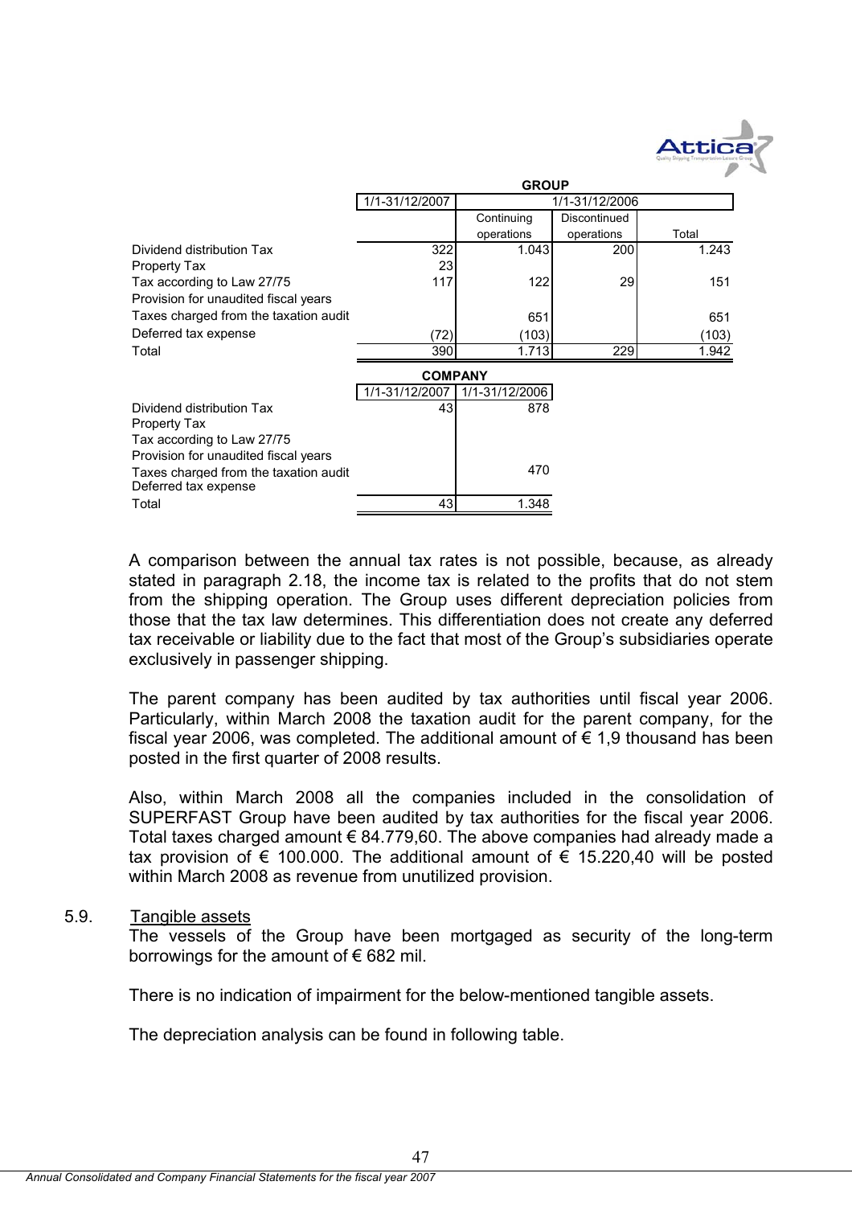**GROUP**

| | 1/1-31/12/2007 | 1/1-31/12/2006 | | |
|---|---|---|---|---|
| | | Continuing operations | Discontinued operations | Total |
| Dividend distribution Tax | 322 | 1.043 | 200 | 1.243 |
| Property Tax | 23 | | | |
| Tax according to Law 27/75 | 117 | 122 | 29 | 151 |
| Provision for unaudited fiscal years | | | | |
| Taxes charged from the taxation audit | | 651 | | 651 |
| Deferred tax expense | (72) | (103) | | (103) |
| Total | 390 | 1.713 | 229 | 1.942 |

**COMPANY**

| | 1/1-31/12/2007 | 1/1-31/12/2006 |
|---|---|---|
| Dividend distribution Tax | 43 | 878 |
| Property Tax | | |
| Tax according to Law 27/75 | | |
| Provision for unaudited fiscal years | | |
| Taxes charged from the taxation audit | | 470 |
| Deferred tax expense | | |
| Total | 43 | 1.348 |

A comparison between the annual tax rates is not possible, because, as already stated in paragraph 2.18, the income tax is related to the profits that do not stem from the shipping operation. The Group uses different depreciation policies from those that the tax law determines. This differentiation does not create any deferred tax receivable or liability due to the fact that most of the Group's subsidiaries operate exclusively in passenger shipping.

The parent company has been audited by tax authorities until fiscal year 2006. Particularly, within March 2008 the taxation audit for the parent company, for the fiscal year 2006, was completed. The additional amount of € 1,9 thousand has been posted in the first quarter of 2008 results.

Also, within March 2008 all the companies included in the consolidation of SUPERFAST Group have been audited by tax authorities for the fiscal year 2006. Total taxes charged amount € 84.779,60. The above companies had already made a tax provision of € 100.000. The additional amount of € 15.220,40 will be posted within March 2008 as revenue from unutilized provision.

## 5.9. Tangible assets

The vessels of the Group have been mortgaged as security of the long-term borrowings for the amount of € 682 mil.

There is no indication of impairment for the below-mentioned tangible assets.

The depreciation analysis can be found in following table.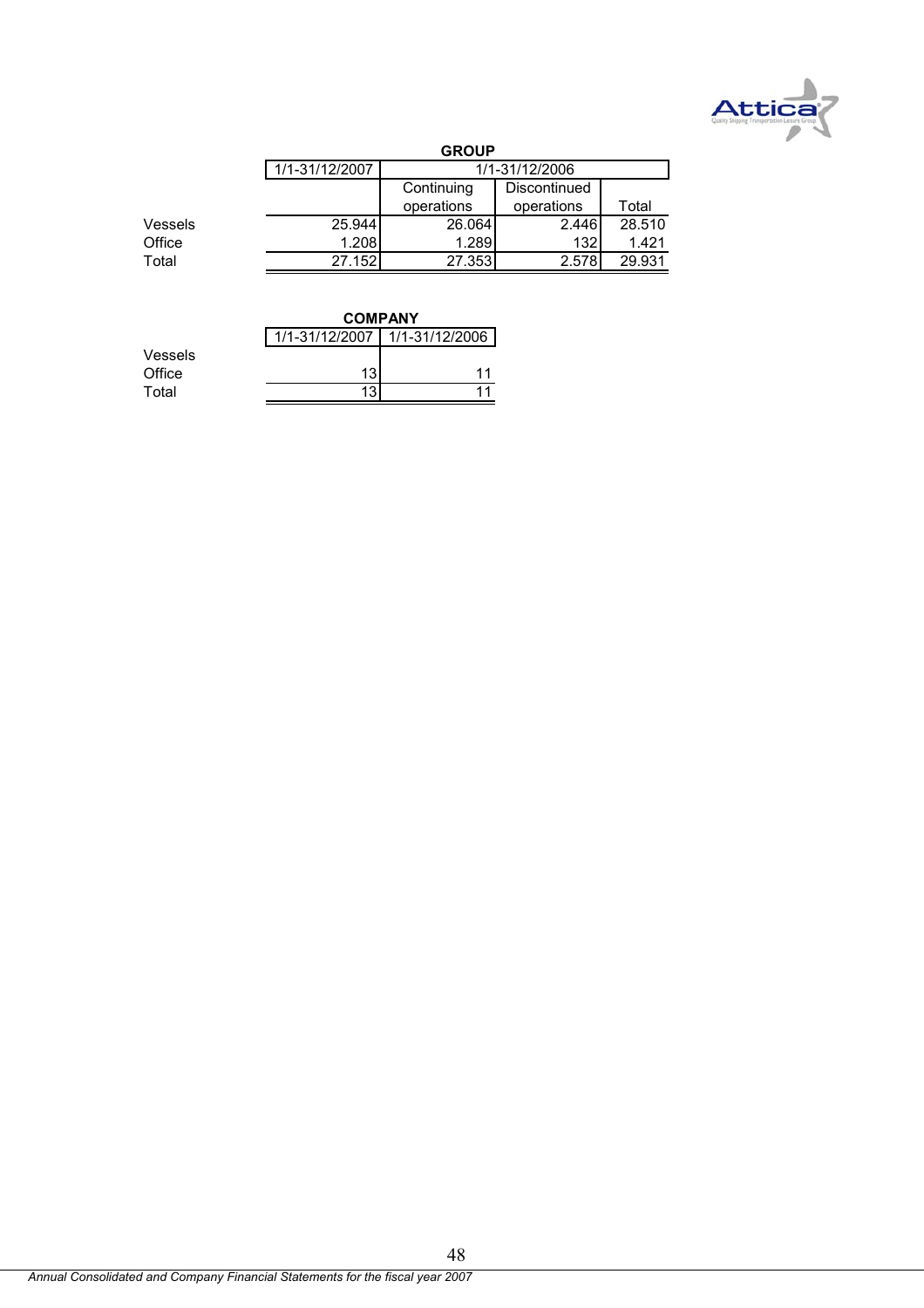**GROUP**

| | 1/1-31/12/2007 | 1/1-31/12/2006 | | |
|---|---|---|---|---|
| | | Continuing operations | Discontinued operations | Total |
| Vessels | 25.944 | 26.064 | 2.446 | 28.510 |
| Office | 1.208 | 1.289 | 132 | 1.421 |
| Total | 27.152 | 27.353 | 2.578 | 29.931 |

**COMPANY**

| | 1/1-31/12/2007 | 1/1-31/12/2006 |
|---|---|---|
| Vessels | | |
| Office | 13 | 11 |
| Total | 13 | 11 |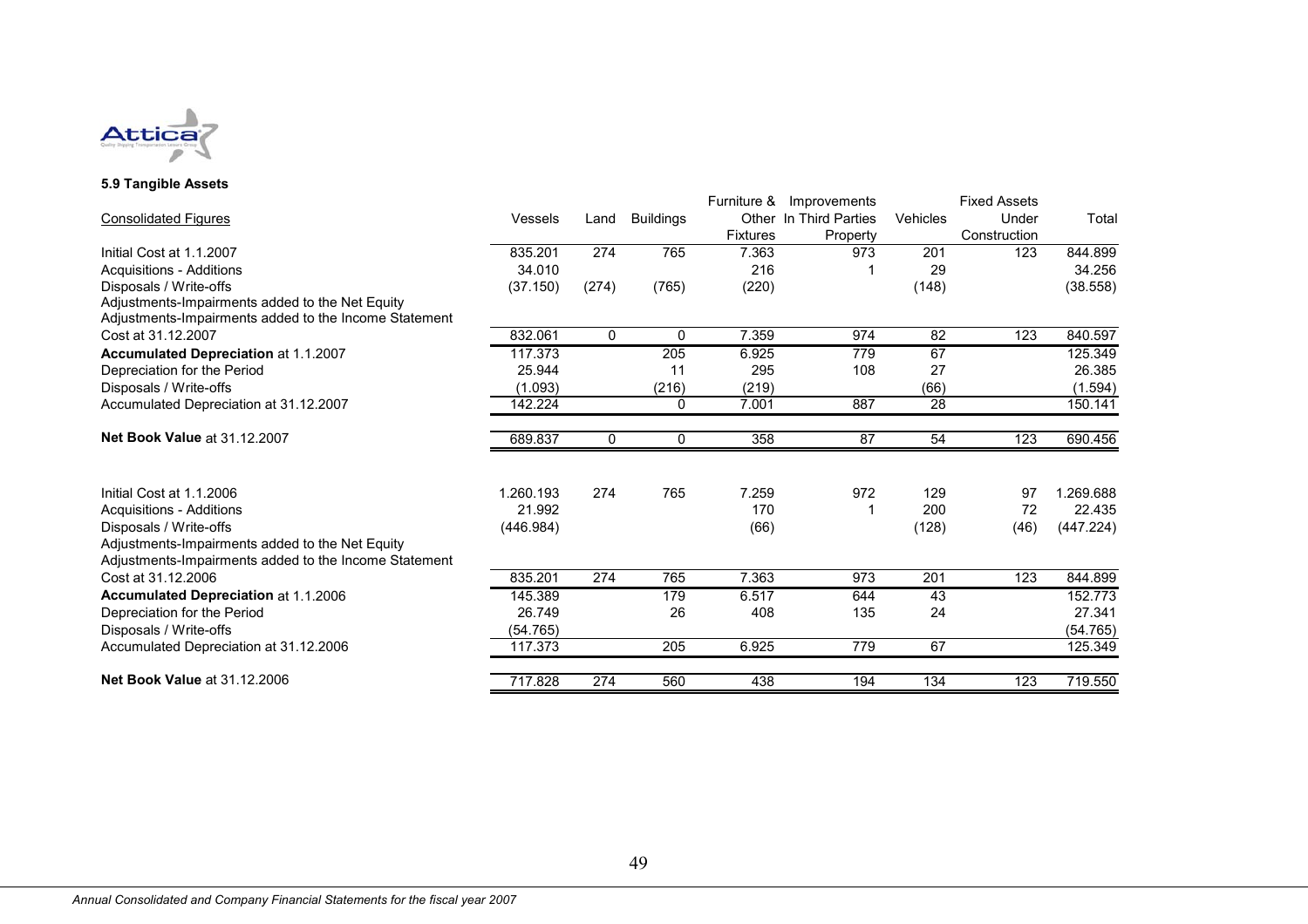### 5.9 Tangible Assets

| Consolidated Figures | Vessels | Land | Buildings | Furniture & Other Fixtures | Improvements In Third Parties Property | Vehicles | Fixed Assets Under Construction | Total |
|---|---|---|---|---|---|---|---|---|
| Initial Cost at 1.1.2007 | 835.201 | 274 | 765 | 7.363 | 973 | 201 | 123 | 844.899 |
| Acquisitions - Additions | 34.010 | | | 216 | 1 | 29 | | 34.256 |
| Disposals / Write-offs | (37.150) | (274) | (765) | (220) | | (148) | | (38.558) |
| Adjustments-Impairments added to the Net Equity | | | | | | | | |
| Adjustments-Impairments added to the Income Statement | | | | | | | | |
| Cost at 31.12.2007 | 832.061 | 0 | 0 | 7.359 | 974 | 82 | 123 | 840.597 |
| **Accumulated Depreciation** at 1.1.2007 | 117.373 | | 205 | 6.925 | 779 | 67 | | 125.349 |
| Depreciation for the Period | 25.944 | | 11 | 295 | 108 | 27 | | 26.385 |
| Disposals / Write-offs | (1.093) | | (216) | (219) | | (66) | | (1.594) |
| Accumulated Depreciation at 31.12.2007 | 142.224 | | 0 | 7.001 | 887 | 28 | | 150.141 |
| **Net Book Value** at 31.12.2007 | 689.837 | 0 | 0 | 358 | 87 | 54 | 123 | 690.456 |
| | | | | | | | | |
| Initial Cost at 1.1.2006 | 1.260.193 | 274 | 765 | 7.259 | 972 | 129 | 97 | 1.269.688 |
| Acquisitions - Additions | 21.992 | | | 170 | 1 | 200 | 72 | 22.435 |
| Disposals / Write-offs | (446.984) | | | (66) | | (128) | (46) | (447.224) |
| Adjustments-Impairments added to the Net Equity | | | | | | | | |
| Adjustments-Impairments added to the Income Statement | | | | | | | | |
| Cost at 31.12.2006 | 835.201 | 274 | 765 | 7.363 | 973 | 201 | 123 | 844.899 |
| **Accumulated Depreciation** at 1.1.2006 | 145.389 | | 179 | 6.517 | 644 | 43 | | 152.773 |
| Depreciation for the Period | 26.749 | | 26 | 408 | 135 | 24 | | 27.341 |
| Disposals / Write-offs | (54.765) | | | | | | | (54.765) |
| Accumulated Depreciation at 31.12.2006 | 117.373 | | 205 | 6.925 | 779 | 67 | | 125.349 |
| **Net Book Value** at 31.12.2006 | 717.828 | 274 | 560 | 438 | 194 | 134 | 123 | 719.550 |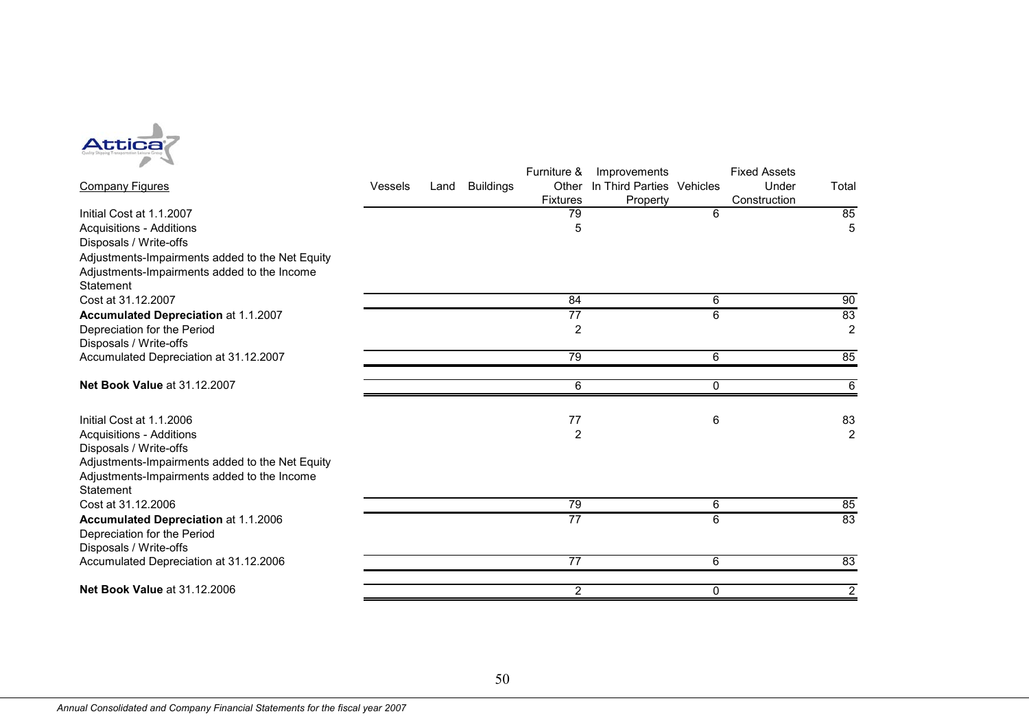| Company Figures | Vessels | Land | Buildings | Furniture & Other Fixtures | Improvements In Third Parties Property | Vehicles | Fixed Assets Under Construction | Total |
|---|---|---|---|---|---|---|---|---|
| Initial Cost at 1.1.2007 | | | | 79 | | 6 | | 85 |
| Acquisitions - Additions | | | | 5 | | | | 5 |
| Disposals / Write-offs | | | | | | | | |
| Adjustments-Impairments added to the Net Equity | | | | | | | | |
| Adjustments-Impairments added to the Income Statement | | | | | | | | |
| Cost at 31.12.2007 | | | | 84 | | 6 | | 90 |
| **Accumulated Depreciation** at 1.1.2007 | | | | 77 | | 6 | | 83 |
| Depreciation for the Period | | | | 2 | | | | 2 |
| Disposals / Write-offs | | | | | | | | |
| Accumulated Depreciation at 31.12.2007 | | | | 79 | | 6 | | 85 |
| **Net Book Value** at 31.12.2007 | | | | 6 | | 0 | | 6 |
| | | | | | | | | |
| Initial Cost at 1.1.2006 | | | | 77 | | 6 | | 83 |
| Acquisitions - Additions | | | | 2 | | | | 2 |
| Disposals / Write-offs | | | | | | | | |
| Adjustments-Impairments added to the Net Equity | | | | | | | | |
| Adjustments-Impairments added to the Income Statement | | | | | | | | |
| Cost at 31.12.2006 | | | | 79 | | 6 | | 85 |
| **Accumulated Depreciation** at 1.1.2006 | | | | 77 | | 6 | | 83 |
| Depreciation for the Period | | | | | | | | |
| Disposals / Write-offs | | | | | | | | |
| Accumulated Depreciation at 31.12.2006 | | | | 77 | | 6 | | 83 |
| **Net Book Value** at 31.12.2006 | | | | 2 | | 0 | | 2 |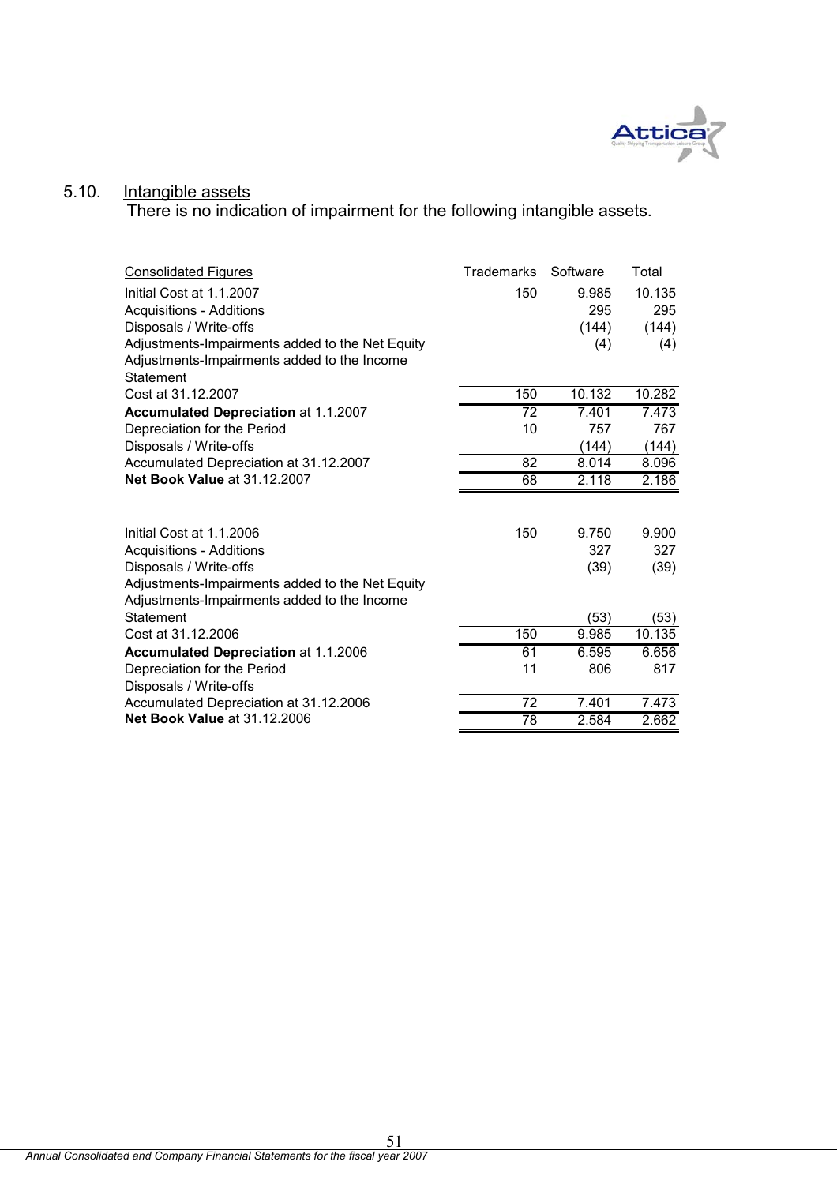## 5.10. Intangible assets

There is no indication of impairment for the following intangible assets.

| Consolidated Figures | Trademarks | Software | Total |
|---|---|---|---|
| Initial Cost at 1.1.2007 | 150 | 9.985 | 10.135 |
| Acquisitions - Additions | | 295 | 295 |
| Disposals / Write-offs | | (144) | (144) |
| Adjustments-Impairments added to the Net Equity | | (4) | (4) |
| Adjustments-Impairments added to the Income Statement | | | |
| Cost at 31.12.2007 | 150 | 10.132 | 10.282 |
| **Accumulated Depreciation** at 1.1.2007 | 72 | 7.401 | 7.473 |
| Depreciation for the Period | 10 | 757 | 767 |
| Disposals / Write-offs | | (144) | (144) |
| Accumulated Depreciation at 31.12.2007 | 82 | 8.014 | 8.096 |
| **Net Book Value** at 31.12.2007 | 68 | 2.118 | 2.186 |
| | | | |
| Initial Cost at 1.1.2006 | 150 | 9.750 | 9.900 |
| Acquisitions - Additions | | 327 | 327 |
| Disposals / Write-offs | | (39) | (39) |
| Adjustments-Impairments added to the Net Equity | | | |
| Adjustments-Impairments added to the Income Statement | | (53) | (53) |
| Cost at 31.12.2006 | 150 | 9.985 | 10.135 |
| **Accumulated Depreciation** at 1.1.2006 | 61 | 6.595 | 6.656 |
| Depreciation for the Period | 11 | 806 | 817 |
| Disposals / Write-offs | | | |
| Accumulated Depreciation at 31.12.2006 | 72 | 7.401 | 7.473 |
| **Net Book Value** at 31.12.2006 | 78 | 2.584 | 2.662 |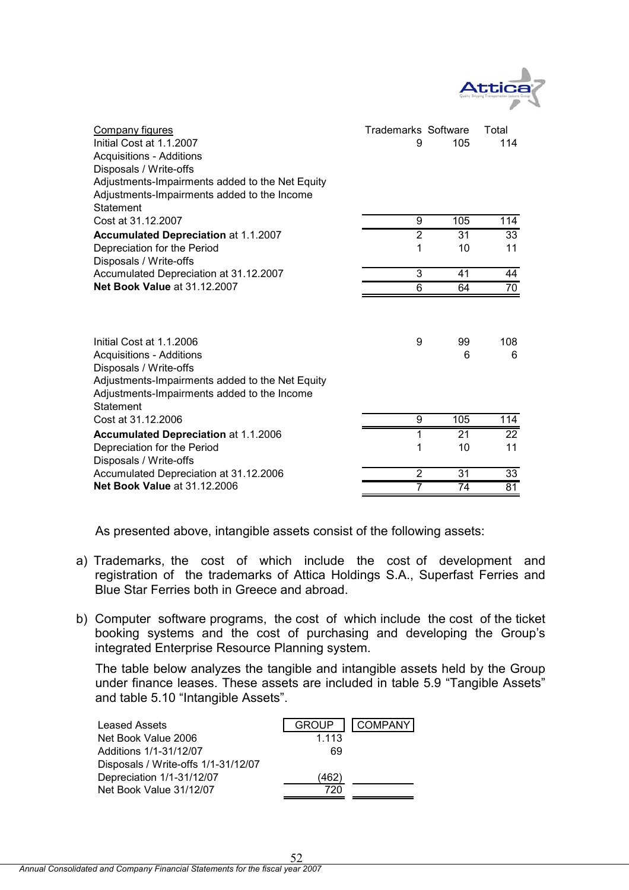| Company figures | Trademarks | Software | Total |
|---|---|---|---|
| Initial Cost at 1.1.2007 | 9 | 105 | 114 |
| Acquisitions - Additions | | | |
| Disposals / Write-offs | | | |
| Adjustments-Impairments added to the Net Equity | | | |
| Adjustments-Impairments added to the Income Statement | | | |
| Cost at 31.12.2007 | 9 | 105 | 114 |
| **Accumulated Depreciation** at 1.1.2007 | 2 | 31 | 33 |
| Depreciation for the Period | 1 | 10 | 11 |
| Disposals / Write-offs | | | |
| Accumulated Depreciation at 31.12.2007 | 3 | 41 | 44 |
| **Net Book Value** at 31.12.2007 | 6 | 64 | 70 |
| | | | |
| Initial Cost at 1.1.2006 | 9 | 99 | 108 |
| Acquisitions - Additions | | 6 | 6 |
| Disposals / Write-offs | | | |
| Adjustments-Impairments added to the Net Equity | | | |
| Adjustments-Impairments added to the Income Statement | | | |
| Cost at 31.12.2006 | 9 | 105 | 114 |
| **Accumulated Depreciation** at 1.1.2006 | 1 | 21 | 22 |
| Depreciation for the Period | 1 | 10 | 11 |
| Disposals / Write-offs | | | |
| Accumulated Depreciation at 31.12.2006 | 2 | 31 | 33 |
| **Net Book Value** at 31.12.2006 | 7 | 74 | 81 |

As presented above, intangible assets consist of the following assets:

a) Trademarks, the cost of which include the cost of development and registration of the trademarks of Attica Holdings S.A., Superfast Ferries and Blue Star Ferries both in Greece and abroad.

b) Computer software programs, the cost of which include the cost of the ticket booking systems and the cost of purchasing and developing the Group's integrated Enterprise Resource Planning system.

The table below analyzes the tangible and intangible assets held by the Group under finance leases. These assets are included in table 5.9 "Tangible Assets" and table 5.10 "Intangible Assets".

| Leased Assets | GROUP | COMPANY |
|---|---|---|
| Net Book Value 2006 | 1.113 | |
| Additions 1/1-31/12/07 | 69 | |
| Disposals / Write-offs 1/1-31/12/07 | | |
| Depreciation 1/1-31/12/07 | (462) | |
| Net Book Value 31/12/07 | 720 | |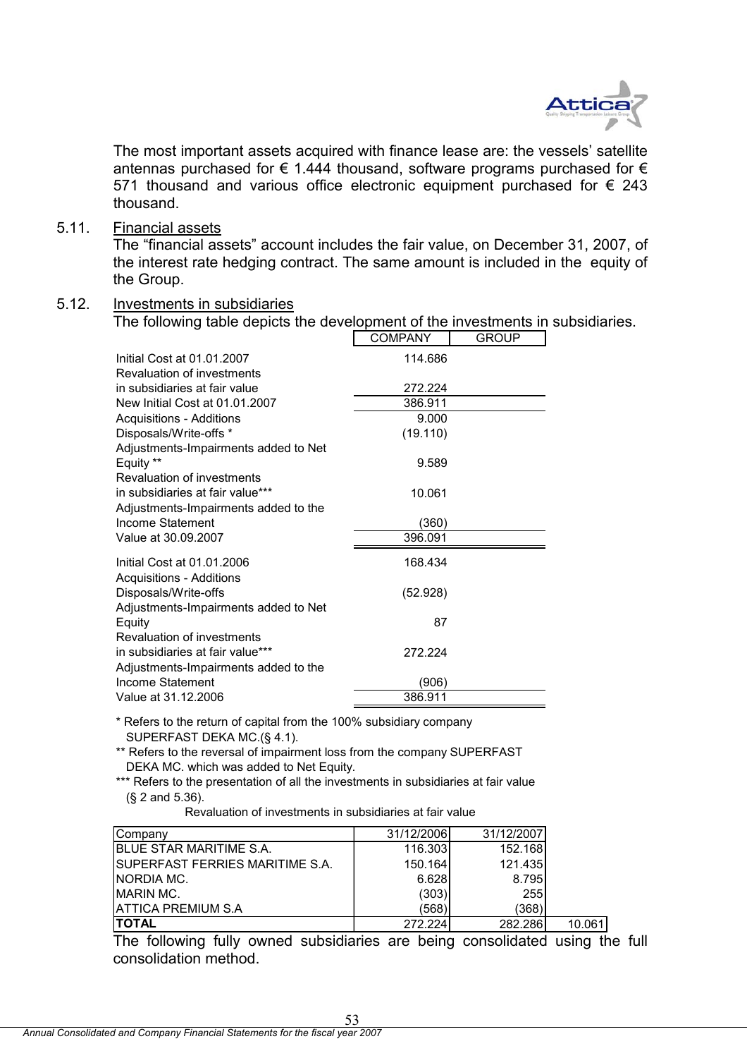The most important assets acquired with finance lease are: the vessels' satellite antennas purchased for € 1.444 thousand, software programs purchased for € 571 thousand and various office electronic equipment purchased for € 243 thousand.

## 5.11. Financial assets

The "financial assets" account includes the fair value, on December 31, 2007, of the interest rate hedging contract. The same amount is included in the equity of the Group.

## 5.12. Investments in subsidiaries

The following table depicts the development of the investments in subsidiaries.

| | COMPANY | GROUP |
|---|---|---|
| Initial Cost at 01.01.2007 | 114.686 | |
| Revaluation of investments in subsidiaries at fair value | 272.224 | |
| New Initial Cost at 01.01.2007 | 386.911 | |
| Acquisitions - Additions | 9.000 | |
| Disposals/Write-offs * | (19.110) | |
| Adjustments-Impairments added to Net Equity ** | 9.589 | |
| Revaluation of investments in subsidiaries at fair value*** | 10.061 | |
| Adjustments-Impairments added to the Income Statement | (360) | |
| Value at 30.09.2007 | 396.091 | |
| Initial Cost at 01.01.2006 | 168.434 | |
| Acquisitions - Additions | | |
| Disposals/Write-offs | (52.928) | |
| Adjustments-Impairments added to Net Equity | 87 | |
| Revaluation of investments in subsidiaries at fair value*** | 272.224 | |
| Adjustments-Impairments added to the Income Statement | (906) | |
| Value at 31.12.2006 | 386.911 | |

\* Refers to the return of capital from the 100% subsidiary company SUPERFAST DEKA MC.(§ 4.1).

\*\* Refers to the reversal of impairment loss from the company SUPERFAST DEKA MC. which was added to Net Equity.

\*\*\* Refers to the presentation of all the investments in subsidiaries at fair value (§ 2 and 5.36).

Revaluation of investments in subsidiaries at fair value

| Company | 31/12/2006 | 31/12/2007 | |
|---|---|---|---|
| BLUE STAR MARITIME S.A. | 116.303 | 152.168 | |
| SUPERFAST FERRIES MARITIME S.A. | 150.164 | 121.435 | |
| NORDIA MC. | 6.628 | 8.795 | |
| MARIN MC. | (303) | 255 | |
| ATTICA PREMIUM S.A | (568) | (368) | |
| **TOTAL** | 272.224 | 282.286 | 10.061 |

The following fully owned subsidiaries are being consolidated using the full consolidation method.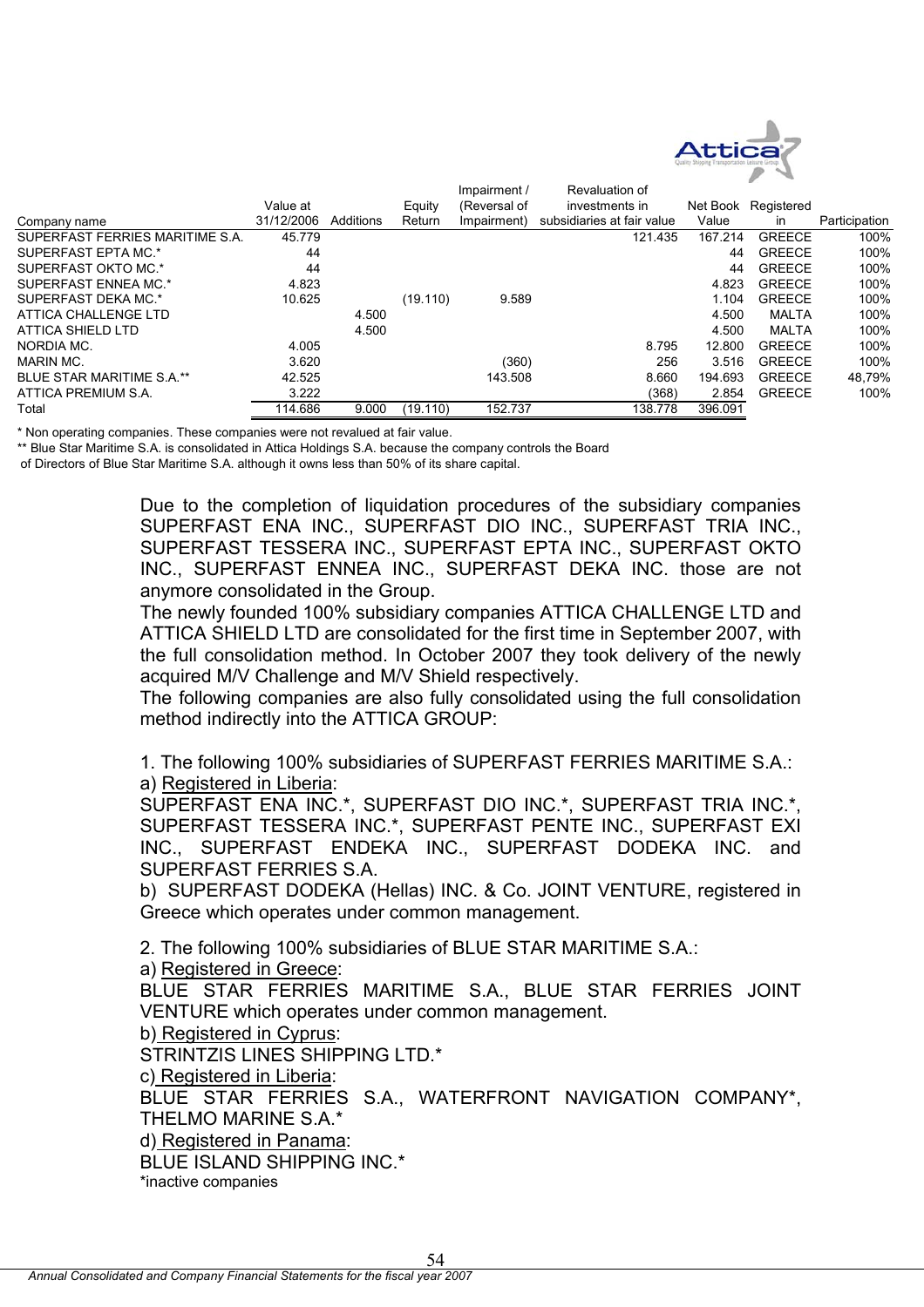| Company name | Value at 31/12/2006 | Additions | Equity Return | Impairment / (Reversal of Impairment) | Revaluation of investments in subsidiaries at fair value | Net Book Value | Registered in | Participation |
|---|---|---|---|---|---|---|---|---|
| SUPERFAST FERRIES MARITIME S.A. | 45.779 | | | | 121.435 | 167.214 | GREECE | 100% |
| SUPERFAST EPTA MC.* | 44 | | | | | 44 | GREECE | 100% |
| SUPERFAST OKTO MC.* | 44 | | | | | 44 | GREECE | 100% |
| SUPERFAST ENNEA MC.* | 4.823 | | | | | 4.823 | GREECE | 100% |
| SUPERFAST DEKA MC.* | 10.625 | | (19.110) | 9.589 | | 1.104 | GREECE | 100% |
| ATTICA CHALLENGE LTD | | 4.500 | | | | 4.500 | MALTA | 100% |
| ATTICA SHIELD LTD | | 4.500 | | | | 4.500 | MALTA | 100% |
| NORDIA MC. | 4.005 | | | | 8.795 | 12.800 | GREECE | 100% |
| MARIN MC. | 3.620 | | | (360) | 256 | 3.516 | GREECE | 100% |
| BLUE STAR MARITIME S.A.** | 42.525 | | | 143.508 | 8.660 | 194.693 | GREECE | 48,79% |
| ATTICA PREMIUM S.A. | 3.222 | | | | (368) | 2.854 | GREECE | 100% |
| Total | 114.686 | 9.000 | (19.110) | 152.737 | 138.778 | 396.091 | | |

* Non operating companies. These companies were not revalued at fair value.

** Blue Star Maritime S.A. is consolidated in Attica Holdings S.A. because the company controls the Board of Directors of Blue Star Maritime S.A. although it owns less than 50% of its share capital.

Due to the completion of liquidation procedures of the subsidiary companies SUPERFAST ENA INC., SUPERFAST DIO INC., SUPERFAST TRIA INC., SUPERFAST TESSERA INC., SUPERFAST EPTA INC., SUPERFAST OKTO INC., SUPERFAST ENNEA INC., SUPERFAST DEKA INC. those are not anymore consolidated in the Group.

The newly founded 100% subsidiary companies ATTICA CHALLENGE LTD and ATTICA SHIELD LTD are consolidated for the first time in September 2007, with the full consolidation method. In October 2007 they took delivery of the newly acquired M/V Challenge and M/V Shield respectively.

The following companies are also fully consolidated using the full consolidation method indirectly into the ATTICA GROUP:

1. The following 100% subsidiaries of SUPERFAST FERRIES MARITIME S.A.:

a) Registered in Liberia:

SUPERFAST ENA INC.*, SUPERFAST DIO INC.*, SUPERFAST TRIA INC.*, SUPERFAST TESSERA INC.*, SUPERFAST PENTE INC., SUPERFAST EXI INC., SUPERFAST ENDEKA INC., SUPERFAST DODEKA INC. and SUPERFAST FERRIES S.A.

b) SUPERFAST DODEKA (Hellas) INC. & Co. JOINT VENTURE, registered in Greece which operates under common management.

2. The following 100% subsidiaries of BLUE STAR MARITIME S.A.:

a) Registered in Greece:

BLUE STAR FERRIES MARITIME S.A., BLUE STAR FERRIES JOINT VENTURE which operates under common management.

b) Registered in Cyprus:

STRINTZIS LINES SHIPPING LTD.*

c) Registered in Liberia:

BLUE STAR FERRIES S.A., WATERFRONT NAVIGATION COMPANY*, THELMO MARINE S.A.*

d) Registered in Panama:

BLUE ISLAND SHIPPING INC.*

*inactive companies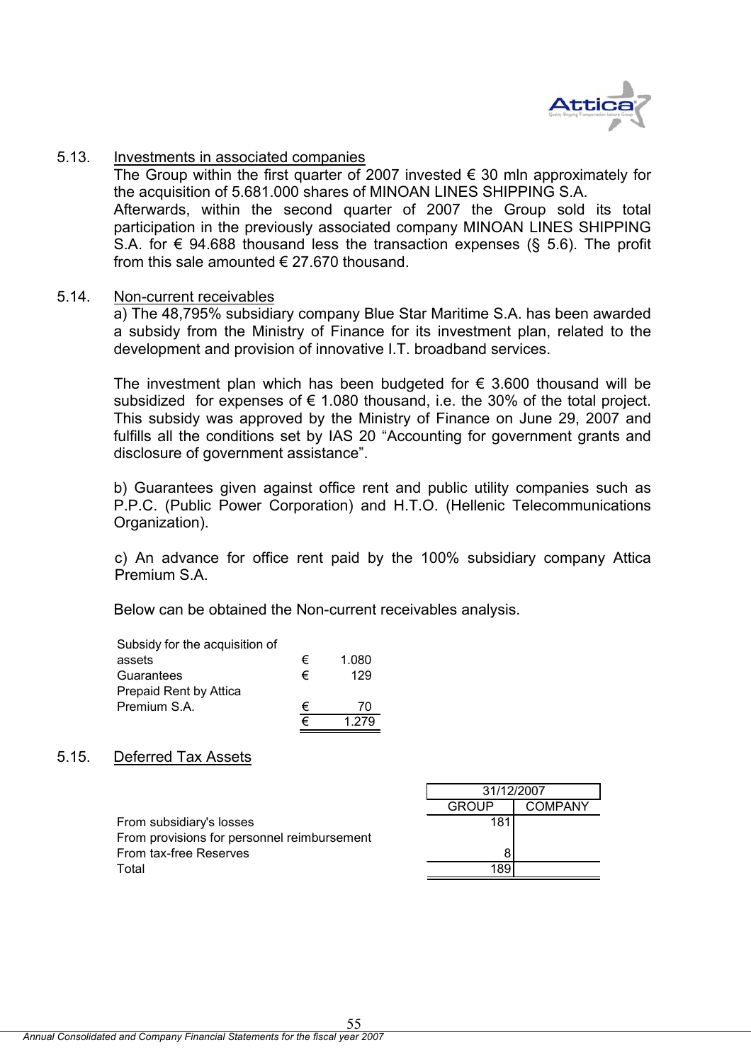### 5.13. Investments in associated companies

The Group within the first quarter of 2007 invested € 30 mln approximately for the acquisition of 5.681.000 shares of MINOAN LINES SHIPPING S.A.
Afterwards, within the second quarter of 2007 the Group sold its total participation in the previously associated company MINOAN LINES SHIPPING S.A. for € 94.688 thousand less the transaction expenses (§ 5.6). The profit from this sale amounted € 27.670 thousand.

### 5.14. Non-current receivables

a) The 48,795% subsidiary company Blue Star Maritime S.A. has been awarded a subsidy from the Ministry of Finance for its investment plan, related to the development and provision of innovative I.T. broadband services.

The investment plan which has been budgeted for € 3.600 thousand will be subsidized for expenses of € 1.080 thousand, i.e. the 30% of the total project. This subsidy was approved by the Ministry of Finance on June 29, 2007 and fulfills all the conditions set by IAS 20 "Accounting for government grants and disclosure of government assistance".

b) Guarantees given against office rent and public utility companies such as P.P.C. (Public Power Corporation) and H.T.O. (Hellenic Telecommunications Organization).

c) An advance for office rent paid by the 100% subsidiary company Attica Premium S.A.

Below can be obtained the Non-current receivables analysis.

| | | |
|---|---|---|
| Subsidy for the acquisition of assets | € | 1.080 |
| Guarantees | € | 129 |
| Prepaid Rent by Attica Premium S.A. | € | 70 |
| | € | 1.279 |

### 5.15. Deferred Tax Assets

| | 31/12/2007 | |
|---|---|---|
| | GROUP | COMPANY |
| From subsidiary's losses | 181 | |
| From provisions for personnel reimbursement | | |
| From tax-free Reserves | 8 | |
| Total | 189 | |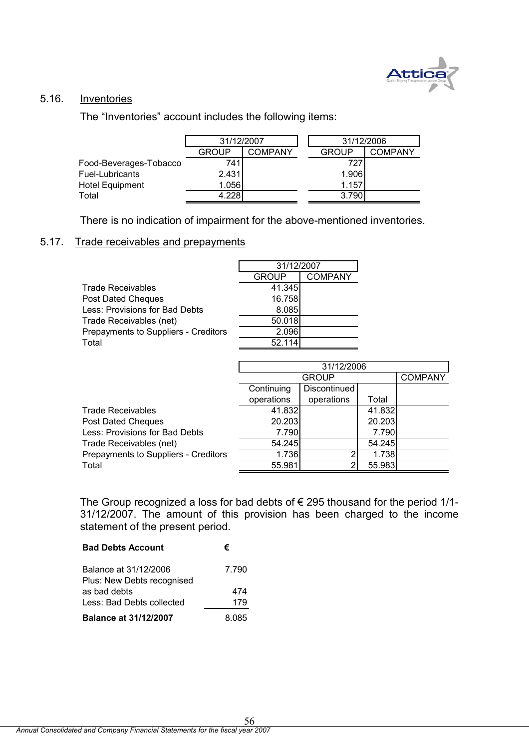## 5.16. Inventories

The "Inventories" account includes the following items:

| | 31/12/2007 | | 31/12/2006 | |
|---|---|---|---|---|
| | GROUP | COMPANY | GROUP | COMPANY |
| Food-Beverages-Tobacco | 741 | | 727 | |
| Fuel-Lubricants | 2.431 | | 1.906 | |
| Hotel Equipment | 1.056 | | 1.157 | |
| Total | 4.228 | | 3.790 | |

There is no indication of impairment for the above-mentioned inventories.

## 5.17. Trade receivables and prepayments

| | 31/12/2007 | |
|---|---|---|
| | GROUP | COMPANY |
| Trade Receivables | 41.345 | |
| Post Dated Cheques | 16.758 | |
| Less: Provisions for Bad Debts | 8.085 | |
| Trade Receivables (net) | 50.018 | |
| Prepayments to Suppliers - Creditors | 2.096 | |
| Total | 52.114 | |

| | 31/12/2006 | | | |
|---|---|---|---|---|
| | GROUP | | | COMPANY |
| | Continuing operations | Discontinued operations | Total | |
| Trade Receivables | 41.832 | | 41.832 | |
| Post Dated Cheques | 20.203 | | 20.203 | |
| Less: Provisions for Bad Debts | 7.790 | | 7.790 | |
| Trade Receivables (net) | 54.245 | | 54.245 | |
| Prepayments to Suppliers - Creditors | 1.736 | 2 | 1.738 | |
| Total | 55.981 | 2 | 55.983 | |

The Group recognized a loss for bad debts of € 295 thousand for the period 1/1-31/12/2007. The amount of this provision has been charged to the income statement of the present period.

| **Bad Debts Account** | **€** |
|---|---|
| Balance at 31/12/2006 | 7.790 |
| Plus: New Debts recognised as bad debts | 474 |
| Less: Bad Debts collected | 179 |
| **Balance at 31/12/2007** | 8.085 |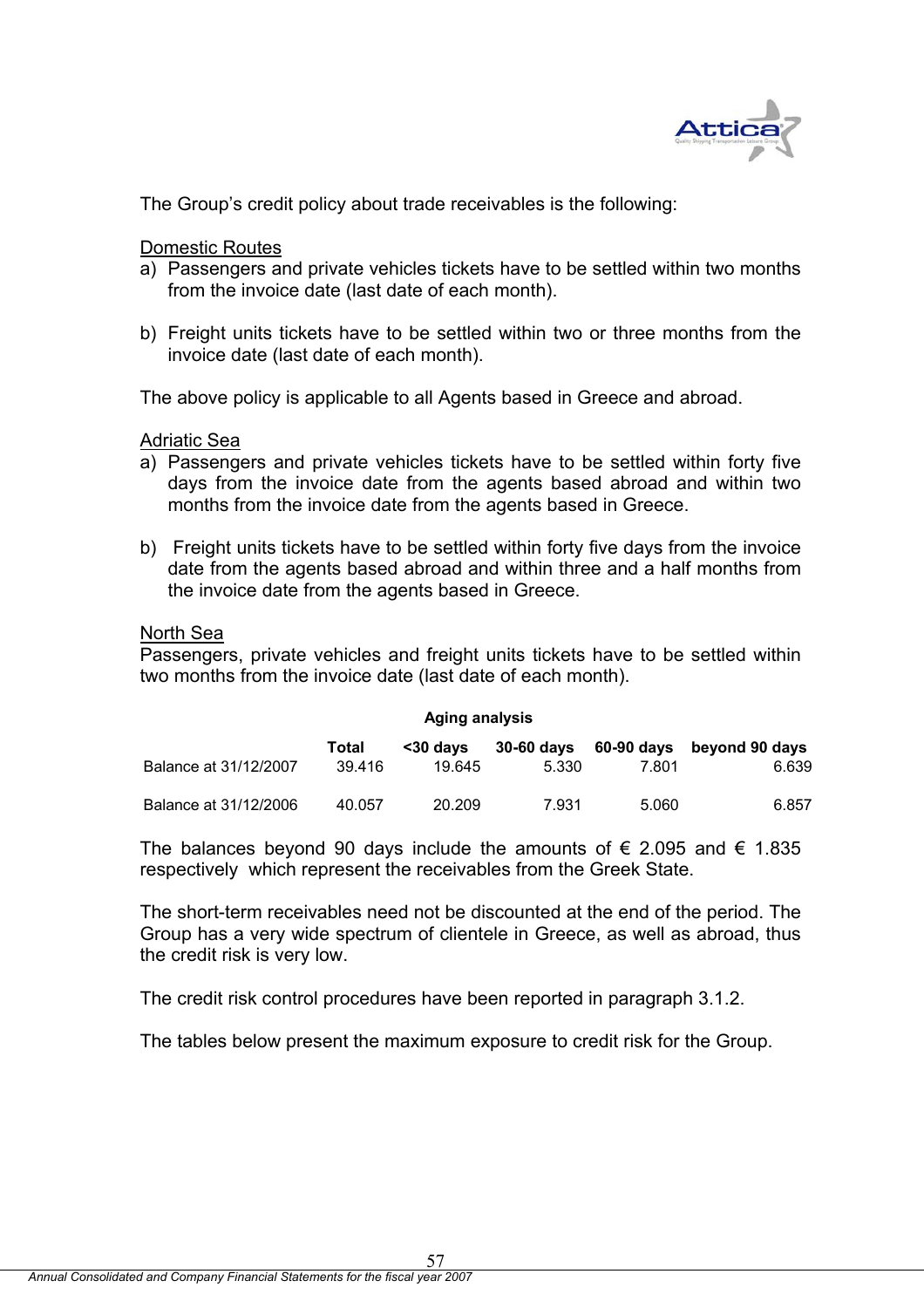The Group's credit policy about trade receivables is the following:

Domestic Routes

a) Passengers and private vehicles tickets have to be settled within two months from the invoice date (last date of each month).

b) Freight units tickets have to be settled within two or three months from the invoice date (last date of each month).

The above policy is applicable to all Agents based in Greece and abroad.

Adriatic Sea

a) Passengers and private vehicles tickets have to be settled within forty five days from the invoice date from the agents based abroad and within two months from the invoice date from the agents based in Greece.

b) Freight units tickets have to be settled within forty five days from the invoice date from the agents based abroad and within three and a half months from the invoice date from the agents based in Greece.

North Sea

Passengers, private vehicles and freight units tickets have to be settled within two months from the invoice date (last date of each month).

**Aging analysis**

| | Total | <30 days | 30-60 days | 60-90 days | beyond 90 days |
|---|---|---|---|---|---|
| Balance at 31/12/2007 | 39.416 | 19.645 | 5.330 | 7.801 | 6.639 |
| Balance at 31/12/2006 | 40.057 | 20.209 | 7.931 | 5.060 | 6.857 |

The balances beyond 90 days include the amounts of € 2.095 and € 1.835 respectively which represent the receivables from the Greek State.

The short-term receivables need not be discounted at the end of the period. The Group has a very wide spectrum of clientele in Greece, as well as abroad, thus the credit risk is very low.

The credit risk control procedures have been reported in paragraph 3.1.2.

The tables below present the maximum exposure to credit risk for the Group.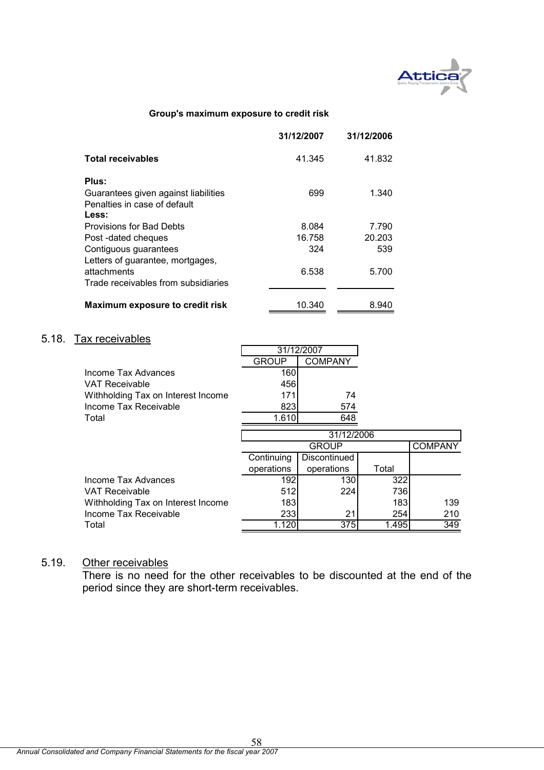**Group's maximum exposure to credit risk**

| | 31/12/2007 | 31/12/2006 |
|---|---|---|
| **Total receivables** | 41.345 | 41.832 |
| **Plus:** | | |
| Guarantees given against liabilities | 699 | 1.340 |
| Penalties in case of default | | |
| **Less:** | | |
| Provisions for Bad Debts | 8.084 | 7.790 |
| Post -dated cheques | 16.758 | 20.203 |
| Contiguous guarantees | 324 | 539 |
| Letters of guarantee, mortgages, attachments | 6.538 | 5.700 |
| Trade receivables from subsidiaries | | |
| **Maximum exposure to credit risk** | 10.340 | 8.940 |

## 5.18. Tax receivables

| | 31/12/2007 | |
|---|---|---|
| | GROUP | COMPANY |
| Income Tax Advances | 160 | |
| VAT Receivable | 456 | |
| Withholding Tax on Interest Income | 171 | 74 |
| Income Tax Receivable | 823 | 574 |
| Total | 1.610 | 648 |

| | 31/12/2006 | | | |
|---|---|---|---|---|
| | GROUP | | | COMPANY |
| | Continuing operations | Discontinued operations | Total | |
| Income Tax Advances | 192 | 130 | 322 | |
| VAT Receivable | 512 | 224 | 736 | |
| Withholding Tax on Interest Income | 183 | | 183 | 139 |
| Income Tax Receivable | 233 | 21 | 254 | 210 |
| Total | 1.120 | 375 | 1.495 | 349 |

## 5.19. Other receivables

There is no need for the other receivables to be discounted at the end of the period since they are short-term receivables.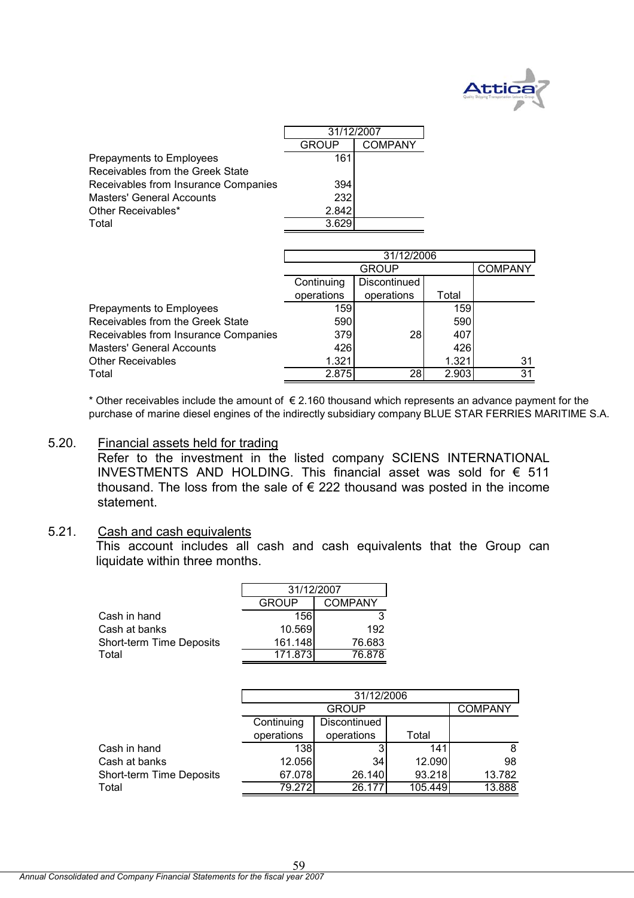| | 31/12/2007 | |
|---|---|---|
| | GROUP | COMPANY |
| Prepayments to Employees | 161 | |
| Receivables from the Greek State | | |
| Receivables from Insurance Companies | 394 | |
| Masters' General Accounts | 232 | |
| Other Receivables* | 2.842 | |
| Total | 3.629 | |

| | 31/12/2006 | | | |
|---|---|---|---|---|
| | GROUP | | | COMPANY |
| | Continuing operations | Discontinued operations | Total | |
| Prepayments to Employees | 159 | | 159 | |
| Receivables from the Greek State | 590 | | 590 | |
| Receivables from Insurance Companies | 379 | 28 | 407 | |
| Masters' General Accounts | 426 | | 426 | |
| Other Receivables | 1.321 | | 1.321 | 31 |
| Total | 2.875 | 28 | 2.903 | 31 |

\* Other receivables include the amount of € 2.160 thousand which represents an advance payment for the purchase of marine diesel engines of the indirectly subsidiary company BLUE STAR FERRIES MARITIME S.A.

## 5.20. Financial assets held for trading

Refer to the investment in the listed company SCIENS INTERNATIONAL INVESTMENTS AND HOLDING. This financial asset was sold for € 511 thousand. The loss from the sale of € 222 thousand was posted in the income statement.

## 5.21. Cash and cash equivalents

This account includes all cash and cash equivalents that the Group can liquidate within three months.

| | 31/12/2007 | |
|---|---|---|
| | GROUP | COMPANY |
| Cash in hand | 156 | 3 |
| Cash at banks | 10.569 | 192 |
| Short-term Time Deposits | 161.148 | 76.683 |
| Total | 171.873 | 76.878 |

| | 31/12/2006 | | | |
|---|---|---|---|---|
| | GROUP | | | COMPANY |
| | Continuing operations | Discontinued operations | Total | |
| Cash in hand | 138 | 3 | 141 | 8 |
| Cash at banks | 12.056 | 34 | 12.090 | 98 |
| Short-term Time Deposits | 67.078 | 26.140 | 93.218 | 13.782 |
| Total | 79.272 | 26.177 | 105.449 | 13.888 |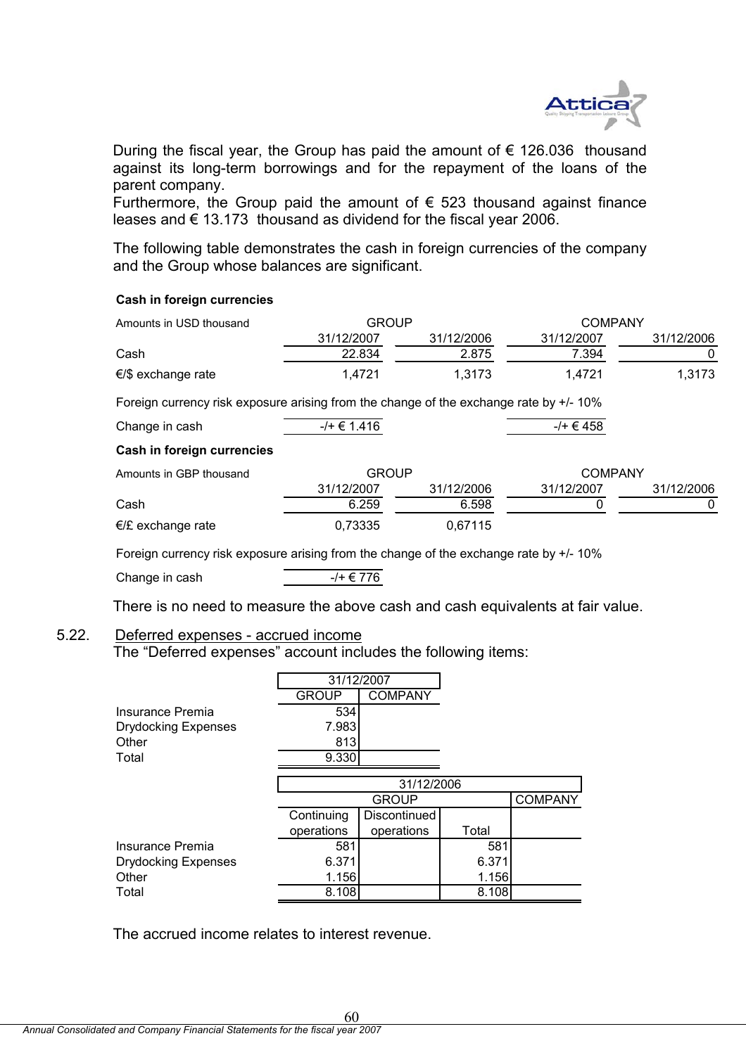During the fiscal year, the Group has paid the amount of € 126.036 thousand against its long-term borrowings and for the repayment of the loans of the parent company.
Furthermore, the Group paid the amount of € 523 thousand against finance leases and € 13.173 thousand as dividend for the fiscal year 2006.

The following table demonstrates the cash in foreign currencies of the company and the Group whose balances are significant.

**Cash in foreign currencies**

| Amounts in USD thousand | GROUP | | COMPANY | |
|---|---|---|---|---|
| | 31/12/2007 | 31/12/2006 | 31/12/2007 | 31/12/2006 |
| Cash | 22.834 | 2.875 | 7.394 | 0 |
| €/$ exchange rate | 1,4721 | 1,3173 | 1,4721 | 1,3173 |

Foreign currency risk exposure arising from the change of the exchange rate by +/- 10%

| | GROUP | | COMPANY | |
|---|---|---|---|---|
| Change in cash | -/+ € 1.416 | | -/+ € 458 | |

**Cash in foreign currencies**

| Amounts in GBP thousand | GROUP | | COMPANY | |
|---|---|---|---|---|
| | 31/12/2007 | 31/12/2006 | 31/12/2007 | 31/12/2006 |
| Cash | 6.259 | 6.598 | 0 | 0 |
| €/£ exchange rate | 0,73335 | 0,67115 | | |

Foreign currency risk exposure arising from the change of the exchange rate by +/- 10%

| | GROUP |
|---|---|
| Change in cash | -/+ € 776 |

There is no need to measure the above cash and cash equivalents at fair value.

## 5.22. Deferred expenses - accrued income

The "Deferred expenses" account includes the following items:

| | 31/12/2007 | |
|---|---|---|
| | GROUP | COMPANY |
| Insurance Premia | 534 | |
| Drydocking Expenses | 7.983 | |
| Other | 813 | |
| Total | 9.330 | |

| | 31/12/2006 | | | |
|---|---|---|---|---|
| | GROUP | | | COMPANY |
| | Continuing operations | Discontinued operations | Total | |
| Insurance Premia | 581 | | 581 | |
| Drydocking Expenses | 6.371 | | 6.371 | |
| Other | 1.156 | | 1.156 | |
| Total | 8.108 | | 8.108 | |

The accrued income relates to interest revenue.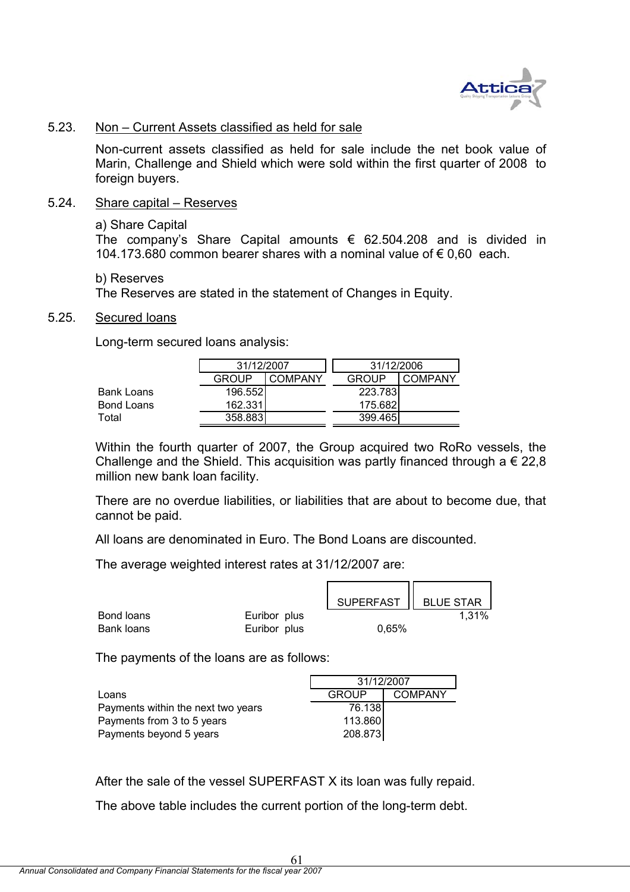## 5.23. Non – Current Assets classified as held for sale

Non-current assets classified as held for sale include the net book value of Marin, Challenge and Shield which were sold within the first quarter of 2008 to foreign buyers.

## 5.24. Share capital – Reserves

a) Share Capital
The company's Share Capital amounts € 62.504.208 and is divided in 104.173.680 common bearer shares with a nominal value of € 0,60 each.

b) Reserves
The Reserves are stated in the statement of Changes in Equity.

## 5.25. Secured loans

Long-term secured loans analysis:

| | 31/12/2007 | | 31/12/2006 | |
|---|---|---|---|---|
| | GROUP | COMPANY | GROUP | COMPANY |
| Bank Loans | 196.552 | | 223.783 | |
| Bond Loans | 162.331 | | 175.682 | |
| Total | 358.883 | | 399.465 | |

Within the fourth quarter of 2007, the Group acquired two RoRo vessels, the Challenge and the Shield. This acquisition was partly financed through a € 22,8 million new bank loan facility.

There are no overdue liabilities, or liabilities that are about to become due, that cannot be paid.

All loans are denominated in Euro. The Bond Loans are discounted.

The average weighted interest rates at 31/12/2007 are:

| | | SUPERFAST | BLUE STAR |
|---|---|---|---|
| Bond loans | Euribor plus | | 1,31% |
| Bank loans | Euribor plus | 0,65% | |

The payments of the loans are as follows:

| | 31/12/2007 | |
|---|---|---|
| Loans | GROUP | COMPANY |
| Payments within the next two years | 76.138 | |
| Payments from 3 to 5 years | 113.860 | |
| Payments beyond 5 years | 208.873 | |

After the sale of the vessel SUPERFAST X its loan was fully repaid.

The above table includes the current portion of the long-term debt.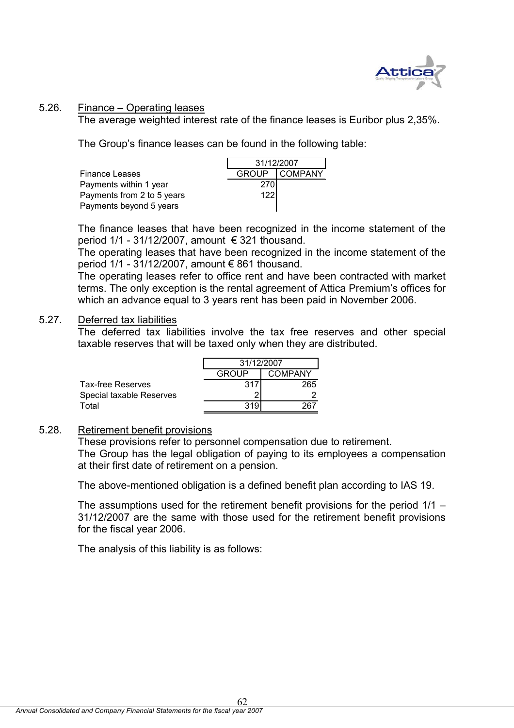## 5.26. Finance – Operating leases

The average weighted interest rate of the finance leases is Euribor plus 2,35%.

The Group's finance leases can be found in the following table:

| | 31/12/2007 | |
|---|---|---|
| Finance Leases | GROUP | COMPANY |
| Payments within 1 year | 270 | |
| Payments from 2 to 5 years | 122 | |
| Payments beyond 5 years | | |

The finance leases that have been recognized in the income statement of the period 1/1 - 31/12/2007, amount € 321 thousand.
The operating leases that have been recognized in the income statement of the period 1/1 - 31/12/2007, amount € 861 thousand.
The operating leases refer to office rent and have been contracted with market terms. The only exception is the rental agreement of Attica Premium's offices for which an advance equal to 3 years rent has been paid in November 2006.

## 5.27. Deferred tax liabilities

The deferred tax liabilities involve the tax free reserves and other special taxable reserves that will be taxed only when they are distributed.

| | 31/12/2007 | |
|---|---|---|
| | GROUP | COMPANY |
| Tax-free Reserves | 317 | 265 |
| Special taxable Reserves | 2 | 2 |
| Total | 319 | 267 |

## 5.28. Retirement benefit provisions

These provisions refer to personnel compensation due to retirement.
The Group has the legal obligation of paying to its employees a compensation at their first date of retirement on a pension.

The above-mentioned obligation is a defined benefit plan according to IAS 19.

The assumptions used for the retirement benefit provisions for the period 1/1 – 31/12/2007 are the same with those used for the retirement benefit provisions for the fiscal year 2006.

The analysis of this liability is as follows: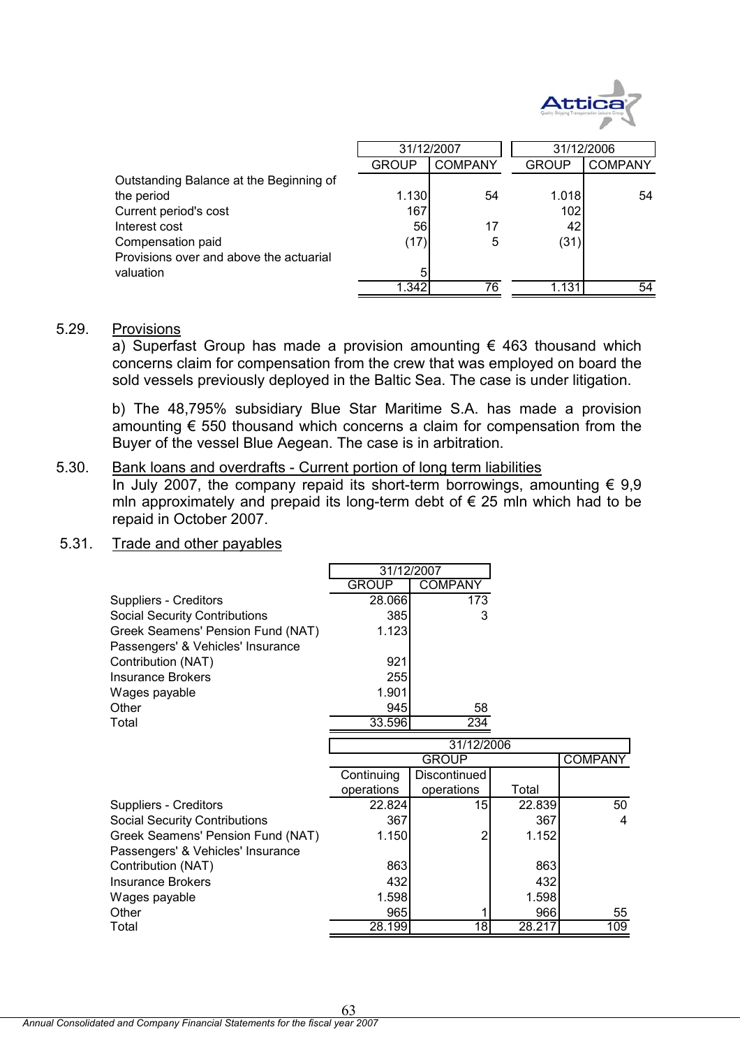| | 31/12/2007 | | 31/12/2006 | |
|---|---|---|---|---|
| | GROUP | COMPANY | GROUP | COMPANY |
| Outstanding Balance at the Beginning of the period | 1.130 | 54 | 1.018 | 54 |
| Current period's cost | 167 | | 102 | |
| Interest cost | 56 | 17 | 42 | |
| Compensation paid | (17) | 5 | (31) | |
| Provisions over and above the actuarial valuation | 5 | | | |
| | 1.342 | 76 | 1.131 | 54 |

5.29. Provisions

a) Superfast Group has made a provision amounting € 463 thousand which concerns claim for compensation from the crew that was employed on board the sold vessels previously deployed in the Baltic Sea. The case is under litigation.

b) The 48,795% subsidiary Blue Star Maritime S.A. has made a provision amounting € 550 thousand which concerns a claim for compensation from the Buyer of the vessel Blue Aegean. The case is in arbitration.

5.30. Bank loans and overdrafts - Current portion of long term liabilities

In July 2007, the company repaid its short-term borrowings, amounting € 9,9 mln approximately and prepaid its long-term debt of € 25 mln which had to be repaid in October 2007.

5.31. Trade and other payables

| | 31/12/2007 | |
|---|---|---|
| | GROUP | COMPANY |
| Suppliers - Creditors | 28.066 | 173 |
| Social Security Contributions | 385 | 3 |
| Greek Seamens' Pension Fund (NAT) | 1.123 | |
| Passengers' & Vehicles' Insurance Contribution (NAT) | 921 | |
| Insurance Brokers | 255 | |
| Wages payable | 1.901 | |
| Other | 945 | 58 |
| Total | 33.596 | 234 |

| | 31/12/2006 | | | |
|---|---|---|---|---|
| | GROUP | | | COMPANY |
| | Continuing operations | Discontinued operations | Total | |
| Suppliers - Creditors | 22.824 | 15 | 22.839 | 50 |
| Social Security Contributions | 367 | | 367 | 4 |
| Greek Seamens' Pension Fund (NAT) | 1.150 | 2 | 1.152 | |
| Passengers' & Vehicles' Insurance Contribution (NAT) | 863 | | 863 | |
| Insurance Brokers | 432 | | 432 | |
| Wages payable | 1.598 | | 1.598 | |
| Other | 965 | 1 | 966 | 55 |
| Total | 28.199 | 18 | 28.217 | 109 |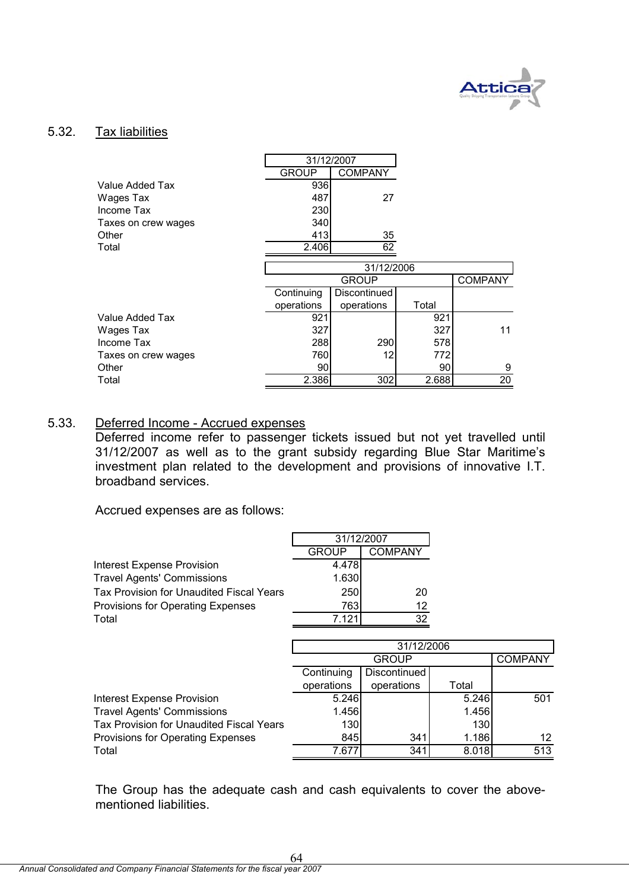## 5.32. Tax liabilities

| | 31/12/2007 | |
|---|---|---|
| | GROUP | COMPANY |
| Value Added Tax | 936 | |
| Wages Tax | 487 | 27 |
| Income Tax | 230 | |
| Taxes on crew wages | 340 | |
| Other | 413 | 35 |
| Total | 2.406 | 62 |

| | 31/12/2006 | | | |
|---|---|---|---|---|
| | GROUP | | | COMPANY |
| | Continuing operations | Discontinued operations | Total | |
| Value Added Tax | 921 | | 921 | |
| Wages Tax | 327 | | 327 | 11 |
| Income Tax | 288 | 290 | 578 | |
| Taxes on crew wages | 760 | 12 | 772 | |
| Other | 90 | | 90 | 9 |
| Total | 2.386 | 302 | 2.688 | 20 |

## 5.33. Deferred Income - Accrued expenses

Deferred income refer to passenger tickets issued but not yet travelled until 31/12/2007 as well as to the grant subsidy regarding Blue Star Maritime's investment plan related to the development and provisions of innovative I.T. broadband services.

Accrued expenses are as follows:

| | 31/12/2007 | |
|---|---|---|
| | GROUP | COMPANY |
| Interest Expense Provision | 4.478 | |
| Travel Agents' Commissions | 1.630 | |
| Tax Provision for Unaudited Fiscal Years | 250 | 20 |
| Provisions for Operating Expenses | 763 | 12 |
| Total | 7.121 | 32 |

| | 31/12/2006 | | | |
|---|---|---|---|---|
| | GROUP | | | COMPANY |
| | Continuing operations | Discontinued operations | Total | |
| Interest Expense Provision | 5.246 | | 5.246 | 501 |
| Travel Agents' Commissions | 1.456 | | 1.456 | |
| Tax Provision for Unaudited Fiscal Years | 130 | | 130 | |
| Provisions for Operating Expenses | 845 | 341 | 1.186 | 12 |
| Total | 7.677 | 341 | 8.018 | 513 |

The Group has the adequate cash and cash equivalents to cover the above-mentioned liabilities.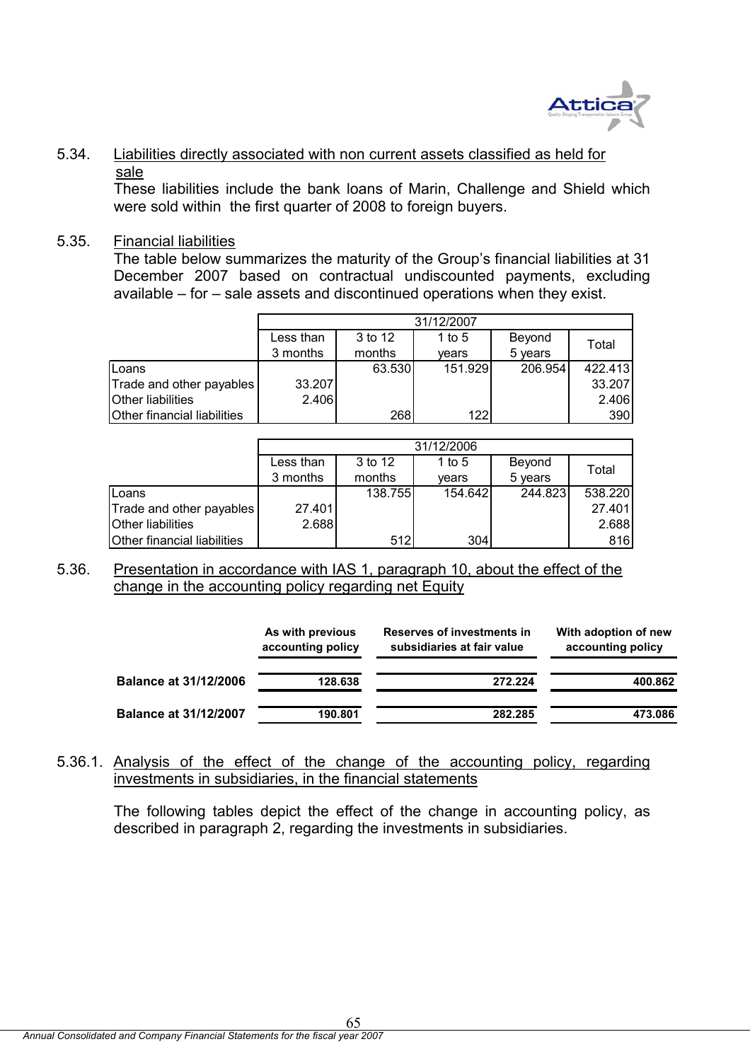5.34. Liabilities directly associated with non current assets classified as held for sale

These liabilities include the bank loans of Marin, Challenge and Shield which were sold within the first quarter of 2008 to foreign buyers.

5.35. Financial liabilities

The table below summarizes the maturity of the Group's financial liabilities at 31 December 2007 based on contractual undiscounted payments, excluding available – for – sale assets and discontinued operations when they exist.

| | 31/12/2007 | | | | |
|---|---|---|---|---|---|
| | Less than 3 months | 3 to 12 months | 1 to 5 years | Beyond 5 years | Total |
| Loans | | 63.530 | 151.929 | 206.954 | 422.413 |
| Trade and other payables | 33.207 | | | | 33.207 |
| Other liabilities | 2.406 | | | | 2.406 |
| Other financial liabilities | | 268 | 122 | | 390 |

| | 31/12/2006 | | | | |
|---|---|---|---|---|---|
| | Less than 3 months | 3 to 12 months | 1 to 5 years | Beyond 5 years | Total |
| Loans | | 138.755 | 154.642 | 244.823 | 538.220 |
| Trade and other payables | 27.401 | | | | 27.401 |
| Other liabilities | 2.688 | | | | 2.688 |
| Other financial liabilities | | 512 | 304 | | 816 |

5.36. Presentation in accordance with IAS 1, paragraph 10, about the effect of the change in the accounting policy regarding net Equity

| | As with previous accounting policy | Reserves of investments in subsidiaries at fair value | With adoption of new accounting policy |
|---|---|---|---|
| **Balance at 31/12/2006** | **128.638** | **272.224** | **400.862** |
| **Balance at 31/12/2007** | **190.801** | **282.285** | **473.086** |

5.36.1. Analysis of the effect of the change of the accounting policy, regarding investments in subsidiaries, in the financial statements

The following tables depict the effect of the change in accounting policy, as described in paragraph 2, regarding the investments in subsidiaries.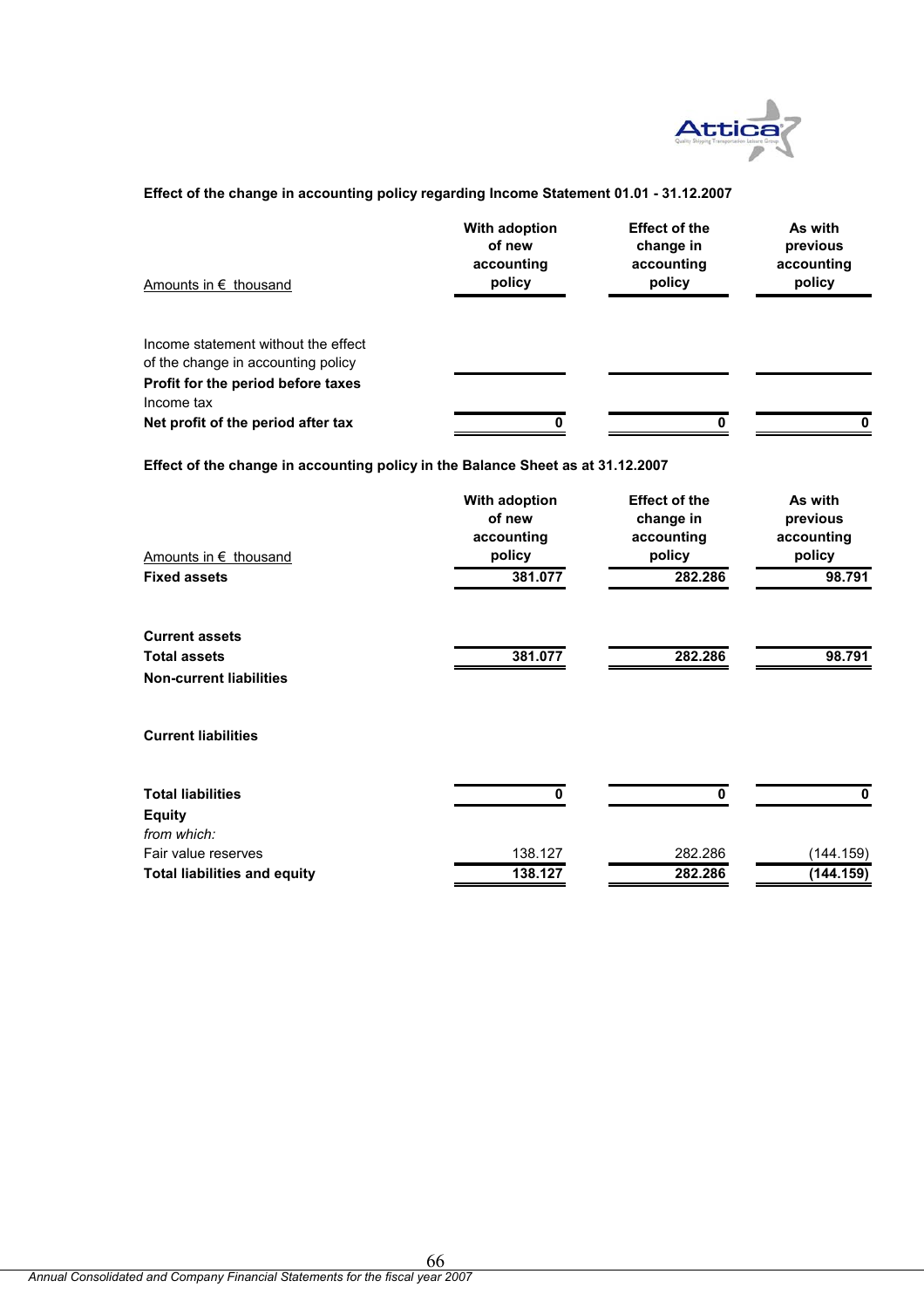**Effect of the change in accounting policy regarding Income Statement 01.01 - 31.12.2007**

| Amounts in € thousand | With adoption of new accounting policy | Effect of the change in accounting policy | As with previous accounting policy |
|---|---|---|---|
| Income statement without the effect of the change in accounting policy | | | |
| **Profit for the period before taxes** | | | |
| Income tax | | | |
| **Net profit of the period after tax** | **0** | **0** | **0** |

**Effect of the change in accounting policy in the Balance Sheet as at 31.12.2007**

| Amounts in € thousand | With adoption of new accounting policy | Effect of the change in accounting policy | As with previous accounting policy |
|---|---|---|---|
| **Fixed assets** | **381.077** | **282.286** | **98.791** |
| **Current assets** | | | |
| **Total assets** | **381.077** | **282.286** | **98.791** |
| **Non-current liabilities** | | | |
| **Current liabilities** | | | |
| **Total liabilities** | **0** | **0** | **0** |
| **Equity** | | | |
| *from which:* | | | |
| Fair value reserves | 138.127 | 282.286 | (144.159) |
| **Total liabilities and equity** | **138.127** | **282.286** | **(144.159)** |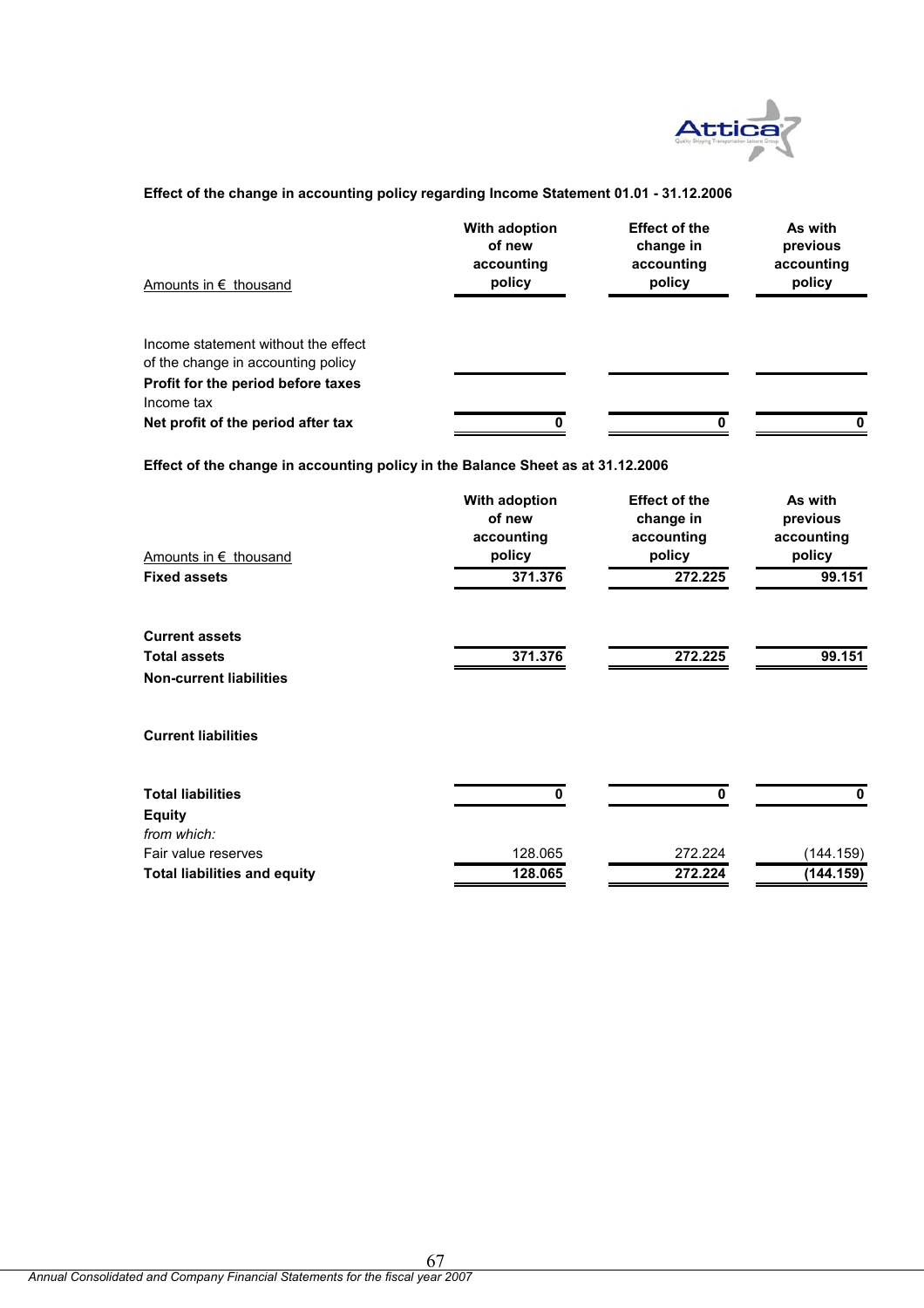**Effect of the change in accounting policy regarding Income Statement 01.01 - 31.12.2006**

| Amounts in € thousand | With adoption of new accounting policy | Effect of the change in accounting policy | As with previous accounting policy |
|---|---|---|---|
| Income statement without the effect of the change in accounting policy | | | |
| **Profit for the period before taxes** | | | |
| Income tax | | | |
| **Net profit of the period after tax** | **0** | **0** | **0** |

**Effect of the change in accounting policy in the Balance Sheet as at 31.12.2006**

| Amounts in € thousand | With adoption of new accounting policy | Effect of the change in accounting policy | As with previous accounting policy |
|---|---|---|---|
| **Fixed assets** | **371.376** | **272.225** | **99.151** |
| **Current assets** | | | |
| **Total assets** | **371.376** | **272.225** | **99.151** |
| **Non-current liabilities** | | | |
| **Current liabilities** | | | |
| **Total liabilities** | **0** | **0** | **0** |
| **Equity** | | | |
| *from which:* | | | |
| Fair value reserves | 128.065 | 272.224 | (144.159) |
| **Total liabilities and equity** | **128.065** | **272.224** | **(144.159)** |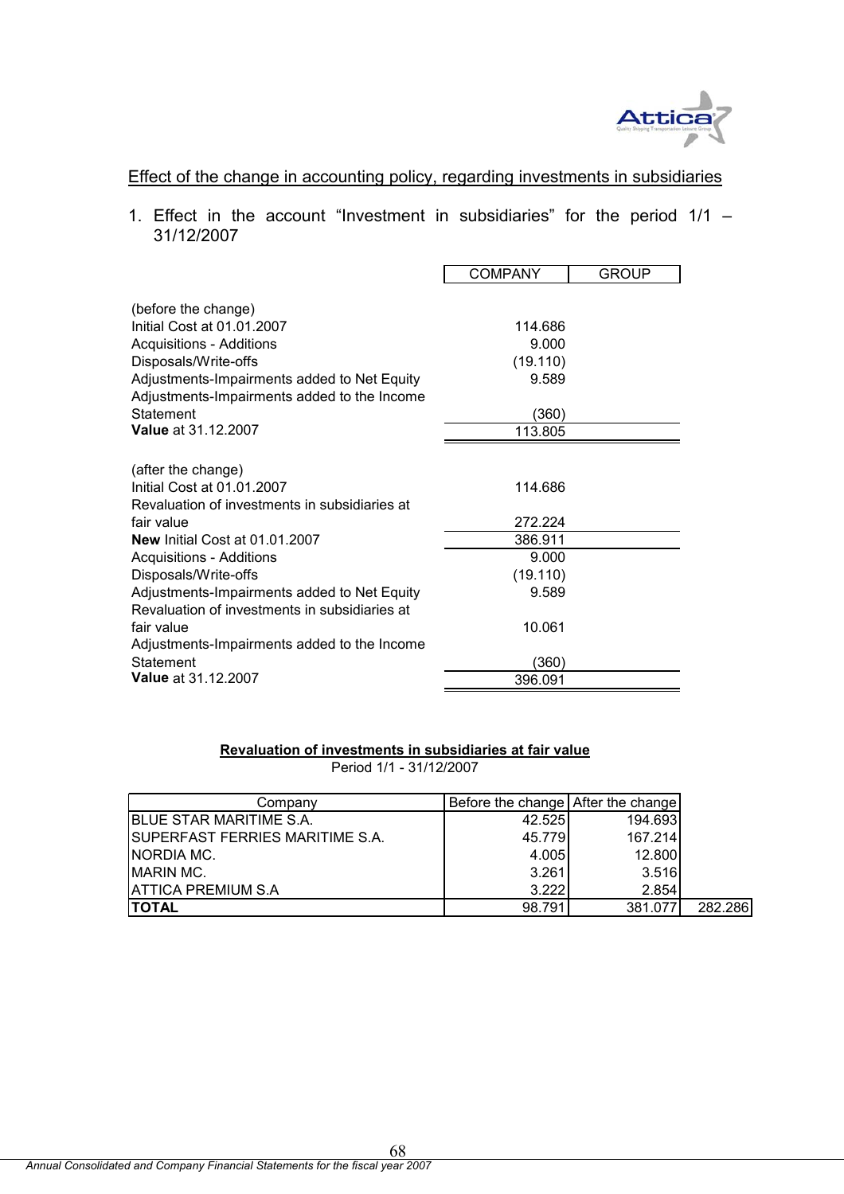Effect of the change in accounting policy, regarding investments in subsidiaries

1. Effect in the account "Investment in subsidiaries" for the period 1/1 – 31/12/2007

| | COMPANY | GROUP |
|---|---|---|
| (before the change) | | |
| Initial Cost at 01.01.2007 | 114.686 | |
| Acquisitions - Additions | 9.000 | |
| Disposals/Write-offs | (19.110) | |
| Adjustments-Impairments added to Net Equity | 9.589 | |
| Adjustments-Impairments added to the Income Statement | (360) | |
| **Value** at 31.12.2007 | 113.805 | |
| | | |
| (after the change) | | |
| Initial Cost at 01.01.2007 | 114.686 | |
| Revaluation of investments in subsidiaries at fair value | 272.224 | |
| **New** Initial Cost at 01.01.2007 | 386.911 | |
| Acquisitions - Additions | 9.000 | |
| Disposals/Write-offs | (19.110) | |
| Adjustments-Impairments added to Net Equity | 9.589 | |
| Revaluation of investments in subsidiaries at fair value | 10.061 | |
| Adjustments-Impairments added to the Income Statement | (360) | |
| **Value** at 31.12.2007 | 396.091 | |

**Revaluation of investments in subsidiaries at fair value**

Period 1/1 - 31/12/2007

| Company | Before the change | After the change | |
|---|---|---|---|
| BLUE STAR MARITIME S.A. | 42.525 | 194.693 | |
| SUPERFAST FERRIES MARITIME S.A. | 45.779 | 167.214 | |
| NORDIA MC. | 4.005 | 12.800 | |
| MARIN MC. | 3.261 | 3.516 | |
| ATTICA PREMIUM S.A | 3.222 | 2.854 | |
| **TOTAL** | 98.791 | 381.077 | 282.286 |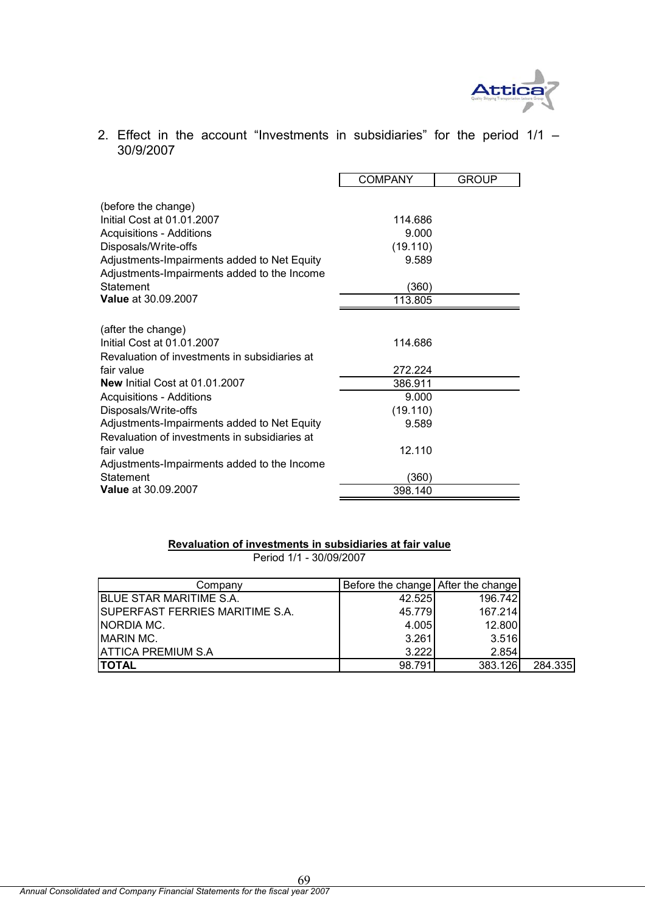2. Effect in the account "Investments in subsidiaries" for the period 1/1 – 30/9/2007

| | COMPANY | GROUP |
|---|---|---|
| (before the change) | | |
| Initial Cost at 01.01.2007 | 114.686 | |
| Acquisitions - Additions | 9.000 | |
| Disposals/Write-offs | (19.110) | |
| Adjustments-Impairments added to Net Equity | 9.589 | |
| Adjustments-Impairments added to the Income Statement | (360) | |
| **Value** at 30.09.2007 | 113.805 | |
| (after the change) | | |
| Initial Cost at 01.01.2007 | 114.686 | |
| Revaluation of investments in subsidiaries at fair value | 272.224 | |
| **New** Initial Cost at 01.01.2007 | 386.911 | |
| Acquisitions - Additions | 9.000 | |
| Disposals/Write-offs | (19.110) | |
| Adjustments-Impairments added to Net Equity | 9.589 | |
| Revaluation of investments in subsidiaries at fair value | 12.110 | |
| Adjustments-Impairments added to the Income Statement | (360) | |
| **Value** at 30.09.2007 | 398.140 | |

**Revaluation of investments in subsidiaries at fair value**

Period 1/1 - 30/09/2007

| Company | Before the change | After the change | |
|---|---|---|---|
| BLUE STAR MARITIME S.A. | 42.525 | 196.742 | |
| SUPERFAST FERRIES MARITIME S.A. | 45.779 | 167.214 | |
| NORDIA MC. | 4.005 | 12.800 | |
| MARIN MC. | 3.261 | 3.516 | |
| ATTICA PREMIUM S.A | 3.222 | 2.854 | |
| **TOTAL** | 98.791 | 383.126 | 284.335 |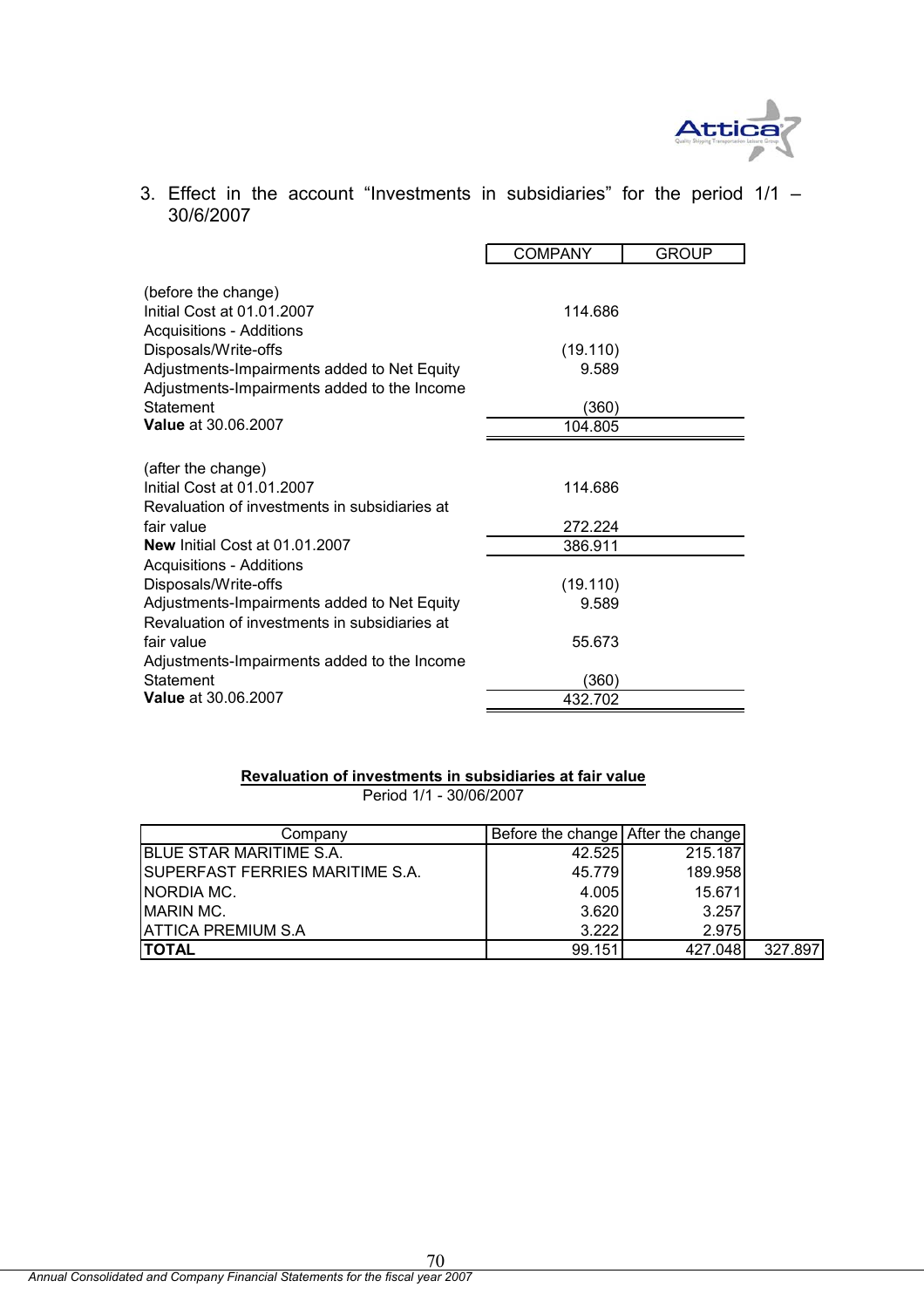3. Effect in the account "Investments in subsidiaries" for the period 1/1 – 30/6/2007

| | COMPANY | GROUP |
|---|---|---|
| (before the change) | | |
| Initial Cost at 01.01.2007 | 114.686 | |
| Acquisitions - Additions | | |
| Disposals/Write-offs | (19.110) | |
| Adjustments-Impairments added to Net Equity | 9.589 | |
| Adjustments-Impairments added to the Income Statement | (360) | |
| **Value** at 30.06.2007 | 104.805 | |
| | | |
| (after the change) | | |
| Initial Cost at 01.01.2007 | 114.686 | |
| Revaluation of investments in subsidiaries at fair value | 272.224 | |
| **New** Initial Cost at 01.01.2007 | 386.911 | |
| Acquisitions - Additions | | |
| Disposals/Write-offs | (19.110) | |
| Adjustments-Impairments added to Net Equity | 9.589 | |
| Revaluation of investments in subsidiaries at fair value | 55.673 | |
| Adjustments-Impairments added to the Income Statement | (360) | |
| **Value** at 30.06.2007 | 432.702 | |

**Revaluation of investments in subsidiaries at fair value**

Period 1/1 - 30/06/2007

| Company | Before the change | After the change | |
|---|---|---|---|
| BLUE STAR MARITIME S.A. | 42.525 | 215.187 | |
| SUPERFAST FERRIES MARITIME S.A. | 45.779 | 189.958 | |
| NORDIA MC. | 4.005 | 15.671 | |
| MARIN MC. | 3.620 | 3.257 | |
| ATTICA PREMIUM S.A | 3.222 | 2.975 | |
| **TOTAL** | 99.151 | 427.048 | 327.897 |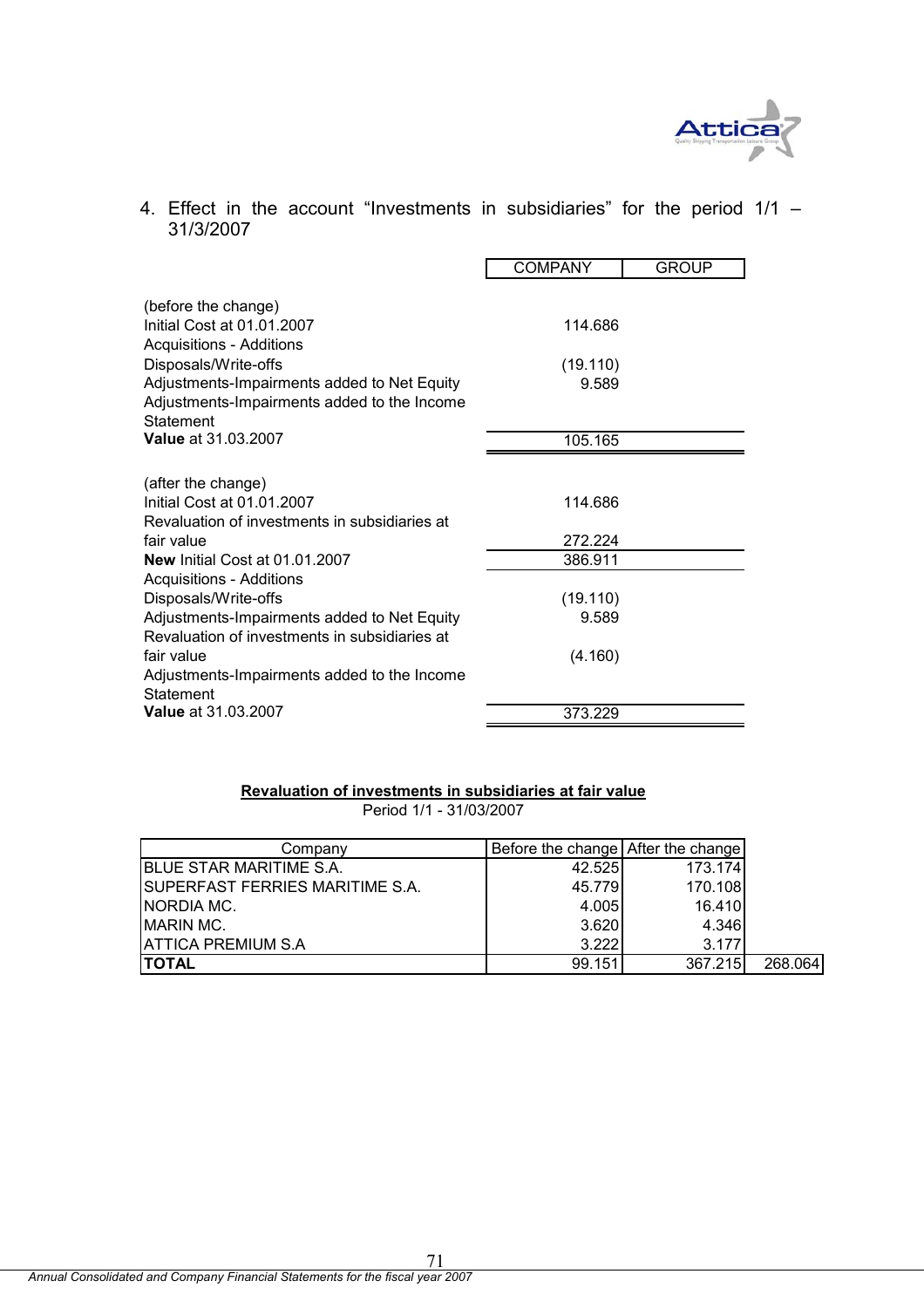4. Effect in the account "Investments in subsidiaries" for the period 1/1 – 31/3/2007

| | COMPANY | GROUP |
|---|---|---|
| (before the change) | | |
| Initial Cost at 01.01.2007 | 114.686 | |
| Acquisitions - Additions | | |
| Disposals/Write-offs | (19.110) | |
| Adjustments-Impairments added to Net Equity | 9.589 | |
| Adjustments-Impairments added to the Income Statement | | |
| **Value** at 31.03.2007 | 105.165 | |
| | | |
| (after the change) | | |
| Initial Cost at 01.01.2007 | 114.686 | |
| Revaluation of investments in subsidiaries at fair value | 272.224 | |
| **New** Initial Cost at 01.01.2007 | 386.911 | |
| Acquisitions - Additions | | |
| Disposals/Write-offs | (19.110) | |
| Adjustments-Impairments added to Net Equity | 9.589 | |
| Revaluation of investments in subsidiaries at fair value | (4.160) | |
| Adjustments-Impairments added to the Income Statement | | |
| **Value** at 31.03.2007 | 373.229 | |

**Revaluation of investments in subsidiaries at fair value**

Period 1/1 - 31/03/2007

| Company | Before the change | After the change | |
|---|---|---|---|
| BLUE STAR MARITIME S.A. | 42.525 | 173.174 | |
| SUPERFAST FERRIES MARITIME S.A. | 45.779 | 170.108 | |
| NORDIA MC. | 4.005 | 16.410 | |
| MARIN MC. | 3.620 | 4.346 | |
| ATTICA PREMIUM S.A | 3.222 | 3.177 | |
| **TOTAL** | 99.151 | 367.215 | 268.064 |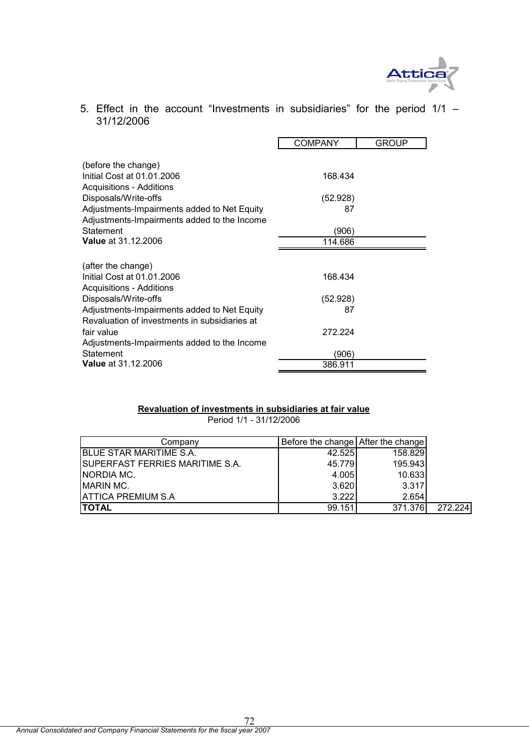5. Effect in the account "Investments in subsidiaries" for the period 1/1 – 31/12/2006

| | COMPANY | GROUP |
|---|---|---|
| (before the change) | | |
| Initial Cost at 01.01.2006 | 168.434 | |
| Acquisitions - Additions | | |
| Disposals/Write-offs | (52.928) | |
| Adjustments-Impairments added to Net Equity | 87 | |
| Adjustments-Impairments added to the Income Statement | (906) | |
| **Value** at 31.12.2006 | 114.686 | |
| (after the change) | | |
| Initial Cost at 01.01.2006 | 168.434 | |
| Acquisitions - Additions | | |
| Disposals/Write-offs | (52.928) | |
| Adjustments-Impairments added to Net Equity | 87 | |
| Revaluation of investments in subsidiaries at fair value | 272.224 | |
| Adjustments-Impairments added to the Income Statement | (906) | |
| **Value** at 31.12.2006 | 386.911 | |

**Revaluation of investments in subsidiaries at fair value**

Period 1/1 - 31/12/2006

| Company | Before the change | After the change | |
|---|---|---|---|
| BLUE STAR MARITIME S.A. | 42.525 | 158.829 | |
| SUPERFAST FERRIES MARITIME S.A. | 45.779 | 195.943 | |
| NORDIA MC. | 4.005 | 10.633 | |
| MARIN MC. | 3.620 | 3.317 | |
| ATTICA PREMIUM S.A | 3.222 | 2.654 | |
| **TOTAL** | 99.151 | 371.376 | 272.224 |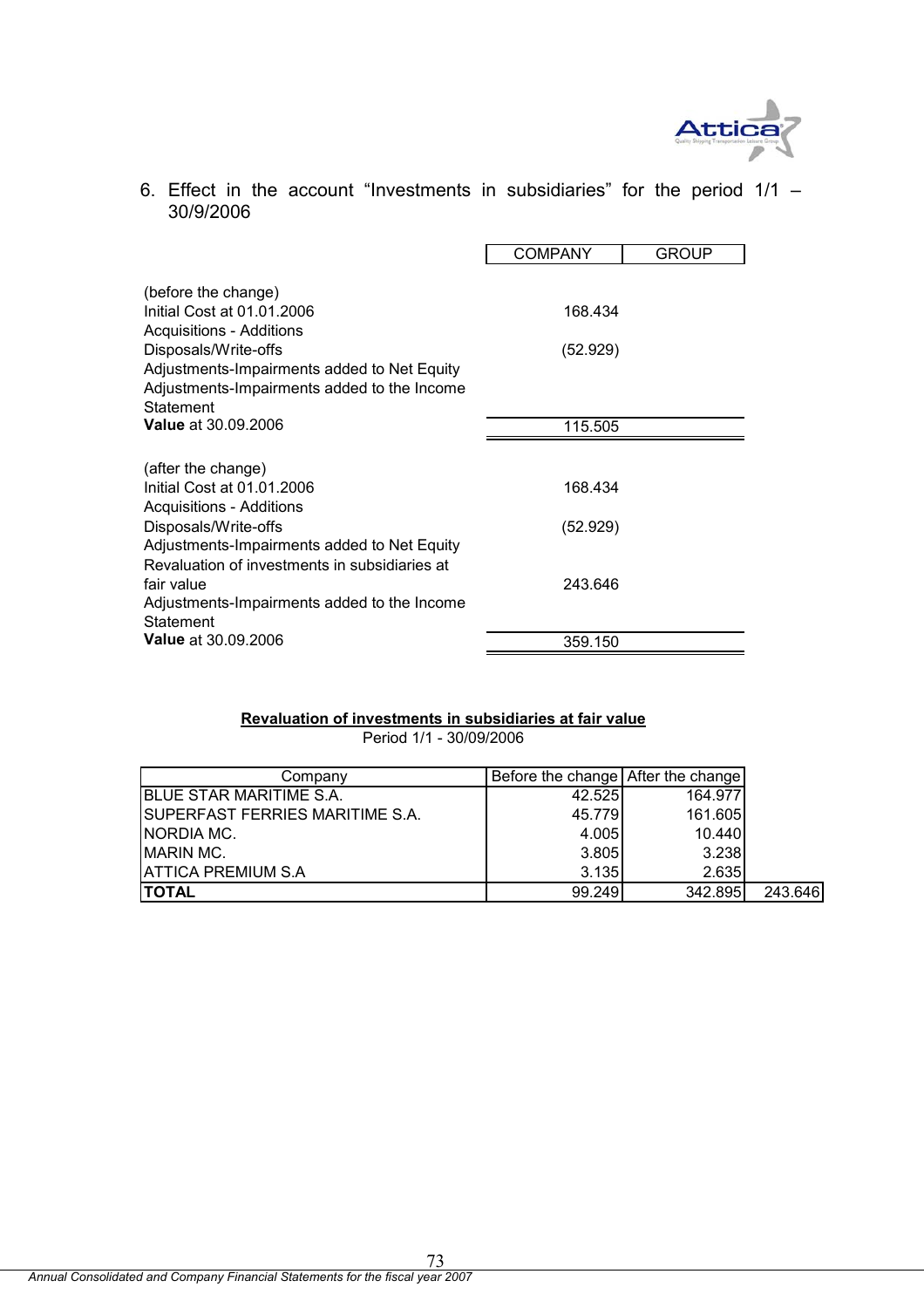6. Effect in the account "Investments in subsidiaries" for the period 1/1 – 30/9/2006

| | COMPANY | GROUP |
|---|---|---|
| (before the change) | | |
| Initial Cost at 01.01.2006 | 168.434 | |
| Acquisitions - Additions | | |
| Disposals/Write-offs | (52.929) | |
| Adjustments-Impairments added to Net Equity | | |
| Adjustments-Impairments added to the Income Statement | | |
| **Value** at 30.09.2006 | 115.505 | |
| | | |
| (after the change) | | |
| Initial Cost at 01.01.2006 | 168.434 | |
| Acquisitions - Additions | | |
| Disposals/Write-offs | (52.929) | |
| Adjustments-Impairments added to Net Equity | | |
| Revaluation of investments in subsidiaries at fair value | 243.646 | |
| Adjustments-Impairments added to the Income Statement | | |
| **Value** at 30.09.2006 | 359.150 | |

**Revaluation of investments in subsidiaries at fair value**

Period 1/1 - 30/09/2006

| Company | Before the change | After the change | |
|---|---|---|---|
| BLUE STAR MARITIME S.A. | 42.525 | 164.977 | |
| SUPERFAST FERRIES MARITIME S.A. | 45.779 | 161.605 | |
| NORDIA MC. | 4.005 | 10.440 | |
| MARIN MC. | 3.805 | 3.238 | |
| ATTICA PREMIUM S.A | 3.135 | 2.635 | |
| **TOTAL** | 99.249 | 342.895 | 243.646 |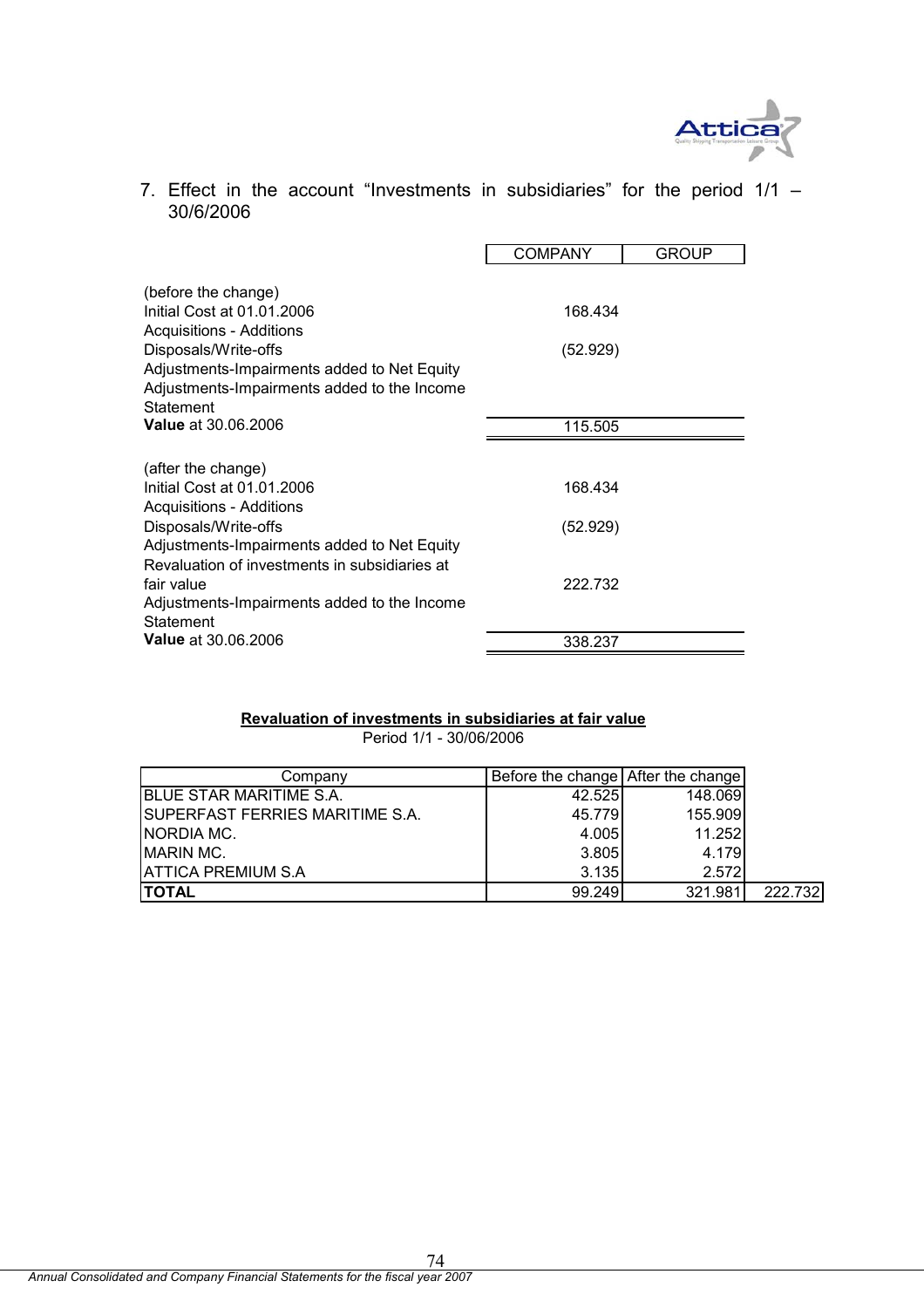7. Effect in the account “Investments in subsidiaries” for the period 1/1 – 30/6/2006

| | COMPANY | GROUP |
|---|---|---|
| (before the change) | | |
| Initial Cost at 01.01.2006 | 168.434 | |
| Acquisitions - Additions | | |
| Disposals/Write-offs | (52.929) | |
| Adjustments-Impairments added to Net Equity | | |
| Adjustments-Impairments added to the Income Statement | | |
| **Value** at 30.06.2006 | 115.505 | |
| | | |
| (after the change) | | |
| Initial Cost at 01.01.2006 | 168.434 | |
| Acquisitions - Additions | | |
| Disposals/Write-offs | (52.929) | |
| Adjustments-Impairments added to Net Equity | | |
| Revaluation of investments in subsidiaries at fair value | 222.732 | |
| Adjustments-Impairments added to the Income Statement | | |
| **Value** at 30.06.2006 | 338.237 | |

**Revaluation of investments in subsidiaries at fair value**

Period 1/1 - 30/06/2006

| Company | Before the change | After the change | |
|---|---|---|---|
| BLUE STAR MARITIME S.A. | 42.525 | 148.069 | |
| SUPERFAST FERRIES MARITIME S.A. | 45.779 | 155.909 | |
| NORDIA MC. | 4.005 | 11.252 | |
| MARIN MC. | 3.805 | 4.179 | |
| ATTICA PREMIUM S.A | 3.135 | 2.572 | |
| **TOTAL** | 99.249 | 321.981 | 222.732 |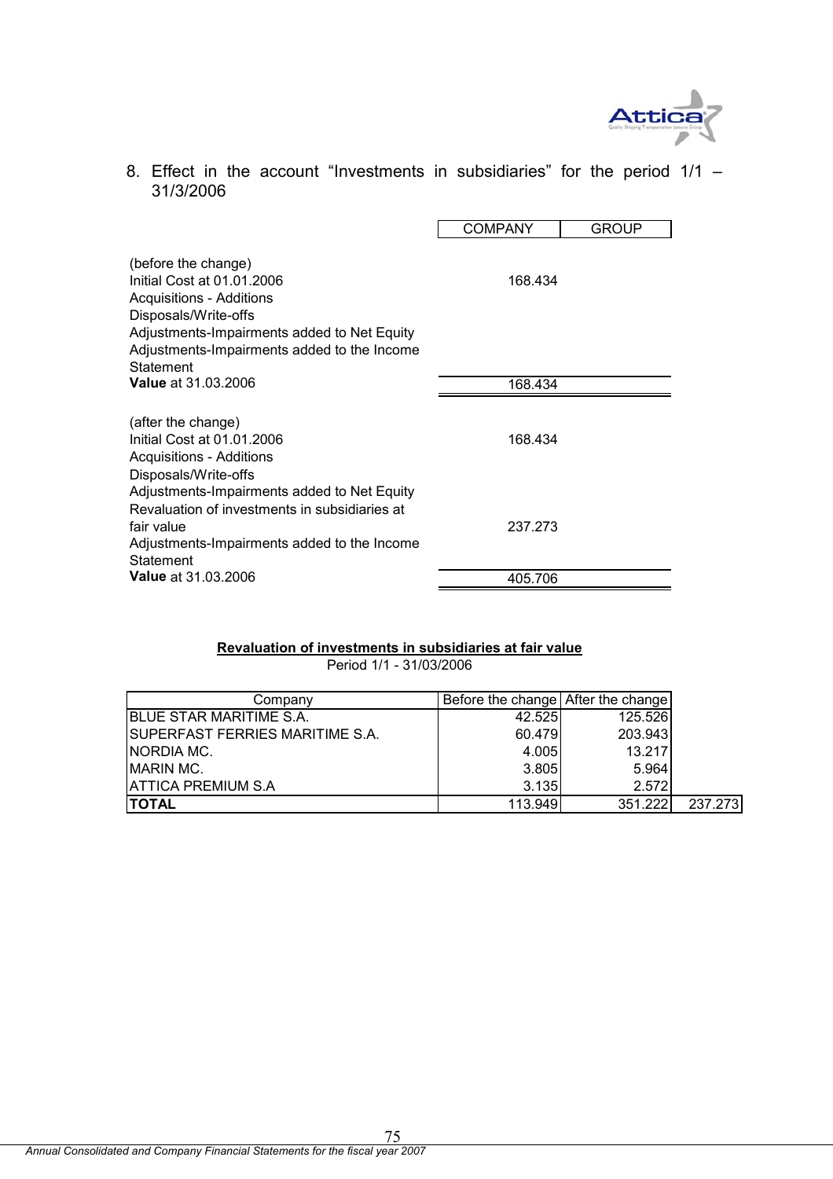8. Effect in the account "Investments in subsidiaries" for the period 1/1 – 31/3/2006

| | COMPANY | GROUP |
|---|---|---|
| (before the change) | | |
| Initial Cost at 01.01.2006 | 168.434 | |
| Acquisitions - Additions | | |
| Disposals/Write-offs | | |
| Adjustments-Impairments added to Net Equity | | |
| Adjustments-Impairments added to the Income Statement | | |
| **Value** at 31.03.2006 | 168.434 | |
| | | |
| (after the change) | | |
| Initial Cost at 01.01.2006 | 168.434 | |
| Acquisitions - Additions | | |
| Disposals/Write-offs | | |
| Adjustments-Impairments added to Net Equity | | |
| Revaluation of investments in subsidiaries at fair value | 237.273 | |
| Adjustments-Impairments added to the Income Statement | | |
| **Value** at 31.03.2006 | 405.706 | |

**Revaluation of investments in subsidiaries at fair value**

Period 1/1 - 31/03/2006

| Company | Before the change | After the change | |
|---|---|---|---|
| BLUE STAR MARITIME S.A. | 42.525 | 125.526 | |
| SUPERFAST FERRIES MARITIME S.A. | 60.479 | 203.943 | |
| NORDIA MC. | 4.005 | 13.217 | |
| MARIN MC. | 3.805 | 5.964 | |
| ATTICA PREMIUM S.A | 3.135 | 2.572 | |
| **TOTAL** | 113.949 | 351.222 | 237.273 |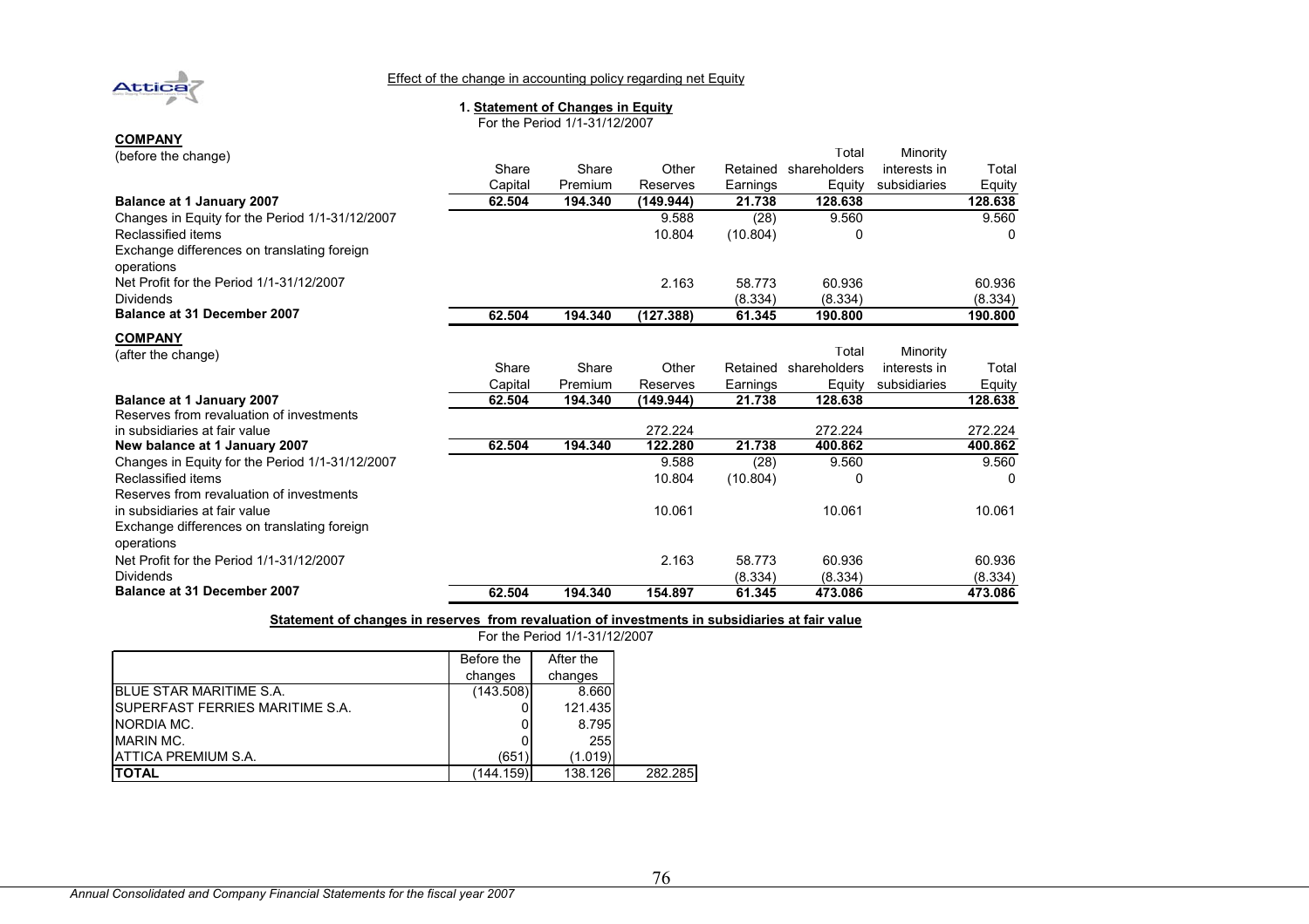Effect of the change in accounting policy regarding net Equity

## 1. Statement of Changes in Equity

For the Period 1/1-31/12/2007

**COMPANY**
(before the change)

| | Share Capital | Share Premium | Other Reserves | Retained Earnings | Total shareholders Equity | Minority interests in subsidiaries | Total Equity |
|---|---|---|---|---|---|---|---|
| **Balance at 1 January 2007** | **62.504** | **194.340** | **(149.944)** | **21.738** | **128.638** | | **128.638** |
| Changes in Equity for the Period 1/1-31/12/2007 | | | 9.588 | (28) | 9.560 | | 9.560 |
| Reclassified items | | | 10.804 | (10.804) | 0 | | 0 |
| Exchange differences on translating foreign operations | | | | | | | |
| Net Profit for the Period 1/1-31/12/2007 | | | 2.163 | 58.773 | 60.936 | | 60.936 |
| Dividends | | | | (8.334) | (8.334) | | (8.334) |
| **Balance at 31 December 2007** | **62.504** | **194.340** | **(127.388)** | **61.345** | **190.800** | | **190.800** |

**COMPANY**
(after the change)

| | Share Capital | Share Premium | Other Reserves | Retained Earnings | Total shareholders Equity | Minority interests in subsidiaries | Total Equity |
|---|---|---|---|---|---|---|---|
| **Balance at 1 January 2007** | **62.504** | **194.340** | **(149.944)** | **21.738** | **128.638** | | **128.638** |
| Reserves from revaluation of investments in subsidiaries at fair value | | | 272.224 | | 272.224 | | 272.224 |
| **New balance at 1 January 2007** | **62.504** | **194.340** | **122.280** | **21.738** | **400.862** | | **400.862** |
| Changes in Equity for the Period 1/1-31/12/2007 | | | 9.588 | (28) | 9.560 | | 9.560 |
| Reclassified items | | | 10.804 | (10.804) | 0 | | 0 |
| Reserves from revaluation of investments in subsidiaries at fair value | | | 10.061 | | 10.061 | | 10.061 |
| Exchange differences on translating foreign operations | | | | | | | |
| Net Profit for the Period 1/1-31/12/2007 | | | 2.163 | 58.773 | 60.936 | | 60.936 |
| Dividends | | | | (8.334) | (8.334) | | (8.334) |
| **Balance at 31 December 2007** | **62.504** | **194.340** | **154.897** | **61.345** | **473.086** | | **473.086** |

**Statement of changes in reserves from revaluation of investments in subsidiaries at fair value**

For the Period 1/1-31/12/2007

| | Before the changes | After the changes | |
|---|---|---|---|
| BLUE STAR MARITIME S.A. | (143.508) | 8.660 | |
| SUPERFAST FERRIES MARITIME S.A. | 0 | 121.435 | |
| NORDIA MC. | 0 | 8.795 | |
| MARIN MC. | 0 | 255 | |
| ATTICA PREMIUM S.A. | (651) | (1.019) | |
| **TOTAL** | (144.159) | 138.126 | 282.285 |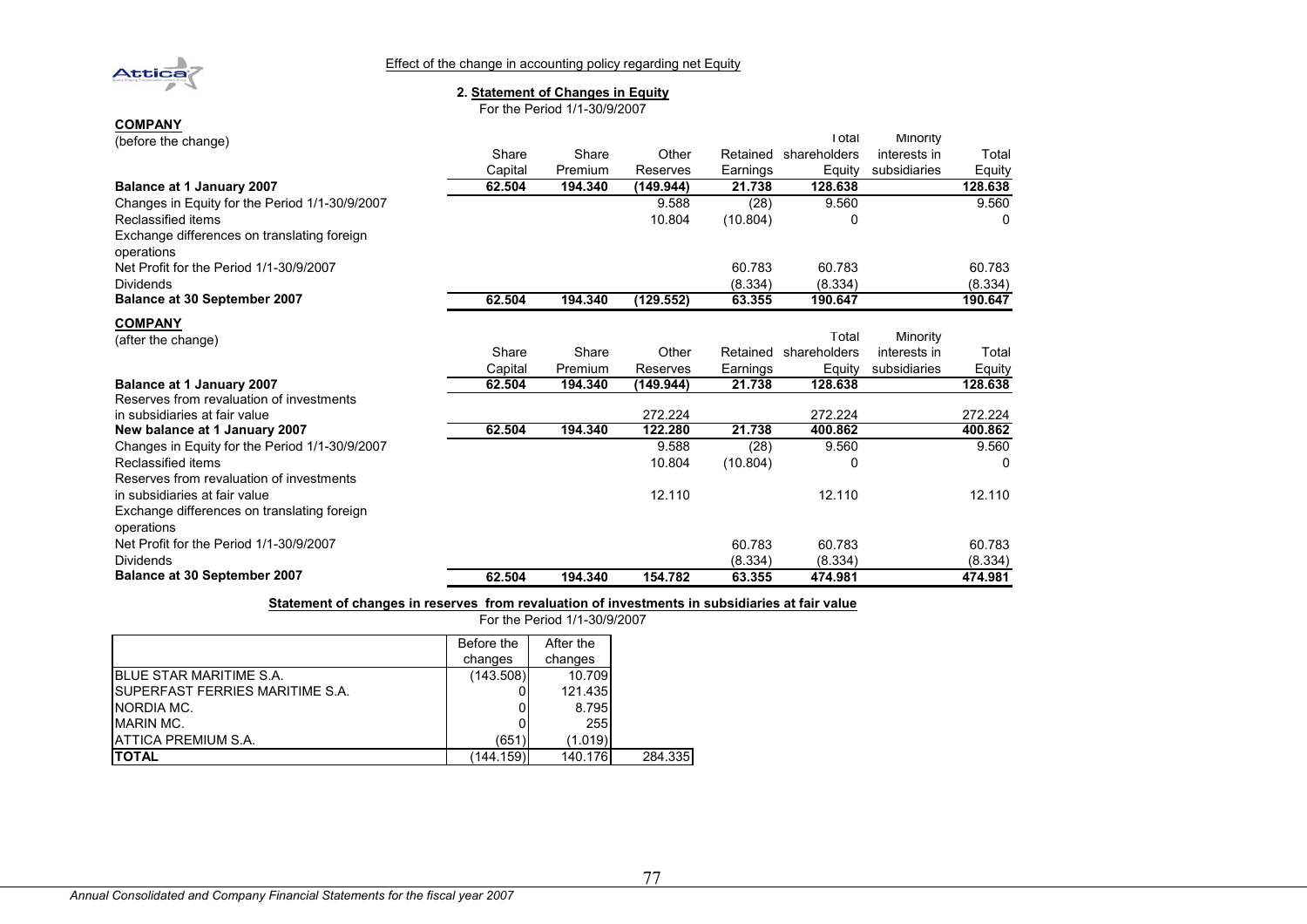Effect of the change in accounting policy regarding net Equity

## 2. Statement of Changes in Equity

For the Period 1/1-30/9/2007

**COMPANY**

(before the change)

| | Share Capital | Share Premium | Other Reserves | Retained Earnings | Total shareholders Equity | Minority interests in subsidiaries | Total Equity |
|---|---|---|---|---|---|---|---|
| **Balance at 1 January 2007** | **62.504** | **194.340** | **(149.944)** | **21.738** | **128.638** | | **128.638** |
| Changes in Equity for the Period 1/1-30/9/2007 | | | 9.588 | (28) | 9.560 | | 9.560 |
| Reclassified items | | | 10.804 | (10.804) | 0 | | 0 |
| Exchange differences on translating foreign operations | | | | | | | |
| Net Profit for the Period 1/1-30/9/2007 | | | | 60.783 | 60.783 | | 60.783 |
| Dividends | | | | (8.334) | (8.334) | | (8.334) |
| **Balance at 30 September 2007** | **62.504** | **194.340** | **(129.552)** | **63.355** | **190.647** | | **190.647** |

**COMPANY**

(after the change)

| | Share Capital | Share Premium | Other Reserves | Retained Earnings | Total shareholders Equity | Minority interests in subsidiaries | Total Equity |
|---|---|---|---|---|---|---|---|
| **Balance at 1 January 2007** | **62.504** | **194.340** | **(149.944)** | **21.738** | **128.638** | | **128.638** |
| Reserves from revaluation of investments in subsidiaries at fair value | | | 272.224 | | 272.224 | | 272.224 |
| **New balance at 1 January 2007** | **62.504** | **194.340** | **122.280** | **21.738** | **400.862** | | **400.862** |
| Changes in Equity for the Period 1/1-30/9/2007 | | | 9.588 | (28) | 9.560 | | 9.560 |
| Reclassified items | | | 10.804 | (10.804) | 0 | | 0 |
| Reserves from revaluation of investments in subsidiaries at fair value | | | 12.110 | | 12.110 | | 12.110 |
| Exchange differences on translating foreign operations | | | | | | | |
| Net Profit for the Period 1/1-30/9/2007 | | | | 60.783 | 60.783 | | 60.783 |
| Dividends | | | | (8.334) | (8.334) | | (8.334) |
| **Balance at 30 September 2007** | **62.504** | **194.340** | **154.782** | **63.355** | **474.981** | | **474.981** |

**Statement of changes in reserves from revaluation of investments in subsidiaries at fair value**

For the Period 1/1-30/9/2007

| | Before the changes | After the changes | |
|---|---|---|---|
| BLUE STAR MARITIME S.A. | (143.508) | 10.709 | |
| SUPERFAST FERRIES MARITIME S.A. | 0 | 121.435 | |
| NORDIA MC. | 0 | 8.795 | |
| MARIN MC. | 0 | 255 | |
| ATTICA PREMIUM S.A. | (651) | (1.019) | |
| **TOTAL** | (144.159) | 140.176 | 284.335 |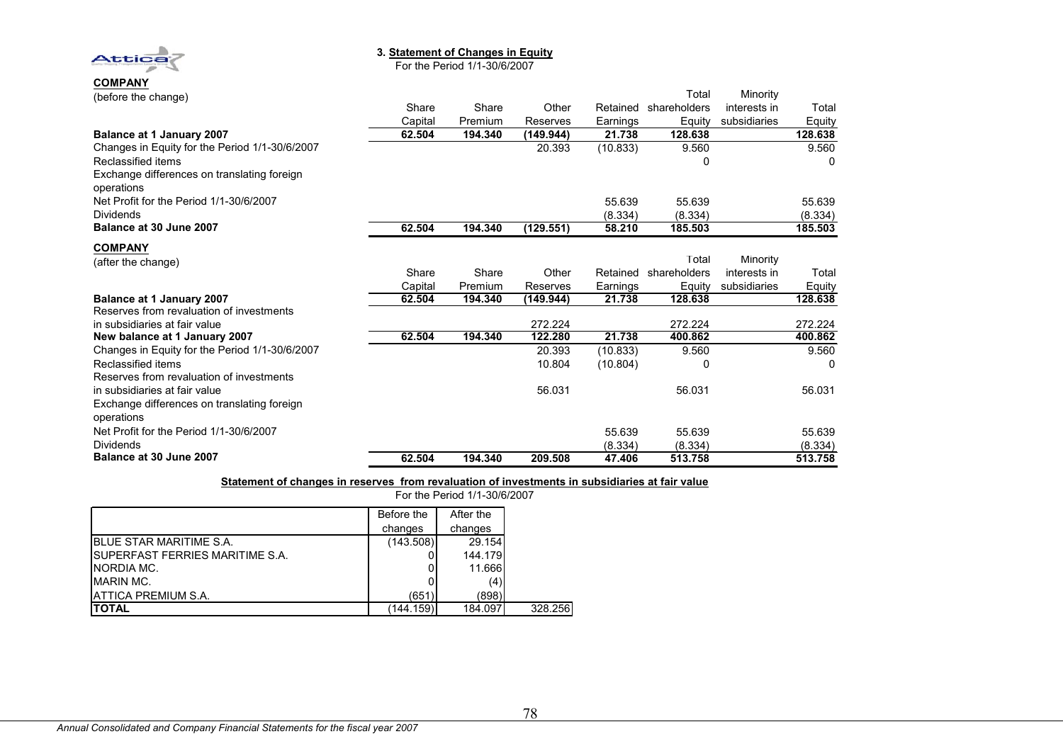## 3. Statement of Changes in Equity

For the Period 1/1-30/6/2007

**COMPANY**

(before the change)

| | Share Capital | Share Premium | Other Reserves | Retained Earnings | Total shareholders Equity | Minority interests in subsidiaries | Total Equity |
|---|---|---|---|---|---|---|---|
| **Balance at 1 January 2007** | **62.504** | **194.340** | **(149.944)** | **21.738** | **128.638** | | **128.638** |
| Changes in Equity for the Period 1/1-30/6/2007 | | | 20.393 | (10.833) | 9.560 | | 9.560 |
| Reclassified items | | | | | 0 | | 0 |
| Exchange differences on translating foreign operations | | | | | | | |
| Net Profit for the Period 1/1-30/6/2007 | | | | 55.639 | 55.639 | | 55.639 |
| Dividends | | | | (8.334) | (8.334) | | (8.334) |
| **Balance at 30 June 2007** | **62.504** | **194.340** | **(129.551)** | **58.210** | **185.503** | | **185.503** |

**COMPANY**

(after the change)

| | Share Capital | Share Premium | Other Reserves | Retained Earnings | Total shareholders Equity | Minority interests in subsidiaries | Total Equity |
|---|---|---|---|---|---|---|---|
| **Balance at 1 January 2007** | **62.504** | **194.340** | **(149.944)** | **21.738** | **128.638** | | **128.638** |
| Reserves from revaluation of investments in subsidiaries at fair value | | | 272.224 | | 272.224 | | 272.224 |
| **New balance at 1 January 2007** | **62.504** | **194.340** | **122.280** | **21.738** | **400.862** | | **400.862** |
| Changes in Equity for the Period 1/1-30/6/2007 | | | 20.393 | (10.833) | 9.560 | | 9.560 |
| Reclassified items | | | 10.804 | (10.804) | 0 | | 0 |
| Reserves from revaluation of investments in subsidiaries at fair value | | | 56.031 | | 56.031 | | 56.031 |
| Exchange differences on translating foreign operations | | | | | | | |
| Net Profit for the Period 1/1-30/6/2007 | | | | 55.639 | 55.639 | | 55.639 |
| Dividends | | | | (8.334) | (8.334) | | (8.334) |
| **Balance at 30 June 2007** | **62.504** | **194.340** | **209.508** | **47.406** | **513.758** | | **513.758** |

**Statement of changes in reserves from revaluation of investments in subsidiaries at fair value**

For the Period 1/1-30/6/2007

| | Before the changes | After the changes | |
|---|---|---|---|
| BLUE STAR MARITIME S.A. | (143.508) | 29.154 | |
| SUPERFAST FERRIES MARITIME S.A. | 0 | 144.179 | |
| NORDIA MC. | 0 | 11.666 | |
| MARIN MC. | 0 | (4) | |
| ATTICA PREMIUM S.A. | (651) | (898) | |
| **TOTAL** | (144.159) | 184.097 | 328.256 |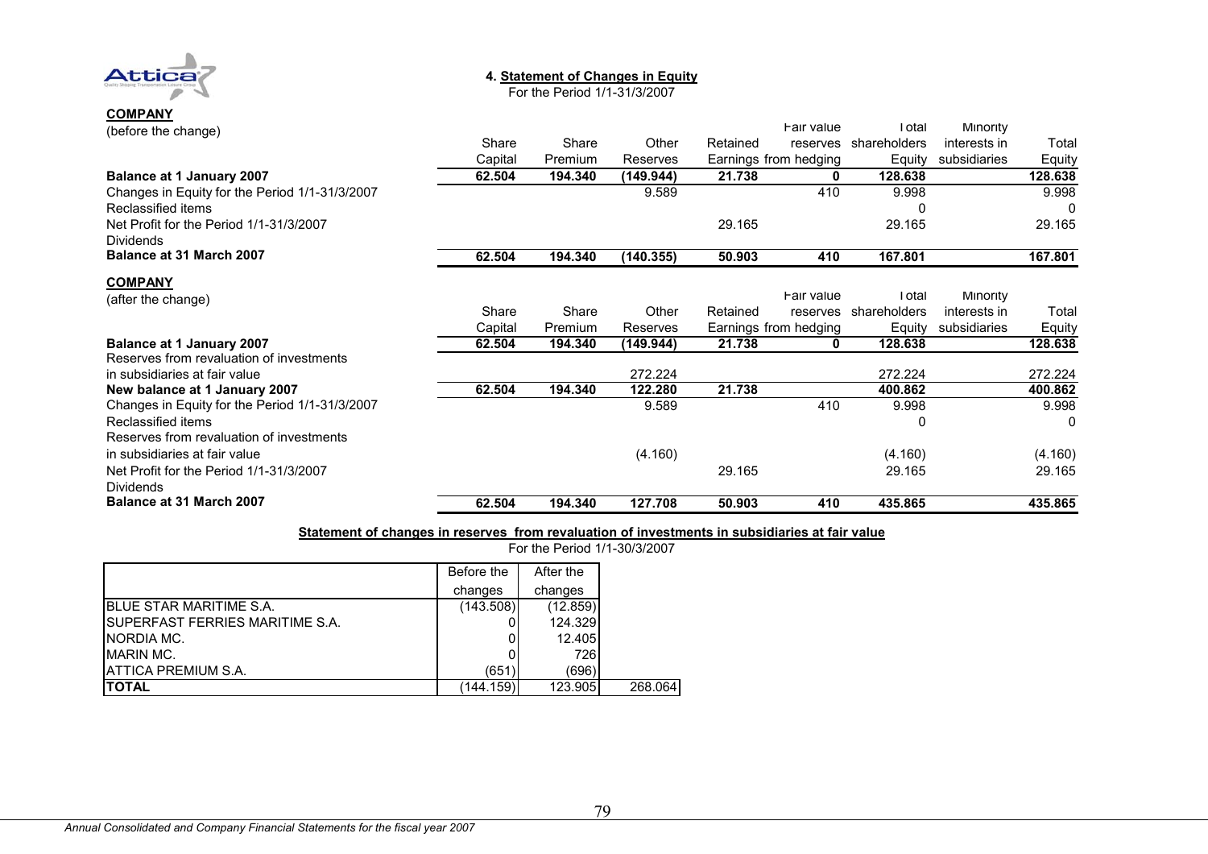## 4. Statement of Changes in Equity

For the Period 1/1-31/3/2007

**COMPANY**
(before the change)

| | Share Capital | Share Premium | Other Reserves | Retained Earnings | Fair value reserves from hedging | Total shareholders Equity | Minority interests in subsidiaries | Total Equity |
|---|---|---|---|---|---|---|---|---|
| **Balance at 1 January 2007** | **62.504** | **194.340** | **(149.944)** | **21.738** | **0** | **128.638** | | **128.638** |
| Changes in Equity for the Period 1/1-31/3/2007 | | | 9.589 | | 410 | 9.998 | | 9.998 |
| Reclassified items | | | | | | 0 | | 0 |
| Net Profit for the Period 1/1-31/3/2007 | | | | 29.165 | | 29.165 | | 29.165 |
| Dividends | | | | | | | | |
| **Balance at 31 March 2007** | **62.504** | **194.340** | **(140.355)** | **50.903** | **410** | **167.801** | | **167.801** |

**COMPANY**
(after the change)

| | Share Capital | Share Premium | Other Reserves | Retained Earnings | Fair value reserves from hedging | Total shareholders Equity | Minority interests in subsidiaries | Total Equity |
|---|---|---|---|---|---|---|---|---|
| **Balance at 1 January 2007** | **62.504** | **194.340** | **(149.944)** | **21.738** | **0** | **128.638** | | **128.638** |
| Reserves from revaluation of investments in subsidiaries at fair value | | | 272.224 | | | 272.224 | | 272.224 |
| **New balance at 1 January 2007** | **62.504** | **194.340** | **122.280** | **21.738** | | **400.862** | | **400.862** |
| Changes in Equity for the Period 1/1-31/3/2007 | | | 9.589 | | 410 | 9.998 | | 9.998 |
| Reclassified items | | | | | | 0 | | 0 |
| Reserves from revaluation of investments in subsidiaries at fair value | | | (4.160) | | | (4.160) | | (4.160) |
| Net Profit for the Period 1/1-31/3/2007 | | | | 29.165 | | 29.165 | | 29.165 |
| Dividends | | | | | | | | |
| **Balance at 31 March 2007** | **62.504** | **194.340** | **127.708** | **50.903** | **410** | **435.865** | | **435.865** |

### Statement of changes in reserves from revaluation of investments in subsidiaries at fair value

For the Period 1/1-30/3/2007

| | Before the changes | After the changes | |
|---|---|---|---|
| BLUE STAR MARITIME S.A. | (143.508) | (12.859) | |
| SUPERFAST FERRIES MARITIME S.A. | 0 | 124.329 | |
| NORDIA MC. | 0 | 12.405 | |
| MARIN MC. | 0 | 726 | |
| ATTICA PREMIUM S.A. | (651) | (696) | |
| **TOTAL** | (144.159) | 123.905 | 268.064 |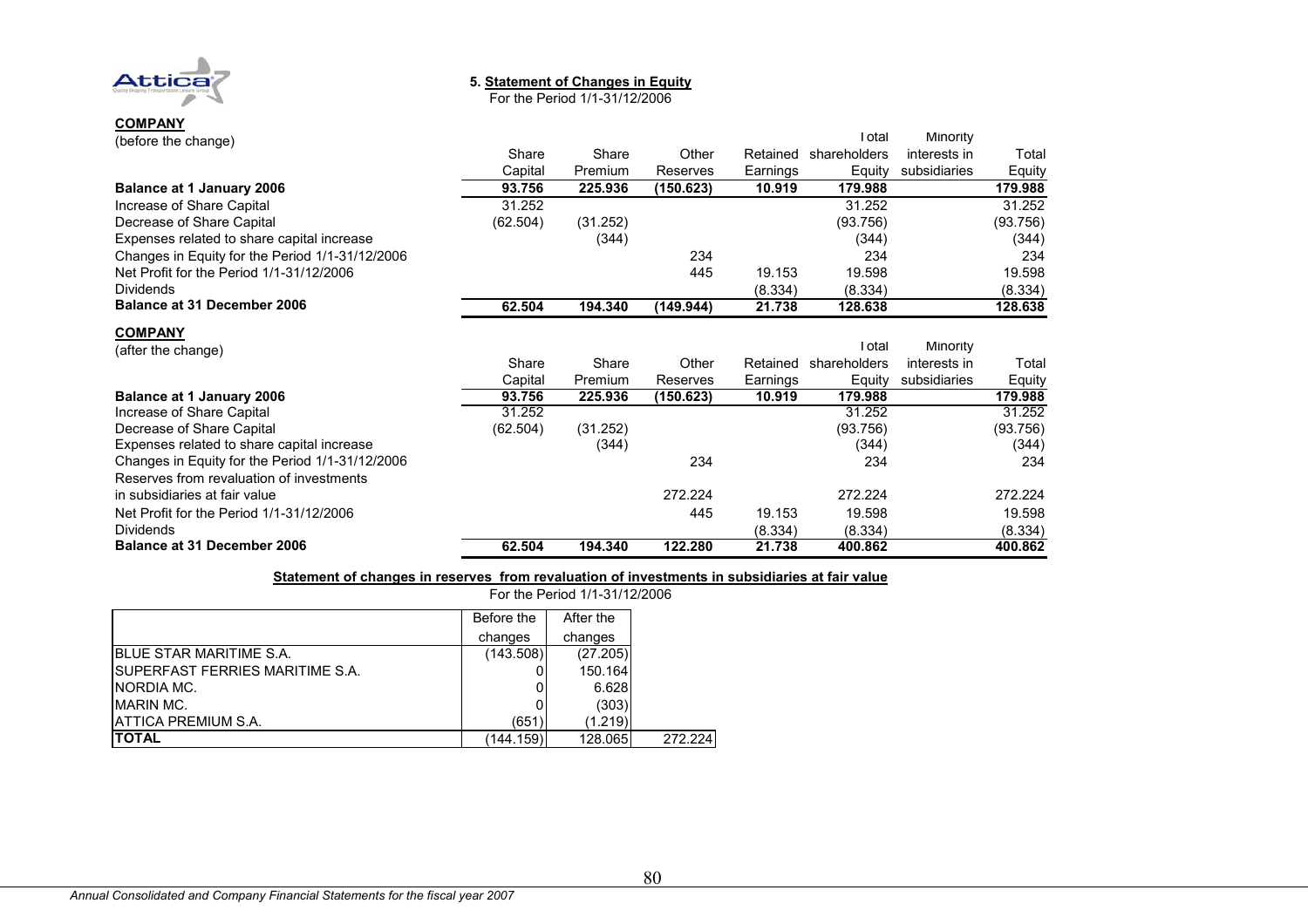## 5. Statement of Changes in Equity

For the Period 1/1-31/12/2006

**COMPANY**

(before the change)

| | Share Capital | Share Premium | Other Reserves | Retained Earnings | Total shareholders Equity | Minority interests in subsidiaries | Total Equity |
|---|---|---|---|---|---|---|---|
| **Balance at 1 January 2006** | **93.756** | **225.936** | **(150.623)** | **10.919** | **179.988** | | **179.988** |
| Increase of Share Capital | 31.252 | | | | 31.252 | | 31.252 |
| Decrease of Share Capital | (62.504) | (31.252) | | | (93.756) | | (93.756) |
| Expenses related to share capital increase | | (344) | | | (344) | | (344) |
| Changes in Equity for the Period 1/1-31/12/2006 | | | 234 | | 234 | | 234 |
| Net Profit for the Period 1/1-31/12/2006 | | | 445 | 19.153 | 19.598 | | 19.598 |
| Dividends | | | | (8.334) | (8.334) | | (8.334) |
| **Balance at 31 December 2006** | **62.504** | **194.340** | **(149.944)** | **21.738** | **128.638** | | **128.638** |

**COMPANY**

(after the change)

| | Share Capital | Share Premium | Other Reserves | Retained Earnings | Total shareholders Equity | Minority interests in subsidiaries | Total Equity |
|---|---|---|---|---|---|---|---|
| **Balance at 1 January 2006** | **93.756** | **225.936** | **(150.623)** | **10.919** | **179.988** | | **179.988** |
| Increase of Share Capital | 31.252 | | | | 31.252 | | 31.252 |
| Decrease of Share Capital | (62.504) | (31.252) | | | (93.756) | | (93.756) |
| Expenses related to share capital increase | | (344) | | | (344) | | (344) |
| Changes in Equity for the Period 1/1-31/12/2006 | | | 234 | | 234 | | 234 |
| Reserves from revaluation of investments in subsidiaries at fair value | | | 272.224 | | 272.224 | | 272.224 |
| Net Profit for the Period 1/1-31/12/2006 | | | 445 | 19.153 | 19.598 | | 19.598 |
| Dividends | | | | (8.334) | (8.334) | | (8.334) |
| **Balance at 31 December 2006** | **62.504** | **194.340** | **122.280** | **21.738** | **400.862** | | **400.862** |

**Statement of changes in reserves from revaluation of investments in subsidiaries at fair value**

For the Period 1/1-31/12/2006

| | Before the changes | After the changes | |
|---|---|---|---|
| BLUE STAR MARITIME S.A. | (143.508) | (27.205) | |
| SUPERFAST FERRIES MARITIME S.A. | 0 | 150.164 | |
| NORDIA MC. | 0 | 6.628 | |
| MARIN MC. | 0 | (303) | |
| ATTICA PREMIUM S.A. | (651) | (1.219) | |
| **TOTAL** | (144.159) | 128.065 | 272.224 |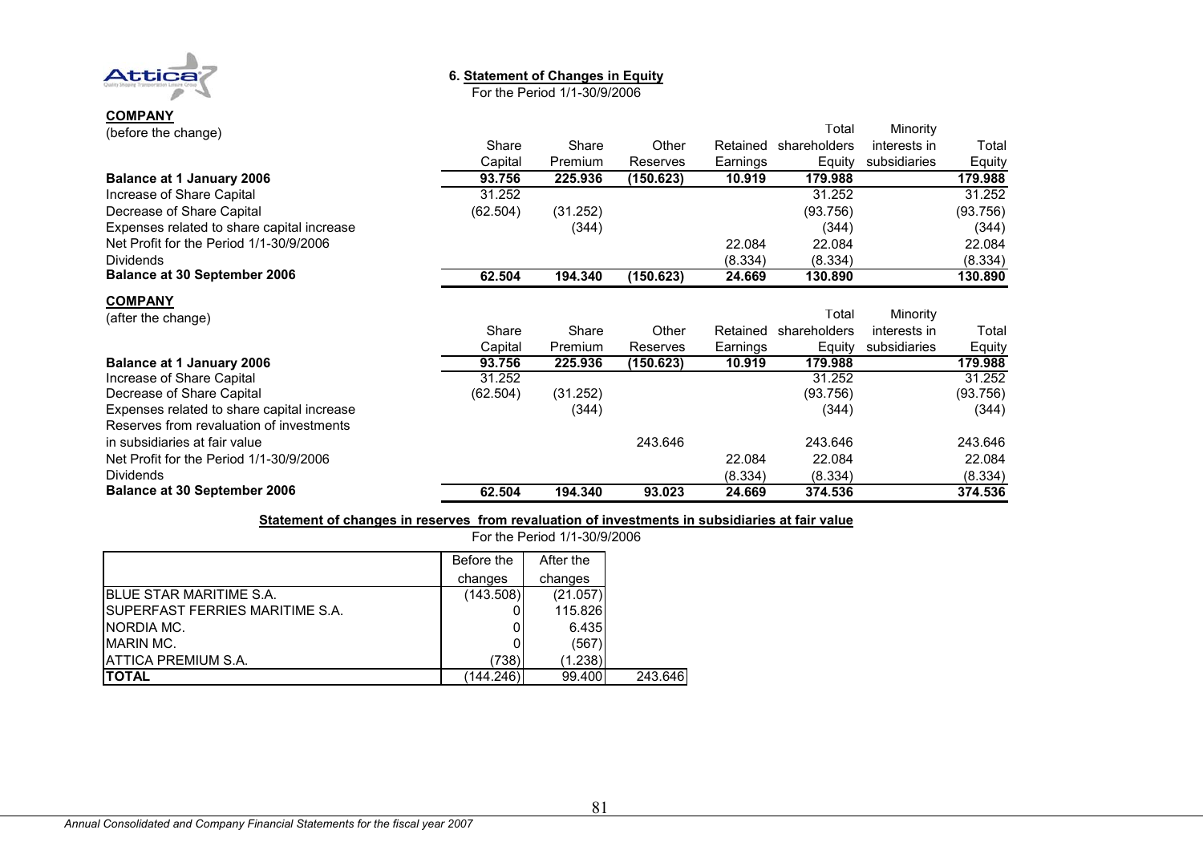## 6. Statement of Changes in Equity

For the Period 1/1-30/9/2006

**COMPANY**
(before the change)

| | Share Capital | Share Premium | Other Reserves | Retained Earnings | Total shareholders Equity | Minority interests in subsidiaries | Total Equity |
|---|---|---|---|---|---|---|---|
| **Balance at 1 January 2006** | **93.756** | **225.936** | **(150.623)** | **10.919** | **179.988** | | **179.988** |
| Increase of Share Capital | 31.252 | | | | 31.252 | | 31.252 |
| Decrease of Share Capital | (62.504) | (31.252) | | | (93.756) | | (93.756) |
| Expenses related to share capital increase | | (344) | | | (344) | | (344) |
| Net Profit for the Period 1/1-30/9/2006 | | | | 22.084 | 22.084 | | 22.084 |
| Dividends | | | | (8.334) | (8.334) | | (8.334) |
| **Balance at 30 September 2006** | **62.504** | **194.340** | **(150.623)** | **24.669** | **130.890** | | **130.890** |

**COMPANY**
(after the change)

| | Share Capital | Share Premium | Other Reserves | Retained Earnings | Total shareholders Equity | Minority interests in subsidiaries | Total Equity |
|---|---|---|---|---|---|---|---|
| **Balance at 1 January 2006** | **93.756** | **225.936** | **(150.623)** | **10.919** | **179.988** | | **179.988** |
| Increase of Share Capital | 31.252 | | | | 31.252 | | 31.252 |
| Decrease of Share Capital | (62.504) | (31.252) | | | (93.756) | | (93.756) |
| Expenses related to share capital increase | | (344) | | | (344) | | (344) |
| Reserves from revaluation of investments in subsidiaries at fair value | | | 243.646 | | 243.646 | | 243.646 |
| Net Profit for the Period 1/1-30/9/2006 | | | | 22.084 | 22.084 | | 22.084 |
| Dividends | | | | (8.334) | (8.334) | | (8.334) |
| **Balance at 30 September 2006** | **62.504** | **194.340** | **93.023** | **24.669** | **374.536** | | **374.536** |

**Statement of changes in reserves from revaluation of investments in subsidiaries at fair value**

For the Period 1/1-30/9/2006

| | Before the changes | After the changes | |
|---|---|---|---|
| BLUE STAR MARITIME S.A. | (143.508) | (21.057) | |
| SUPERFAST FERRIES MARITIME S.A. | 0 | 115.826 | |
| NORDIA MC. | 0 | 6.435 | |
| MARIN MC. | 0 | (567) | |
| ATTICA PREMIUM S.A. | (738) | (1.238) | |
| **TOTAL** | (144.246) | 99.400 | 243.646 |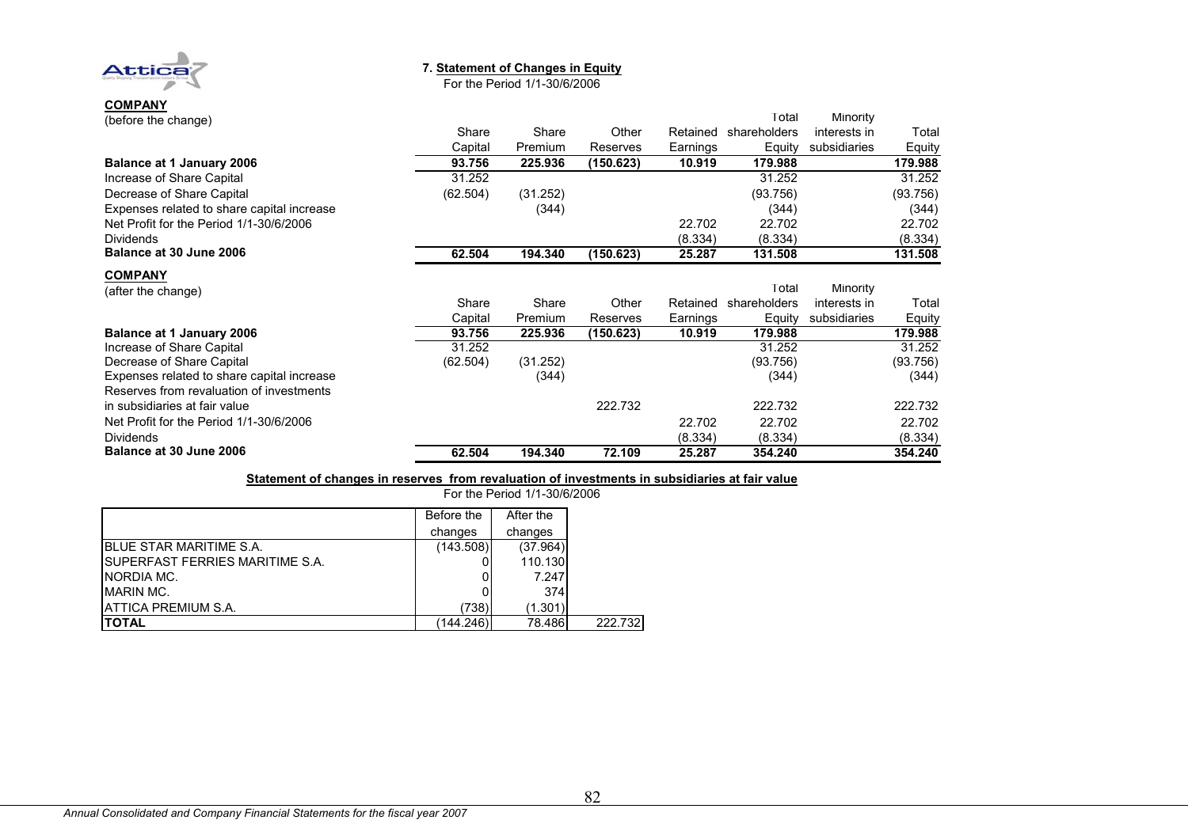## 7. Statement of Changes in Equity

For the Period 1/1-30/6/2006

**COMPANY**

(before the change)

| | Share Capital | Share Premium | Other Reserves | Retained Earnings | Total shareholders Equity | Minority interests in subsidiaries | Total Equity |
|---|---|---|---|---|---|---|---|
| **Balance at 1 January 2006** | **93.756** | **225.936** | **(150.623)** | **10.919** | **179.988** | | **179.988** |
| Increase of Share Capital | 31.252 | | | | 31.252 | | 31.252 |
| Decrease of Share Capital | (62.504) | (31.252) | | | (93.756) | | (93.756) |
| Expenses related to share capital increase | | (344) | | | (344) | | (344) |
| Net Profit for the Period 1/1-30/6/2006 | | | | 22.702 | 22.702 | | 22.702 |
| Dividends | | | | (8.334) | (8.334) | | (8.334) |
| **Balance at 30 June 2006** | **62.504** | **194.340** | **(150.623)** | **25.287** | **131.508** | | **131.508** |

**COMPANY**

(after the change)

| | Share Capital | Share Premium | Other Reserves | Retained Earnings | Total shareholders Equity | Minority interests in subsidiaries | Total Equity |
|---|---|---|---|---|---|---|---|
| **Balance at 1 January 2006** | **93.756** | **225.936** | **(150.623)** | **10.919** | **179.988** | | **179.988** |
| Increase of Share Capital | 31.252 | | | | 31.252 | | 31.252 |
| Decrease of Share Capital | (62.504) | (31.252) | | | (93.756) | | (93.756) |
| Expenses related to share capital increase | | (344) | | | (344) | | (344) |
| Reserves from revaluation of investments in subsidiaries at fair value | | | 222.732 | | 222.732 | | 222.732 |
| Net Profit for the Period 1/1-30/6/2006 | | | | 22.702 | 22.702 | | 22.702 |
| Dividends | | | | (8.334) | (8.334) | | (8.334) |
| **Balance at 30 June 2006** | **62.504** | **194.340** | **72.109** | **25.287** | **354.240** | | **354.240** |

**Statement of changes in reserves from revaluation of investments in subsidiaries at fair value**

For the Period 1/1-30/6/2006

| | Before the changes | After the changes | |
|---|---|---|---|
| BLUE STAR MARITIME S.A. | (143.508) | (37.964) | |
| SUPERFAST FERRIES MARITIME S.A. | 0 | 110.130 | |
| NORDIA MC. | 0 | 7.247 | |
| MARIN MC. | 0 | 374 | |
| ATTICA PREMIUM S.A. | (738) | (1.301) | |
| **TOTAL** | (144.246) | 78.486 | 222.732 |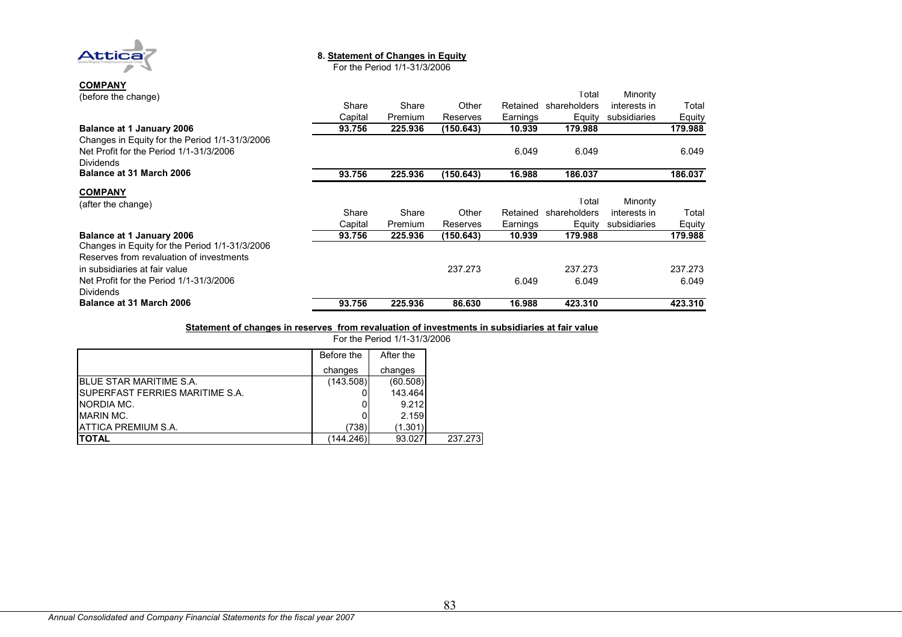## 8. Statement of Changes in Equity

For the Period 1/1-31/3/2006

**COMPANY**

(before the change)

| | Share Capital | Share Premium | Other Reserves | Retained Earnings | Total shareholders Equity | Minority interests in subsidiaries | Total Equity |
|---|---|---|---|---|---|---|---|
| **Balance at 1 January 2006** | **93.756** | **225.936** | **(150.643)** | **10.939** | **179.988** | | **179.988** |
| Changes in Equity for the Period 1/1-31/3/2006 | | | | | | | |
| Net Profit for the Period 1/1-31/3/2006 | | | | 6.049 | 6.049 | | 6.049 |
| Dividends | | | | | | | |
| **Balance at 31 March 2006** | **93.756** | **225.936** | **(150.643)** | **16.988** | **186.037** | | **186.037** |

**COMPANY**

(after the change)

| | Share Capital | Share Premium | Other Reserves | Retained Earnings | Total shareholders Equity | Minority interests in subsidiaries | Total Equity |
|---|---|---|---|---|---|---|---|
| **Balance at 1 January 2006** | **93.756** | **225.936** | **(150.643)** | **10.939** | **179.988** | | **179.988** |
| Changes in Equity for the Period 1/1-31/3/2006 | | | | | | | |
| Reserves from revaluation of investments in subsidiaries at fair value | | | 237.273 | | 237.273 | | 237.273 |
| Net Profit for the Period 1/1-31/3/2006 | | | | 6.049 | 6.049 | | 6.049 |
| Dividends | | | | | | | |
| **Balance at 31 March 2006** | **93.756** | **225.936** | **86.630** | **16.988** | **423.310** | | **423.310** |

**Statement of changes in reserves from revaluation of investments in subsidiaries at fair value**

For the Period 1/1-31/3/2006

| | Before the changes | After the changes | |
|---|---|---|---|
| BLUE STAR MARITIME S.A. | (143.508) | (60.508) | |
| SUPERFAST FERRIES MARITIME S.A. | 0 | 143.464 | |
| NORDIA MC. | 0 | 9.212 | |
| MARIN MC. | 0 | 2.159 | |
| ATTICA PREMIUM S.A. | (738) | (1.301) | |
| **TOTAL** | (144.246) | 93.027 | 237.273 |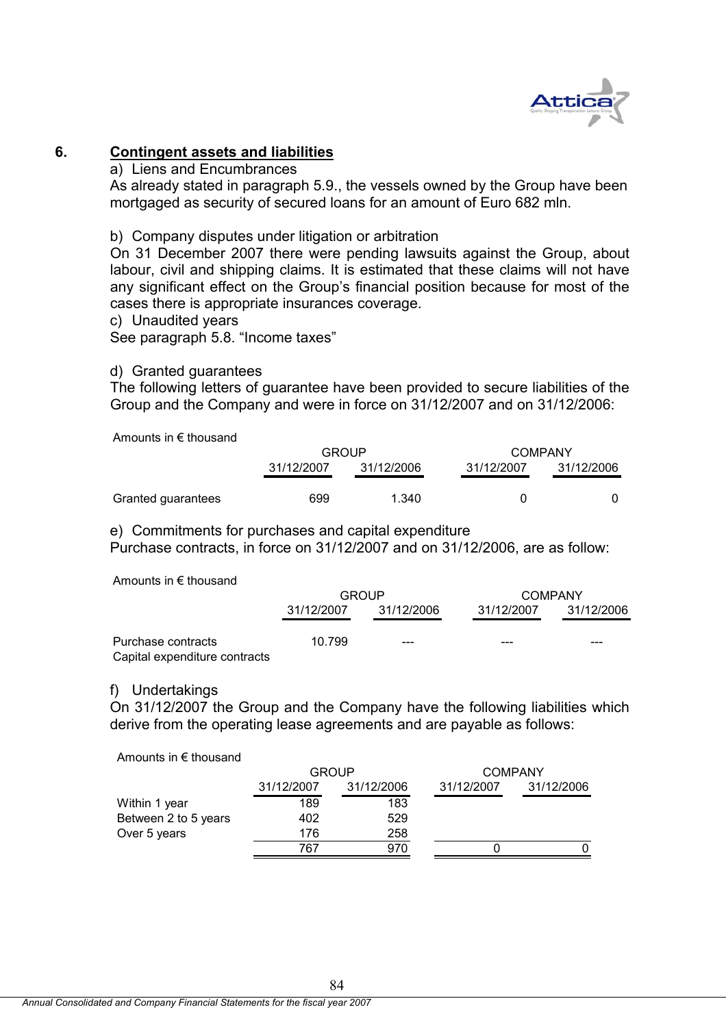## 6. Contingent assets and liabilities

a) Liens and Encumbrances

As already stated in paragraph 5.9., the vessels owned by the Group have been mortgaged as security of secured loans for an amount of Euro 682 mln.

b) Company disputes under litigation or arbitration

On 31 December 2007 there were pending lawsuits against the Group, about labour, civil and shipping claims. It is estimated that these claims will not have any significant effect on the Group's financial position because for most of the cases there is appropriate insurances coverage.

c) Unaudited years

See paragraph 5.8. "Income taxes"

d) Granted guarantees

The following letters of guarantee have been provided to secure liabilities of the Group and the Company and were in force on 31/12/2007 and on 31/12/2006:

Amounts in € thousand

| | GROUP | | COMPANY | |
|---|---|---|---|---|
| | 31/12/2007 | 31/12/2006 | 31/12/2007 | 31/12/2006 |
| Granted guarantees | 699 | 1.340 | 0 | 0 |

e) Commitments for purchases and capital expenditure

Purchase contracts, in force on 31/12/2007 and on 31/12/2006, are as follow:

Amounts in € thousand

| | GROUP | | COMPANY | |
|---|---|---|---|---|
| | 31/12/2007 | 31/12/2006 | 31/12/2007 | 31/12/2006 |
| Purchase contracts | 10.799 | --- | --- | --- |
| Capital expenditure contracts | | | | |

f) Undertakings

On 31/12/2007 the Group and the Company have the following liabilities which derive from the operating lease agreements and are payable as follows:

Amounts in € thousand

| | GROUP | | COMPANY | |
|---|---|---|---|---|
| | 31/12/2007 | 31/12/2006 | 31/12/2007 | 31/12/2006 |
| Within 1 year | 189 | 183 | | |
| Between 2 to 5 years | 402 | 529 | | |
| Over 5 years | 176 | 258 | | |
| | 767 | 970 | 0 | 0 |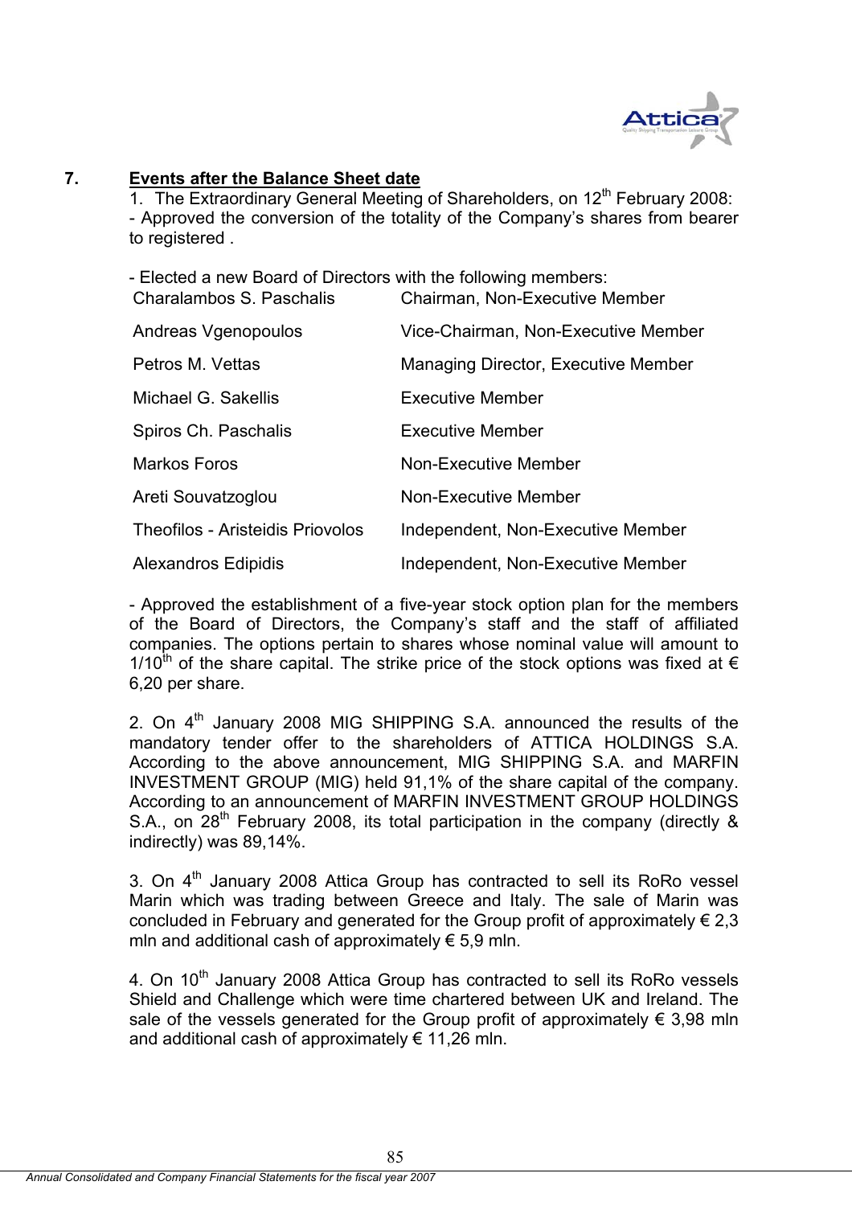## 7. Events after the Balance Sheet date

1. The Extraordinary General Meeting of Shareholders, on 12th February 2008:
- Approved the conversion of the totality of the Company's shares from bearer to registered .

- Elected a new Board of Directors with the following members:

| | |
|---|---|
| Charalambos S. Paschalis | Chairman, Non-Executive Member |
| Andreas Vgenopoulos | Vice-Chairman, Non-Executive Member |
| Petros M. Vettas | Managing Director, Executive Member |
| Michael G. Sakellis | Executive Member |
| Spiros Ch. Paschalis | Executive Member |
| Markos Foros | Non-Executive Member |
| Areti Souvatzoglou | Non-Executive Member |
| Theofilos - Aristeidis Priovolos | Independent, Non-Executive Member |
| Alexandros Edipidis | Independent, Non-Executive Member |

- Approved the establishment of a five-year stock option plan for the members of the Board of Directors, the Company's staff and the staff of affiliated companies. The options pertain to shares whose nominal value will amount to 1/10th of the share capital. The strike price of the stock options was fixed at € 6,20 per share.

2. On 4th January 2008 MIG SHIPPING S.A. announced the results of the mandatory tender offer to the shareholders of ATTICA HOLDINGS S.A. According to the above announcement, MIG SHIPPING S.A. and MARFIN INVESTMENT GROUP (MIG) held 91,1% of the share capital of the company. According to an announcement of MARFIN INVESTMENT GROUP HOLDINGS S.A., on 28th February 2008, its total participation in the company (directly & indirectly) was 89,14%.

3. On 4th January 2008 Attica Group has contracted to sell its RoRo vessel Marin which was trading between Greece and Italy. The sale of Marin was concluded in February and generated for the Group profit of approximately € 2,3 mln and additional cash of approximately € 5,9 mln.

4. On 10th January 2008 Attica Group has contracted to sell its RoRo vessels Shield and Challenge which were time chartered between UK and Ireland. The sale of the vessels generated for the Group profit of approximately € 3,98 mln and additional cash of approximately € 11,26 mln.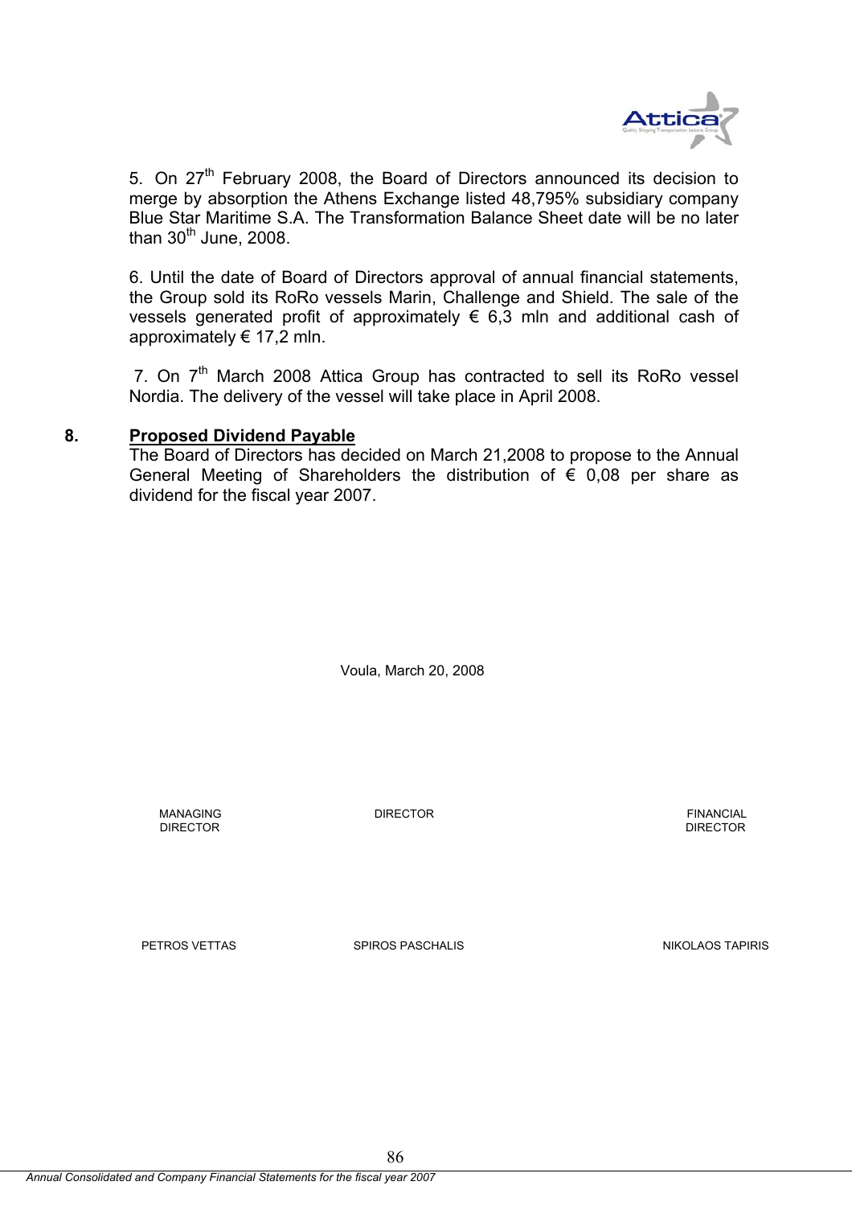5. On 27th February 2008, the Board of Directors announced its decision to merge by absorption the Athens Exchange listed 48,795% subsidiary company Blue Star Maritime S.A. The Transformation Balance Sheet date will be no later than 30th June, 2008.

6. Until the date of Board of Directors approval of annual financial statements, the Group sold its RoRo vessels Marin, Challenge and Shield. The sale of the vessels generated profit of approximately € 6,3 mln and additional cash of approximately € 17,2 mln.

7. On 7th March 2008 Attica Group has contracted to sell its RoRo vessel Nordia. The delivery of the vessel will take place in April 2008.

## 8. Proposed Dividend Payable

The Board of Directors has decided on March 21,2008 to propose to the Annual General Meeting of Shareholders the distribution of € 0,08 per share as dividend for the fiscal year 2007.

Voula, March 20, 2008

| MANAGING DIRECTOR | DIRECTOR | FINANCIAL DIRECTOR |
|---|---|---|
| PETROS VETTAS | SPIROS PASCHALIS | NIKOLAOS TAPIRIS |